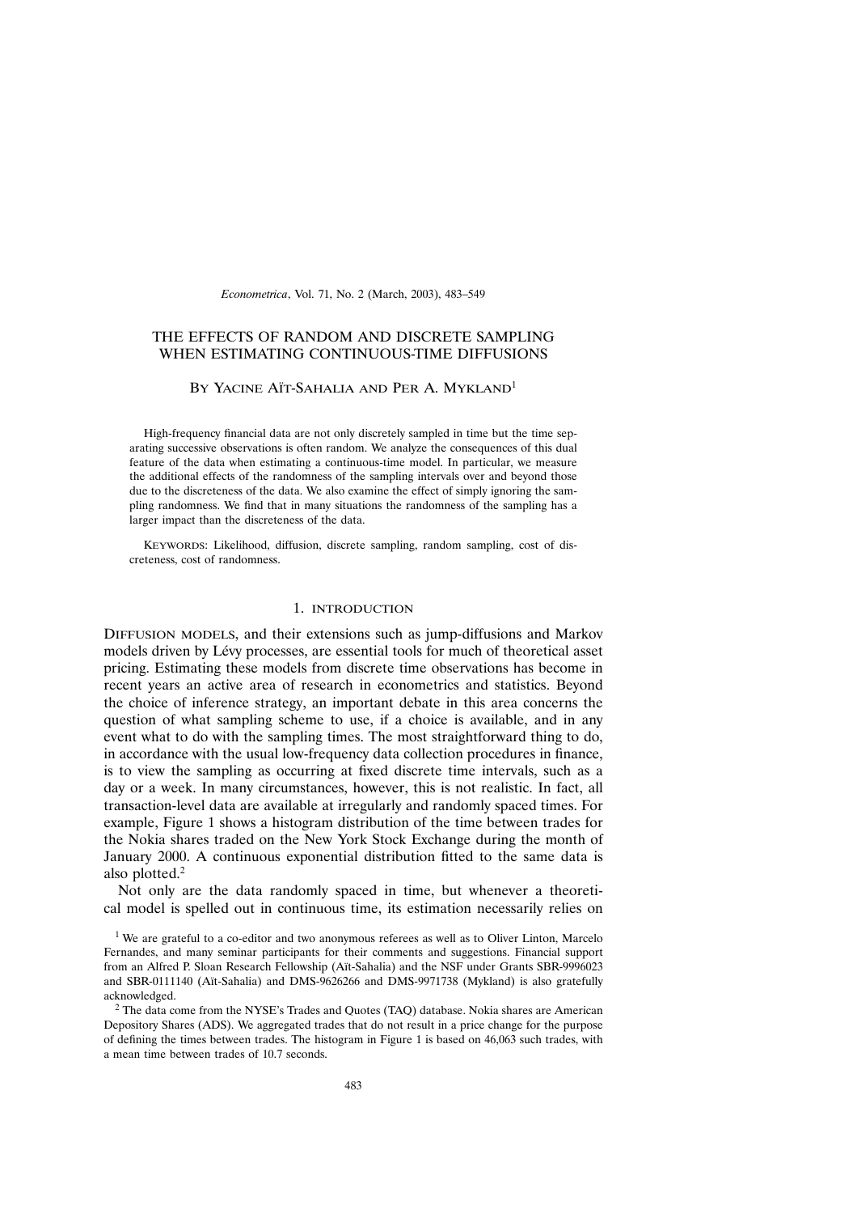# THE EFFECTS OF RANDOM AND DISCRETE SAMPLING WHEN ESTIMATING CONTINUOUS-TIME DIFFUSIONS

By Yacine Aït-Sahalia and Per A. Mykland[1]

High-frequency financial data are not only discretely sampled in time but the time separating successive observations is often random. We analyze the consequences of this dual feature of the data when estimating a continuous-time model. In particular, we measure the additional effects of the randomness of the sampling intervals over and beyond those due to the discreteness of the data. We also examine the effect of simply ignoring the sampling randomness. We find that in many situations the randomness of the sampling has a larger impact than the discreteness of the data.

Keywords: Likelihood, diffusion, discrete sampling, random sampling, cost of discreteness, cost of randomness.

## 1. introduction

Diffusion models, and their extensions such as jump-diffusions and Markov models driven by Lévy processes, are essential tools for much of theoretical asset pricing. Estimating these models from discrete time observations has become in recent years an active area of research in econometrics and statistics. Beyond the choice of inference strategy, an important debate in this area concerns the question of what sampling scheme to use, if a choice is available, and in any event what to do with the sampling times. The most straightforward thing to do, in accordance with the usual low-frequency data collection procedures in finance, is to view the sampling as occurring at fixed discrete time intervals, such as a day or a week. In many circumstances, however, this is not realistic. In fact, all transaction-level data are available at irregularly and randomly spaced times. For example, Figure 1 shows a histogram distribution of the time between trades for the Nokia shares traded on the New York Stock Exchange during the month of January 2000. A continuous exponential distribution fitted to the same data is also plotted.[2]

Not only are the data randomly spaced in time, but whenever a theoretical model is spelled out in continuous time, its estimation necessarily relies on

[1] We are grateful to a co-editor and two anonymous referees as well as to Oliver Linton, Marcelo Fernandes, and many seminar participants for their comments and suggestions. Financial support from an Alfred P. Sloan Research Fellowship (Aït-Sahalia) and the NSF under Grants SBR-9996023 and SBR-0111140 (Aït-Sahalia) and DMS-9626266 and DMS-9971738 (Mykland) is also gratefully acknowledged.

[2] The data come from the NYSE's Trades and Quotes (TAQ) database. Nokia shares are American Depository Shares (ADS). We aggregated trades that do not result in a price change for the purpose of defining the times between trades. The histogram in Figure 1 is based on 46,063 such trades, with a mean time between trades of 10.7 seconds.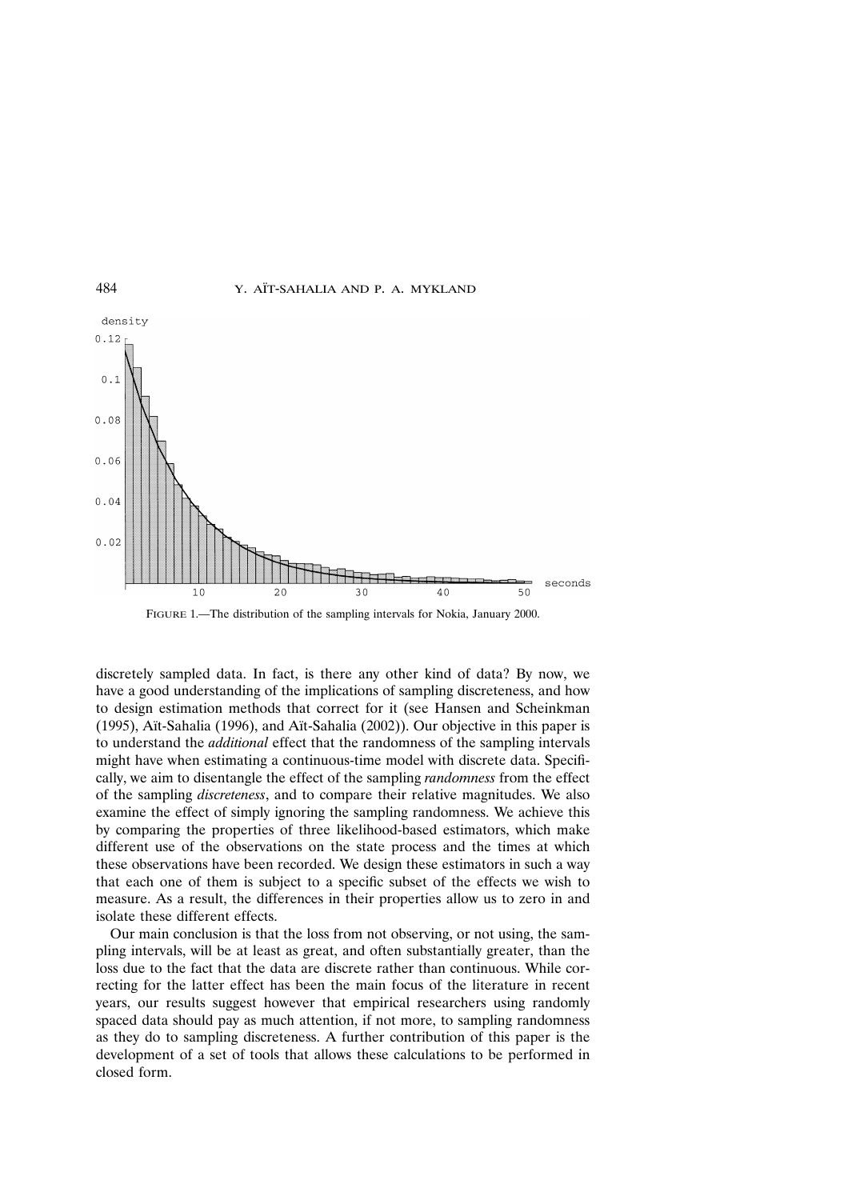density

0.12

0.1

0.08

0.06

0.04

0.02

10

20

30

40

50

seconds

FIGURE 1.—The distribution of the sampling intervals for Nokia, January 2000.

discretely sampled data. In fact, is there any other kind of data? By now, we have a good understanding of the implications of sampling discreteness, and how to design estimation methods that correct for it (see Hansen and Scheinkman (1995), Aït-Sahalia (1996), and Aït-Sahalia (2002)). Our objective in this paper is to understand the *additional* effect that the randomness of the sampling intervals might have when estimating a continuous-time model with discrete data. Specifically, we aim to disentangle the effect of the sampling *randomness* from the effect of the sampling *discreteness*, and to compare their relative magnitudes. We also examine the effect of simply ignoring the sampling randomness. We achieve this by comparing the properties of three likelihood-based estimators, which make different use of the observations on the state process and the times at which these observations have been recorded. We design these estimators in such a way that each one of them is subject to a specific subset of the effects we wish to measure. As a result, the differences in their properties allow us to zero in and isolate these different effects.

Our main conclusion is that the loss from not observing, or not using, the sampling intervals, will be at least as great, and often substantially greater, than the loss due to the fact that the data are discrete rather than continuous. While correcting for the latter effect has been the main focus of the literature in recent years, our results suggest however that empirical researchers using randomly spaced data should pay as much attention, if not more, to sampling randomness as they do to sampling discreteness. A further contribution of this paper is the development of a set of tools that allows these calculations to be performed in closed form.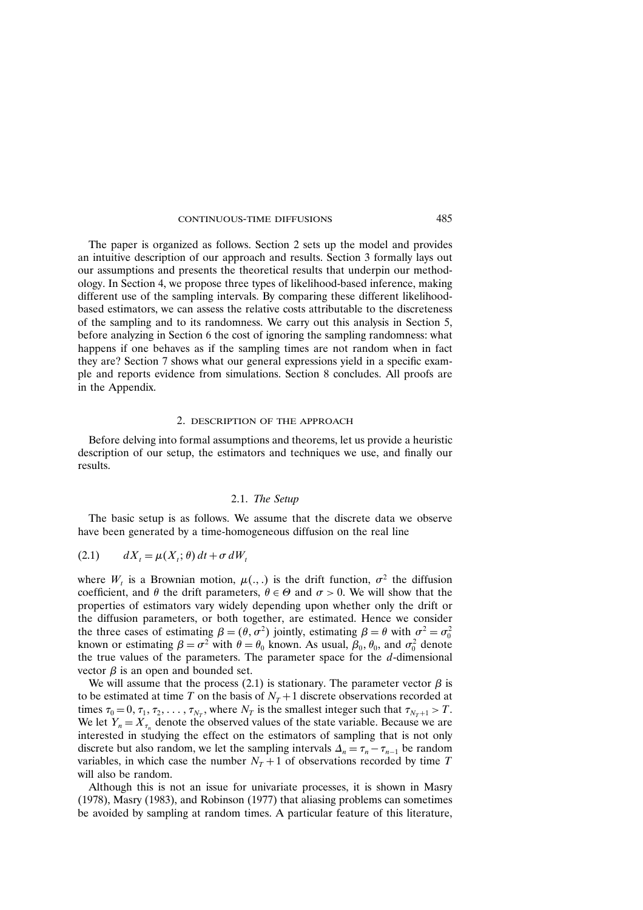The paper is organized as follows. Section 2 sets up the model and provides an intuitive description of our approach and results. Section 3 formally lays out our assumptions and presents the theoretical results that underpin our methodology. In Section 4, we propose three types of likelihood-based inference, making different use of the sampling intervals. By comparing these different likelihood-based estimators, we can assess the relative costs attributable to the discreteness of the sampling and to its randomness. We carry out this analysis in Section 5, before analyzing in Section 6 the cost of ignoring the sampling randomness: what happens if one behaves as if the sampling times are not random when in fact they are? Section 7 shows what our general expressions yield in a specific example and reports evidence from simulations. Section 8 concludes. All proofs are in the Appendix.

## 2. DESCRIPTION OF THE APPROACH

Before delving into formal assumptions and theorems, let us provide a heuristic description of our setup, the estimators and techniques we use, and finally our results.

### 2.1. *The Setup*

The basic setup is as follows. We assume that the discrete data we observe have been generated by a time-homogeneous diffusion on the real line

$$dX_t = \mu(X_t; \theta)\, dt + \sigma\, dW_t \tag{2.1}$$

where $W_t$ is a Brownian motion, $\mu(.,.)$ is the drift function, $\sigma^2$ the diffusion coefficient, and $\theta$ the drift parameters, $\theta \in \Theta$ and $\sigma > 0$. We will show that the properties of estimators vary widely depending upon whether only the drift or the diffusion parameters, or both together, are estimated. Hence we consider the three cases of estimating $\beta = (\theta, \sigma^2)$ jointly, estimating $\beta = \theta$ with $\sigma^2 = \sigma_0^2$ known or estimating $\beta = \sigma^2$ with $\theta = \theta_0$ known. As usual, $\beta_0$, $\theta_0$, and $\sigma_0^2$ denote the true values of the parameters. The parameter space for the $d$-dimensional vector $\beta$ is an open and bounded set.

We will assume that the process (2.1) is stationary. The parameter vector $\beta$ is to be estimated at time $T$ on the basis of $N_T + 1$ discrete observations recorded at times $\tau_0 = 0, \tau_1, \tau_2, \ldots, \tau_{N_T}$, where $N_T$ is the smallest integer such that $\tau_{N_T+1} > T$. We let $Y_n = X_{\tau_n}$ denote the observed values of the state variable. Because we are interested in studying the effect on the estimators of sampling that is not only discrete but also random, we let the sampling intervals $\Delta_n = \tau_n - \tau_{n-1}$ be random variables, in which case the number $N_T + 1$ of observations recorded by time $T$ will also be random.

Although this is not an issue for univariate processes, it is shown in Masry (1978), Masry (1983), and Robinson (1977) that aliasing problems can sometimes be avoided by sampling at random times. A particular feature of this literature,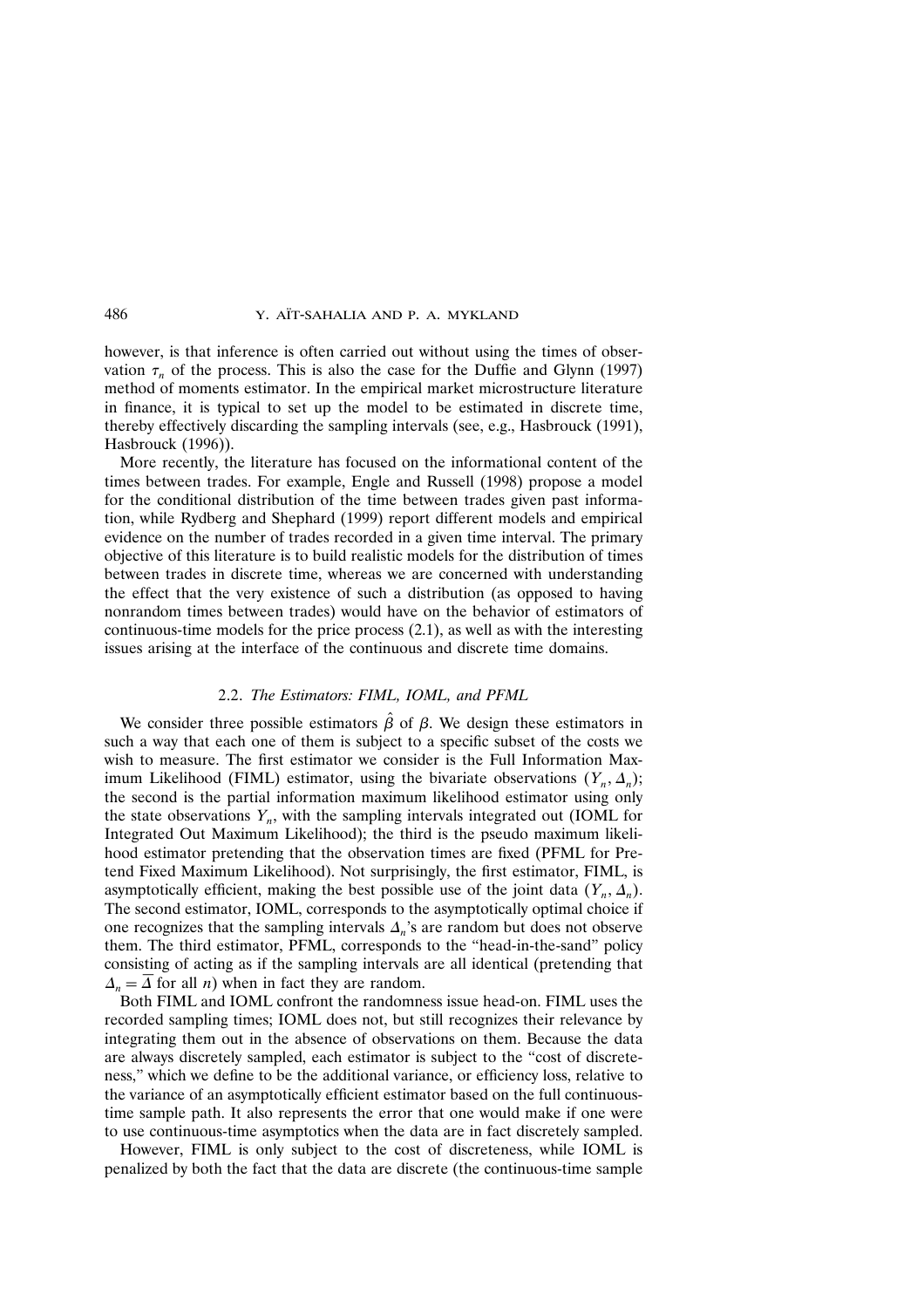however, is that inference is often carried out without using the times of observation $\tau_n$ of the process. This is also the case for the Duffie and Glynn (1997) method of moments estimator. In the empirical market microstructure literature in finance, it is typical to set up the model to be estimated in discrete time, thereby effectively discarding the sampling intervals (see, e.g., Hasbrouck (1991), Hasbrouck (1996)).

More recently, the literature has focused on the informational content of the times between trades. For example, Engle and Russell (1998) propose a model for the conditional distribution of the time between trades given past information, while Rydberg and Shephard (1999) report different models and empirical evidence on the number of trades recorded in a given time interval. The primary objective of this literature is to build realistic models for the distribution of times between trades in discrete time, whereas we are concerned with understanding the effect that the very existence of such a distribution (as opposed to having nonrandom times between trades) would have on the behavior of estimators of continuous-time models for the price process (2.1), as well as with the interesting issues arising at the interface of the continuous and discrete time domains.

### 2.2. *The Estimators: FIML, IOML, and PFML*

We consider three possible estimators $\hat{\beta}$ of $\beta$. We design these estimators in such a way that each one of them is subject to a specific subset of the costs we wish to measure. The first estimator we consider is the Full Information Maximum Likelihood (FIML) estimator, using the bivariate observations $(Y_n, \Delta_n)$; the second is the partial information maximum likelihood estimator using only the state observations $Y_n$, with the sampling intervals integrated out (IOML for Integrated Out Maximum Likelihood); the third is the pseudo maximum likelihood estimator pretending that the observation times are fixed (PFML for Pretend Fixed Maximum Likelihood). Not surprisingly, the first estimator, FIML, is asymptotically efficient, making the best possible use of the joint data $(Y_n, \Delta_n)$. The second estimator, IOML, corresponds to the asymptotically optimal choice if one recognizes that the sampling intervals $\Delta_n$'s are random but does not observe them. The third estimator, PFML, corresponds to the "head-in-the-sand" policy consisting of acting as if the sampling intervals are all identical (pretending that $\Delta_n = \overline{\Delta}$ for all $n$) when in fact they are random.

Both FIML and IOML confront the randomness issue head-on. FIML uses the recorded sampling times; IOML does not, but still recognizes their relevance by integrating them out in the absence of observations on them. Because the data are always discretely sampled, each estimator is subject to the "cost of discreteness," which we define to be the additional variance, or efficiency loss, relative to the variance of an asymptotically efficient estimator based on the full continuous-time sample path. It also represents the error that one would make if one were to use continuous-time asymptotics when the data are in fact discretely sampled.

However, FIML is only subject to the cost of discreteness, while IOML is penalized by both the fact that the data are discrete (the continuous-time sample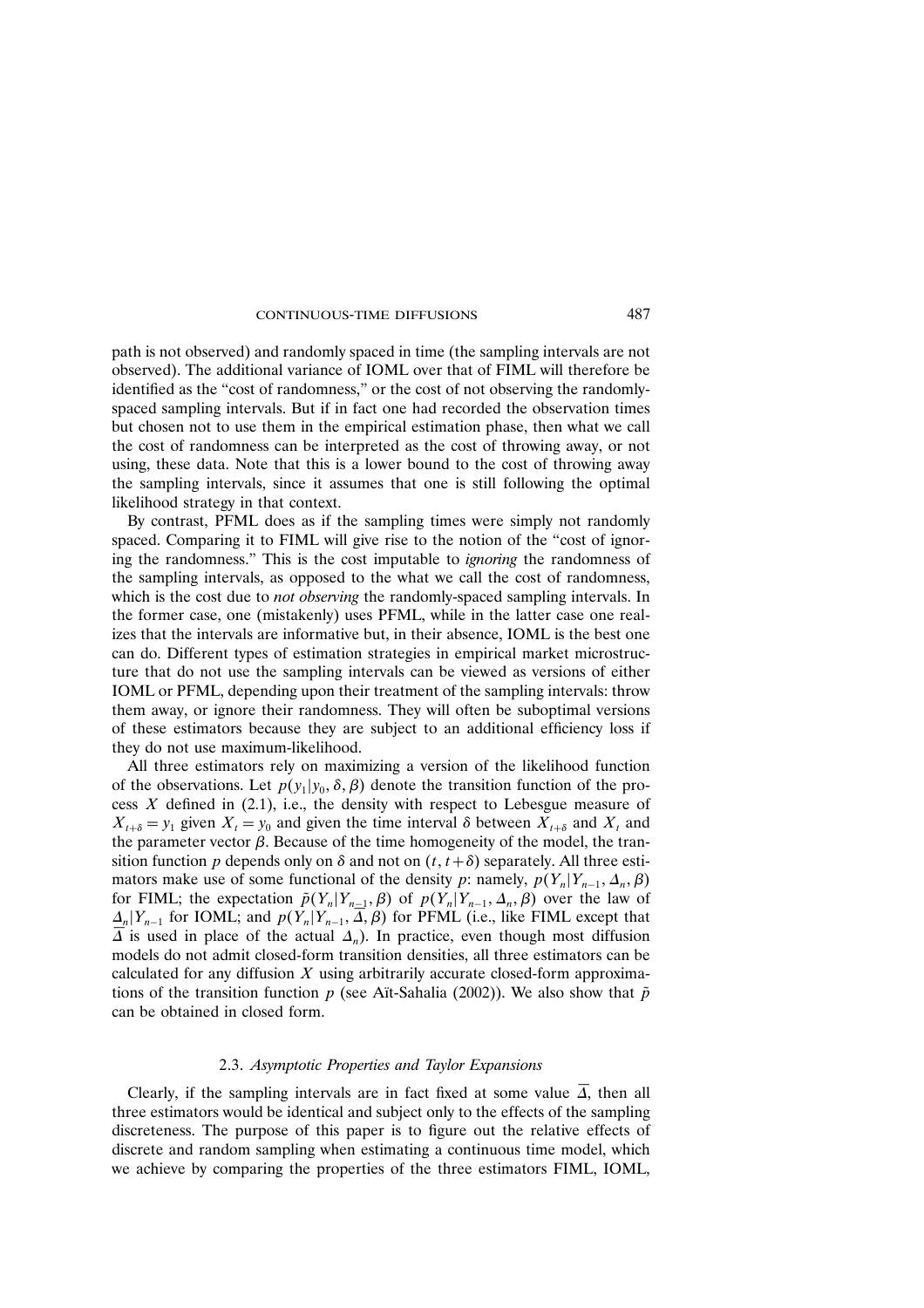path is not observed) and randomly spaced in time (the sampling intervals are not observed). The additional variance of IOML over that of FIML will therefore be identified as the "cost of randomness," or the cost of not observing the randomly-spaced sampling intervals. But if in fact one had recorded the observation times but chosen not to use them in the empirical estimation phase, then what we call the cost of randomness can be interpreted as the cost of throwing away, or not using, these data. Note that this is a lower bound to the cost of throwing away the sampling intervals, since it assumes that one is still following the optimal likelihood strategy in that context.

By contrast, PFML does as if the sampling times were simply not randomly spaced. Comparing it to FIML will give rise to the notion of the "cost of ignoring the randomness." This is the cost imputable to *ignoring* the randomness of the sampling intervals, as opposed to the what we call the cost of randomness, which is the cost due to *not observing* the randomly-spaced sampling intervals. In the former case, one (mistakenly) uses PFML, while in the latter case one realizes that the intervals are informative but, in their absence, IOML is the best one can do. Different types of estimation strategies in empirical market microstructure that do not use the sampling intervals can be viewed as versions of either IOML or PFML, depending upon their treatment of the sampling intervals: throw them away, or ignore their randomness. They will often be suboptimal versions of these estimators because they are subject to an additional efficiency loss if they do not use maximum-likelihood.

All three estimators rely on maximizing a version of the likelihood function of the observations. Let $p(y_1|y_0, \delta, \beta)$ denote the transition function of the process $X$ defined in (2.1), i.e., the density with respect to Lebesgue measure of $X_{t+\delta} = y_1$ given $X_t = y_0$ and given the time interval $\delta$ between $X_{t+\delta}$ and $X_t$ and the parameter vector $\beta$. Because of the time homogeneity of the model, the transition function $p$ depends only on $\delta$ and not on $(t, t+\delta)$ separately. All three estimators make use of some functional of the density $p$: namely, $p(Y_n|Y_{n-1}, \Delta_n, \beta)$ for FIML; the expectation $\tilde{p}(Y_n|Y_{n-1}, \beta)$ of $p(Y_n|Y_{n-1}, \Delta_n, \beta)$ over the law of $\Delta_n|Y_{n-1}$ for IOML; and $p(Y_n|Y_{n-1}, \bar{\Delta}, \beta)$ for PFML (i.e., like FIML except that $\bar{\Delta}$ is used in place of the actual $\Delta_n$). In practice, even though most diffusion models do not admit closed-form transition densities, all three estimators can be calculated for any diffusion $X$ using arbitrarily accurate closed-form approximations of the transition function $p$ (see Aït-Sahalia (2002)). We also show that $\tilde{p}$ can be obtained in closed form.

### 2.3. *Asymptotic Properties and Taylor Expansions*

Clearly, if the sampling intervals are in fact fixed at some value $\bar{\Delta}$, then all three estimators would be identical and subject only to the effects of the sampling discreteness. The purpose of this paper is to figure out the relative effects of discrete and random sampling when estimating a continuous time model, which we achieve by comparing the properties of the three estimators FIML, IOML,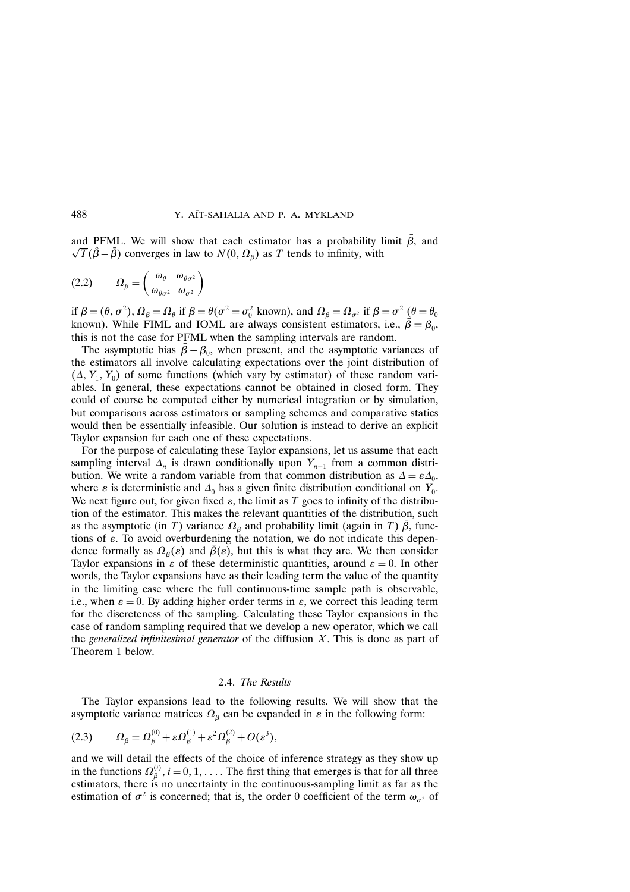and PFML. We will show that each estimator has a probability limit $\bar{\beta}$, and $\sqrt{T}(\hat{\beta}-\bar{\beta})$ converges in law to $N(0, \Omega_\beta)$ as $T$ tends to infinity, with

$$\Omega_\beta = \begin{pmatrix} \omega_\theta & \omega_{\theta\sigma^2} \\ \omega_{\theta\sigma^2} & \omega_{\sigma^2} \end{pmatrix} \tag{2.2}$$

if $\beta = (\theta, \sigma^2)$, $\Omega_\beta = \Omega_\theta$ if $\beta = \theta (\sigma^2 = \sigma_0^2$ known), and $\Omega_\beta = \Omega_{\sigma^2}$ if $\beta = \sigma^2$ ($\theta = \theta_0$ known). While FIML and IOML are always consistent estimators, i.e., $\bar{\beta} = \beta_0$, this is not the case for PFML when the sampling intervals are random.

The asymptotic bias $\bar{\beta} - \beta_0$, when present, and the asymptotic variances of the estimators all involve calculating expectations over the joint distribution of $(\Delta, Y_1, Y_0)$ of some functions (which vary by estimator) of these random variables. In general, these expectations cannot be obtained in closed form. They could of course be computed either by numerical integration or by simulation, but comparisons across estimators or sampling schemes and comparative statics would then be essentially infeasible. Our solution is instead to derive an explicit Taylor expansion for each one of these expectations.

For the purpose of calculating these Taylor expansions, let us assume that each sampling interval $\Delta_n$ is drawn conditionally upon $Y_{n-1}$ from a common distribution. We write a random variable from that common distribution as $\Delta = \varepsilon \Delta_0$, where $\varepsilon$ is deterministic and $\Delta_0$ has a given finite distribution conditional on $Y_0$. We next figure out, for given fixed $\varepsilon$, the limit as $T$ goes to infinity of the distribution of the estimator. This makes the relevant quantities of the distribution, such as the asymptotic (in $T$) variance $\Omega_\beta$ and probability limit (again in $T$) $\bar{\beta}$, functions of $\varepsilon$. To avoid overburdening the notation, we do not indicate this dependence formally as $\Omega_\beta(\varepsilon)$ and $\bar{\beta}(\varepsilon)$, but this is what they are. We then consider Taylor expansions in $\varepsilon$ of these deterministic quantities, around $\varepsilon = 0$. In other words, the Taylor expansions have as their leading term the value of the quantity in the limiting case where the full continuous-time sample path is observable, i.e., when $\varepsilon = 0$. By adding higher order terms in $\varepsilon$, we correct this leading term for the discreteness of the sampling. Calculating these Taylor expansions in the case of random sampling required that we develop a new operator, which we call the *generalized infinitesimal generator* of the diffusion $X$. This is done as part of Theorem 1 below.

### 2.4. *The Results*

The Taylor expansions lead to the following results. We will show that the asymptotic variance matrices $\Omega_\beta$ can be expanded in $\varepsilon$ in the following form:

$$\Omega_\beta = \Omega_\beta^{(0)} + \varepsilon \Omega_\beta^{(1)} + \varepsilon^2 \Omega_\beta^{(2)} + O(\varepsilon^3), \tag{2.3}$$

and we will detail the effects of the choice of inference strategy as they show up in the functions $\Omega_\beta^{(i)}$, $i = 0, 1, \ldots$. The first thing that emerges is that for all three estimators, there is no uncertainty in the continuous-sampling limit as far as the estimation of $\sigma^2$ is concerned; that is, the order 0 coefficient of the term $\omega_{\sigma^2}$ of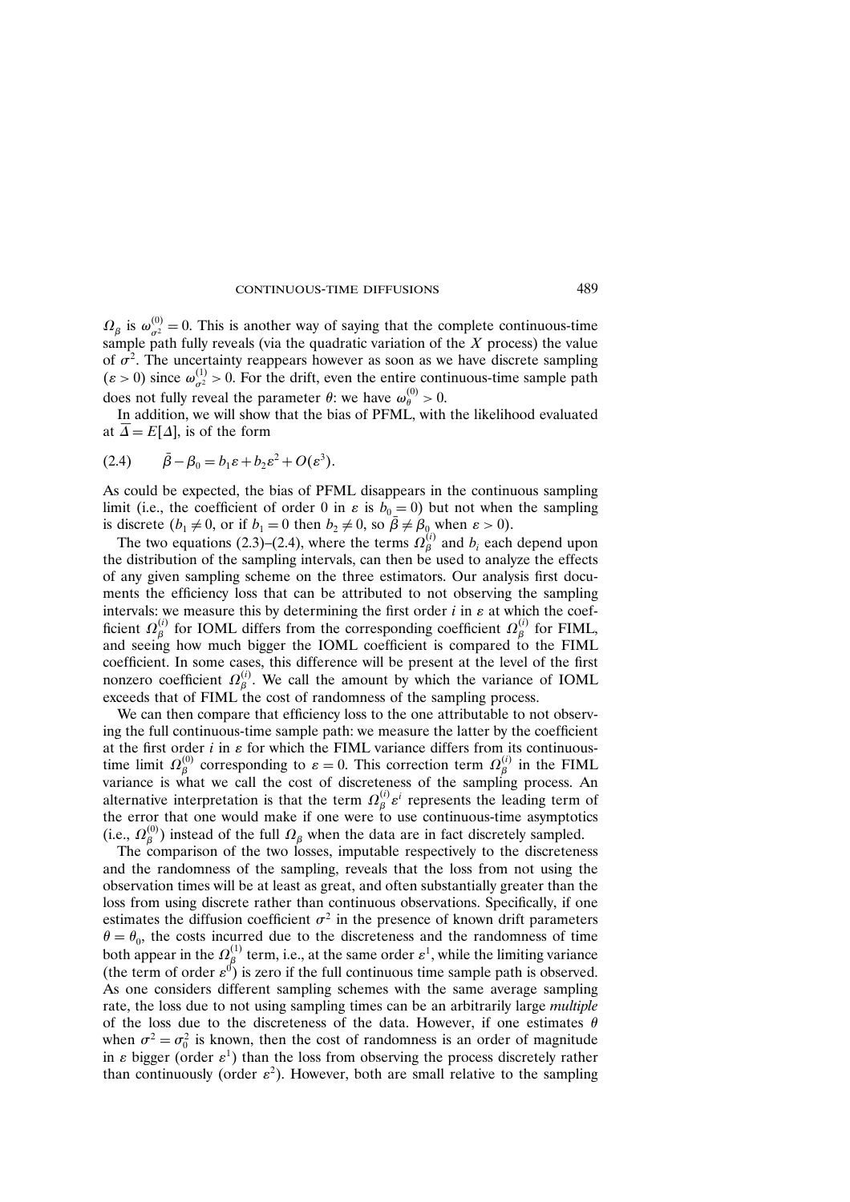$\Omega_\beta$ is $\omega_{\sigma^2}^{(0)} = 0$. This is another way of saying that the complete continuous-time sample path fully reveals (via the quadratic variation of the $X$ process) the value of $\sigma^2$. The uncertainty reappears however as soon as we have discrete sampling ($\varepsilon > 0$) since $\omega_{\sigma^2}^{(1)} > 0$. For the drift, even the entire continuous-time sample path does not fully reveal the parameter $\theta$: we have $\omega_\theta^{(0)} > 0$.

In addition, we will show that the bias of PFML, with the likelihood evaluated at $\overline{\Delta} = E[\Delta]$, is of the form

$$\bar{\beta} - \beta_0 = b_1 \varepsilon + b_2 \varepsilon^2 + O(\varepsilon^3). \tag{2.4}$$

As could be expected, the bias of PFML disappears in the continuous sampling limit (i.e., the coefficient of order 0 in $\varepsilon$ is $b_0 = 0$) but not when the sampling is discrete ($b_1 \neq 0$, or if $b_1 = 0$ then $b_2 \neq 0$, so $\bar{\beta} \neq \beta_0$ when $\varepsilon > 0$).

The two equations (2.3)–(2.4), where the terms $\Omega_\beta^{(i)}$ and $b_i$ each depend upon the distribution of the sampling intervals, can then be used to analyze the effects of any given sampling scheme on the three estimators. Our analysis first documents the efficiency loss that can be attributed to not observing the sampling intervals: we measure this by determining the first order $i$ in $\varepsilon$ at which the coefficient $\Omega_\beta^{(i)}$ for IOML differs from the corresponding coefficient $\Omega_\beta^{(i)}$ for FIML, and seeing how much bigger the IOML coefficient is compared to the FIML coefficient. In some cases, this difference will be present at the level of the first nonzero coefficient $\Omega_\beta^{(i)}$. We call the amount by which the variance of IOML exceeds that of FIML the cost of randomness of the sampling process.

We can then compare that efficiency loss to the one attributable to not observing the full continuous-time sample path: we measure the latter by the coefficient at the first order $i$ in $\varepsilon$ for which the FIML variance differs from its continuous-time limit $\Omega_\beta^{(0)}$ corresponding to $\varepsilon = 0$. This correction term $\Omega_\beta^{(i)}$ in the FIML variance is what we call the cost of discreteness of the sampling process. An alternative interpretation is that the term $\Omega_\beta^{(i)} \varepsilon^i$ represents the leading term of the error that one would make if one were to use continuous-time asymptotics (i.e., $\Omega_\beta^{(0)}$) instead of the full $\Omega_\beta$ when the data are in fact discretely sampled.

The comparison of the two losses, imputable respectively to the discreteness and the randomness of the sampling, reveals that the loss from not using the observation times will be at least as great, and often substantially greater than the loss from using discrete rather than continuous observations. Specifically, if one estimates the diffusion coefficient $\sigma^2$ in the presence of known drift parameters $\theta = \theta_0$, the costs incurred due to the discreteness and the randomness of time both appear in the $\Omega_\beta^{(1)}$ term, i.e., at the same order $\varepsilon^1$, while the limiting variance (the term of order $\varepsilon^0$) is zero if the full continuous time sample path is observed. As one considers different sampling schemes with the same average sampling rate, the loss due to not using sampling times can be an arbitrarily large *multiple* of the loss due to the discreteness of the data. However, if one estimates $\theta$ when $\sigma^2 = \sigma_0^2$ is known, then the cost of randomness is an order of magnitude in $\varepsilon$ bigger (order $\varepsilon^1$) than the loss from observing the process discretely rather than continuously (order $\varepsilon^2$). However, both are small relative to the sampling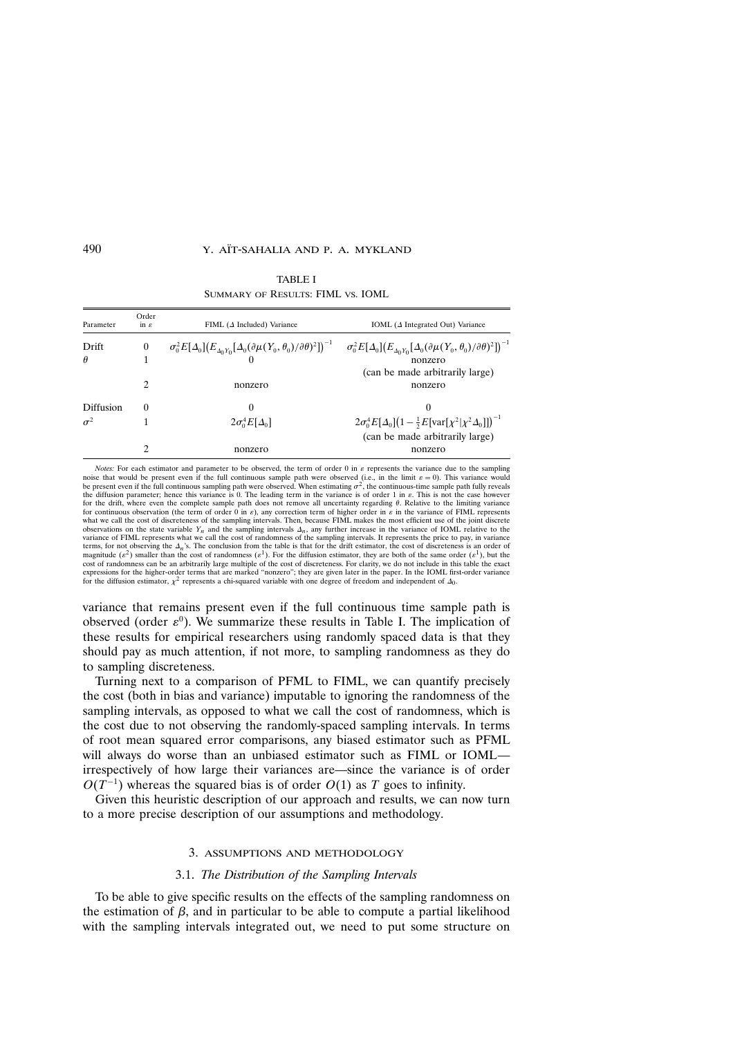TABLE I

SUMMARY OF RESULTS: FIML VS. IOML

| Parameter | Order in $\varepsilon$ | FIML ($\Delta$ Included) Variance | IOML ($\Delta$ Integrated Out) Variance |
|---|---|---|---|
| Drift | 0 | $\sigma_0^2 E[\Delta_0]\left(E_{\Delta_0 Y_0}[\Delta_0(\partial\mu(Y_0,\theta_0)/\partial\theta)^2]\right)^{-1}$ | $\sigma_0^2 E[\Delta_0]\left(E_{\Delta_0 Y_0}[\Delta_0(\partial\mu(Y_0,\theta_0)/\partial\theta)^2]\right)^{-1}$ |
| $\theta$ | 1 | 0 | nonzero (can be made arbitrarily large) |
| | 2 | nonzero | nonzero |
| Diffusion | 0 | 0 | 0 |
| $\sigma^2$ | 1 | $2\sigma_0^4 E[\Delta_0]$ | $2\sigma_0^4 E[\Delta_0]\left(1-\frac{1}{2}E[\text{var}[\chi^2 \mid \chi^2\Delta_0]]\right)^{-1}$ (can be made arbitrarily large) |
| | 2 | nonzero | nonzero |

*Notes:* For each estimator and parameter to be observed, the term of order 0 in $\varepsilon$ represents the variance due to the sampling noise that would be present even if the full continuous sample path were observed (i.e., in the limit $\varepsilon = 0$). This variance would be present even if the full continuous sampling path were observed. When estimating $\sigma^2$, the continuous-time sample path fully reveals the diffusion parameter; hence this variance is 0. The leading term in the variance is of order 1 in $\varepsilon$. This is not the case however for the drift, where even the complete sample path does not remove all uncertainty regarding $\theta$. Relative to the limiting variance for continuous observation (the term of order 0 in $\varepsilon$), any correction term of higher order in $\varepsilon$ in the variance of FIML represents what we call the cost of discreteness of the sampling intervals. Then, because FIML makes the most efficient use of the joint discrete observations on the state variable $Y_n$ and the sampling intervals $\Delta_n$, any further increase in the variance of IOML relative to the variance of FIML represents what we call the cost of randomness of the sampling intervals. It represents the price to pay, in variance terms, for not observing the $\Delta_n$'s. The conclusion from the table is that for the drift estimator, the cost of discreteness is an order of magnitude ($\varepsilon^2$) smaller than the cost of randomness ($\varepsilon^1$). For the diffusion estimator, they are both of the same order ($\varepsilon^1$), but the cost of randomness can be an arbitrarily large multiple of the cost of discreteness. For clarity, we do not include in this table the exact expressions for the higher-order terms that are marked "nonzero"; they are given later in the paper. In the IOML first-order variance for the diffusion estimator, $\chi^2$ represents a chi-squared variable with one degree of freedom and independent of $\Delta_0$.

variance that remains present even if the full continuous time sample path is observed (order $\varepsilon^0$). We summarize these results in Table I. The implication of these results for empirical researchers using randomly spaced data is that they should pay as much attention, if not more, to sampling randomness as they do to sampling discreteness.

Turning next to a comparison of PFML to FIML, we can quantify precisely the cost (both in bias and variance) imputable to ignoring the randomness of the sampling intervals, as opposed to what we call the cost of randomness, which is the cost due to not observing the randomly-spaced sampling intervals. In terms of root mean squared error comparisons, any biased estimator such as PFML will always do worse than an unbiased estimator such as FIML or IOML—irrespectively of how large their variances are—since the variance is of order $O(T^{-1})$ whereas the squared bias is of order $O(1)$ as $T$ goes to infinity.

Given this heuristic description of our approach and results, we can now turn to a more precise description of our assumptions and methodology.

## 3. ASSUMPTIONS AND METHODOLOGY

### 3.1. *The Distribution of the Sampling Intervals*

To be able to give specific results on the effects of the sampling randomness on the estimation of $\beta$, and in particular to be able to compute a partial likelihood with the sampling intervals integrated out, we need to put some structure on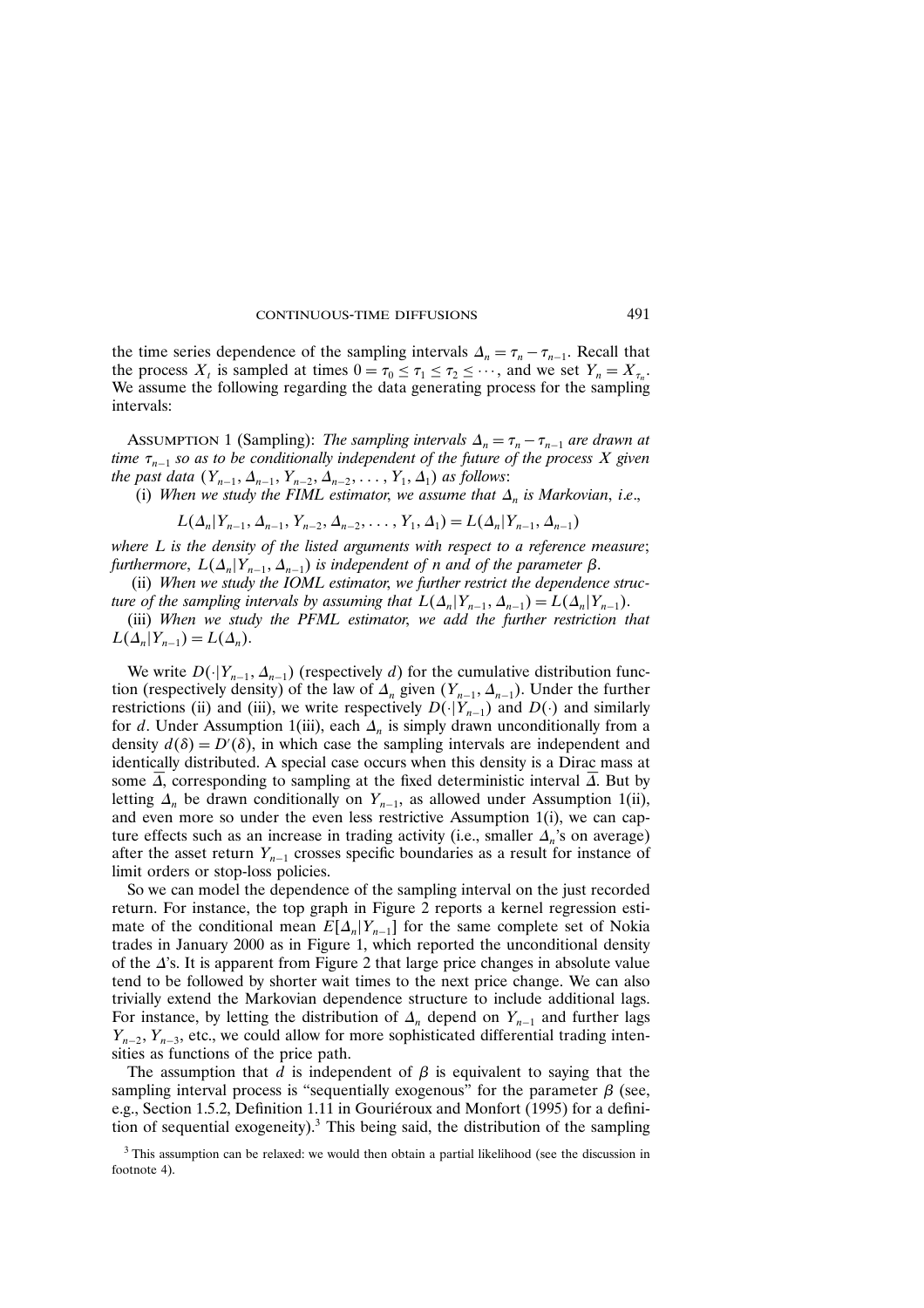the time series dependence of the sampling intervals $\Delta_n = \tau_n - \tau_{n-1}$. Recall that the process $X_t$ is sampled at times $0 = \tau_0 \leq \tau_1 \leq \tau_2 \leq \cdots$, and we set $Y_n = X_{\tau_n}$. We assume the following regarding the data generating process for the sampling intervals:

ASSUMPTION 1 (Sampling): *The sampling intervals $\Delta_n = \tau_n - \tau_{n-1}$ are drawn at time $\tau_{n-1}$ so as to be conditionally independent of the future of the process $X$ given the past data $(Y_{n-1}, \Delta_{n-1}, Y_{n-2}, \Delta_{n-2}, \ldots, Y_1, \Delta_1)$ as follows*:

(i) *When we study the FIML estimator, we assume that $\Delta_n$ is Markovian, i.e.,*

$$L(\Delta_n | Y_{n-1}, \Delta_{n-1}, Y_{n-2}, \Delta_{n-2}, \ldots, Y_1, \Delta_1) = L(\Delta_n | Y_{n-1}, \Delta_{n-1})$$

*where $L$ is the density of the listed arguments with respect to a reference measure; furthermore, $L(\Delta_n | Y_{n-1}, \Delta_{n-1})$ is independent of $n$ and of the parameter $\beta$.*

(ii) *When we study the IOML estimator, we further restrict the dependence structure of the sampling intervals by assuming that $L(\Delta_n | Y_{n-1}, \Delta_{n-1}) = L(\Delta_n | Y_{n-1})$.*

(iii) *When we study the PFML estimator, we add the further restriction that $L(\Delta_n | Y_{n-1}) = L(\Delta_n)$.*

We write $D(\cdot | Y_{n-1}, \Delta_{n-1})$ (respectively $d$) for the cumulative distribution function (respectively density) of the law of $\Delta_n$ given $(Y_{n-1}, \Delta_{n-1})$. Under the further restrictions (ii) and (iii), we write respectively $D(\cdot | Y_{n-1})$ and $D(\cdot)$ and similarly for $d$. Under Assumption 1(iii), each $\Delta_n$ is simply drawn unconditionally from a density $d(\delta) = D'(\delta)$, in which case the sampling intervals are independent and identically distributed. A special case occurs when this density is a Dirac mass at some $\overline{\Delta}$, corresponding to sampling at the fixed deterministic interval $\overline{\Delta}$. But by letting $\Delta_n$ be drawn conditionally on $Y_{n-1}$, as allowed under Assumption 1(ii), and even more so under the even less restrictive Assumption 1(i), we can capture effects such as an increase in trading activity (i.e., smaller $\Delta_n$'s on average) after the asset return $Y_{n-1}$ crosses specific boundaries as a result for instance of limit orders or stop-loss policies.

So we can model the dependence of the sampling interval on the just recorded return. For instance, the top graph in Figure 2 reports a kernel regression estimate of the conditional mean $E[\Delta_n | Y_{n-1}]$ for the same complete set of Nokia trades in January 2000 as in Figure 1, which reported the unconditional density of the $\Delta$'s. It is apparent from Figure 2 that large price changes in absolute value tend to be followed by shorter wait times to the next price change. We can also trivially extend the Markovian dependence structure to include additional lags. For instance, by letting the distribution of $\Delta_n$ depend on $Y_{n-1}$ and further lags $Y_{n-2}, Y_{n-3}$, etc., we could allow for more sophisticated differential trading intensities as functions of the price path.

The assumption that $d$ is independent of $\beta$ is equivalent to saying that the sampling interval process is "sequentially exogenous" for the parameter $\beta$ (see, e.g., Section 1.5.2, Definition 1.11 in Gouriéroux and Monfort (1995) for a definition of sequential exogeneity).[3] This being said, the distribution of the sampling

[3] This assumption can be relaxed: we would then obtain a partial likelihood (see the discussion in footnote 4).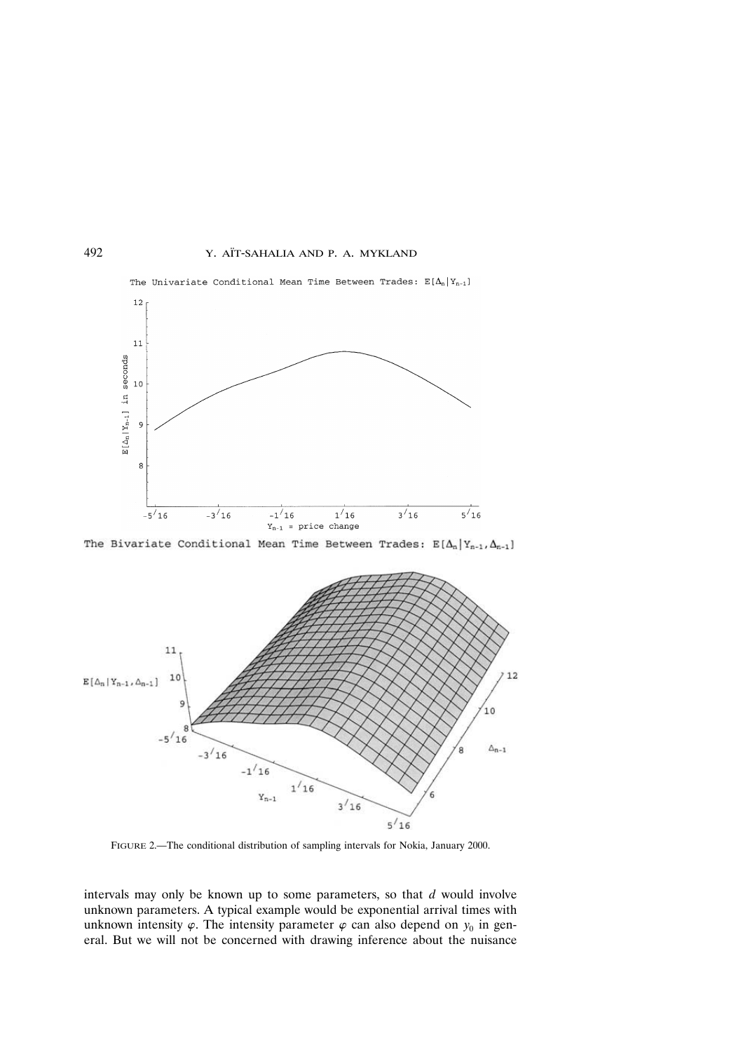FIGURE 2.—The conditional distribution of sampling intervals for Nokia, January 2000.

intervals may only be known up to some parameters, so that $d$ would involve unknown parameters. A typical example would be exponential arrival times with unknown intensity $\varphi$. The intensity parameter $\varphi$ can also depend on $y_0$ in general. But we will not be concerned with drawing inference about the nuisance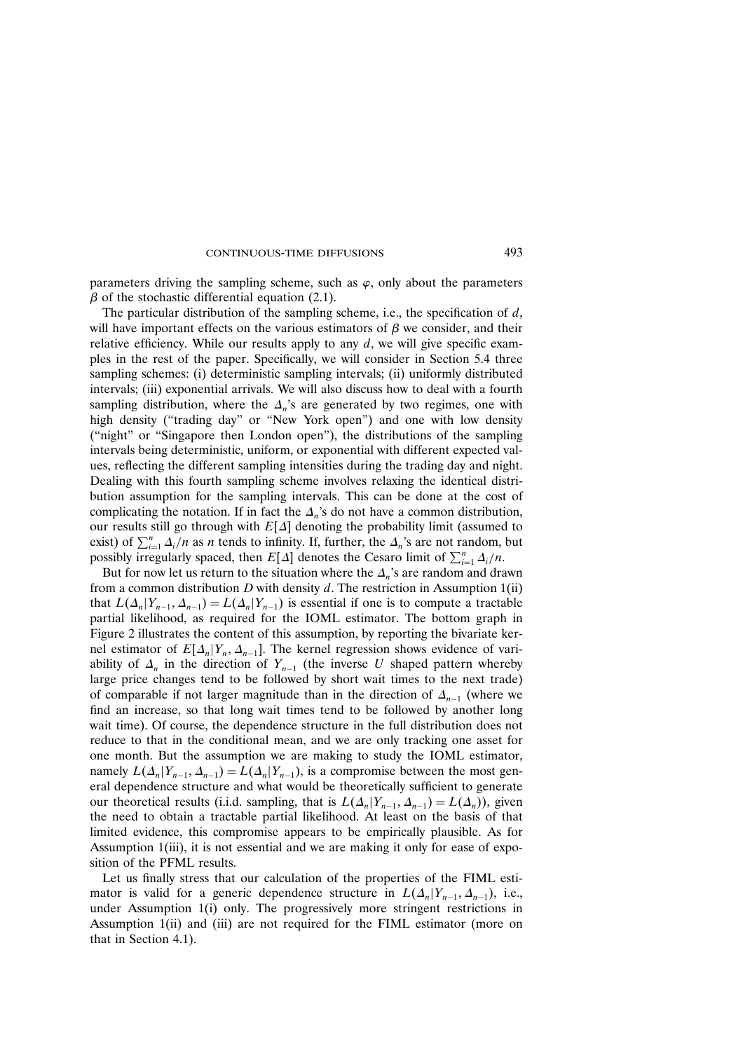parameters driving the sampling scheme, such as $\varphi$, only about the parameters $\beta$ of the stochastic differential equation (2.1).

The particular distribution of the sampling scheme, i.e., the specification of $d$, will have important effects on the various estimators of $\beta$ we consider, and their relative efficiency. While our results apply to any $d$, we will give specific examples in the rest of the paper. Specifically, we will consider in Section 5.4 three sampling schemes: (i) deterministic sampling intervals; (ii) uniformly distributed intervals; (iii) exponential arrivals. We will also discuss how to deal with a fourth sampling distribution, where the $\Delta_n$'s are generated by two regimes, one with high density ("trading day" or "New York open") and one with low density ("night" or "Singapore then London open"), the distributions of the sampling intervals being deterministic, uniform, or exponential with different expected values, reflecting the different sampling intensities during the trading day and night. Dealing with this fourth sampling scheme involves relaxing the identical distribution assumption for the sampling intervals. This can be done at the cost of complicating the notation. If in fact the $\Delta_n$'s do not have a common distribution, our results still go through with $E[\Delta]$ denoting the probability limit (assumed to exist) of $\sum_{i=1}^{n} \Delta_i/n$ as $n$ tends to infinity. If, further, the $\Delta_n$'s are not random, but possibly irregularly spaced, then $E[\Delta]$ denotes the Cesaro limit of $\sum_{i=1}^{n} \Delta_i/n$.

But for now let us return to the situation where the $\Delta_n$'s are random and drawn from a common distribution $D$ with density $d$. The restriction in Assumption 1(ii) that $L(\Delta_n|Y_{n-1}, \Delta_{n-1}) = L(\Delta_n|Y_{n-1})$ is essential if one is to compute a tractable partial likelihood, as required for the IOML estimator. The bottom graph in Figure 2 illustrates the content of this assumption, by reporting the bivariate kernel estimator of $E[\Delta_n|Y_n, \Delta_{n-1}]$. The kernel regression shows evidence of variability of $\Delta_n$ in the direction of $Y_{n-1}$ (the inverse $U$ shaped pattern whereby large price changes tend to be followed by short wait times to the next trade) of comparable if not larger magnitude than in the direction of $\Delta_{n-1}$ (where we find an increase, so that long wait times tend to be followed by another long wait time). Of course, the dependence structure in the full distribution does not reduce to that in the conditional mean, and we are only tracking one asset for one month. But the assumption we are making to study the IOML estimator, namely $L(\Delta_n|Y_{n-1}, \Delta_{n-1}) = L(\Delta_n|Y_{n-1})$, is a compromise between the most general dependence structure and what would be theoretically sufficient to generate our theoretical results (i.i.d. sampling, that is $L(\Delta_n|Y_{n-1}, \Delta_{n-1}) = L(\Delta_n)$), given the need to obtain a tractable partial likelihood. At least on the basis of that limited evidence, this compromise appears to be empirically plausible. As for Assumption 1(iii), it is not essential and we are making it only for ease of exposition of the PFML results.

Let us finally stress that our calculation of the properties of the FIML estimator is valid for a generic dependence structure in $L(\Delta_n|Y_{n-1}, \Delta_{n-1})$, i.e., under Assumption 1(i) only. The progressively more stringent restrictions in Assumption 1(ii) and (iii) are not required for the FIML estimator (more on that in Section 4.1).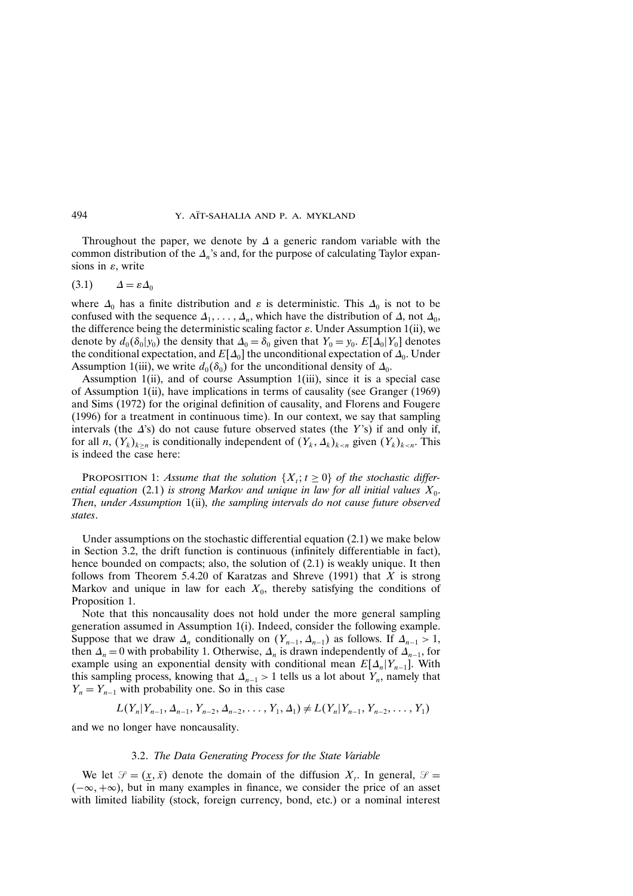Throughout the paper, we denote by $\Delta$ a generic random variable with the common distribution of the $\Delta_n$'s and, for the purpose of calculating Taylor expansions in $\varepsilon$, write

$$\Delta = \varepsilon \Delta_0 \tag{3.1}$$

where $\Delta_0$ has a finite distribution and $\varepsilon$ is deterministic. This $\Delta_0$ is not to be confused with the sequence $\Delta_1, \ldots, \Delta_n$, which have the distribution of $\Delta$, not $\Delta_0$, the difference being the deterministic scaling factor $\varepsilon$. Under Assumption 1(ii), we denote by $d_0(\delta_0|y_0)$ the density that $\Delta_0 = \delta_0$ given that $Y_0 = y_0$. $E[\Delta_0|Y_0]$ denotes the conditional expectation, and $E[\Delta_0]$ the unconditional expectation of $\Delta_0$. Under Assumption 1(iii), we write $d_0(\delta_0)$ for the unconditional density of $\Delta_0$.

Assumption 1(ii), and of course Assumption 1(iii), since it is a special case of Assumption 1(ii), have implications in terms of causality (see Granger (1969) and Sims (1972) for the original definition of causality, and Florens and Fougere (1996) for a treatment in continuous time). In our context, we say that sampling intervals (the $\Delta$'s) do not cause future observed states (the $Y$'s) if and only if, for all $n$, $(Y_k)_{k \geq n}$ is conditionally independent of $(Y_k, \Delta_k)_{k<n}$ given $(Y_k)_{k<n}$. This is indeed the case here:

Proposition 1: *Assume that the solution* $\{X_t; t \geq 0\}$ *of the stochastic differential equation* (2.1) *is strong Markov and unique in law for all initial values* $X_0$. *Then, under Assumption* 1(ii), *the sampling intervals do not cause future observed states.*

Under assumptions on the stochastic differential equation (2.1) we make below in Section 3.2, the drift function is continuous (infinitely differentiable in fact), hence bounded on compacts; also, the solution of (2.1) is weakly unique. It then follows from Theorem 5.4.20 of Karatzas and Shreve (1991) that $X$ is strong Markov and unique in law for each $X_0$, thereby satisfying the conditions of Proposition 1.

Note that this noncausality does not hold under the more general sampling generation assumed in Assumption 1(i). Indeed, consider the following example. Suppose that we draw $\Delta_n$ conditionally on $(Y_{n-1}, \Delta_{n-1})$ as follows. If $\Delta_{n-1} > 1$, then $\Delta_n = 0$ with probability 1. Otherwise, $\Delta_n$ is drawn independently of $\Delta_{n-1}$, for example using an exponential density with conditional mean $E[\Delta_n|Y_{n-1}]$. With this sampling process, knowing that $\Delta_{n-1} > 1$ tells us a lot about $Y_n$, namely that $Y_n = Y_{n-1}$ with probability one. So in this case

$$L(Y_n|Y_{n-1}, \Delta_{n-1}, Y_{n-2}, \Delta_{n-2}, \ldots, Y_1, \Delta_1) \neq L(Y_n|Y_{n-1}, Y_{n-2}, \ldots, Y_1)$$

and we no longer have noncausality.

### 3.2. *The Data Generating Process for the State Variable*

We let $\mathcal{S} = (\underline{x}, \bar{x})$ denote the domain of the diffusion $X_t$. In general, $\mathcal{S} = (-\infty, +\infty)$, but in many examples in finance, we consider the price of an asset with limited liability (stock, foreign currency, bond, etc.) or a nominal interest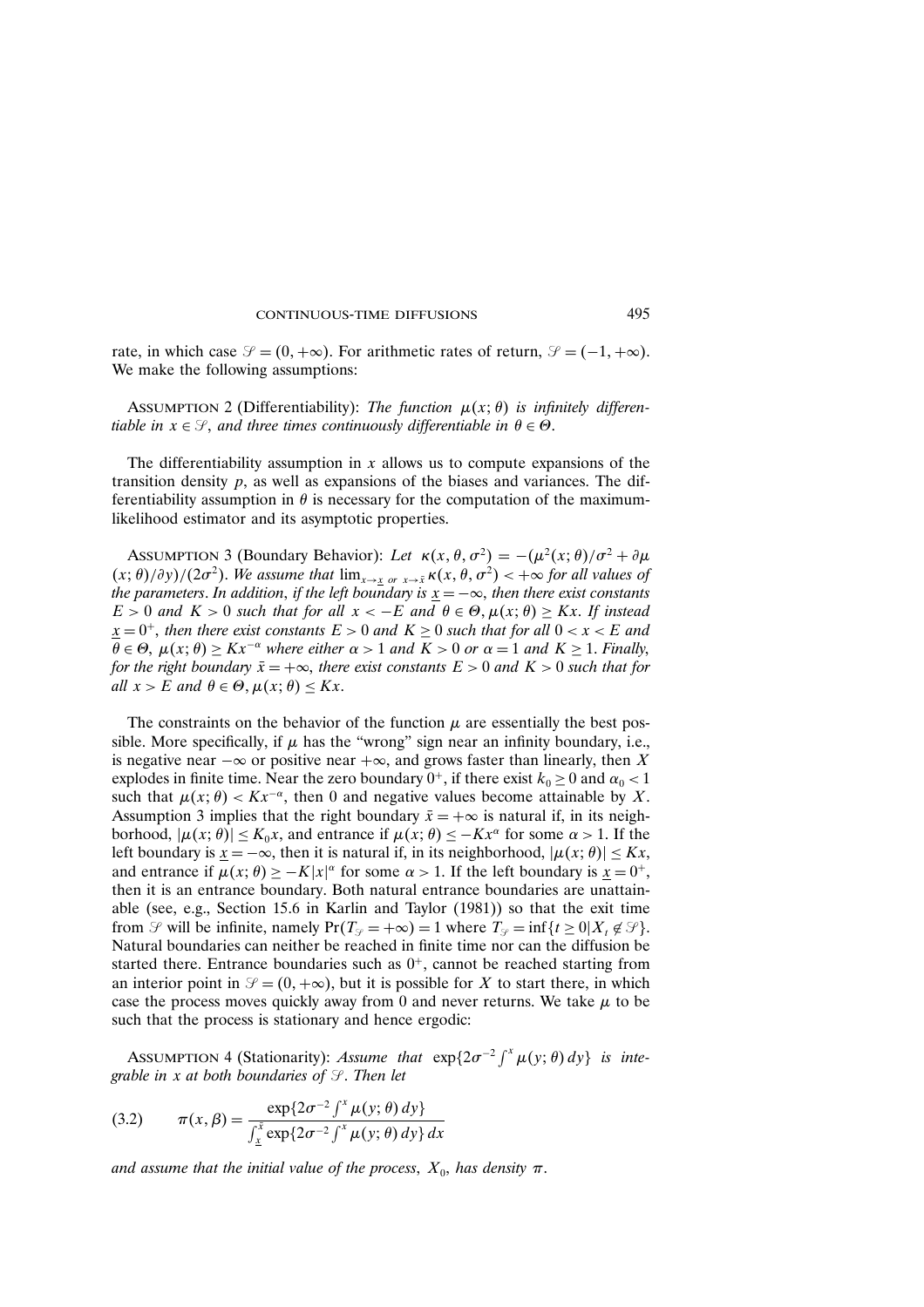rate, in which case $\mathscr{S} = (0, +\infty)$. For arithmetic rates of return, $\mathscr{S} = (-1, +\infty)$. We make the following assumptions:

ASSUMPTION 2 (Differentiability): *The function $\mu(x; \theta)$ is infinitely differentiable in $x \in \mathscr{S}$, and three times continuously differentiable in $\theta \in \Theta$.*

The differentiability assumption in $x$ allows us to compute expansions of the transition density $p$, as well as expansions of the biases and variances. The differentiability assumption in $\theta$ is necessary for the computation of the maximum-likelihood estimator and its asymptotic properties.

ASSUMPTION 3 (Boundary Behavior): *Let $\kappa(x, \theta, \sigma^2) = -(\mu^2(x; \theta)/\sigma^2 + \partial\mu(x; \theta)/\partial y)/(2\sigma^2)$. We assume that $\lim_{x \to \underline{x} \text{ or } x \to \bar{x}} \kappa(x, \theta, \sigma^2) < +\infty$ for all values of the parameters. In addition, if the left boundary is $\underline{x} = -\infty$, then there exist constants $E > 0$ and $K > 0$ such that for all $x < -E$ and $\theta \in \Theta$, $\mu(x; \theta) \geq Kx$. If instead $\underline{x} = 0^+$, then there exist constants $E > 0$ and $K \geq 0$ such that for all $0 < x < E$ and $\theta \in \Theta$, $\mu(x; \theta) \geq Kx^{-\alpha}$ where either $\alpha > 1$ and $K > 0$ or $\alpha = 1$ and $K \geq 1$. Finally, for the right boundary $\bar{x} = +\infty$, there exist constants $E > 0$ and $K > 0$ such that for all $x > E$ and $\theta \in \Theta$, $\mu(x; \theta) \leq Kx$.*

The constraints on the behavior of the function $\mu$ are essentially the best possible. More specifically, if $\mu$ has the "wrong" sign near an infinity boundary, i.e., is negative near $-\infty$ or positive near $+\infty$, and grows faster than linearly, then $X$ explodes in finite time. Near the zero boundary $0^+$, if there exist $k_0 \geq 0$ and $\alpha_0 < 1$ such that $\mu(x; \theta) < Kx^{-\alpha}$, then 0 and negative values become attainable by $X$. Assumption 3 implies that the right boundary $\bar{x} = +\infty$ is natural if, in its neighborhood, $|\mu(x; \theta)| \leq K_0 x$, and entrance if $\mu(x; \theta) \leq -Kx^\alpha$ for some $\alpha > 1$. If the left boundary is $\underline{x} = -\infty$, then it is natural if, in its neighborhood, $|\mu(x; \theta)| \leq Kx$, and entrance if $\mu(x; \theta) \geq -K|x|^\alpha$ for some $\alpha > 1$. If the left boundary is $\underline{x} = 0^+$, then it is an entrance boundary. Both natural entrance boundaries are unattainable (see, e.g., Section 15.6 in Karlin and Taylor (1981)) so that the exit time from $\mathscr{S}$ will be infinite, namely $\Pr(T_{\mathscr{S}} = +\infty) = 1$ where $T_{\mathscr{S}} = \inf\{t \geq 0 | X_t \notin \mathscr{S}\}$. Natural boundaries can neither be reached in finite time nor can the diffusion be started there. Entrance boundaries such as $0^+$, cannot be reached starting from an interior point in $\mathscr{S} = (0, +\infty)$, but it is possible for $X$ to start there, in which case the process moves quickly away from 0 and never returns. We take $\mu$ to be such that the process is stationary and hence ergodic:

ASSUMPTION 4 (Stationarity): *Assume that $\exp\{2\sigma^{-2} \int^x \mu(y; \theta)\, dy\}$ is integrable in $x$ at both boundaries of $\mathscr{S}$. Then let*

$$\pi(x, \beta) = \frac{\exp\{2\sigma^{-2} \int^x \mu(y; \theta)\, dy\}}{\int_{\underline{x}}^{\bar{x}} \exp\{2\sigma^{-2} \int^x \mu(y; \theta)\, dy\}\, dx} \tag{3.2}$$

*and assume that the initial value of the process, $X_0$, has density $\pi$.*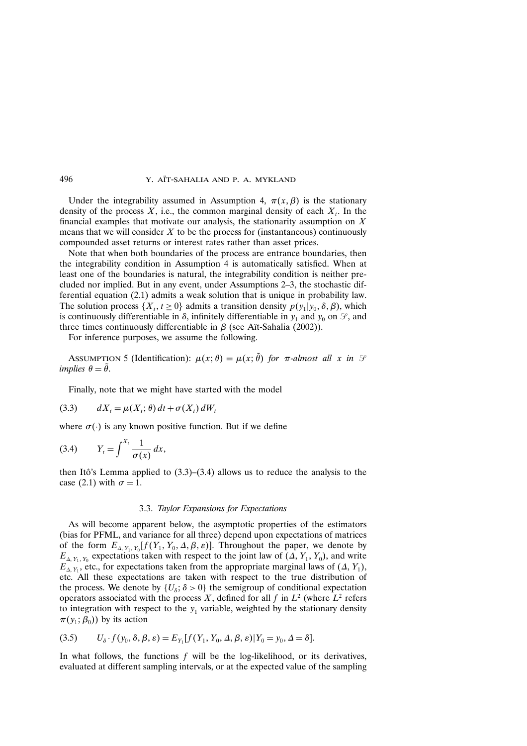Under the integrability assumed in Assumption 4, $\pi(x, \beta)$ is the stationary density of the process $X$, i.e., the common marginal density of each $X_t$. In the financial examples that motivate our analysis, the stationarity assumption on $X$ means that we will consider $X$ to be the process for (instantaneous) continuously compounded asset returns or interest rates rather than asset prices.

Note that when both boundaries of the process are entrance boundaries, then the integrability condition in Assumption 4 is automatically satisfied. When at least one of the boundaries is natural, the integrability condition is neither precluded nor implied. But in any event, under Assumptions 2–3, the stochastic differential equation (2.1) admits a weak solution that is unique in probability law. The solution process $\{X_t, t \geq 0\}$ admits a transition density $p(y_1|y_0, \delta, \beta)$, which is continuously differentiable in $\delta$, infinitely differentiable in $y_1$ and $y_0$ on $\mathscr{S}$, and three times continuously differentiable in $\beta$ (see Aït-Sahalia (2002)).

For inference purposes, we assume the following.

Assumption 5 (Identification): *$\mu(x; \theta) = \mu(x; \tilde{\theta})$ for $\pi$-almost all $x$ in $\mathscr{S}$ implies $\theta = \tilde{\theta}$.*

Finally, note that we might have started with the model

$$dX_t = \mu(X_t; \theta)\, dt + \sigma(X_t)\, dW_t \tag{3.3}$$

where $\sigma(\cdot)$ is any known positive function. But if we define

$$Y_t = \int^{X_t} \frac{1}{\sigma(x)}\, dx, \tag{3.4}$$

then Itô's Lemma applied to (3.3)–(3.4) allows us to reduce the analysis to the case (2.1) with $\sigma = 1$.

### 3.3. *Taylor Expansions for Expectations*

As will become apparent below, the asymptotic properties of the estimators (bias for PFML, and variance for all three) depend upon expectations of matrices of the form $E_{\Delta, Y_1, Y_0}[f(Y_1, Y_0, \Delta, \beta, \varepsilon)]$. Throughout the paper, we denote by $E_{\Delta, Y_1, Y_0}$ expectations taken with respect to the joint law of $(\Delta, Y_1, Y_0)$, and write $E_{\Delta, Y_1}$, etc., for expectations taken from the appropriate marginal laws of $(\Delta, Y_1)$, etc. All these expectations are taken with respect to the true distribution of the process. We denote by $\{U_\delta; \delta > 0\}$ the semigroup of conditional expectation operators associated with the process $X$, defined for all $f$ in $L^2$ (where $L^2$ refers to integration with respect to the $y_1$ variable, weighted by the stationary density $\pi(y_1; \beta_0)$) by its action

$$U_\delta \cdot f(y_0, \delta, \beta, \varepsilon) = E_{Y_1}[f(Y_1, Y_0, \Delta, \beta, \varepsilon)|Y_0 = y_0, \Delta = \delta]. \tag{3.5}$$

In what follows, the functions $f$ will be the log-likelihood, or its derivatives, evaluated at different sampling intervals, or at the expected value of the sampling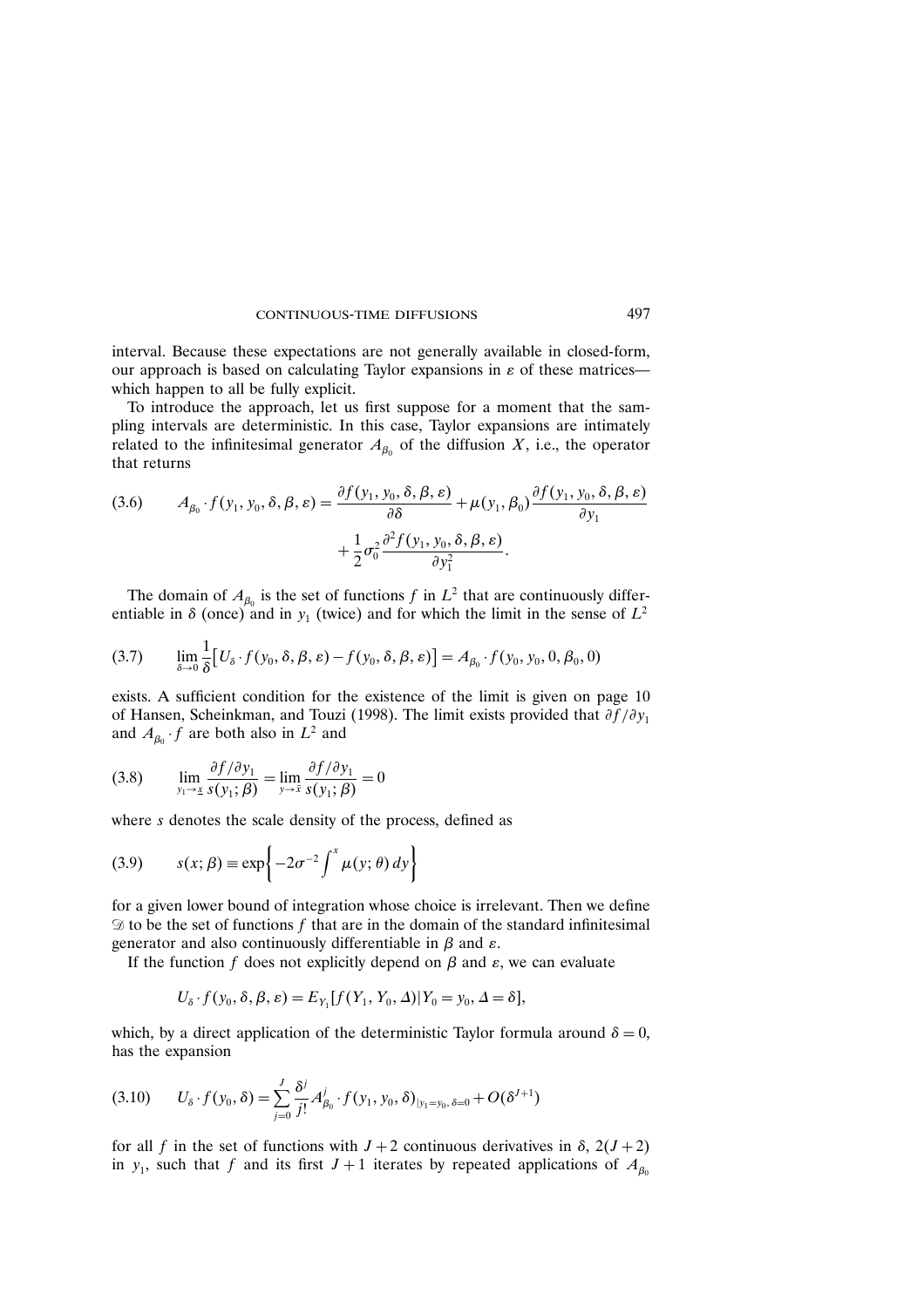interval. Because these expectations are not generally available in closed-form, our approach is based on calculating Taylor expansions in $\varepsilon$ of these matrices—which happen to all be fully explicit.

To introduce the approach, let us first suppose for a moment that the sampling intervals are deterministic. In this case, Taylor expansions are intimately related to the infinitesimal generator $A_{\beta_0}$ of the diffusion $X$, i.e., the operator that returns

$$
(3.6) \qquad A_{\beta_0} \cdot f(y_1, y_0, \delta, \beta, \varepsilon) = \frac{\partial f(y_1, y_0, \delta, \beta, \varepsilon)}{\partial \delta} + \mu(y_1, \beta_0) \frac{\partial f(y_1, y_0, \delta, \beta, \varepsilon)}{\partial y_1} + \frac{1}{2}\sigma_0^2 \frac{\partial^2 f(y_1, y_0, \delta, \beta, \varepsilon)}{\partial y_1^2}.
$$

The domain of $A_{\beta_0}$ is the set of functions $f$ in $L^2$ that are continuously differentiable in $\delta$ (once) and in $y_1$ (twice) and for which the limit in the sense of $L^2$

$$
(3.7) \qquad \lim_{\delta \to 0} \frac{1}{\delta}\left[U_\delta \cdot f(y_0, \delta, \beta, \varepsilon) - f(y_0, \delta, \beta, \varepsilon)\right] = A_{\beta_0} \cdot f(y_0, y_0, 0, \beta_0, 0)
$$

exists. A sufficient condition for the existence of the limit is given on page 10 of Hansen, Scheinkman, and Touzi (1998). The limit exists provided that $\partial f / \partial y_1$ and $A_{\beta_0} \cdot f$ are both also in $L^2$ and

$$
(3.8) \qquad \lim_{y_1 \to \underline{x}} \frac{\partial f / \partial y_1}{s(y_1; \beta)} = \lim_{y \to \bar{x}} \frac{\partial f / \partial y_1}{s(y_1; \beta)} = 0
$$

where $s$ denotes the scale density of the process, defined as

$$
(3.9) \qquad s(x; \beta) \equiv \exp\left\{ -2\sigma^{-2} \int^x \mu(y; \theta)\, dy \right\}
$$

for a given lower bound of integration whose choice is irrelevant. Then we define $\mathcal{D}$ to be the set of functions $f$ that are in the domain of the standard infinitesimal generator and also continuously differentiable in $\beta$ and $\varepsilon$.

If the function $f$ does not explicitly depend on $\beta$ and $\varepsilon$, we can evaluate

$$
U_\delta \cdot f(y_0, \delta, \beta, \varepsilon) = E_{Y_1}[f(Y_1, Y_0, \Delta) | Y_0 = y_0, \Delta = \delta],
$$

which, by a direct application of the deterministic Taylor formula around $\delta = 0$, has the expansion

$$
(3.10) \qquad U_\delta \cdot f(y_0, \delta) = \sum_{j=0}^{J} \frac{\delta^j}{j!} A_{\beta_0}^j \cdot f(y_1, y_0, \delta)_{|y_1 = y_0, \delta = 0} + O(\delta^{J+1})
$$

for all $f$ in the set of functions with $J+2$ continuous derivatives in $\delta$, $2(J+2)$ in $y_1$, such that $f$ and its first $J+1$ iterates by repeated applications of $A_{\beta_0}$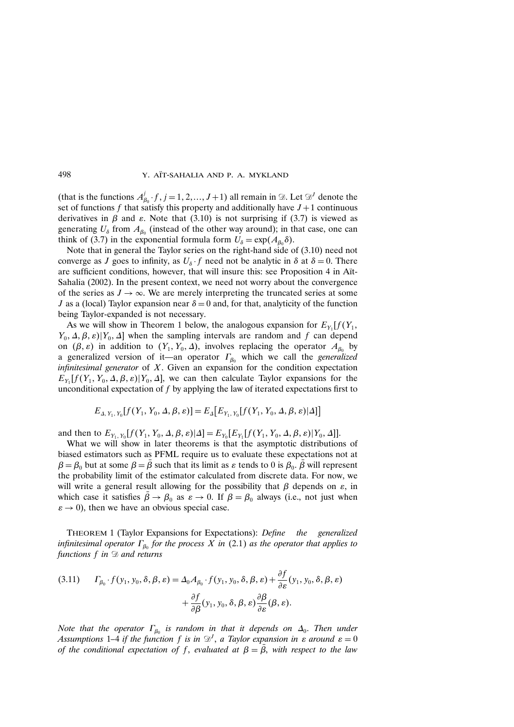(that is the functions $A^j_{\beta_0} \cdot f$, $j = 1, 2, \ldots, J+1$) all remain in $\mathscr{D}$. Let $\mathscr{D}^J$ denote the set of functions $f$ that satisfy this property and additionally have $J+1$ continuous derivatives in $\beta$ and $\varepsilon$. Note that (3.10) is not surprising if (3.7) is viewed as generating $U_\delta$ from $A_{\beta_0}$ (instead of the other way around); in that case, one can think of (3.7) in the exponential formula form $U_\delta = \exp(A_{\beta_0}\delta)$.

Note that in general the Taylor series on the right-hand side of (3.10) need not converge as $J$ goes to infinity, as $U_\delta \cdot f$ need not be analytic in $\delta$ at $\delta = 0$. There are sufficient conditions, however, that will insure this: see Proposition 4 in Aït-Sahalia (2002). In the present context, we need not worry about the convergence of the series as $J \to \infty$. We are merely interpreting the truncated series at some $J$ as a (local) Taylor expansion near $\delta = 0$ and, for that, analyticity of the function being Taylor-expanded is not necessary.

As we will show in Theorem 1 below, the analogous expansion for $E_{Y_1}[f(Y_1, Y_0, \Delta, \beta, \varepsilon)|Y_0, \Delta]$ when the sampling intervals are random and $f$ can depend on $(\beta, \varepsilon)$ in addition to $(Y_1, Y_0, \Delta)$, involves replacing the operator $A_{\beta_0}$ by a generalized version of it—an operator $\Gamma_{\beta_0}$ which we call the *generalized infinitesimal generator* of $X$. Given an expansion for the condition expectation $E_{Y_1}[f(Y_1, Y_0, \Delta, \beta, \varepsilon)|Y_0, \Delta]$, we can then calculate Taylor expansions for the unconditional expectation of $f$ by applying the law of iterated expectations first to

$$E_{\Delta, Y_1, Y_0}[f(Y_1, Y_0, \Delta, \beta, \varepsilon)] = E_\Delta\big[E_{Y_1, Y_0}[f(Y_1, Y_0, \Delta, \beta, \varepsilon)|\Delta]\big]$$

and then to $E_{Y_1, Y_0}[f(Y_1, Y_0, \Delta, \beta, \varepsilon)|\Delta] = E_{Y_0}[E_{Y_1}[f(Y_1, Y_0, \Delta, \beta, \varepsilon)|Y_0, \Delta]]$.

What we will show in later theorems is that the asymptotic distributions of biased estimators such as PFML require us to evaluate these expectations not at $\beta = \beta_0$ but at some $\beta = \bar{\beta}$ such that its limit as $\varepsilon$ tends to 0 is $\beta_0$. $\bar{\beta}$ will represent the probability limit of the estimator calculated from discrete data. For now, we will write a general result allowing for the possibility that $\beta$ depends on $\varepsilon$, in which case it satisfies $\bar{\beta} \to \beta_0$ as $\varepsilon \to 0$. If $\beta = \beta_0$ always (i.e., not just when $\varepsilon \to 0$), then we have an obvious special case.

THEOREM 1 (Taylor Expansions for Expectations): *Define the generalized infinitesimal operator $\Gamma_{\beta_0}$ for the process $X$ in* (2.1) *as the operator that applies to functions $f$ in $\mathscr{D}$ and returns*

$$(3.11) \qquad \Gamma_{\beta_0} \cdot f(y_1, y_0, \delta, \beta, \varepsilon) = \Delta_0 A_{\beta_0} \cdot f(y_1, y_0, \delta, \beta, \varepsilon) + \frac{\partial f}{\partial \varepsilon}(y_1, y_0, \delta, \beta, \varepsilon) + \frac{\partial f}{\partial \beta}(y_1, y_0, \delta, \beta, \varepsilon)\frac{\partial \beta}{\partial \varepsilon}(\beta, \varepsilon).$$

*Note that the operator $\Gamma_{\beta_0}$ is random in that it depends on $\Delta_0$. Then under Assumptions* 1–4 *if the function $f$ is in $\mathscr{D}^J$, a Taylor expansion in $\varepsilon$ around $\varepsilon = 0$ of the conditional expectation of $f$, evaluated at $\beta = \bar{\beta}$, with respect to the law*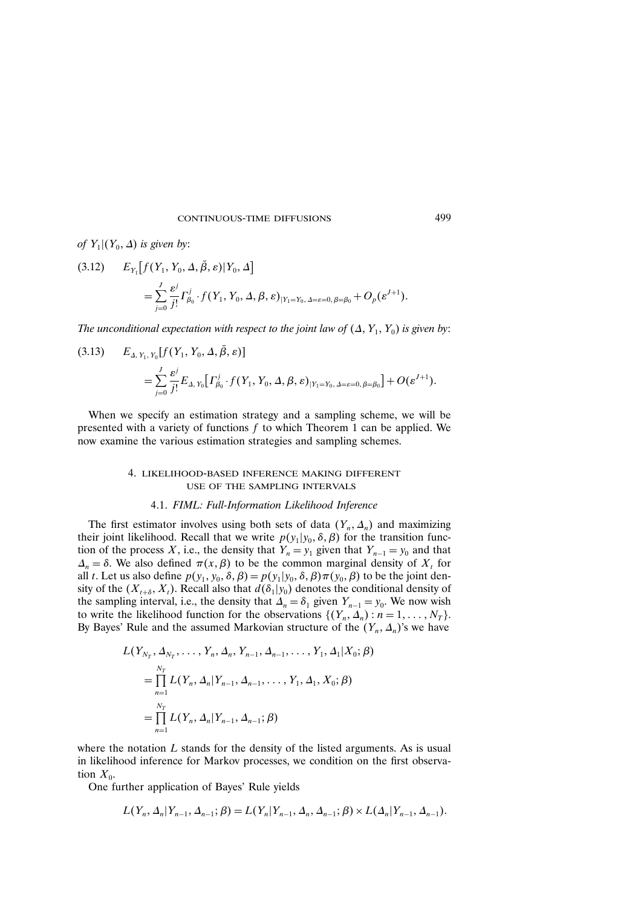*of* $Y_1|(Y_0, \Delta)$ *is given by*:

$$(3.12) \quad E_{Y_1}\big[f(Y_1, Y_0, \Delta, \bar{\beta}, \varepsilon)|Y_0, \Delta\big] = \sum_{j=0}^{J} \frac{\varepsilon^j}{j!} \Gamma_{\beta_0}^j \cdot f(Y_1, Y_0, \Delta, \beta, \varepsilon)_{|Y_1=Y_0,\, \Delta=\varepsilon=0,\, \beta=\beta_0} + O_p(\varepsilon^{J+1}).$$

*The unconditional expectation with respect to the joint law of* $(\Delta, Y_1, Y_0)$ *is given by*:

$$(3.13) \quad E_{\Delta, Y_1, Y_0}[f(Y_1, Y_0, \Delta, \bar{\beta}, \varepsilon)] = \sum_{j=0}^{J} \frac{\varepsilon^j}{j!} E_{\Delta, Y_0}\big[\Gamma_{\beta_0}^j \cdot f(Y_1, Y_0, \Delta, \beta, \varepsilon)_{|Y_1=Y_0,\, \Delta=\varepsilon=0,\, \beta=\beta_0}\big] + O(\varepsilon^{J+1}).$$

When we specify an estimation strategy and a sampling scheme, we will be presented with a variety of functions $f$ to which Theorem 1 can be applied. We now examine the various estimation strategies and sampling schemes.

## 4. LIKELIHOOD-BASED INFERENCE MAKING DIFFERENT USE OF THE SAMPLING INTERVALS

### 4.1. *FIML: Full-Information Likelihood Inference*

The first estimator involves using both sets of data $(Y_n, \Delta_n)$ and maximizing their joint likelihood. Recall that we write $p(y_1|y_0, \delta, \beta)$ for the transition function of the process $X$, i.e., the density that $Y_n = y_1$ given that $Y_{n-1} = y_0$ and that $\Delta_n = \delta$. We also defined $\pi(x, \beta)$ to be the common marginal density of $X_t$ for all $t$. Let us also define $p(y_1, y_0, \delta, \beta) = p(y_1|y_0, \delta, \beta)\pi(y_0, \beta)$ to be the joint density of the $(X_{t+\delta}, X_t)$. Recall also that $d(\delta_1|y_0)$ denotes the conditional density of the sampling interval, i.e., the density that $\Delta_n = \delta_1$ given $Y_{n-1} = y_0$. We now wish to write the likelihood function for the observations $\{(Y_n, \Delta_n) : n = 1, \ldots, N_T\}$. By Bayes' Rule and the assumed Markovian structure of the $(Y_n, \Delta_n)$'s we have

$$\begin{aligned}
L(Y_{N_T}, \Delta_{N_T}, \ldots, Y_n, \Delta_n, Y_{n-1}, \Delta_{n-1}, \ldots, Y_1, \Delta_1|X_0; \beta) &= \prod_{n=1}^{N_T} L(Y_n, \Delta_n|Y_{n-1}, \Delta_{n-1}, \ldots, Y_1, \Delta_1, X_0; \beta) \\
&= \prod_{n=1}^{N_T} L(Y_n, \Delta_n|Y_{n-1}, \Delta_{n-1}; \beta)
\end{aligned}$$

where the notation $L$ stands for the density of the listed arguments. As is usual in likelihood inference for Markov processes, we condition on the first observation $X_0$.

One further application of Bayes' Rule yields

$$L(Y_n, \Delta_n|Y_{n-1}, \Delta_{n-1}; \beta) = L(Y_n|Y_{n-1}, \Delta_n, \Delta_{n-1}; \beta) \times L(\Delta_n|Y_{n-1}, \Delta_{n-1}).$$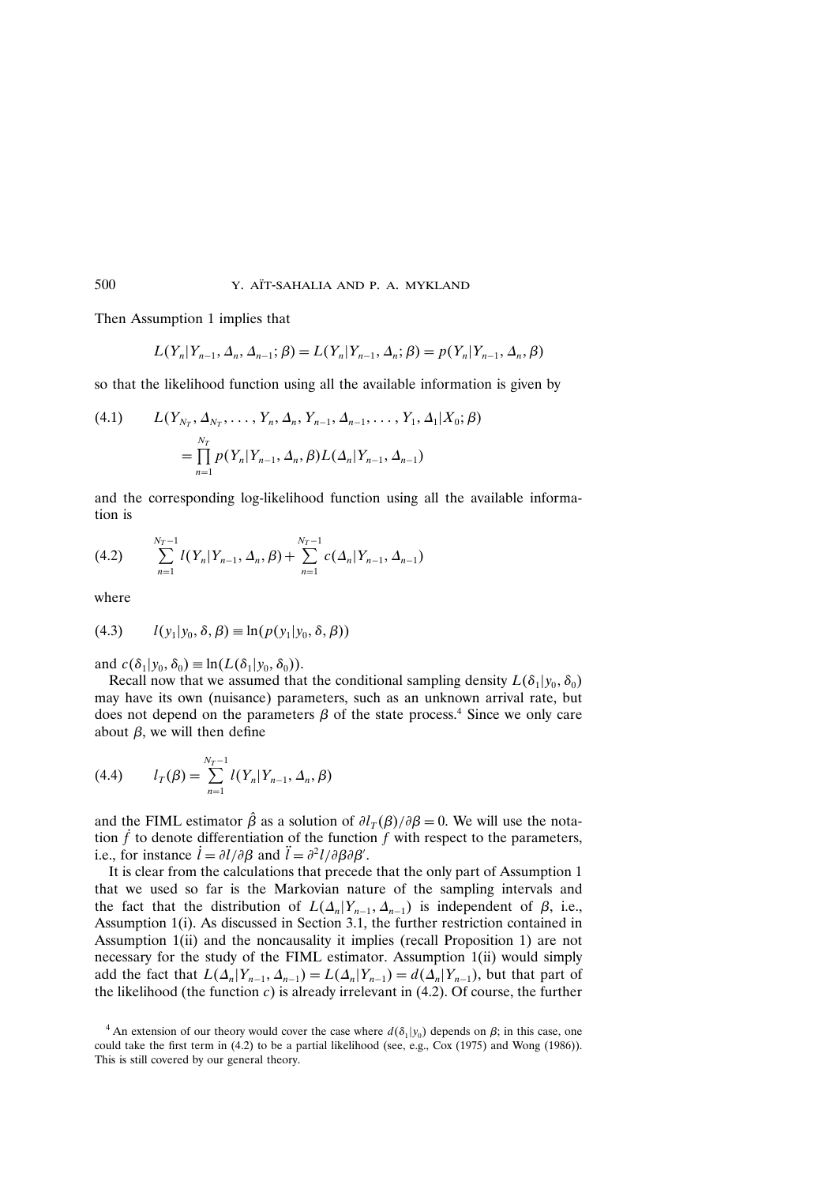Then Assumption 1 implies that

$$L(Y_n|Y_{n-1}, \Delta_n, \Delta_{n-1}; \beta) = L(Y_n|Y_{n-1}, \Delta_n; \beta) = p(Y_n|Y_{n-1}, \Delta_n, \beta)$$

so that the likelihood function using all the available information is given by

$$\text{(4.1)} \qquad L(Y_{N_T}, \Delta_{N_T}, \ldots, Y_n, \Delta_n, Y_{n-1}, \Delta_{n-1}, \ldots, Y_1, \Delta_1|X_0; \beta) = \prod_{n=1}^{N_T} p(Y_n|Y_{n-1}, \Delta_n, \beta) L(\Delta_n|Y_{n-1}, \Delta_{n-1})$$

and the corresponding log-likelihood function using all the available information is

$$\text{(4.2)} \qquad \sum_{n=1}^{N_T-1} l(Y_n|Y_{n-1}, \Delta_n, \beta) + \sum_{n=1}^{N_T-1} c(\Delta_n|Y_{n-1}, \Delta_{n-1})$$

where

$$\text{(4.3)} \qquad l(y_1|y_0, \delta, \beta) \equiv \ln(p(y_1|y_0, \delta, \beta))$$

and $c(\delta_1|y_0, \delta_0) \equiv \ln(L(\delta_1|y_0, \delta_0))$.

Recall now that we assumed that the conditional sampling density $L(\delta_1|y_0, \delta_0)$ may have its own (nuisance) parameters, such as an unknown arrival rate, but does not depend on the parameters $\beta$ of the state process.[4] Since we only care about $\beta$, we will then define

$$\text{(4.4)} \qquad l_T(\beta) = \sum_{n=1}^{N_T-1} l(Y_n|Y_{n-1}, \Delta_n, \beta)$$

and the FIML estimator $\hat{\beta}$ as a solution of $\partial l_T(\beta)/\partial\beta = 0$. We will use the notation $\dot{f}$ to denote differentiation of the function $f$ with respect to the parameters, i.e., for instance $\dot{l} = \partial l/\partial\beta$ and $\ddot{l} = \partial^2 l/\partial\beta\partial\beta'$.

It is clear from the calculations that precede that the only part of Assumption 1 that we used so far is the Markovian nature of the sampling intervals and the fact that the distribution of $L(\Delta_n|Y_{n-1}, \Delta_{n-1})$ is independent of $\beta$, i.e., Assumption 1(i). As discussed in Section 3.1, the further restriction contained in Assumption 1(ii) and the noncausality it implies (recall Proposition 1) are not necessary for the study of the FIML estimator. Assumption 1(ii) would simply add the fact that $L(\Delta_n|Y_{n-1}, \Delta_{n-1}) = L(\Delta_n|Y_{n-1}) = d(\Delta_n|Y_{n-1})$, but that part of the likelihood (the function $c$) is already irrelevant in (4.2). Of course, the further

[4] An extension of our theory would cover the case where $d(\delta_1|y_0)$ depends on $\beta$; in this case, one could take the first term in (4.2) to be a partial likelihood (see, e.g., Cox (1975) and Wong (1986)). This is still covered by our general theory.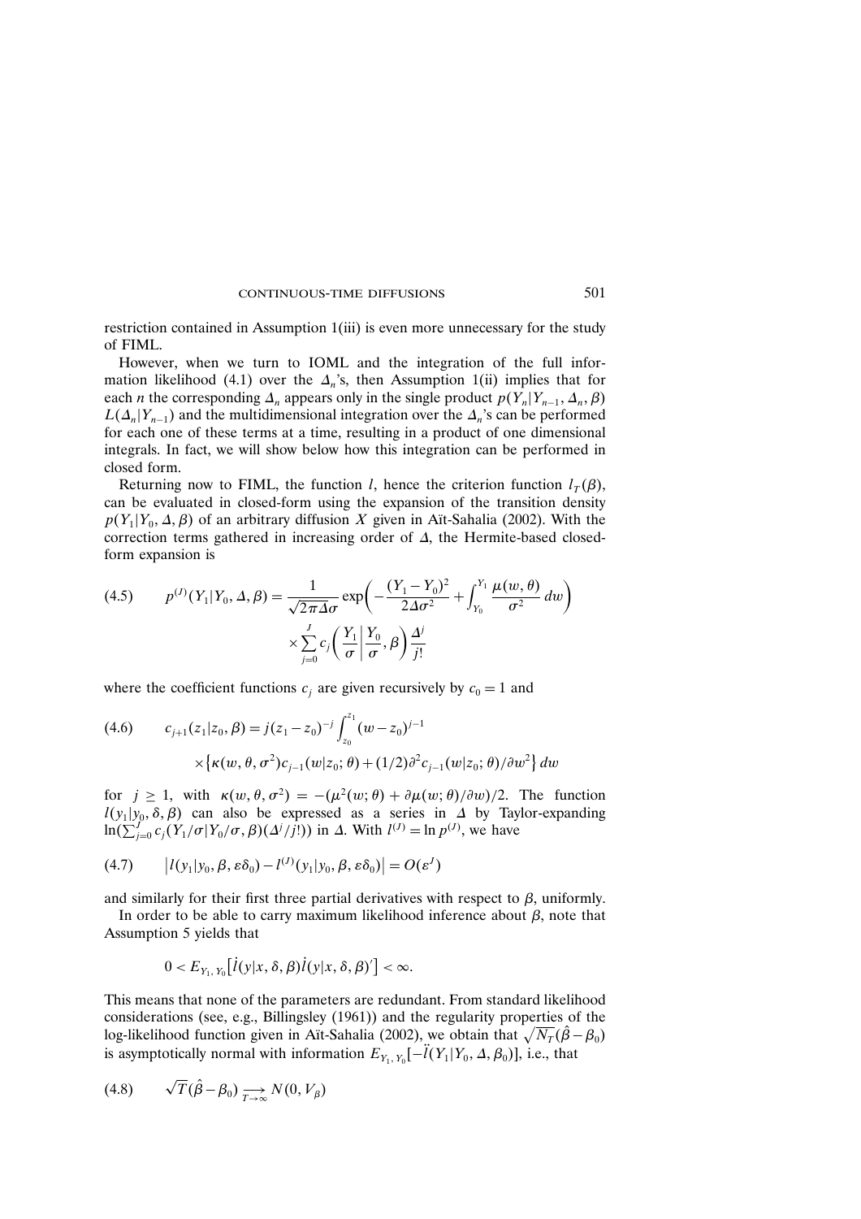restriction contained in Assumption 1(iii) is even more unnecessary for the study of FIML.

However, when we turn to IOML and the integration of the full information likelihood (4.1) over the $\Delta_n$'s, then Assumption 1(ii) implies that for each $n$ the corresponding $\Delta_n$ appears only in the single product $p(Y_n|Y_{n-1}, \Delta_n, \beta)$ $L(\Delta_n|Y_{n-1})$ and the multidimensional integration over the $\Delta_n$'s can be performed for each one of these terms at a time, resulting in a product of one dimensional integrals. In fact, we will show below how this integration can be performed in closed form.

Returning now to FIML, the function $l$, hence the criterion function $l_T(\beta)$, can be evaluated in closed-form using the expansion of the transition density $p(Y_1|Y_0, \Delta, \beta)$ of an arbitrary diffusion $X$ given in Aït-Sahalia (2002). With the correction terms gathered in increasing order of $\Delta$, the Hermite-based closed-form expansion is

$$
(4.5) \qquad p^{(J)}(Y_1|Y_0, \Delta, \beta) = \frac{1}{\sqrt{2\pi\Delta}\sigma} \exp\left( -\frac{(Y_1 - Y_0)^2}{2\Delta\sigma^2} + \int_{Y_0}^{Y_1} \frac{\mu(w, \theta)}{\sigma^2}\, dw \right) \times \sum_{j=0}^{J} c_j\left( \frac{Y_1}{\sigma} \middle| \frac{Y_0}{\sigma}, \beta \right) \frac{\Delta^j}{j!}
$$

where the coefficient functions $c_j$ are given recursively by $c_0 = 1$ and

$$
(4.6) \qquad c_{j+1}(z_1|z_0, \beta) = j(z_1 - z_0)^{-j} \int_{z_0}^{z_1} (w - z_0)^{j-1} \times \left\{ \kappa(w, \theta, \sigma^2) c_{j-1}(w|z_0; \theta) + (1/2)\partial^2 c_{j-1}(w|z_0; \theta)/\partial w^2 \right\} dw
$$

for $j \geq 1$, with $\kappa(w, \theta, \sigma^2) = -(\mu^2(w;\theta) + \partial\mu(w;\theta)/\partial w)/2$. The function $l(y_1|y_0, \delta, \beta)$ can also be expressed as a series in $\Delta$ by Taylor-expanding $\ln(\sum_{j=0}^{J} c_j(Y_1/\sigma|Y_0/\sigma, \beta)(\Delta^j/j!))$ in $\Delta$. With $l^{(J)} = \ln p^{(J)}$, we have

$$
(4.7) \qquad \left| l(y_1|y_0, \beta, \varepsilon\delta_0) - l^{(J)}(y_1|y_0, \beta, \varepsilon\delta_0) \right| = O(\varepsilon^J)
$$

and similarly for their first three partial derivatives with respect to $\beta$, uniformly.

In order to be able to carry maximum likelihood inference about $\beta$, note that Assumption 5 yields that

$$
0 < E_{Y_1, Y_0}\left[ \dot{l}(y|x, \delta, \beta) \dot{l}(y|x, \delta, \beta)' \right] < \infty.
$$

This means that none of the parameters are redundant. From standard likelihood considerations (see, e.g., Billingsley (1961)) and the regularity properties of the log-likelihood function given in Aït-Sahalia (2002), we obtain that $\sqrt{N_T}(\hat{\beta} - \beta_0)$ is asymptotically normal with information $E_{Y_1, Y_0}[-\ddot{l}(Y_1|Y_0, \Delta, \beta_0)]$, i.e., that

$$
(4.8) \qquad \sqrt{T}(\hat{\beta} - \beta_0) \underset{T \to \infty}{\longrightarrow} N(0, V_\beta)
$$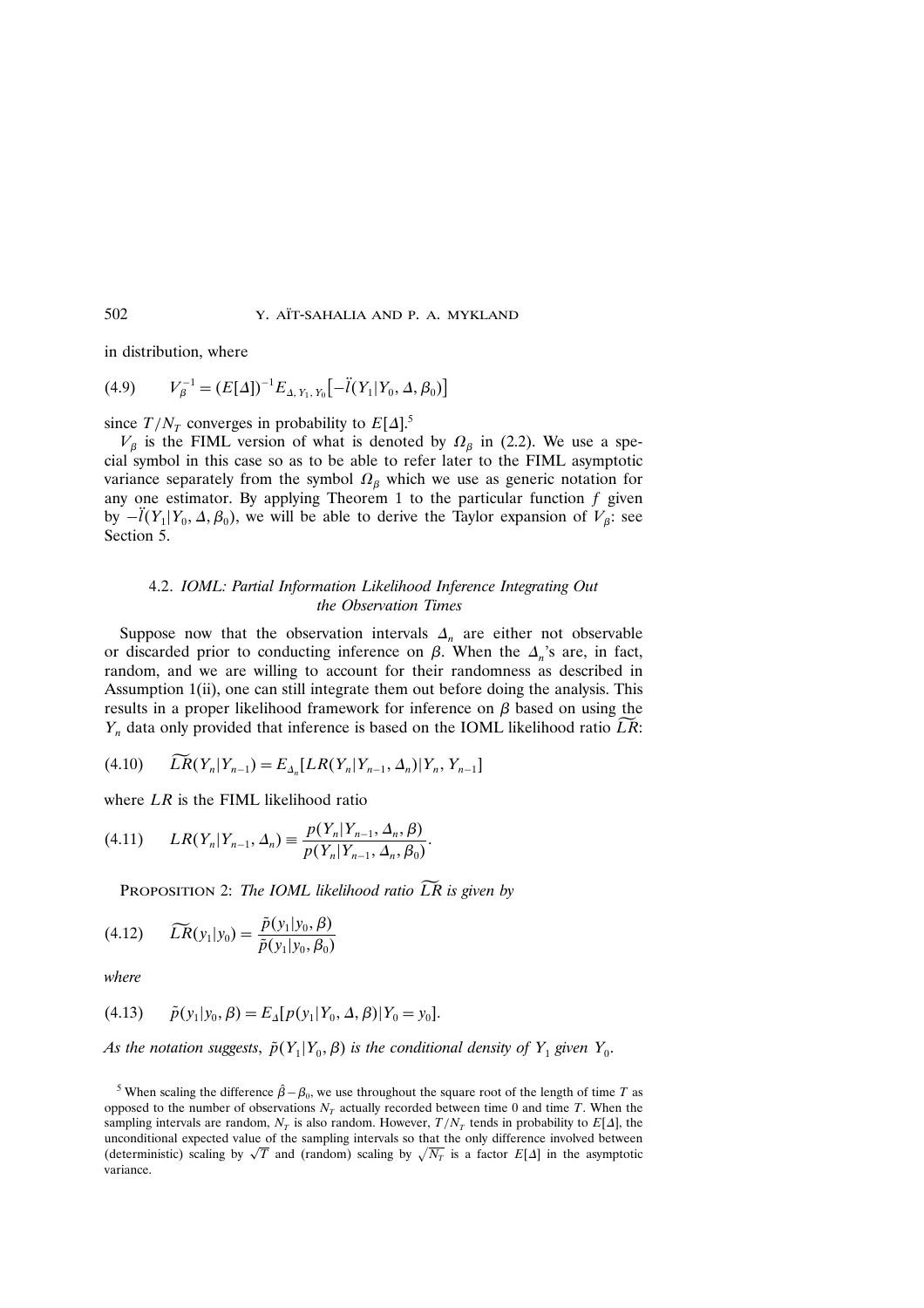in distribution, where

$$(4.9) \qquad V_\beta^{-1} = (E[\Delta])^{-1} E_{\Delta, Y_1, Y_0}\big[-\ddot{l}(Y_1|Y_0, \Delta, \beta_0)\big]$$

since $T/N_T$ converges in probability to $E[\Delta]$.[5]

$V_\beta$ is the FIML version of what is denoted by $\Omega_\beta$ in (2.2). We use a special symbol in this case so as to be able to refer later to the FIML asymptotic variance separately from the symbol $\Omega_\beta$ which we use as generic notation for any one estimator. By applying Theorem 1 to the particular function $f$ given by $-\ddot{l}(Y_1|Y_0, \Delta, \beta_0)$, we will be able to derive the Taylor expansion of $V_\beta$: see Section 5.

### 4.2. *IOML: Partial Information Likelihood Inference Integrating Out the Observation Times*

Suppose now that the observation intervals $\Delta_n$ are either not observable or discarded prior to conducting inference on $\beta$. When the $\Delta_n$'s are, in fact, random, and we are willing to account for their randomness as described in Assumption 1(ii), one can still integrate them out before doing the analysis. This results in a proper likelihood framework for inference on $\beta$ based on using the $Y_n$ data only provided that inference is based on the IOML likelihood ratio $\widetilde{LR}$:

$$(4.10) \qquad \widetilde{LR}(Y_n|Y_{n-1}) = E_{\Delta_n}[LR(Y_n|Y_{n-1}, \Delta_n)|Y_n, Y_{n-1}]$$

where $LR$ is the FIML likelihood ratio

$$(4.11) \qquad LR(Y_n|Y_{n-1}, \Delta_n) \equiv \frac{p(Y_n|Y_{n-1}, \Delta_n, \beta)}{p(Y_n|Y_{n-1}, \Delta_n, \beta_0)}.$$

PROPOSITION 2: *The IOML likelihood ratio* $\widetilde{LR}$ *is given by*

$$(4.12) \qquad \widetilde{LR}(y_1|y_0) = \frac{\tilde{p}(y_1|y_0, \beta)}{\tilde{p}(y_1|y_0, \beta_0)}$$

*where*

$$(4.13) \qquad \tilde{p}(y_1|y_0, \beta) = E_\Delta[p(y_1|Y_0, \Delta, \beta)|Y_0 = y_0].$$

*As the notation suggests,* $\tilde{p}(Y_1|Y_0, \beta)$ *is the conditional density of* $Y_1$ *given* $Y_0$.

[5] When scaling the difference $\hat{\beta} - \beta_0$, we use throughout the square root of the length of time $T$ as opposed to the number of observations $N_T$ actually recorded between time 0 and time $T$. When the sampling intervals are random, $N_T$ is also random. However, $T/N_T$ tends in probability to $E[\Delta]$, the unconditional expected value of the sampling intervals so that the only difference involved between (deterministic) scaling by $\sqrt{T}$ and (random) scaling by $\sqrt{N_T}$ is a factor $E[\Delta]$ in the asymptotic variance.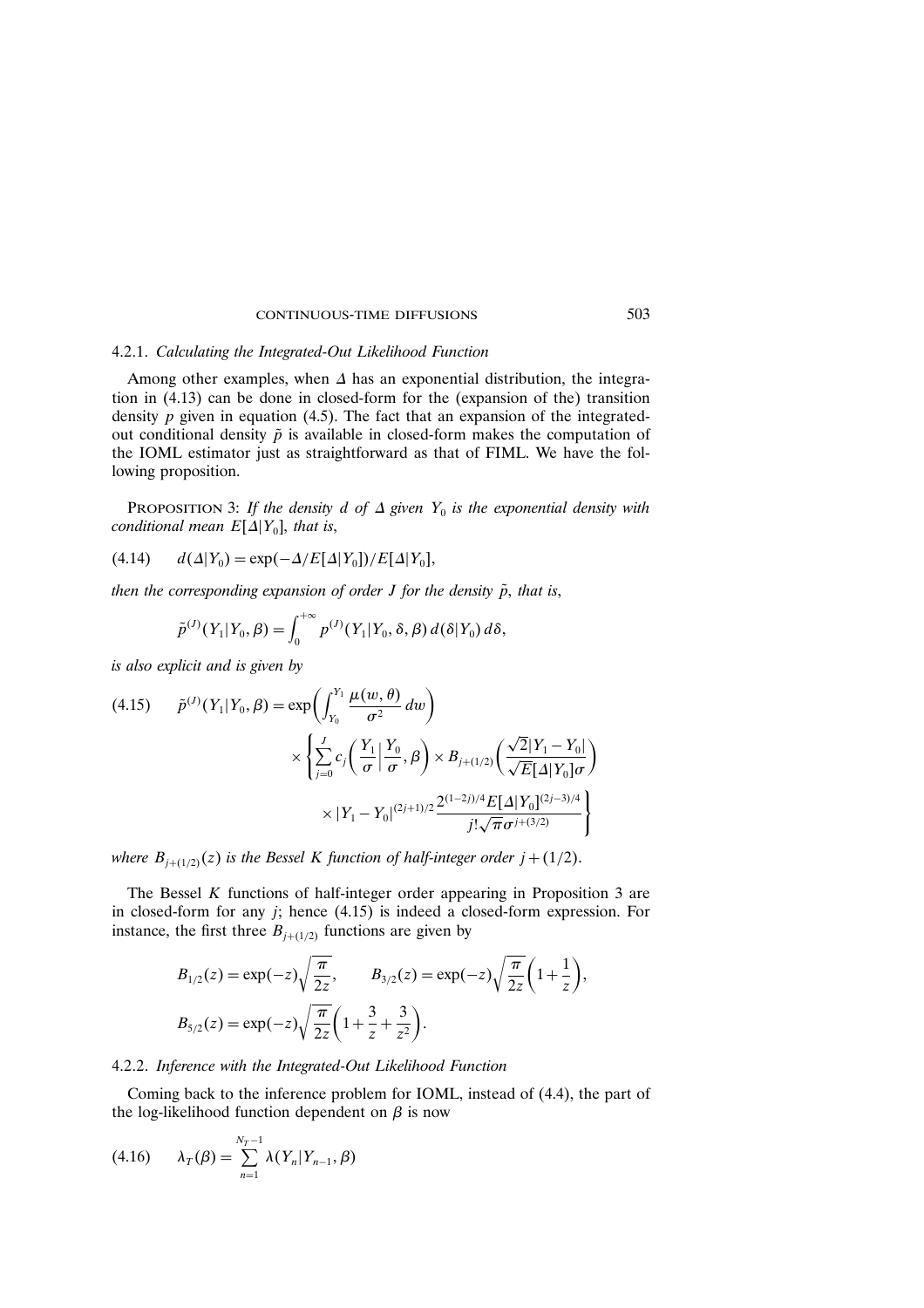#### 4.2.1. *Calculating the Integrated-Out Likelihood Function*

Among other examples, when $\Delta$ has an exponential distribution, the integration in (4.13) can be done in closed-form for the (expansion of the) transition density $p$ given in equation (4.5). The fact that an expansion of the integrated-out conditional density $\tilde{p}$ is available in closed-form makes the computation of the IOML estimator just as straightforward as that of FIML. We have the following proposition.

PROPOSITION 3: *If the density $d$ of $\Delta$ given $Y_0$ is the exponential density with conditional mean $E[\Delta|Y_0]$, that is,*

$$d(\Delta|Y_0) = \exp(-\Delta/E[\Delta|Y_0])/E[\Delta|Y_0], \tag{4.14}$$

*then the corresponding expansion of order $J$ for the density $\tilde{p}$, that is,*

$$\tilde{p}^{(J)}(Y_1|Y_0,\beta) = \int_0^{+\infty} p^{(J)}(Y_1|Y_0,\delta,\beta)\, d(\delta|Y_0)\, d\delta,$$

*is also explicit and is given by*

$$\tilde{p}^{(J)}(Y_1|Y_0,\beta) = \exp\left(\int_{Y_0}^{Y_1} \frac{\mu(w,\theta)}{\sigma^2}\, dw\right) \times \left\{ \sum_{j=0}^{J} c_j\left(\frac{Y_1}{\sigma}\,\Big|\,\frac{Y_0}{\sigma},\beta\right) \times B_{j+(1/2)}\left(\frac{\sqrt{2}|Y_1-Y_0|}{\sqrt{E[\Delta|Y_0]}\sigma}\right) \times |Y_1-Y_0|^{(2j+1)/2} \frac{2^{(1-2j)/4} E[\Delta|Y_0]^{(2j-3)/4}}{j!\sqrt{\pi}\sigma^{j+(3/2)}} \right\} \tag{4.15}$$

*where $B_{j+(1/2)}(z)$ is the Bessel K function of half-integer order $j+(1/2)$.*

The Bessel $K$ functions of half-integer order appearing in Proposition 3 are in closed-form for any $j$; hence (4.15) is indeed a closed-form expression. For instance, the first three $B_{j+(1/2)}$ functions are given by

$$B_{1/2}(z) = \exp(-z)\sqrt{\frac{\pi}{2z}}, \qquad B_{3/2}(z) = \exp(-z)\sqrt{\frac{\pi}{2z}}\left(1+\frac{1}{z}\right),$$

$$B_{5/2}(z) = \exp(-z)\sqrt{\frac{\pi}{2z}}\left(1+\frac{3}{z}+\frac{3}{z^2}\right).$$

#### 4.2.2. *Inference with the Integrated-Out Likelihood Function*

Coming back to the inference problem for IOML, instead of (4.4), the part of the log-likelihood function dependent on $\beta$ is now

$$\lambda_T(\beta) = \sum_{n=1}^{N_T-1} \lambda(Y_n|Y_{n-1},\beta) \tag{4.16}$$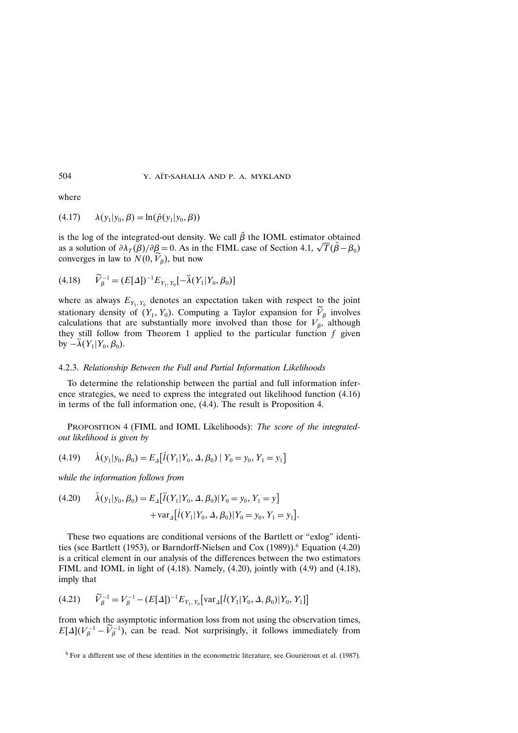where

$$(4.17) \qquad \lambda(y_1|y_0, \beta) = \ln(\tilde{p}(y_1|y_0, \beta))$$

is the log of the integrated-out density. We call $\tilde{\beta}$ the IOML estimator obtained as a solution of $\partial\lambda_T(\beta)/\partial\beta = 0$. As in the FIML case of Section 4.1, $\sqrt{T}(\tilde{\beta} - \beta_0)$ converges in law to $N(0, \widetilde{V}_\beta)$, but now

$$(4.18) \qquad \widetilde{V}_\beta^{-1} = (E[\Delta])^{-1} E_{Y_1, Y_0}[-\ddot{\lambda}(Y_1|Y_0, \beta_0)]$$

where as always $E_{Y_1, Y_0}$ denotes an expectation taken with respect to the joint stationary density of $(Y_1, Y_0)$. Computing a Taylor expansion for $\widetilde{V}_\beta$ involves calculations that are substantially more involved than those for $V_\beta$, although they still follow from Theorem 1 applied to the particular function $f$ given by $-\ddot{\lambda}(Y_1|Y_0, \beta_0)$.

### 4.2.3. *Relationship Between the Full and Partial Information Likelihoods*

To determine the relationship between the partial and full information inference strategies, we need to express the integrated out likelihood function (4.16) in terms of the full information one, (4.4). The result is Proposition 4.

PROPOSITION 4 (FIML and IOML Likelihoods): *The score of the integrated-out likelihood is given by*

$$(4.19) \qquad \dot{\lambda}(y_1|y_0, \beta_0) = E_\Delta\big[\dot{l}(Y_1|Y_0, \Delta, \beta_0) \mid Y_0 = y_0, Y_1 = y_1\big]$$

*while the information follows from*

$$(4.20) \qquad \ddot{\lambda}(y_1|y_0, \beta_0) = E_\Delta\big[\ddot{l}(Y_1|Y_0, \Delta, \beta_0)|Y_0 = y_0, Y_1 = y\big] + \mathrm{var}_\Delta\big[\dot{l}(Y_1|Y_0, \Delta, \beta_0)|Y_0 = y_0, Y_1 = y_1\big].$$

These two equations are conditional versions of the Bartlett or "exlog" identities (see Bartlett (1953), or Barndorff-Nielsen and Cox (1989)).[6] Equation (4.20) is a critical element in our analysis of the differences between the two estimators FIML and IOML in light of (4.18). Namely, (4.20), jointly with (4.9) and (4.18), imply that

$$(4.21) \qquad \widetilde{V}_\beta^{-1} = V_\beta^{-1} - (E[\Delta])^{-1} E_{Y_1, Y_0}\big[\mathrm{var}_\Delta[\dot{l}(Y_1|Y_0, \Delta, \beta_0)|Y_0, Y_1]\big]$$

from which the asymptotic information loss from not using the observation times, $E[\Delta](V_\beta^{-1} - \widetilde{V}_\beta^{-1})$, can be read. Not surprisingly, it follows immediately from

[6] For a different use of these identities in the econometric literature, see Gouriéroux et al. (1987).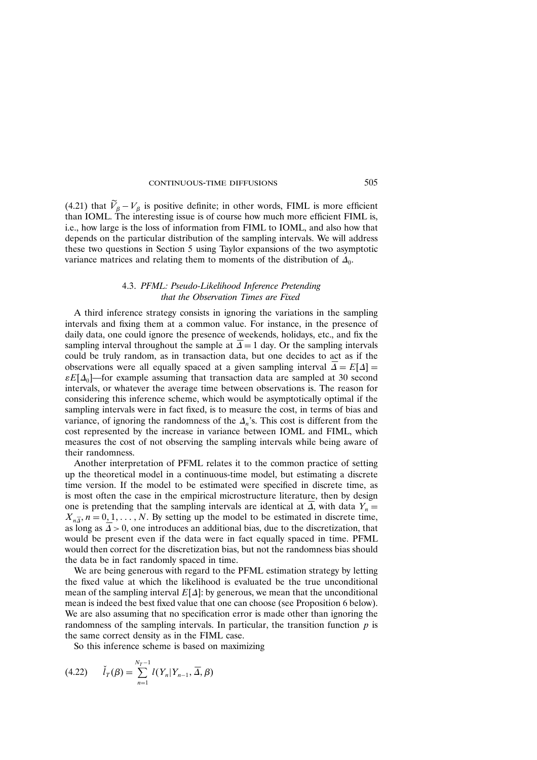(4.21) that $\widetilde{V}_\beta - V_\beta$ is positive definite; in other words, FIML is more efficient than IOML. The interesting issue is of course how much more efficient FIML is, i.e., how large is the loss of information from FIML to IOML, and also how that depends on the particular distribution of the sampling intervals. We will address these two questions in Section 5 using Taylor expansions of the two asymptotic variance matrices and relating them to moments of the distribution of $\Delta_0$.

### 4.3. *PFML: Pseudo-Likelihood Inference Pretending that the Observation Times are Fixed*

A third inference strategy consists in ignoring the variations in the sampling intervals and fixing them at a common value. For instance, in the presence of daily data, one could ignore the presence of weekends, holidays, etc., and fix the sampling interval throughout the sample at $\overline{\Delta} = 1$ day. Or the sampling intervals could be truly random, as in transaction data, but one decides to act as if the observations were all equally spaced at a given sampling interval $\overline{\Delta} = E[\Delta] = \varepsilon E[\Delta_0]$—for example assuming that transaction data are sampled at 30 second intervals, or whatever the average time between observations is. The reason for considering this inference scheme, which would be asymptotically optimal if the sampling intervals were in fact fixed, is to measure the cost, in terms of bias and variance, of ignoring the randomness of the $\Delta_n$'s. This cost is different from the cost represented by the increase in variance between IOML and FIML, which measures the cost of not observing the sampling intervals while being aware of their randomness.

Another interpretation of PFML relates it to the common practice of setting up the theoretical model in a continuous-time model, but estimating a discrete time version. If the model to be estimated were specified in discrete time, as is most often the case in the empirical microstructure literature, then by design one is pretending that the sampling intervals are identical at $\overline{\Delta}$, with data $Y_n = X_{n\overline{\Delta}}$, $n = 0, 1, \ldots, N$. By setting up the model to be estimated in discrete time, as long as $\overline{\Delta} > 0$, one introduces an additional bias, due to the discretization, that would be present even if the data were in fact equally spaced in time. PFML would then correct for the discretization bias, but not the randomness bias should the data be in fact randomly spaced in time.

We are being generous with regard to the PFML estimation strategy by letting the fixed value at which the likelihood is evaluated be the true unconditional mean of the sampling interval $E[\Delta]$: by generous, we mean that the unconditional mean is indeed the best fixed value that one can choose (see Proposition 6 below). We are also assuming that no specification error is made other than ignoring the randomness of the sampling intervals. In particular, the transition function $p$ is the same correct density as in the FIML case.

So this inference scheme is based on maximizing

$$(4.22) \qquad \check{l}_T(\beta) = \sum_{n=1}^{N_T - 1} l(Y_n | Y_{n-1}, \overline{\Delta}, \beta)$$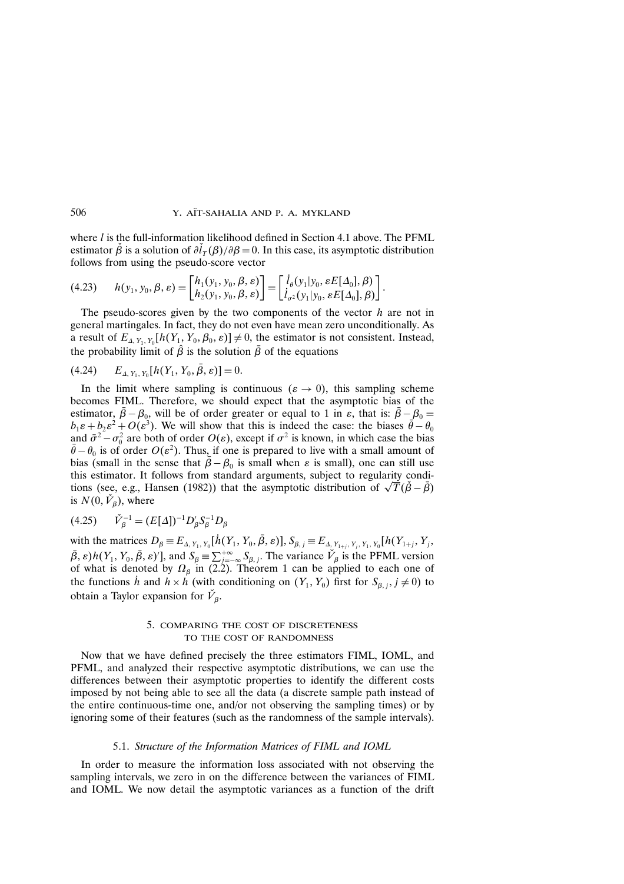where $l$ is the full-information likelihood defined in Section 4.1 above. The PFML estimator $\check{\beta}$ is a solution of $\partial \check{l}_T(\beta)/\partial\beta = 0$. In this case, its asymptotic distribution follows from using the pseudo-score vector

$$h(y_1, y_0, \beta, \varepsilon) = \begin{bmatrix} h_1(y_1, y_0, \beta, \varepsilon) \\ h_2(y_1, y_0, \beta, \varepsilon) \end{bmatrix} = \begin{bmatrix} \dot{l}_\theta(y_1|y_0, \varepsilon E[\Delta_0], \beta) \\ \dot{l}_{\sigma^2}(y_1|y_0, \varepsilon E[\Delta_0], \beta) \end{bmatrix}. \tag{4.23}$$

The pseudo-scores given by the two components of the vector $h$ are not in general martingales. In fact, they do not even have mean zero unconditionally. As a result of $E_{\Delta, Y_1, Y_0}[h(Y_1, Y_0, \beta_0, \varepsilon)] \neq 0$, the estimator is not consistent. Instead, the probability limit of $\hat{\beta}$ is the solution $\bar{\beta}$ of the equations

$$E_{\Delta, Y_1, Y_0}[h(Y_1, Y_0, \bar{\beta}, \varepsilon)] = 0. \tag{4.24}$$

In the limit where sampling is continuous ($\varepsilon \to 0$), this sampling scheme becomes FIML. Therefore, we should expect that the asymptotic bias of the estimator, $\bar{\beta} - \beta_0$, will be of order greater or equal to 1 in $\varepsilon$, that is: $\bar{\beta} - \beta_0 = b_1\varepsilon + b_2\varepsilon^2 + O(\varepsilon^3)$. We will show that this is indeed the case: the biases $\bar{\theta} - \theta_0$ and $\bar{\sigma}^2 - \sigma_0^2$ are both of order $O(\varepsilon)$, except if $\sigma^2$ is known, in which case the bias $\bar{\theta} - \theta_0$ is of order $O(\varepsilon^2)$. Thus, if one is prepared to live with a small amount of bias (small in the sense that $\bar{\beta} - \beta_0$ is small when $\varepsilon$ is small), one can still use this estimator. It follows from standard arguments, subject to regularity conditions (see, e.g., Hansen (1982)) that the asymptotic distribution of $\sqrt{T}(\check{\beta} - \bar{\beta})$ is $N(0, \check{V}_\beta)$, where

$$\check{V}_\beta^{-1} = (E[\Delta])^{-1} D_\beta' S_\beta^{-1} D_\beta \tag{4.25}$$

with the matrices $D_\beta \equiv E_{\Delta, Y_1, Y_0}[\dot{h}(Y_1, Y_0, \bar{\beta}, \varepsilon)]$, $S_{\beta, j} \equiv E_{\Delta, Y_{1+j}, Y_j, Y_1, Y_0}[h(Y_{1+j}, Y_j, \bar{\beta}, \varepsilon) h(Y_1, Y_0, \bar{\beta}, \varepsilon)']$, and $S_\beta \equiv \sum_{j=-\infty}^{+\infty} S_{\beta, j}$. The variance $\check{V}_\beta$ is the PFML version of what is denoted by $\Omega_\beta$ in (2.2). Theorem 1 can be applied to each one of the functions $\dot{h}$ and $h \times h$ (with conditioning on $(Y_1, Y_0)$ first for $S_{\beta, j}$, $j \neq 0$) to obtain a Taylor expansion for $\check{V}_\beta$.

## 5. Comparing the Cost of Discreteness to the Cost of Randomness

Now that we have defined precisely the three estimators FIML, IOML, and PFML, and analyzed their respective asymptotic distributions, we can use the differences between their asymptotic properties to identify the different costs imposed by not being able to see all the data (a discrete sample path instead of the entire continuous-time one, and/or not observing the sampling times) or by ignoring some of their features (such as the randomness of the sample intervals).

### 5.1. *Structure of the Information Matrices of FIML and IOML*

In order to measure the information loss associated with not observing the sampling intervals, we zero in on the difference between the variances of FIML and IOML. We now detail the asymptotic variances as a function of the drift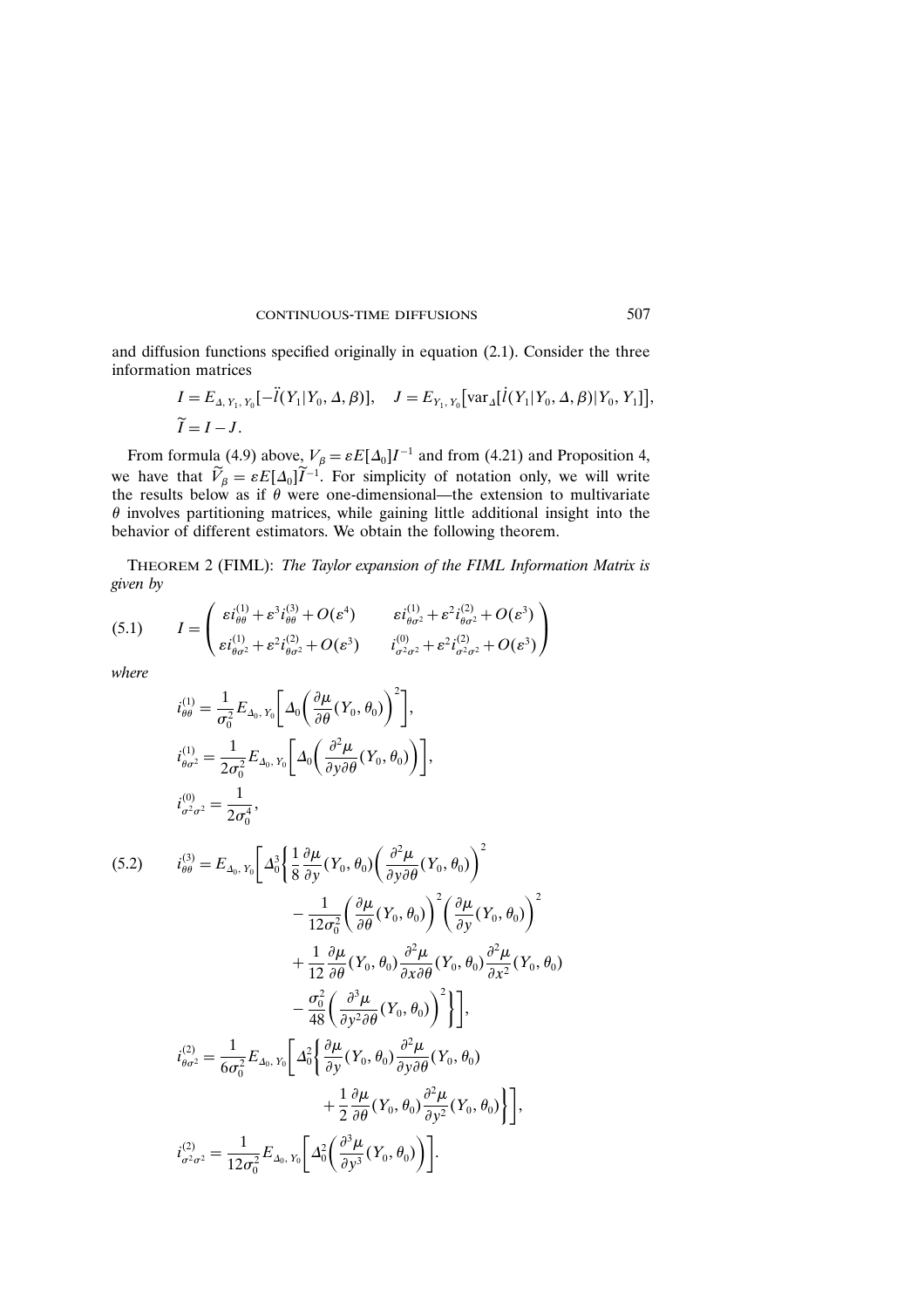and diffusion functions specified originally in equation (2.1). Consider the three information matrices

$$I = E_{\Delta, Y_1, Y_0}[-\ddot{l}(Y_1|Y_0, \Delta, \beta)], \quad J = E_{Y_1, Y_0}\big[\mathrm{var}_{\Delta}[\dot{l}(Y_1|Y_0, \Delta, \beta)|Y_0, Y_1]\big],$$
$$\widetilde{I} = I - J.$$

From formula (4.9) above, $V_\beta = \varepsilon E[\Delta_0]I^{-1}$ and from (4.21) and Proposition 4, we have that $\widetilde{V}_\beta = \varepsilon E[\Delta_0]\widetilde{I}^{-1}$. For simplicity of notation only, we will write the results below as if $\theta$ were one-dimensional—the extension to multivariate $\theta$ involves partitioning matrices, while gaining little additional insight into the behavior of different estimators. We obtain the following theorem.

THEOREM 2 (FIML): *The Taylor expansion of the FIML Information Matrix is given by*

$$I = \begin{pmatrix} \varepsilon i_{\theta\theta}^{(1)} + \varepsilon^3 i_{\theta\theta}^{(3)} + O(\varepsilon^4) & \varepsilon i_{\theta\sigma^2}^{(1)} + \varepsilon^2 i_{\theta\sigma^2}^{(2)} + O(\varepsilon^3) \\ \varepsilon i_{\theta\sigma^2}^{(1)} + \varepsilon^2 i_{\theta\sigma^2}^{(2)} + O(\varepsilon^3) & i_{\sigma^2\sigma^2}^{(0)} + \varepsilon^2 i_{\sigma^2\sigma^2}^{(2)} + O(\varepsilon^3) \end{pmatrix} \tag{5.1}$$

*where*

$$i_{\theta\theta}^{(1)} = \frac{1}{\sigma_0^2} E_{\Delta_0, Y_0}\left[\Delta_0\left(\frac{\partial \mu}{\partial \theta}(Y_0, \theta_0)\right)^2\right],$$

$$i_{\theta\sigma^2}^{(1)} = \frac{1}{2\sigma_0^2} E_{\Delta_0, Y_0}\left[\Delta_0\left(\frac{\partial^2 \mu}{\partial y \partial \theta}(Y_0, \theta_0)\right)\right],$$

$$i_{\sigma^2\sigma^2}^{(0)} = \frac{1}{2\sigma_0^4},$$

$$\begin{aligned} i_{\theta\theta}^{(3)} = E_{\Delta_0, Y_0}\bigg[\Delta_0^3\bigg\{ &\frac{1}{8}\frac{\partial \mu}{\partial y}(Y_0, \theta_0)\left(\frac{\partial^2 \mu}{\partial y \partial \theta}(Y_0, \theta_0)\right)^2 \\ &- \frac{1}{12\sigma_0^2}\left(\frac{\partial \mu}{\partial \theta}(Y_0, \theta_0)\right)^2\left(\frac{\partial \mu}{\partial y}(Y_0, \theta_0)\right)^2 \\ &+ \frac{1}{12}\frac{\partial \mu}{\partial \theta}(Y_0, \theta_0)\frac{\partial^2 \mu}{\partial x \partial \theta}(Y_0, \theta_0)\frac{\partial^2 \mu}{\partial x^2}(Y_0, \theta_0) \\ &- \frac{\sigma_0^2}{48}\left(\frac{\partial^3 \mu}{\partial y^2 \partial \theta}(Y_0, \theta_0)\right)^2\bigg\}\bigg], \end{aligned} \tag{5.2}$$

$$\begin{aligned} i_{\theta\sigma^2}^{(2)} = \frac{1}{6\sigma_0^2} E_{\Delta_0, Y_0}\bigg[\Delta_0^2\bigg\{ &\frac{\partial \mu}{\partial y}(Y_0, \theta_0)\frac{\partial^2 \mu}{\partial y \partial \theta}(Y_0, \theta_0) \\ &+ \frac{1}{2}\frac{\partial \mu}{\partial \theta}(Y_0, \theta_0)\frac{\partial^2 \mu}{\partial y^2}(Y_0, \theta_0)\bigg\}\bigg], \end{aligned}$$

$$i_{\sigma^2\sigma^2}^{(2)} = \frac{1}{12\sigma_0^2} E_{\Delta_0, Y_0}\left[\Delta_0^2\left(\frac{\partial^3 \mu}{\partial y^3}(Y_0, \theta_0)\right)\right].$$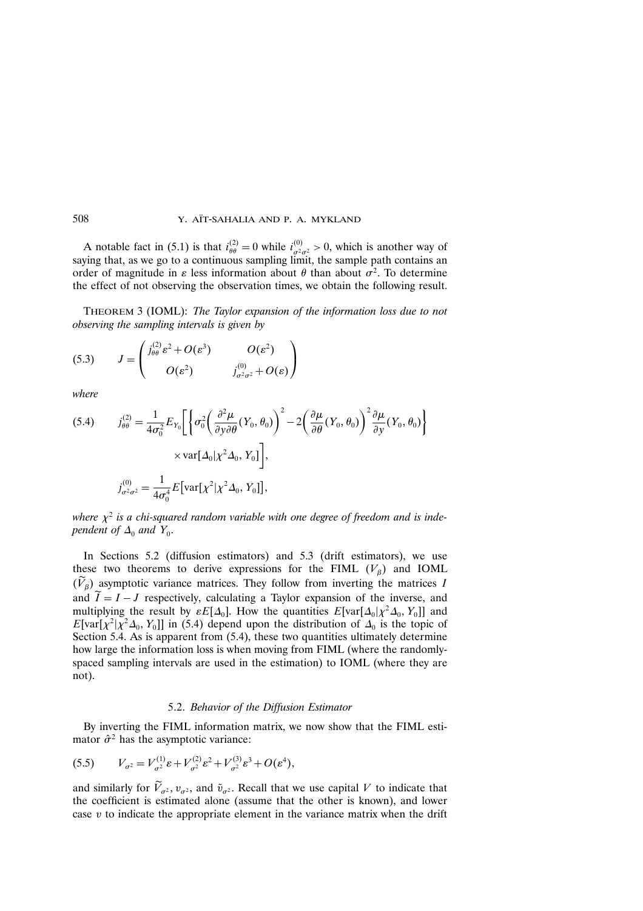A notable fact in (5.1) is that $i_{\theta\theta}^{(2)} = 0$ while $i_{\sigma^2\sigma^2}^{(0)} > 0$, which is another way of saying that, as we go to a continuous sampling limit, the sample path contains an order of magnitude in $\varepsilon$ less information about $\theta$ than about $\sigma^2$. To determine the effect of not observing the observation times, we obtain the following result.

THEOREM 3 (IOML): *The Taylor expansion of the information loss due to not observing the sampling intervals is given by*

$$
J = \begin{pmatrix} j_{\theta\theta}^{(2)}\varepsilon^2 + O(\varepsilon^3) & O(\varepsilon^2) \\ O(\varepsilon^2) & j_{\sigma^2\sigma^2}^{(0)} + O(\varepsilon) \end{pmatrix} \tag{5.3}
$$

*where*

$$
j_{\theta\theta}^{(2)} = \frac{1}{4\sigma_0^2} E_{Y_0}\left[\left\{\sigma_0^2\left(\frac{\partial^2\mu}{\partial y \partial\theta}(Y_0, \theta_0)\right)^2 - 2\left(\frac{\partial\mu}{\partial\theta}(Y_0, \theta_0)\right)^2 \frac{\partial\mu}{\partial y}(Y_0, \theta_0)\right\} \times \operatorname{var}[\Delta_0 | \chi^2\Delta_0, Y_0]\right], \tag{5.4}
$$

$$
j_{\sigma^2\sigma^2}^{(0)} = \frac{1}{4\sigma_0^4} E\big[\operatorname{var}[\chi^2 | \chi^2\Delta_0, Y_0]\big],
$$

*where $\chi^2$ is a chi-squared random variable with one degree of freedom and is independent of $\Delta_0$ and $Y_0$.*

In Sections 5.2 (diffusion estimators) and 5.3 (drift estimators), we use these two theorems to derive expressions for the FIML ($V_\beta$) and IOML ($\widetilde{V}_\beta$) asymptotic variance matrices. They follow from inverting the matrices $I$ and $\widetilde{I} = I - J$ respectively, calculating a Taylor expansion of the inverse, and multiplying the result by $\varepsilon E[\Delta_0]$. How the quantities $E[\operatorname{var}[\Delta_0|\chi^2\Delta_0, Y_0]]$ and $E[\operatorname{var}[\chi^2|\chi^2\Delta_0, Y_0]]$ in (5.4) depend upon the distribution of $\Delta_0$ is the topic of Section 5.4. As is apparent from (5.4), these two quantities ultimately determine how large the information loss is when moving from FIML (where the randomly-spaced sampling intervals are used in the estimation) to IOML (where they are not).

### 5.2. *Behavior of the Diffusion Estimator*

By inverting the FIML information matrix, we now show that the FIML estimator $\hat{\sigma}^2$ has the asymptotic variance:

$$
V_{\sigma^2} = V_{\sigma^2}^{(1)}\varepsilon + V_{\sigma^2}^{(2)}\varepsilon^2 + V_{\sigma^2}^{(3)}\varepsilon^3 + O(\varepsilon^4), \tag{5.5}
$$

and similarly for $\widetilde{V}_{\sigma^2}$, $v_{\sigma^2}$, and $\tilde{v}_{\sigma^2}$. Recall that we use capital $V$ to indicate that the coefficient is estimated alone (assume that the other is known), and lower case $v$ to indicate the appropriate element in the variance matrix when the drift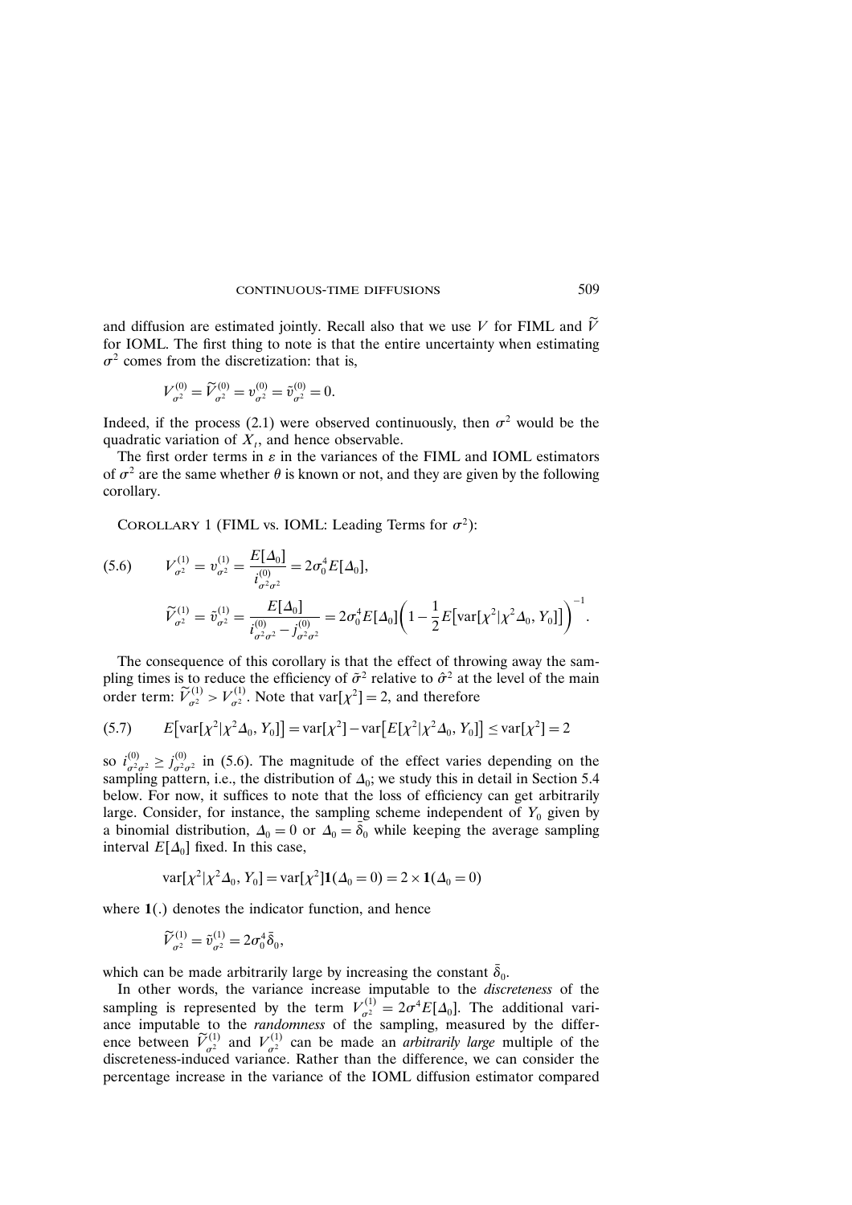and diffusion are estimated jointly. Recall also that we use $V$ for FIML and $\widetilde{V}$ for IOML. The first thing to note is that the entire uncertainty when estimating $\sigma^2$ comes from the discretization: that is,

$$V_{\sigma^2}^{(0)} = \widetilde{V}_{\sigma^2}^{(0)} = v_{\sigma^2}^{(0)} = \tilde{v}_{\sigma^2}^{(0)} = 0.$$

Indeed, if the process (2.1) were observed continuously, then $\sigma^2$ would be the quadratic variation of $X_t$, and hence observable.

The first order terms in $\varepsilon$ in the variances of the FIML and IOML estimators of $\sigma^2$ are the same whether $\theta$ is known or not, and they are given by the following corollary.

COROLLARY 1 (FIML vs. IOML: Leading Terms for $\sigma^2$):

$$\text{(5.6)} \qquad V_{\sigma^2}^{(1)} = v_{\sigma^2}^{(1)} = \frac{E[\Delta_0]}{i_{\sigma^2\sigma^2}^{(0)}} = 2\sigma_0^4 E[\Delta_0],$$

$$\widetilde{V}_{\sigma^2}^{(1)} = \tilde{v}_{\sigma^2}^{(1)} = \frac{E[\Delta_0]}{i_{\sigma^2\sigma^2}^{(0)} - j_{\sigma^2\sigma^2}^{(0)}} = 2\sigma_0^4 E[\Delta_0]\left(1 - \frac{1}{2}E\big[\mathrm{var}[\chi^2|\chi^2\Delta_0, Y_0]\big]\right)^{-1}.$$

The consequence of this corollary is that the effect of throwing away the sampling times is to reduce the efficiency of $\tilde{\sigma}^2$ relative to $\hat{\sigma}^2$ at the level of the main order term: $\widetilde{V}_{\sigma^2}^{(1)} > V_{\sigma^2}^{(1)}$. Note that $\mathrm{var}[\chi^2] = 2$, and therefore

$$\text{(5.7)} \qquad E\big[\mathrm{var}[\chi^2|\chi^2\Delta_0, Y_0]\big] = \mathrm{var}[\chi^2] - \mathrm{var}\big[E[\chi^2|\chi^2\Delta_0, Y_0]\big] \le \mathrm{var}[\chi^2] = 2$$

so $i_{\sigma^2\sigma^2}^{(0)} \ge j_{\sigma^2\sigma^2}^{(0)}$ in (5.6). The magnitude of the effect varies depending on the sampling pattern, i.e., the distribution of $\Delta_0$; we study this in detail in Section 5.4 below. For now, it suffices to note that the loss of efficiency can get arbitrarily large. Consider, for instance, the sampling scheme independent of $Y_0$ given by a binomial distribution, $\Delta_0 = 0$ or $\Delta_0 = \bar{\delta}_0$ while keeping the average sampling interval $E[\Delta_0]$ fixed. In this case,

$$\mathrm{var}[\chi^2|\chi^2\Delta_0, Y_0] = \mathrm{var}[\chi^2]\mathbf{1}(\Delta_0 = 0) = 2 \times \mathbf{1}(\Delta_0 = 0)$$

where $\mathbf{1}(.)$ denotes the indicator function, and hence

$$\widetilde{V}_{\sigma^2}^{(1)} = \tilde{v}_{\sigma^2}^{(1)} = 2\sigma_0^4 \bar{\delta}_0,$$

which can be made arbitrarily large by increasing the constant $\bar{\delta}_0$.

In other words, the variance increase imputable to the *discreteness* of the sampling is represented by the term $V_{\sigma^2}^{(1)} = 2\sigma^4 E[\Delta_0]$. The additional variance imputable to the *randomness* of the sampling, measured by the difference between $\widetilde{V}_{\sigma^2}^{(1)}$ and $V_{\sigma^2}^{(1)}$ can be made an *arbitrarily large* multiple of the discreteness-induced variance. Rather than the difference, we can consider the percentage increase in the variance of the IOML diffusion estimator compared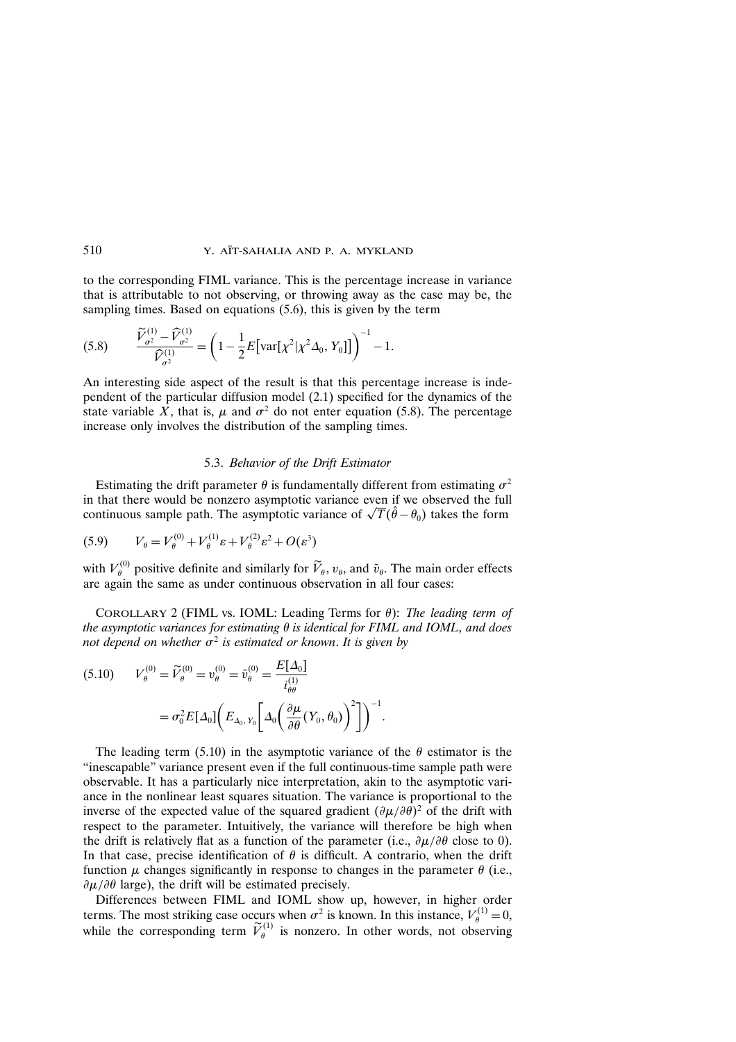to the corresponding FIML variance. This is the percentage increase in variance that is attributable to not observing, or throwing away as the case may be, the sampling times. Based on equations (5.6), this is given by the term

$$\frac{\widetilde{V}_{\sigma^2}^{(1)} - \widehat{V}_{\sigma^2}^{(1)}}{\widehat{V}_{\sigma^2}^{(1)}} = \left(1 - \frac{1}{2} E\left[\operatorname{var}[\chi^2 | \chi^2 \Delta_0, Y_0]\right]\right)^{-1} - 1. \tag{5.8}$$

An interesting side aspect of the result is that this percentage increase is independent of the particular diffusion model (2.1) specified for the dynamics of the state variable $X$, that is, $\mu$ and $\sigma^2$ do not enter equation (5.8). The percentage increase only involves the distribution of the sampling times.

### 5.3. *Behavior of the Drift Estimator*

Estimating the drift parameter $\theta$ is fundamentally different from estimating $\sigma^2$ in that there would be nonzero asymptotic variance even if we observed the full continuous sample path. The asymptotic variance of $\sqrt{T}(\hat{\theta} - \theta_0)$ takes the form

$$V_\theta = V_\theta^{(0)} + V_\theta^{(1)} \varepsilon + V_\theta^{(2)} \varepsilon^2 + O(\varepsilon^3) \tag{5.9}$$

with $V_\theta^{(0)}$ positive definite and similarly for $\widetilde{V}_\theta$, $v_\theta$, and $\tilde{v}_\theta$. The main order effects are again the same as under continuous observation in all four cases:

COROLLARY 2 (FIML vs. IOML: Leading Terms for $\theta$): *The leading term of the asymptotic variances for estimating $\theta$ is identical for FIML and IOML, and does not depend on whether $\sigma^2$ is estimated or known. It is given by*

$$\begin{aligned} V_\theta^{(0)} = \widetilde{V}_\theta^{(0)} = v_\theta^{(0)} = \tilde{v}_\theta^{(0)} &= \frac{E[\Delta_0]}{i_{\theta\theta}^{(1)}} \\ &= \sigma_0^2 E[\Delta_0] \left( E_{\Delta_0, Y_0}\left[ \Delta_0 \left( \frac{\partial \mu}{\partial \theta}(Y_0, \theta_0) \right)^2 \right] \right)^{-1}. \end{aligned} \tag{5.10}$$

The leading term (5.10) in the asymptotic variance of the $\theta$ estimator is the "inescapable" variance present even if the full continuous-time sample path were observable. It has a particularly nice interpretation, akin to the asymptotic variance in the nonlinear least squares situation. The variance is proportional to the inverse of the expected value of the squared gradient $(\partial \mu / \partial \theta)^2$ of the drift with respect to the parameter. Intuitively, the variance will therefore be high when the drift is relatively flat as a function of the parameter (i.e., $\partial \mu / \partial \theta$ close to 0). In that case, precise identification of $\theta$ is difficult. A contrario, when the drift function $\mu$ changes significantly in response to changes in the parameter $\theta$ (i.e., $\partial \mu / \partial \theta$ large), the drift will be estimated precisely.

Differences between FIML and IOML show up, however, in higher order terms. The most striking case occurs when $\sigma^2$ is known. In this instance, $V_\theta^{(1)} = 0$, while the corresponding term $\widetilde{V}_\theta^{(1)}$ is nonzero. In other words, not observing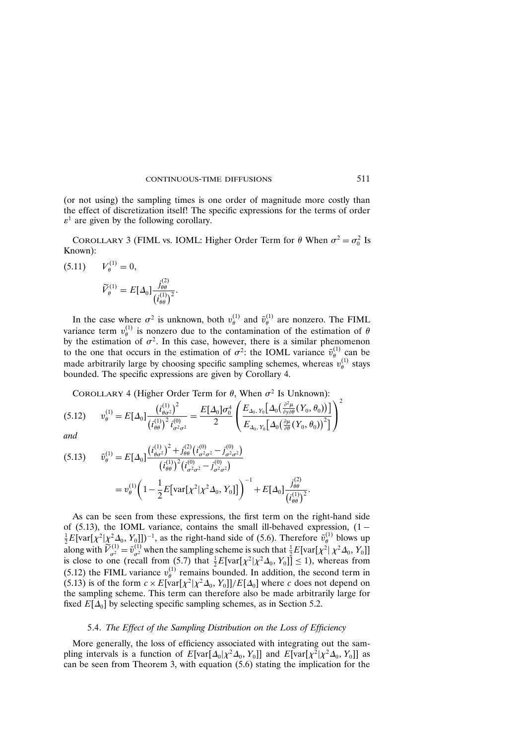(or not using) the sampling times is one order of magnitude more costly than the effect of discretization itself! The specific expressions for the terms of order $\varepsilon^1$ are given by the following corollary.

COROLLARY 3 (FIML vs. IOML: Higher Order Term for $\theta$ When $\sigma^2 = \sigma_0^2$ Is Known):

$$(5.11) \qquad V_\theta^{(1)} = 0,$$

$$\widetilde{V}_\theta^{(1)} = E[\Delta_0] \frac{j_{\theta\theta}^{(2)}}{\left(i_{\theta\theta}^{(1)}\right)^2}.$$

In the case where $\sigma^2$ is unknown, both $v_\theta^{(1)}$ and $\tilde{v}_\theta^{(1)}$ are nonzero. The FIML variance term $v_\theta^{(1)}$ is nonzero due to the contamination of the estimation of $\theta$ by the estimation of $\sigma^2$. In this case, however, there is a similar phenomenon to the one that occurs in the estimation of $\sigma^2$: the IOML variance $\tilde{v}_\theta^{(1)}$ can be made arbitrarily large by choosing specific sampling schemes, whereas $v_\theta^{(1)}$ stays bounded. The specific expressions are given by Corollary 4.

COROLLARY 4 (Higher Order Term for $\theta$, When $\sigma^2$ Is Unknown):

$$(5.12) \qquad v_\theta^{(1)} = E[\Delta_0] \frac{\left(i_{\theta\sigma^2}^{(1)}\right)^2}{\left(i_{\theta\theta}^{(1)}\right)^2 i_{\sigma^2\sigma^2}^{(0)}} = \frac{E[\Delta_0]\sigma_0^4}{2} \left( \frac{E_{\Delta_0, Y_0}\left[\Delta_0\left(\frac{\partial^2 \mu}{\partial y \partial \theta}(Y_0, \theta_0)\right)\right]}{E_{\Delta_0, Y_0}\left[\Delta_0\left(\frac{\partial \mu}{\partial \theta}(Y_0, \theta_0)\right)^2\right]} \right)^2$$

*and*

$$(5.13) \qquad \tilde{v}_\theta^{(1)} = E[\Delta_0] \frac{\left(i_{\theta\sigma^2}^{(1)}\right)^2 + j_{\theta\theta}^{(2)}\left(i_{\sigma^2\sigma^2}^{(0)} - j_{\sigma^2\sigma^2}^{(0)}\right)}{\left(i_{\theta\theta}^{(1)}\right)^2\left(i_{\sigma^2\sigma^2}^{(0)} - j_{\sigma^2\sigma^2}^{(0)}\right)}$$

$$= v_\theta^{(1)} \left(1 - \frac{1}{2} E\left[\operatorname{var}[\chi^2 | \chi^2 \Delta_0, Y_0]\right]\right)^{-1} + E[\Delta_0] \frac{j_{\theta\theta}^{(2)}}{\left(i_{\theta\theta}^{(1)}\right)^2}.$$

As can be seen from these expressions, the first term on the right-hand side of (5.13), the IOML variance, contains the small ill-behaved expression, $(1 - \frac{1}{2}E[\operatorname{var}[\chi^2|\chi^2\Delta_0, Y_0]])^{-1}$, as the right-hand side of (5.6). Therefore $\tilde{v}_\theta^{(1)}$ blows up along with $\widetilde{V}_{\sigma^2}^{(1)} = \tilde{v}_{\sigma^2}^{(1)}$ when the sampling scheme is such that $\frac{1}{2}E[\operatorname{var}[\chi^2| \chi^2\Delta_0, Y_0]]$ is close to one (recall from (5.7) that $\frac{1}{2}E[\operatorname{var}[\chi^2|\chi^2\Delta_0, Y_0]] \leq 1$), whereas from (5.12) the FIML variance $v_\theta^{(1)}$ remains bounded. In addition, the second term in (5.13) is of the form $c \times E[\operatorname{var}[\chi^2|\chi^2\Delta_0, Y_0]]/E[\Delta_0]$ where $c$ does not depend on the sampling scheme. This term can therefore also be made arbitrarily large for fixed $E[\Delta_0]$ by selecting specific sampling schemes, as in Section 5.2.

### 5.4. *The Effect of the Sampling Distribution on the Loss of Efficiency*

More generally, the loss of efficiency associated with integrating out the sampling intervals is a function of $E[\operatorname{var}[\Delta_0|\chi^2\Delta_0, Y_0]]$ and $E[\operatorname{var}[\chi^2|\chi^2\Delta_0, Y_0]]$ as can be seen from Theorem 3, with equation (5.6) stating the implication for the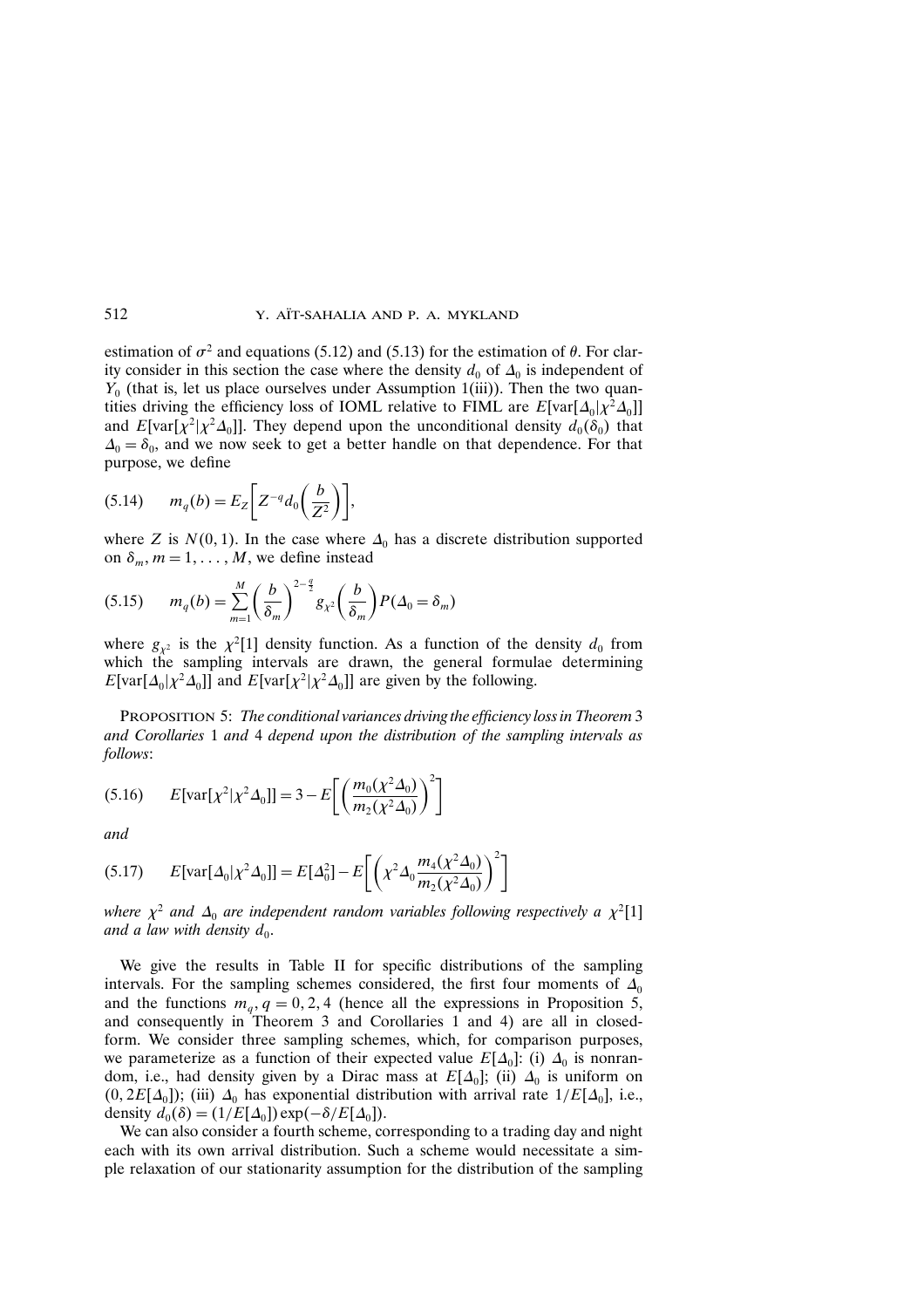estimation of $\sigma^2$ and equations (5.12) and (5.13) for the estimation of $\theta$. For clarity consider in this section the case where the density $d_0$ of $\Delta_0$ is independent of $Y_0$ (that is, let us place ourselves under Assumption 1(iii)). Then the two quantities driving the efficiency loss of IOML relative to FIML are $E[\text{var}[\Delta_0|\chi^2\Delta_0]]$ and $E[\text{var}[\chi^2|\chi^2\Delta_0]]$. They depend upon the unconditional density $d_0(\delta_0)$ that $\Delta_0 = \delta_0$, and we now seek to get a better handle on that dependence. For that purpose, we define

$$m_q(b) = E_Z\left[Z^{-q} d_0\left(\frac{b}{Z^2}\right)\right], \tag{5.14}$$

where $Z$ is $N(0,1)$. In the case where $\Delta_0$ has a discrete distribution supported on $\delta_m, m = 1, \ldots, M$, we define instead

$$m_q(b) = \sum_{m=1}^{M}\left(\frac{b}{\delta_m}\right)^{2-\frac{q}{2}} g_{\chi^2}\left(\frac{b}{\delta_m}\right) P(\Delta_0 = \delta_m) \tag{5.15}$$

where $g_{\chi^2}$ is the $\chi^2[1]$ density function. As a function of the density $d_0$ from which the sampling intervals are drawn, the general formulae determining $E[\text{var}[\Delta_0|\chi^2\Delta_0]]$ and $E[\text{var}[\chi^2|\chi^2\Delta_0]]$ are given by the following.

PROPOSITION 5: *The conditional variances driving the efficiency loss in Theorem 3 and Corollaries 1 and 4 depend upon the distribution of the sampling intervals as follows*:

$$E[\text{var}[\chi^2|\chi^2\Delta_0]] = 3 - E\left[\left(\frac{m_0(\chi^2\Delta_0)}{m_2(\chi^2\Delta_0)}\right)^2\right] \tag{5.16}$$

*and*

$$E[\text{var}[\Delta_0|\chi^2\Delta_0]] = E[\Delta_0^2] - E\left[\left(\chi^2\Delta_0\frac{m_4(\chi^2\Delta_0)}{m_2(\chi^2\Delta_0)}\right)^2\right] \tag{5.17}$$

*where $\chi^2$ and $\Delta_0$ are independent random variables following respectively a $\chi^2[1]$ and a law with density $d_0$.*

We give the results in Table II for specific distributions of the sampling intervals. For the sampling schemes considered, the first four moments of $\Delta_0$ and the functions $m_q, q = 0, 2, 4$ (hence all the expressions in Proposition 5, and consequently in Theorem 3 and Corollaries 1 and 4) are all in closed-form. We consider three sampling schemes, which, for comparison purposes, we parameterize as a function of their expected value $E[\Delta_0]$: (i) $\Delta_0$ is nonrandom, i.e., had density given by a Dirac mass at $E[\Delta_0]$; (ii) $\Delta_0$ is uniform on $(0, 2E[\Delta_0])$; (iii) $\Delta_0$ has exponential distribution with arrival rate $1/E[\Delta_0]$, i.e., density $d_0(\delta) = (1/E[\Delta_0])\exp(-\delta/E[\Delta_0])$.

We can also consider a fourth scheme, corresponding to a trading day and night each with its own arrival distribution. Such a scheme would necessitate a simple relaxation of our stationarity assumption for the distribution of the sampling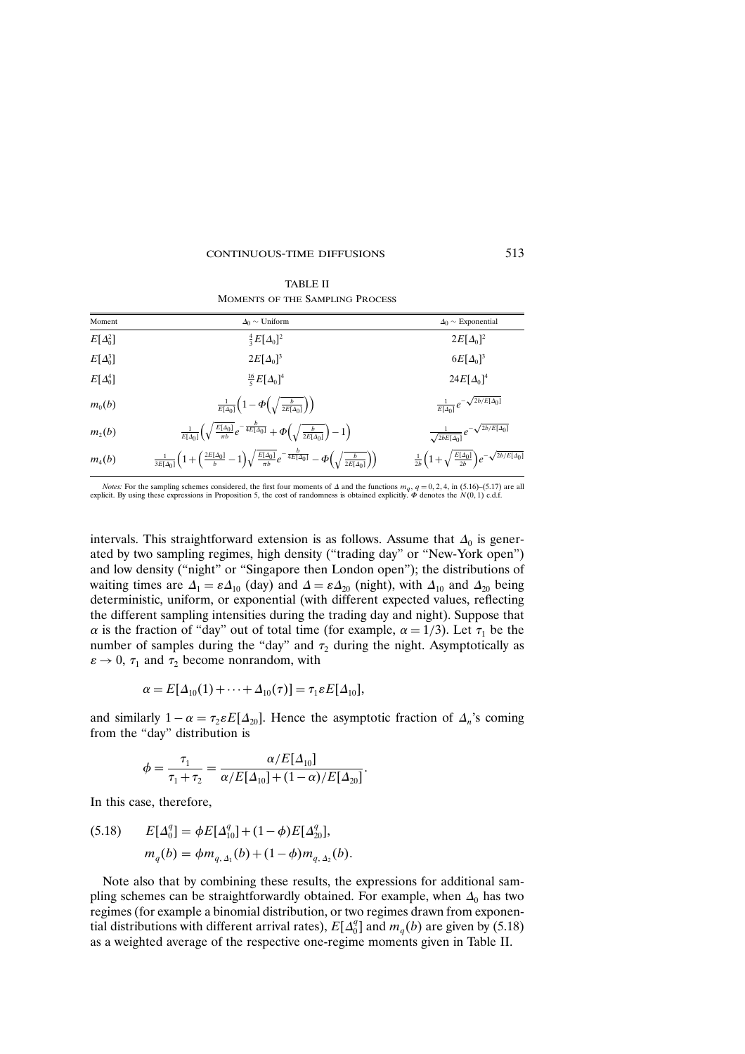TABLE II

MOMENTS OF THE SAMPLING PROCESS

| Moment | $\Delta_0 \sim$ Uniform | $\Delta_0 \sim$ Exponential |
|---|---|---|
| $E[\Delta_0^2]$ | $\frac{4}{3}E[\Delta_0]^2$ | $2E[\Delta_0]^2$ |
| $E[\Delta_0^3]$ | $2E[\Delta_0]^3$ | $6E[\Delta_0]^3$ |
| $E[\Delta_0^4]$ | $\frac{16}{5}E[\Delta_0]^4$ | $24E[\Delta_0]^4$ |
| $m_0(b)$ | $\frac{1}{E[\Delta_0]}\left(1-\Phi\left(\sqrt{\frac{b}{2E[\Delta_0]}}\right)\right)$ | $\frac{1}{E[\Delta_0]}e^{-\sqrt{2b/E[\Delta_0]}}$ |
| $m_2(b)$ | $\frac{1}{E[\Delta_0]}\left(\sqrt{\frac{E[\Delta_0]}{\pi b}}e^{-\frac{b}{4E[\Delta_0]}}+\Phi\left(\sqrt{\frac{b}{2E[\Delta_0]}}\right)-1\right)$ | $\frac{1}{\sqrt{2bE[\Delta_0]}}e^{-\sqrt{2b/E[\Delta_0]}}$ |
| $m_4(b)$ | $\frac{1}{3E[\Delta_0]}\left(1+\left(\frac{2E[\Delta_0]}{b}-1\right)\sqrt{\frac{E[\Delta_0]}{\pi b}}e^{-\frac{b}{4E[\Delta_0]}}-\Phi\left(\sqrt{\frac{b}{2E[\Delta_0]}}\right)\right)$ | $\frac{1}{2b}\left(1+\sqrt{\frac{E[\Delta_0]}{2b}}\right)e^{-\sqrt{2b/E[\Delta_0]}}$ |

*Notes:* For the sampling schemes considered, the first four moments of $\Delta$ and the functions $m_q$, $q = 0, 2, 4$, in (5.16)–(5.17) are all explicit. By using these expressions in Proposition 5, the cost of randomness is obtained explicitly. $\Phi$ denotes the $N(0, 1)$ c.d.f.

intervals. This straightforward extension is as follows. Assume that $\Delta_0$ is generated by two sampling regimes, high density ("trading day" or "New-York open") and low density ("night" or "Singapore then London open"); the distributions of waiting times are $\Delta_1 = \varepsilon\Delta_{10}$ (day) and $\Delta = \varepsilon\Delta_{20}$ (night), with $\Delta_{10}$ and $\Delta_{20}$ being deterministic, uniform, or exponential (with different expected values, reflecting the different sampling intensities during the trading day and night). Suppose that $\alpha$ is the fraction of "day" out of total time (for example, $\alpha = 1/3$). Let $\tau_1$ be the number of samples during the "day" and $\tau_2$ during the night. Asymptotically as $\varepsilon \to 0$, $\tau_1$ and $\tau_2$ become nonrandom, with

$$\alpha = E[\Delta_{10}(1) + \cdots + \Delta_{10}(\tau)] = \tau_1 \varepsilon E[\Delta_{10}],$$

and similarly $1 - \alpha = \tau_2 \varepsilon E[\Delta_{20}]$. Hence the asymptotic fraction of $\Delta_n$'s coming from the "day" distribution is

$$\phi = \frac{\tau_1}{\tau_1 + \tau_2} = \frac{\alpha / E[\Delta_{10}]}{\alpha/E[\Delta_{10}] + (1-\alpha)/E[\Delta_{20}]}.$$

In this case, therefore,

$$\begin{aligned} (5.18) \qquad & E[\Delta_0^q] = \phi E[\Delta_{10}^q] + (1-\phi)E[\Delta_{20}^q], \\ & m_q(b) = \phi m_{q,\Delta_1}(b) + (1-\phi) m_{q,\Delta_2}(b). \end{aligned}$$

Note also that by combining these results, the expressions for additional sampling schemes can be straightforwardly obtained. For example, when $\Delta_0$ has two regimes (for example a binomial distribution, or two regimes drawn from exponential distributions with different arrival rates), $E[\Delta_0^q]$ and $m_q(b)$ are given by (5.18) as a weighted average of the respective one-regime moments given in Table II.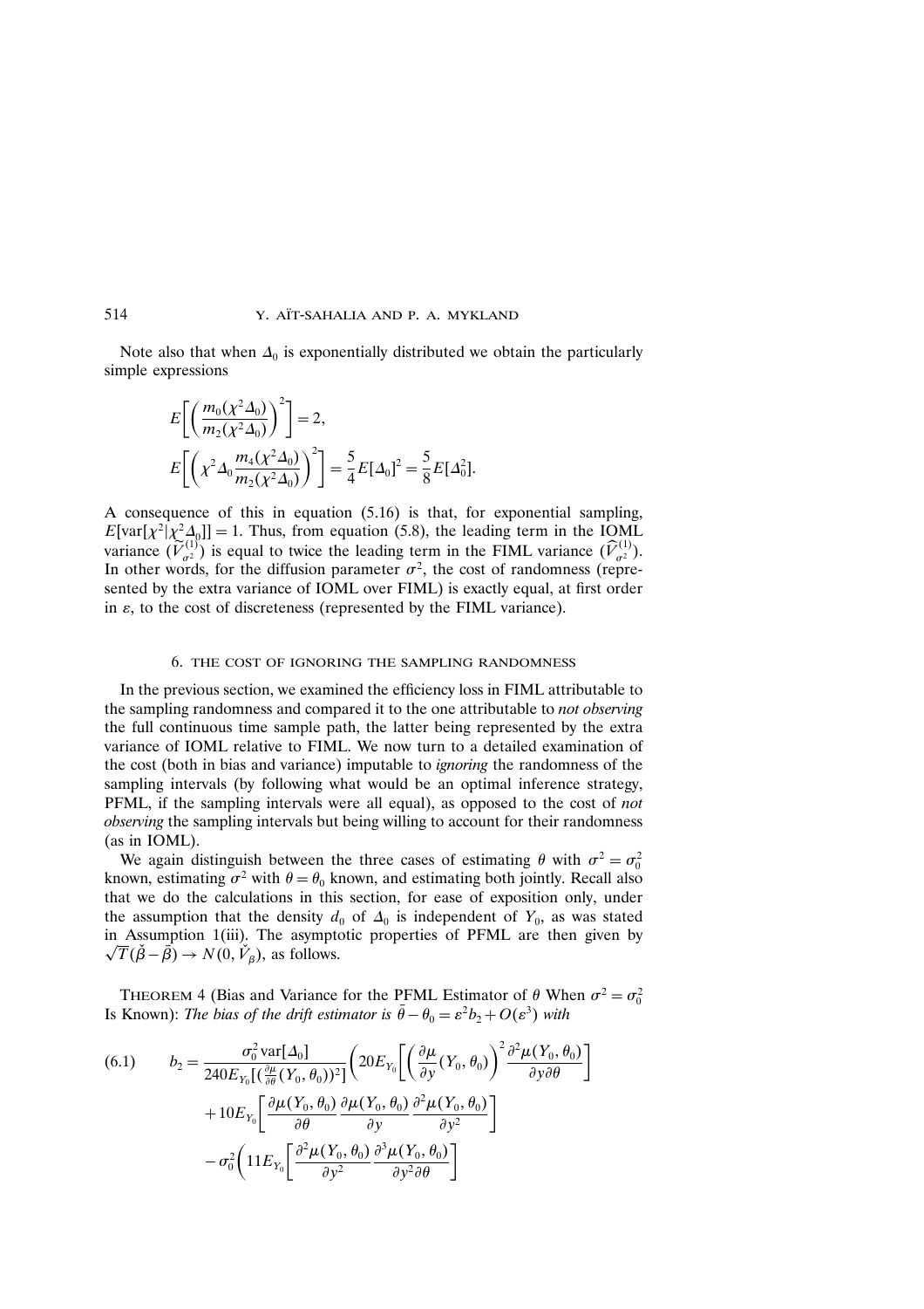Note also that when $\Delta_0$ is exponentially distributed we obtain the particularly simple expressions

$$E\left[\left(\frac{m_0(\chi^2\Delta_0)}{m_2(\chi^2\Delta_0)}\right)^2\right] = 2,$$

$$E\left[\left(\chi^2\Delta_0\frac{m_4(\chi^2\Delta_0)}{m_2(\chi^2\Delta_0)}\right)^2\right] = \frac{5}{4}E[\Delta_0]^2 = \frac{5}{8}E[\Delta_0^2].$$

A consequence of this in equation (5.16) is that, for exponential sampling, $E[\text{var}[\chi^2|\chi^2\Delta_0]] = 1$. Thus, from equation (5.8), the leading term in the IOML variance ($\widetilde{V}_{\sigma^2}^{(1)}$) is equal to twice the leading term in the FIML variance ($\widehat{V}_{\sigma^2}^{(1)}$). In other words, for the diffusion parameter $\sigma^2$, the cost of randomness (represented by the extra variance of IOML over FIML) is exactly equal, at first order in $\varepsilon$, to the cost of discreteness (represented by the FIML variance).

## 6. THE COST OF IGNORING THE SAMPLING RANDOMNESS

In the previous section, we examined the efficiency loss in FIML attributable to the sampling randomness and compared it to the one attributable to *not observing* the full continuous time sample path, the latter being represented by the extra variance of IOML relative to FIML. We now turn to a detailed examination of the cost (both in bias and variance) imputable to *ignoring* the randomness of the sampling intervals (by following what would be an optimal inference strategy, PFML, if the sampling intervals were all equal), as opposed to the cost of *not observing* the sampling intervals but being willing to account for their randomness (as in IOML).

We again distinguish between the three cases of estimating $\theta$ with $\sigma^2 = \sigma_0^2$ known, estimating $\sigma^2$ with $\theta = \theta_0$ known, and estimating both jointly. Recall also that we do the calculations in this section, for ease of exposition only, under the assumption that the density $d_0$ of $\Delta_0$ is independent of $Y_0$, as was stated in Assumption 1(iii). The asymptotic properties of PFML are then given by $\sqrt{T}(\check{\beta} - \bar{\beta}) \to N(0, \check{V}_\beta)$, as follows.

THEOREM 4 (Bias and Variance for the PFML Estimator of $\theta$ When $\sigma^2 = \sigma_0^2$ Is Known): *The bias of the drift estimator is* $\bar{\theta} - \theta_0 = \varepsilon^2 b_2 + O(\varepsilon^3)$ *with*

$$\begin{aligned}
(6.1)\qquad b_2 = {} & \frac{\sigma_0^2\,\text{var}[\Delta_0]}{240E_{Y_0}[(\frac{\partial\mu}{\partial\theta}(Y_0,\theta_0))^2]}\Bigg(20E_{Y_0}\left[\left(\frac{\partial\mu}{\partial y}(Y_0,\theta_0)\right)^2\frac{\partial^2\mu(Y_0,\theta_0)}{\partial y\partial\theta}\right] \\
& + 10E_{Y_0}\left[\frac{\partial\mu(Y_0,\theta_0)}{\partial\theta}\frac{\partial\mu(Y_0,\theta_0)}{\partial y}\frac{\partial^2\mu(Y_0,\theta_0)}{\partial y^2}\right] \\
& - \sigma_0^2\Bigg(11E_{Y_0}\left[\frac{\partial^2\mu(Y_0,\theta_0)}{\partial y^2}\frac{\partial^3\mu(Y_0,\theta_0)}{\partial y^2\partial\theta}\right]
\end{aligned}$$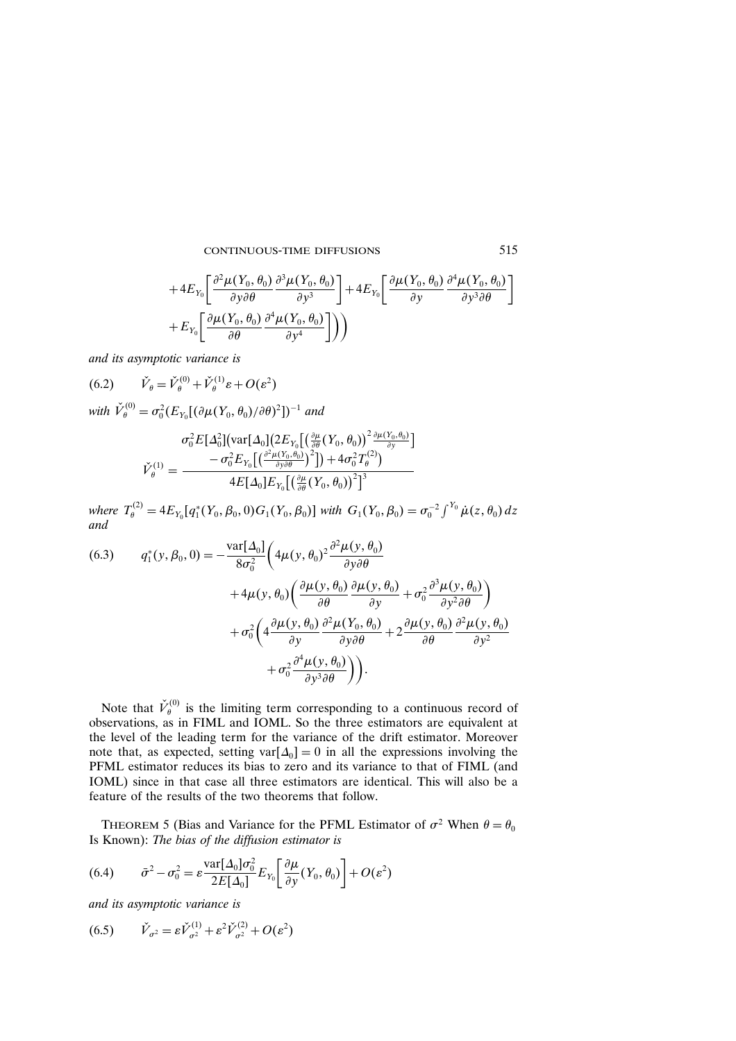$$+4E_{Y_0}\left[\frac{\partial^2\mu(Y_0,\theta_0)}{\partial y\partial\theta}\frac{\partial^3\mu(Y_0,\theta_0)}{\partial y^3}\right]+4E_{Y_0}\left[\frac{\partial\mu(Y_0,\theta_0)}{\partial y}\frac{\partial^4\mu(Y_0,\theta_0)}{\partial y^3\partial\theta}\right]$$
$$+E_{Y_0}\left[\frac{\partial\mu(Y_0,\theta_0)}{\partial\theta}\frac{\partial^4\mu(Y_0,\theta_0)}{\partial y^4}\right]\Bigg)\Bigg)$$

*and its asymptotic variance is*

$$\check{V}_\theta=\check{V}_\theta^{(0)}+\check{V}_\theta^{(1)}\varepsilon+O(\varepsilon^2) \tag{6.2}$$

*with* $\check{V}_\theta^{(0)}=\sigma_0^2(E_{Y_0}[(\partial\mu(Y_0,\theta_0)/\partial\theta)^2])^{-1}$ *and*

$$\check{V}_\theta^{(1)}=\frac{\sigma_0^2E[\Delta_0^2]\big(\mathrm{var}[\Delta_0]\big(2E_{Y_0}\big[\big(\frac{\partial\mu}{\partial\theta}(Y_0,\theta_0)\big)^2\frac{\partial\mu(Y_0,\theta_0)}{\partial y}\big]-\sigma_0^2E_{Y_0}\big[\big(\frac{\partial^2\mu(Y_0,\theta_0)}{\partial y\partial\theta}\big)^2\big]\big)+4\sigma_0^2T_\theta^{(2)}\big)}{4E[\Delta_0]E_{Y_0}\big[\big(\frac{\partial\mu}{\partial\theta}(Y_0,\theta_0)\big)^2\big]^3}$$

*where* $T_\theta^{(2)}=4E_{Y_0}[q_1^*(Y_0,\beta_0,0)G_1(Y_0,\beta_0)]$ *with* $G_1(Y_0,\beta_0)=\sigma_0^{-2}\int^{Y_0}\dot{\mu}(z,\theta_0)\,dz$ *and*

$$\begin{aligned}q_1^*(y,\beta_0,0)=-\frac{\mathrm{var}[\Delta_0]}{8\sigma_0^2}\Bigg(&4\mu(y,\theta_0)^2\frac{\partial^2\mu(y,\theta_0)}{\partial y\partial\theta}\\&+4\mu(y,\theta_0)\left(\frac{\partial\mu(y,\theta_0)}{\partial\theta}\frac{\partial\mu(y,\theta_0)}{\partial y}+\sigma_0^2\frac{\partial^3\mu(y,\theta_0)}{\partial y^2\partial\theta}\right)\\&+\sigma_0^2\bigg(4\frac{\partial\mu(y,\theta_0)}{\partial y}\frac{\partial^2\mu(Y_0,\theta_0)}{\partial y\partial\theta}+2\frac{\partial\mu(y,\theta_0)}{\partial\theta}\frac{\partial^2\mu(y,\theta_0)}{\partial y^2}\\&+\sigma_0^2\frac{\partial^4\mu(y,\theta_0)}{\partial y^3\partial\theta}\bigg)\Bigg).\end{aligned} \tag{6.3}$$

Note that $\check{V}_\theta^{(0)}$ is the limiting term corresponding to a continuous record of observations, as in FIML and IOML. So the three estimators are equivalent at the level of the leading term for the variance of the drift estimator. Moreover note that, as expected, setting $\mathrm{var}[\Delta_0]=0$ in all the expressions involving the PFML estimator reduces its bias to zero and its variance to that of FIML (and IOML) since in that case all three estimators are identical. This will also be a feature of the results of the two theorems that follow.

THEOREM 5 (Bias and Variance for the PFML Estimator of $\sigma^2$ When $\theta=\theta_0$ Is Known): *The bias of the diffusion estimator is*

$$\bar{\sigma}^2-\sigma_0^2=\varepsilon\frac{\mathrm{var}[\Delta_0]\sigma_0^2}{2E[\Delta_0]}E_{Y_0}\left[\frac{\partial\mu}{\partial y}(Y_0,\theta_0)\right]+O(\varepsilon^2) \tag{6.4}$$

*and its asymptotic variance is*

$$\check{V}_{\sigma^2}=\varepsilon\check{V}_{\sigma^2}^{(1)}+\varepsilon^2\check{V}_{\sigma^2}^{(2)}+O(\varepsilon^2) \tag{6.5}$$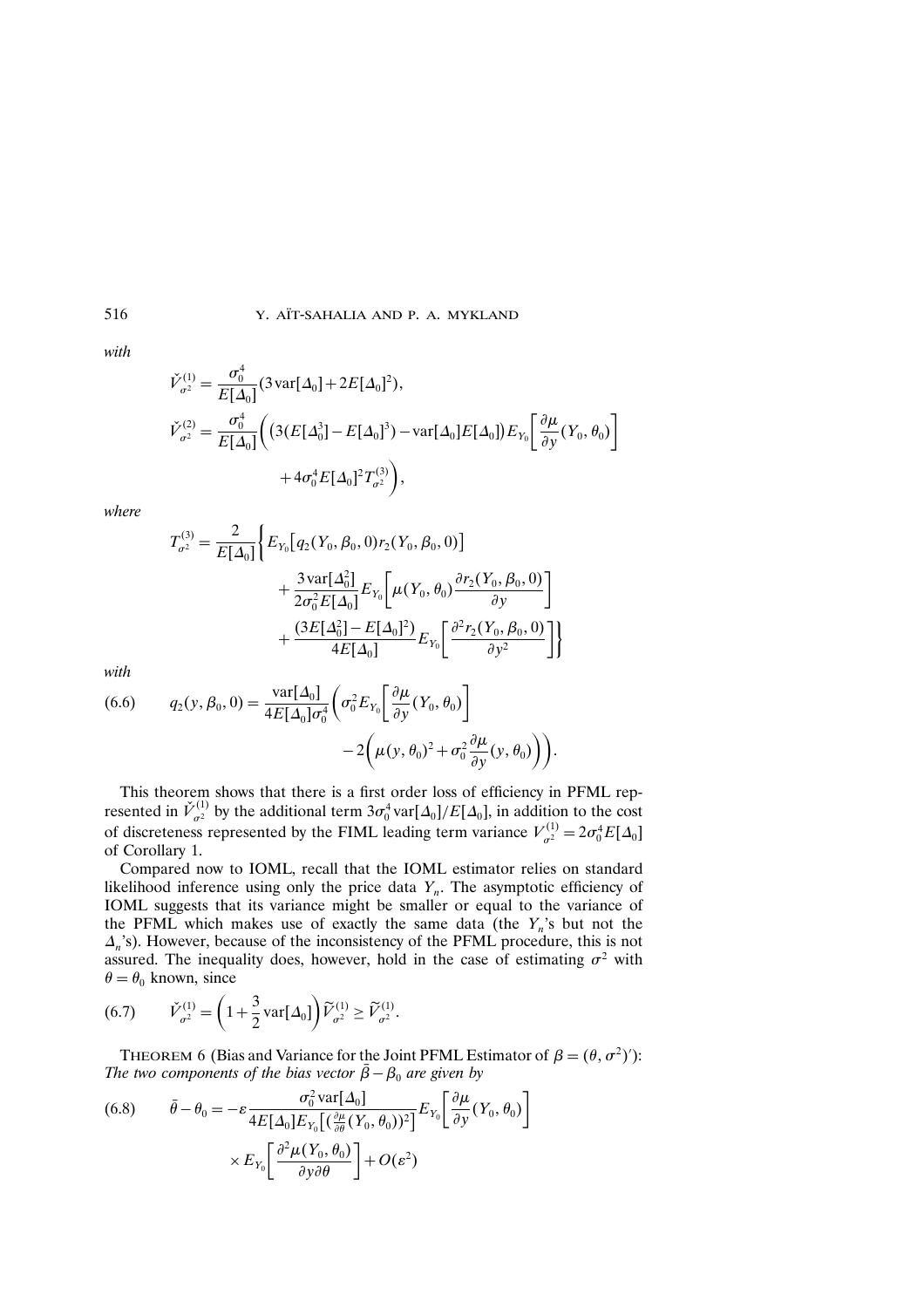*with*

$$\check{V}_{\sigma^2}^{(1)} = \frac{\sigma_0^4}{E[\Delta_0]}(3\operatorname{var}[\Delta_0] + 2E[\Delta_0]^2),$$

$$\check{V}_{\sigma^2}^{(2)} = \frac{\sigma_0^4}{E[\Delta_0]}\Bigg(\big(3(E[\Delta_0^3] - E[\Delta_0]^3) - \operatorname{var}[\Delta_0]E[\Delta_0]\big)E_{Y_0}\left[\frac{\partial \mu}{\partial y}(Y_0, \theta_0)\right] + 4\sigma_0^4 E[\Delta_0]^2 T_{\sigma^2}^{(3)}\Bigg),$$

*where*

$$T_{\sigma^2}^{(3)} = \frac{2}{E[\Delta_0]}\Bigg\{E_{Y_0}\big[q_2(Y_0, \beta_0, 0) r_2(Y_0, \beta_0, 0)\big] + \frac{3\operatorname{var}[\Delta_0^2]}{2\sigma_0^2 E[\Delta_0]}E_{Y_0}\left[\mu(Y_0, \theta_0)\frac{\partial r_2(Y_0, \beta_0, 0)}{\partial y}\right] + \frac{(3E[\Delta_0^2] - E[\Delta_0]^2)}{4E[\Delta_0]}E_{Y_0}\left[\frac{\partial^2 r_2(Y_0, \beta_0, 0)}{\partial y^2}\right]\Bigg\}$$

*with*

$$q_2(y, \beta_0, 0) = \frac{\operatorname{var}[\Delta_0]}{4E[\Delta_0]\sigma_0^4}\left(\sigma_0^2 E_{Y_0}\left[\frac{\partial \mu}{\partial y}(Y_0, \theta_0)\right] - 2\left(\mu(y, \theta_0)^2 + \sigma_0^2\frac{\partial \mu}{\partial y}(y, \theta_0)\right)\right). \tag{6.6}$$

This theorem shows that there is a first order loss of efficiency in PFML represented in $\check{V}_{\sigma^2}^{(1)}$ by the additional term $3\sigma_0^4 \operatorname{var}[\Delta_0]/E[\Delta_0]$, in addition to the cost of discreteness represented by the FIML leading term variance $V_{\sigma^2}^{(1)} = 2\sigma_0^4 E[\Delta_0]$ of Corollary 1.

Compared now to IOML, recall that the IOML estimator relies on standard likelihood inference using only the price data $Y_n$. The asymptotic efficiency of IOML suggests that its variance might be smaller or equal to the variance of the PFML which makes use of exactly the same data (the $Y_n$'s but not the $\Delta_n$'s). However, because of the inconsistency of the PFML procedure, this is not assured. The inequality does, however, hold in the case of estimating $\sigma^2$ with $\theta = \theta_0$ known, since

$$\check{V}_{\sigma^2}^{(1)} = \left(1 + \frac{3}{2}\operatorname{var}[\Delta_0]\right)\widetilde{V}_{\sigma^2}^{(1)} \geq \widetilde{V}_{\sigma^2}^{(1)}. \tag{6.7}$$

THEOREM 6 (Bias and Variance for the Joint PFML Estimator of $\beta = (\theta, \sigma^2)'$): *The two components of the bias vector $\bar{\beta} - \beta_0$ are given by*

$$\bar{\theta} - \theta_0 = -\varepsilon\frac{\sigma_0^2 \operatorname{var}[\Delta_0]}{4E[\Delta_0]E_{Y_0}\big[(\frac{\partial \mu}{\partial \theta}(Y_0, \theta_0))^2\big]}E_{Y_0}\left[\frac{\partial \mu}{\partial y}(Y_0, \theta_0)\right] \times E_{Y_0}\left[\frac{\partial^2 \mu(Y_0, \theta_0)}{\partial y \partial \theta}\right] + O(\varepsilon^2) \tag{6.8}$$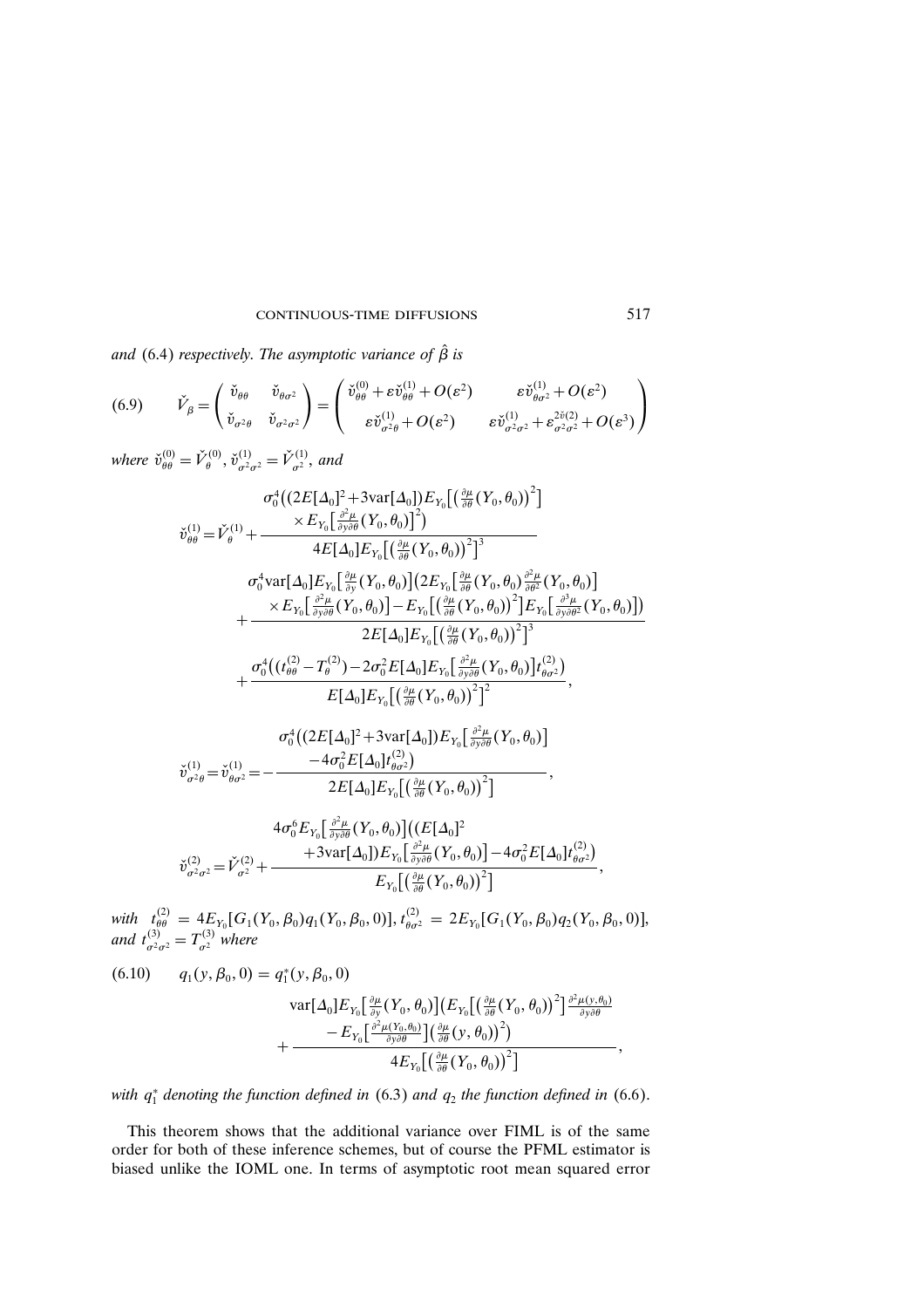and (6.4) *respectively. The asymptotic variance of* $\hat{\beta}$ *is*

$$\check{V}_\beta = \begin{pmatrix} \check{v}_{\theta\theta} & \check{v}_{\theta\sigma^2} \\ \check{v}_{\sigma^2\theta} & \check{v}_{\sigma^2\sigma^2} \end{pmatrix} = \begin{pmatrix} \check{v}_{\theta\theta}^{(0)} + \varepsilon \check{v}_{\theta\theta}^{(1)} + O(\varepsilon^2) & \varepsilon \check{v}_{\theta\sigma^2}^{(1)} + O(\varepsilon^2) \\ \varepsilon \check{v}_{\sigma^2\theta}^{(1)} + O(\varepsilon^2) & \varepsilon \check{v}_{\sigma^2\sigma^2}^{(1)} + \varepsilon^2 \check{v}_{\sigma^2\sigma^2}^{(2)} + O(\varepsilon^3) \end{pmatrix} \tag{6.9}$$

*where* $\check{v}_{\theta\theta}^{(0)} = \check{V}_\theta^{(0)}$, $\check{v}_{\sigma^2\sigma^2}^{(1)} = \check{V}_{\sigma^2}^{(1)}$, *and*

$$\begin{aligned}
\check{v}_{\theta\theta}^{(1)} = \check{V}_\theta^{(1)} &+ \frac{\sigma_0^4\big((2E[\Delta_0]^2 + 3\operatorname{var}[\Delta_0]) E_{Y_0}\big[\big(\frac{\partial \mu}{\partial \theta}(Y_0,\theta_0)\big)^2\big] \times E_{Y_0}\big[\frac{\partial^2 \mu}{\partial y \partial \theta}(Y_0,\theta_0)\big]^2\big)}{4E[\Delta_0] E_{Y_0}\big[\big(\frac{\partial \mu}{\partial \theta}(Y_0,\theta_0)\big)^2\big]^3} \\
&+ \frac{\begin{aligned}&\sigma_0^4 \operatorname{var}[\Delta_0] E_{Y_0}\big[\tfrac{\partial \mu}{\partial y}(Y_0,\theta_0)\big]\big(2E_{Y_0}\big[\tfrac{\partial \mu}{\partial \theta}(Y_0,\theta_0)\tfrac{\partial^2 \mu}{\partial \theta^2}(Y_0,\theta_0)\big] \\ &\times E_{Y_0}\big[\tfrac{\partial^2 \mu}{\partial y \partial \theta}(Y_0,\theta_0)\big] - E_{Y_0}\big[\big(\tfrac{\partial \mu}{\partial \theta}(Y_0,\theta_0)\big)^2\big] E_{Y_0}\big[\tfrac{\partial^3 \mu}{\partial y \partial \theta^2}(Y_0,\theta_0)\big]\big)\end{aligned}}{2E[\Delta_0] E_{Y_0}\big[\big(\frac{\partial \mu}{\partial \theta}(Y_0,\theta_0)\big)^2\big]^3} \\
&+ \frac{\sigma_0^4\big((t_{\theta\theta}^{(2)} - T_\theta^{(2)}) - 2\sigma_0^2 E[\Delta_0] E_{Y_0}\big[\frac{\partial^2 \mu}{\partial y \partial \theta}(Y_0,\theta_0)\big] t_{\theta\sigma^2}^{(2)}\big)}{E[\Delta_0] E_{Y_0}\big[\big(\frac{\partial \mu}{\partial \theta}(Y_0,\theta_0)\big)^2\big]^2},
\end{aligned}$$

$$\check{v}_{\sigma^2\theta}^{(1)} = \check{v}_{\theta\sigma^2}^{(1)} = -\frac{\sigma_0^4\big((2E[\Delta_0]^2 + 3\operatorname{var}[\Delta_0]) E_{Y_0}\big[\frac{\partial^2 \mu}{\partial y \partial \theta}(Y_0,\theta_0)\big] - 4\sigma_0^2 E[\Delta_0] t_{\theta\sigma^2}^{(2)}\big)}{2E[\Delta_0] E_{Y_0}\big[\big(\frac{\partial \mu}{\partial \theta}(Y_0,\theta_0)\big)^2\big]},$$

$$\check{v}_{\sigma^2\sigma^2}^{(2)} = \check{V}_{\sigma^2}^{(2)} + \frac{4\sigma_0^6 E_{Y_0}\big[\frac{\partial^2 \mu}{\partial y \partial \theta}(Y_0,\theta_0)\big]\big((E[\Delta_0]^2 + 3\operatorname{var}[\Delta_0]) E_{Y_0}\big[\frac{\partial^2 \mu}{\partial y \partial \theta}(Y_0,\theta_0)\big] - 4\sigma_0^2 E[\Delta_0] t_{\theta\sigma^2}^{(2)}\big)}{E_{Y_0}\big[\big(\frac{\partial \mu}{\partial \theta}(Y_0,\theta_0)\big)^2\big]},$$

*with* $t_{\theta\theta}^{(2)} = 4E_{Y_0}[G_1(Y_0,\beta_0) q_1(Y_0,\beta_0,0)]$, $t_{\theta\sigma^2}^{(2)} = 2E_{Y_0}[G_1(Y_0,\beta_0) q_2(Y_0,\beta_0,0)]$, *and* $t_{\sigma^2\sigma^2}^{(3)} = T_{\sigma^2}^{(3)}$ *where*

$$\begin{aligned}
q_1(y,\beta_0,0) = q_1^*(y,\beta_0,0) &\\
&+ \frac{\operatorname{var}[\Delta_0] E_{Y_0}\big[\frac{\partial \mu}{\partial y}(Y_0,\theta_0)\big]\big(E_{Y_0}\big[\big(\frac{\partial \mu}{\partial \theta}(Y_0,\theta_0)\big)^2\big]\frac{\partial^2 \mu(y,\theta_0)}{\partial y \partial \theta} - E_{Y_0}\big[\frac{\partial^2 \mu(Y_0,\theta_0)}{\partial y \partial \theta}\big]\big(\frac{\partial \mu}{\partial \theta}(y,\theta_0)\big)^2\big)}{4E_{Y_0}\big[\big(\frac{\partial \mu}{\partial \theta}(Y_0,\theta_0)\big)^2\big]},
\end{aligned} \tag{6.10}$$

*with* $q_1^*$ *denoting the function defined in* (6.3) *and* $q_2$ *the function defined in* (6.6).

This theorem shows that the additional variance over FIML is of the same order for both of these inference schemes, but of course the PFML estimator is biased unlike the IOML one. In terms of asymptotic root mean squared error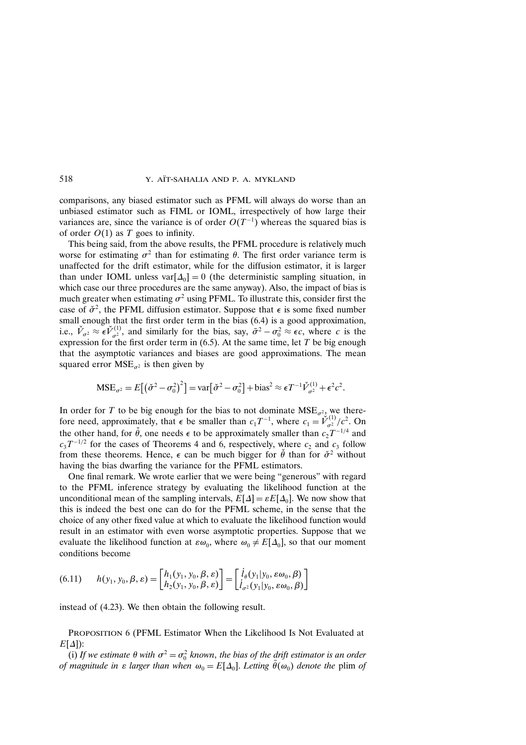comparisons, any biased estimator such as PFML will always do worse than an unbiased estimator such as FIML or IOML, irrespectively of how large their variances are, since the variance is of order $O(T^{-1})$ whereas the squared bias is of order $O(1)$ as $T$ goes to infinity.

This being said, from the above results, the PFML procedure is relatively much worse for estimating $\sigma^2$ than for estimating $\theta$. The first order variance term is unaffected for the drift estimator, while for the diffusion estimator, it is larger than under IOML unless $\mathrm{var}[\Delta_0] = 0$ (the deterministic sampling situation, in which case our three procedures are the same anyway). Also, the impact of bias is much greater when estimating $\sigma^2$ using PFML. To illustrate this, consider first the case of $\check{\sigma}^2$, the PFML diffusion estimator. Suppose that $\epsilon$ is some fixed number small enough that the first order term in the bias (6.4) is a good approximation, i.e., $\check{V}_{\sigma^2} \approx \epsilon \check{V}_{\sigma^2}^{(1)}$, and similarly for the bias, say, $\bar{\sigma}^2 - \sigma_0^2 \approx \epsilon c$, where $c$ is the expression for the first order term in (6.5). At the same time, let $T$ be big enough that the asymptotic variances and biases are good approximations. The mean squared error $\mathrm{MSE}_{\sigma^2}$ is then given by

$$\mathrm{MSE}_{\sigma^2} = E\big[\big(\check{\sigma}^2 - \sigma_0^2\big)^2\big] = \mathrm{var}\big[\check{\sigma}^2 - \sigma_0^2\big] + \mathrm{bias}^2 \approx \epsilon T^{-1}\check{V}_{\sigma^2}^{(1)} + \epsilon^2 c^2.$$

In order for $T$ to be big enough for the bias to not dominate $\mathrm{MSE}_{\sigma^2}$, we therefore need, approximately, that $\epsilon$ be smaller than $c_1 T^{-1}$, where $c_1 = \check{V}_{\sigma^2}^{(1)}/c^2$. On the other hand, for $\check{\theta}$, one needs $\epsilon$ to be approximately smaller than $c_2 T^{-1/4}$ and $c_3 T^{-1/2}$ for the cases of Theorems 4 and 6, respectively, where $c_2$ and $c_3$ follow from these theorems. Hence, $\epsilon$ can be much bigger for $\check{\theta}$ than for $\check{\sigma}^2$ without having the bias dwarfing the variance for the PFML estimators.

One final remark. We wrote earlier that we were being "generous" with regard to the PFML inference strategy by evaluating the likelihood function at the unconditional mean of the sampling intervals, $E[\Delta] = \varepsilon E[\Delta_0]$. We now show that this is indeed the best one can do for the PFML scheme, in the sense that the choice of any other fixed value at which to evaluate the likelihood function would result in an estimator with even worse asymptotic properties. Suppose that we evaluate the likelihood function at $\varepsilon\omega_0$, where $\omega_0 \neq E[\Delta_0]$, so that our moment conditions become

$$h(y_1, y_0, \beta, \varepsilon) = \begin{bmatrix} h_1(y_1, y_0, \beta, \varepsilon) \\ h_2(y_1, y_0, \beta, \varepsilon) \end{bmatrix} = \begin{bmatrix} \dot{l}_\theta(y_1|y_0, \varepsilon\omega_0, \beta) \\ \dot{l}_{\sigma^2}(y_1|y_0, \varepsilon\omega_0, \beta) \end{bmatrix} \tag{6.11}$$

instead of (4.23). We then obtain the following result.

Proposition 6 (PFML Estimator When the Likelihood Is Not Evaluated at $E[\Delta]$):

(i) *If we estimate $\theta$ with $\sigma^2 = \sigma_0^2$ known, the bias of the drift estimator is an order of magnitude in $\varepsilon$ larger than when $\omega_0 = E[\Delta_0]$. Letting $\bar{\theta}(\omega_0)$ denote the* plim *of*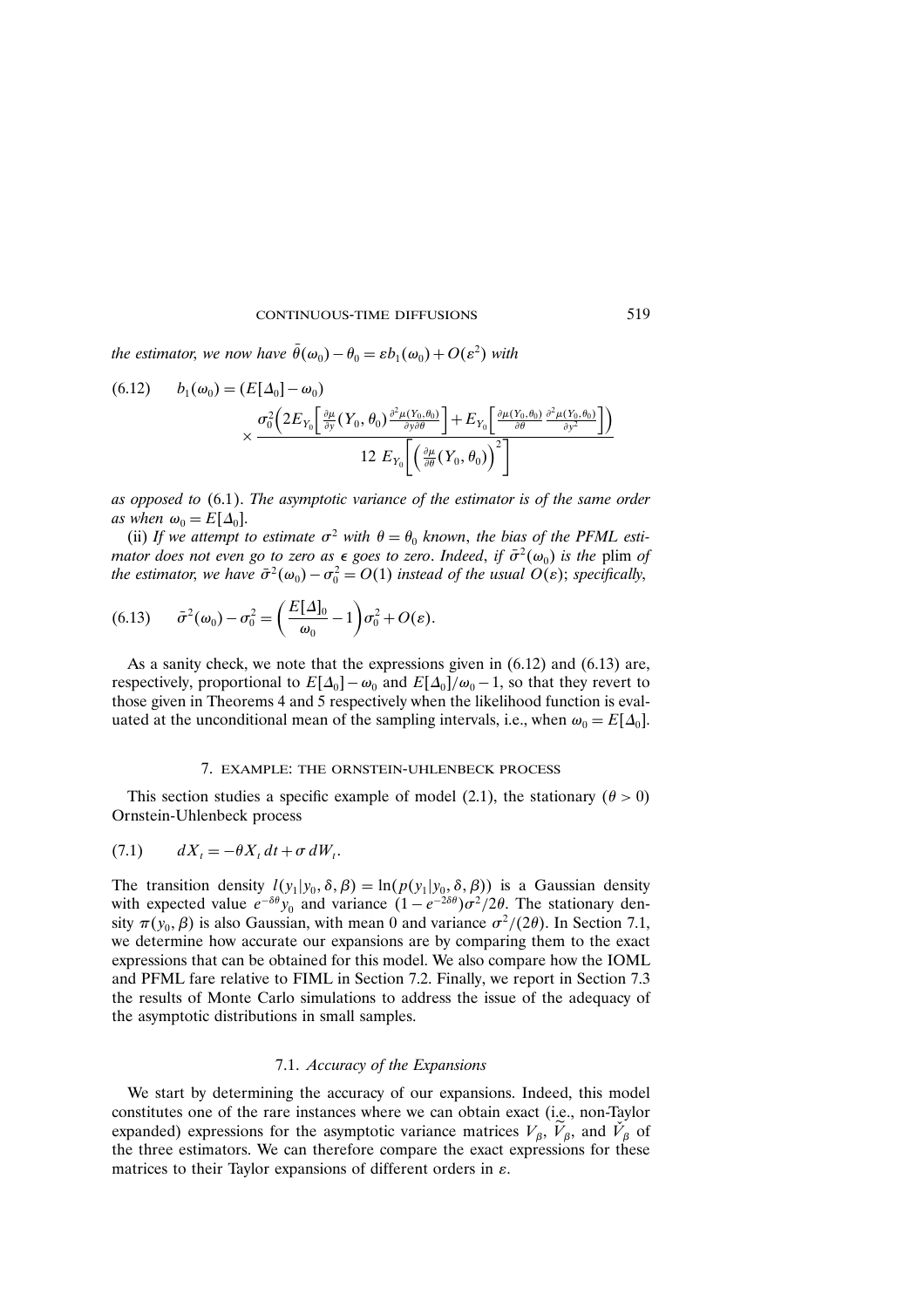*the estimator, we now have* $\bar{\theta}(\omega_0) - \theta_0 = \varepsilon b_1(\omega_0) + O(\varepsilon^2)$ *with*

$$(6.12) \qquad b_1(\omega_0) = (E[\Delta_0] - \omega_0) \times \frac{\sigma_0^2 \Big( 2E_{Y_0}\Big[\frac{\partial \mu}{\partial y}(Y_0, \theta_0) \frac{\partial^2 \mu(Y_0, \theta_0)}{\partial y \partial \theta}\Big] + E_{Y_0}\Big[\frac{\partial \mu(Y_0, \theta_0)}{\partial \theta} \frac{\partial^2 \mu(Y_0, \theta_0)}{\partial y^2}\Big] \Big)}{12 \; E_{Y_0}\Big[\Big(\frac{\partial \mu}{\partial \theta}(Y_0, \theta_0)\Big)^2\Big]}$$

*as opposed to* (6.1). *The asymptotic variance of the estimator is of the same order as when* $\omega_0 = E[\Delta_0]$.

(ii) *If we attempt to estimate* $\sigma^2$ *with* $\theta = \theta_0$ *known, the bias of the PFML estimator does not even go to zero as* $\epsilon$ *goes to zero. Indeed, if* $\bar{\sigma}^2(\omega_0)$ *is the* plim *of the estimator, we have* $\bar{\sigma}^2(\omega_0) - \sigma_0^2 = O(1)$ *instead of the usual* $O(\varepsilon)$; *specifically,*

$$(6.13) \qquad \bar{\sigma}^2(\omega_0) - \sigma_0^2 = \left( \frac{E[\Delta]_0}{\omega_0} - 1 \right) \sigma_0^2 + O(\varepsilon).$$

As a sanity check, we note that the expressions given in (6.12) and (6.13) are, respectively, proportional to $E[\Delta_0] - \omega_0$ and $E[\Delta_0]/\omega_0 - 1$, so that they revert to those given in Theorems 4 and 5 respectively when the likelihood function is evaluated at the unconditional mean of the sampling intervals, i.e., when $\omega_0 = E[\Delta_0]$.

## 7. EXAMPLE: THE ORNSTEIN-UHLENBECK PROCESS

This section studies a specific example of model (2.1), the stationary ($\theta > 0$) Ornstein-Uhlenbeck process

$$(7.1) \qquad dX_t = -\theta X_t \, dt + \sigma \, dW_t.$$

The transition density $l(y_1|y_0, \delta, \beta) = \ln(p(y_1|y_0, \delta, \beta))$ is a Gaussian density with expected value $e^{-\delta\theta} y_0$ and variance $(1 - e^{-2\delta\theta})\sigma^2/2\theta$. The stationary density $\pi(y_0, \beta)$ is also Gaussian, with mean 0 and variance $\sigma^2/(2\theta)$. In Section 7.1, we determine how accurate our expansions are by comparing them to the exact expressions that can be obtained for this model. We also compare how the IOML and PFML fare relative to FIML in Section 7.2. Finally, we report in Section 7.3 the results of Monte Carlo simulations to address the issue of the adequacy of the asymptotic distributions in small samples.

### 7.1. *Accuracy of the Expansions*

We start by determining the accuracy of our expansions. Indeed, this model constitutes one of the rare instances where we can obtain exact (i.e., non-Taylor expanded) expressions for the asymptotic variance matrices $V_\beta$, $\widetilde{V}_\beta$, and $\check{V}_\beta$ of the three estimators. We can therefore compare the exact expressions for these matrices to their Taylor expansions of different orders in $\varepsilon$.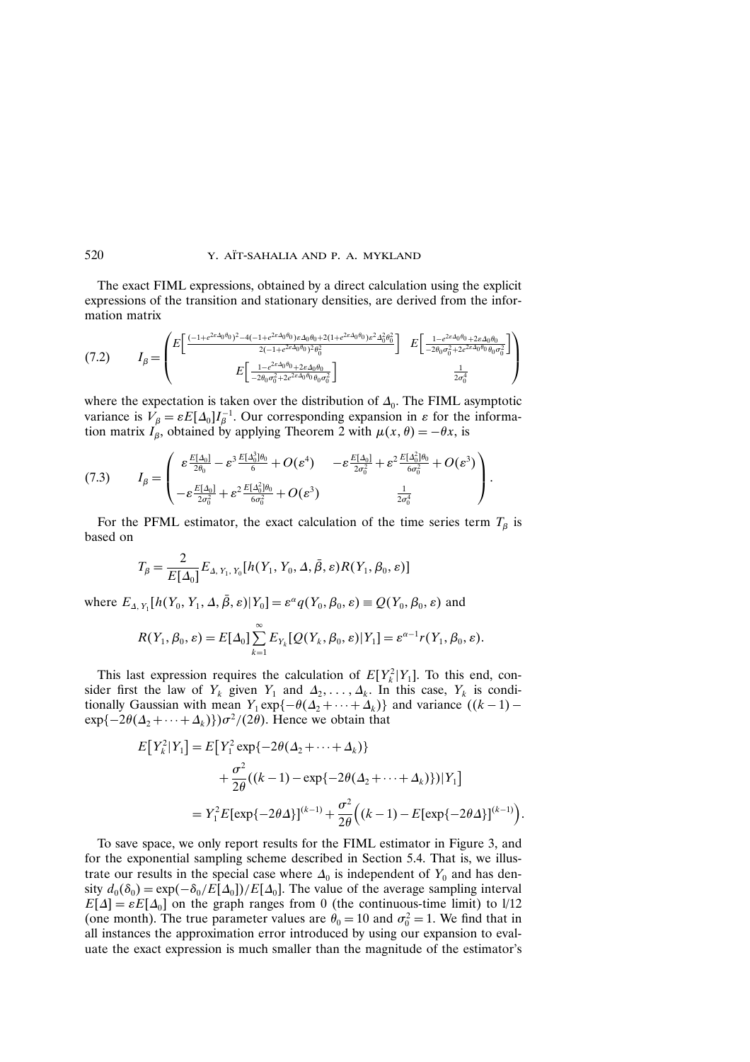The exact FIML expressions, obtained by a direct calculation using the explicit expressions of the transition and stationary densities, are derived from the information matrix

$$(7.2) \qquad I_\beta = \begin{pmatrix} E\Big[\frac{(-1+e^{2\varepsilon\Delta_0\theta_0})^2 - 4(-1+e^{2\varepsilon\Delta_0\theta_0})\varepsilon\Delta_0\theta_0 + 2(1+e^{2\varepsilon\Delta_0\theta_0})\varepsilon^2\Delta_0^2\theta_0^2}{2(-1+e^{2\varepsilon\Delta_0\theta_0})^2\theta_0^2}\Big] & E\Big[\frac{1-e^{2\varepsilon\Delta_0\theta_0}+2\varepsilon\Delta_0\theta_0}{-2\theta_0\sigma_0^2+2e^{2\varepsilon\Delta_0\theta_0}\theta_0\sigma_0^2}\Big] \\ E\Big[\frac{1-e^{2\varepsilon\Delta_0\theta_0}+2\varepsilon\Delta_0\theta_0}{-2\theta_0\sigma_0^2+2e^{2\varepsilon\Delta_0\theta_0}\theta_0\sigma_0^2}\Big] & \frac{1}{2\sigma_0^4} \end{pmatrix}$$

where the expectation is taken over the distribution of $\Delta_0$. The FIML asymptotic variance is $V_\beta = \varepsilon E[\Delta_0] I_\beta^{-1}$. Our corresponding expansion in $\varepsilon$ for the information matrix $I_\beta$, obtained by applying Theorem 2 with $\mu(x,\theta) = -\theta x$, is

$$(7.3) \qquad I_\beta = \begin{pmatrix} \varepsilon\frac{E[\Delta_0]}{2\theta_0} - \varepsilon^3\frac{E[\Delta_0^3]\theta_0}{6} + O(\varepsilon^4) & -\varepsilon\frac{E[\Delta_0]}{2\sigma_0^2} + \varepsilon^2\frac{E[\Delta_0^2]\theta_0}{6\sigma_0^2} + O(\varepsilon^3) \\ -\varepsilon\frac{E[\Delta_0]}{2\sigma_0^2} + \varepsilon^2\frac{E[\Delta_0^2]\theta_0}{6\sigma_0^2} + O(\varepsilon^3) & \frac{1}{2\sigma_0^4} \end{pmatrix}.$$

For the PFML estimator, the exact calculation of the time series term $T_\beta$ is based on

$$T_\beta = \frac{2}{E[\Delta_0]} E_{\Delta, Y_1, Y_0}[h(Y_1, Y_0, \Delta, \bar{\beta}, \varepsilon) R(Y_1, \beta_0, \varepsilon)]$$

where $E_{\Delta, Y_1}[h(Y_0, Y_1, \Delta, \bar{\beta}, \varepsilon)|Y_0] = \varepsilon^\alpha q(Y_0, \beta_0, \varepsilon) \equiv Q(Y_0, \beta_0, \varepsilon)$ and

$$R(Y_1, \beta_0, \varepsilon) = E[\Delta_0] \sum_{k=1}^{\infty} E_{Y_k}[Q(Y_k, \beta_0, \varepsilon)|Y_1] = \varepsilon^{\alpha-1} r(Y_1, \beta_0, \varepsilon).$$

This last expression requires the calculation of $E[Y_k^2|Y_1]$. To this end, consider first the law of $Y_k$ given $Y_1$ and $\Delta_2, \dots, \Delta_k$. In this case, $Y_k$ is conditionally Gaussian with mean $Y_1 \exp\{-\theta(\Delta_2 + \cdots + \Delta_k)\}$ and variance $((k-1) - \exp\{-2\theta(\Delta_2 + \cdots + \Delta_k)\})\sigma^2/(2\theta)$. Hence we obtain that

$$\begin{aligned} E\big[Y_k^2|Y_1\big] &= E\big[Y_1^2 \exp\{-2\theta(\Delta_2 + \cdots + \Delta_k)\} \\ &\qquad + \frac{\sigma^2}{2\theta}((k-1) - \exp\{-2\theta(\Delta_2 + \cdots + \Delta_k)\})|Y_1\big] \\ &= Y_1^2 E[\exp\{-2\theta\Delta\}]^{(k-1)} + \frac{\sigma^2}{2\theta}\Big((k-1) - E[\exp\{-2\theta\Delta\}]^{(k-1)}\Big). \end{aligned}$$

To save space, we only report results for the FIML estimator in Figure 3, and for the exponential sampling scheme described in Section 5.4. That is, we illustrate our results in the special case where $\Delta_0$ is independent of $Y_0$ and has density $d_0(\delta_0) = \exp(-\delta_0/E[\Delta_0])/E[\Delta_0]$. The value of the average sampling interval $E[\Delta] = \varepsilon E[\Delta_0]$ on the graph ranges from 0 (the continuous-time limit) to l/12 (one month). The true parameter values are $\theta_0 = 10$ and $\sigma_0^2 = 1$. We find that in all instances the approximation error introduced by using our expansion to evaluate the exact expression is much smaller than the magnitude of the estimator's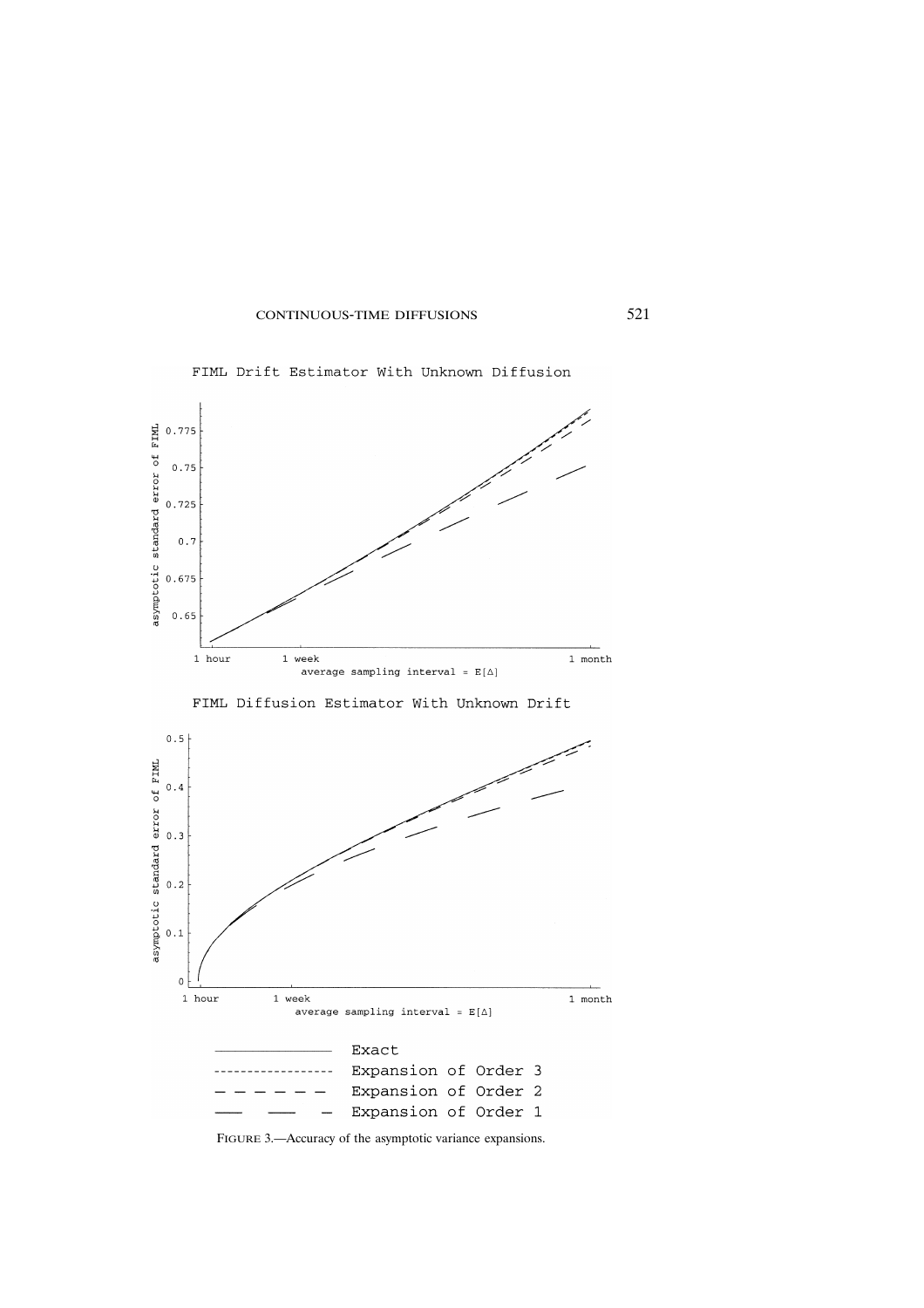FIGURE 3.—Accuracy of the asymptotic variance expansions.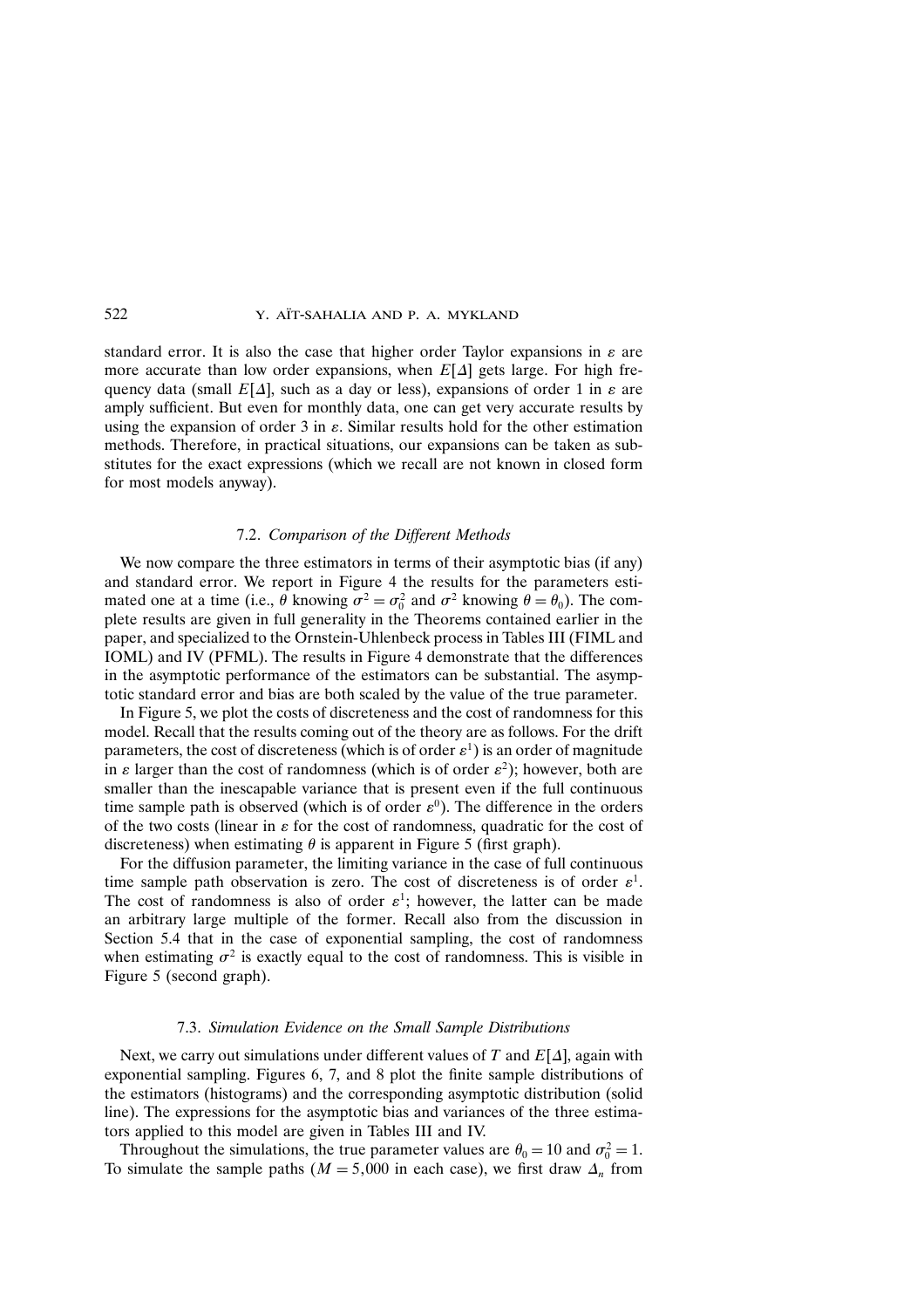standard error. It is also the case that higher order Taylor expansions in $\varepsilon$ are more accurate than low order expansions, when $E[\Delta]$ gets large. For high frequency data (small $E[\Delta]$, such as a day or less), expansions of order 1 in $\varepsilon$ are amply sufficient. But even for monthly data, one can get very accurate results by using the expansion of order 3 in $\varepsilon$. Similar results hold for the other estimation methods. Therefore, in practical situations, our expansions can be taken as substitutes for the exact expressions (which we recall are not known in closed form for most models anyway).

### 7.2. *Comparison of the Different Methods*

We now compare the three estimators in terms of their asymptotic bias (if any) and standard error. We report in Figure 4 the results for the parameters estimated one at a time (i.e., $\theta$ knowing $\sigma^2 = \sigma_0^2$ and $\sigma^2$ knowing $\theta = \theta_0$). The complete results are given in full generality in the Theorems contained earlier in the paper, and specialized to the Ornstein-Uhlenbeck process in Tables III (FIML and IOML) and IV (PFML). The results in Figure 4 demonstrate that the differences in the asymptotic performance of the estimators can be substantial. The asymptotic standard error and bias are both scaled by the value of the true parameter.

In Figure 5, we plot the costs of discreteness and the cost of randomness for this model. Recall that the results coming out of the theory are as follows. For the drift parameters, the cost of discreteness (which is of order $\varepsilon^1$) is an order of magnitude in $\varepsilon$ larger than the cost of randomness (which is of order $\varepsilon^2$); however, both are smaller than the inescapable variance that is present even if the full continuous time sample path is observed (which is of order $\varepsilon^0$). The difference in the orders of the two costs (linear in $\varepsilon$ for the cost of randomness, quadratic for the cost of discreteness) when estimating $\theta$ is apparent in Figure 5 (first graph).

For the diffusion parameter, the limiting variance in the case of full continuous time sample path observation is zero. The cost of discreteness is of order $\varepsilon^1$. The cost of randomness is also of order $\varepsilon^1$; however, the latter can be made an arbitrary large multiple of the former. Recall also from the discussion in Section 5.4 that in the case of exponential sampling, the cost of randomness when estimating $\sigma^2$ is exactly equal to the cost of randomness. This is visible in Figure 5 (second graph).

### 7.3. *Simulation Evidence on the Small Sample Distributions*

Next, we carry out simulations under different values of $T$ and $E[\Delta]$, again with exponential sampling. Figures 6, 7, and 8 plot the finite sample distributions of the estimators (histograms) and the corresponding asymptotic distribution (solid line). The expressions for the asymptotic bias and variances of the three estimators applied to this model are given in Tables III and IV.

Throughout the simulations, the true parameter values are $\theta_0 = 10$ and $\sigma_0^2 = 1$. To simulate the sample paths ($M = 5{,}000$ in each case), we first draw $\Delta_n$ from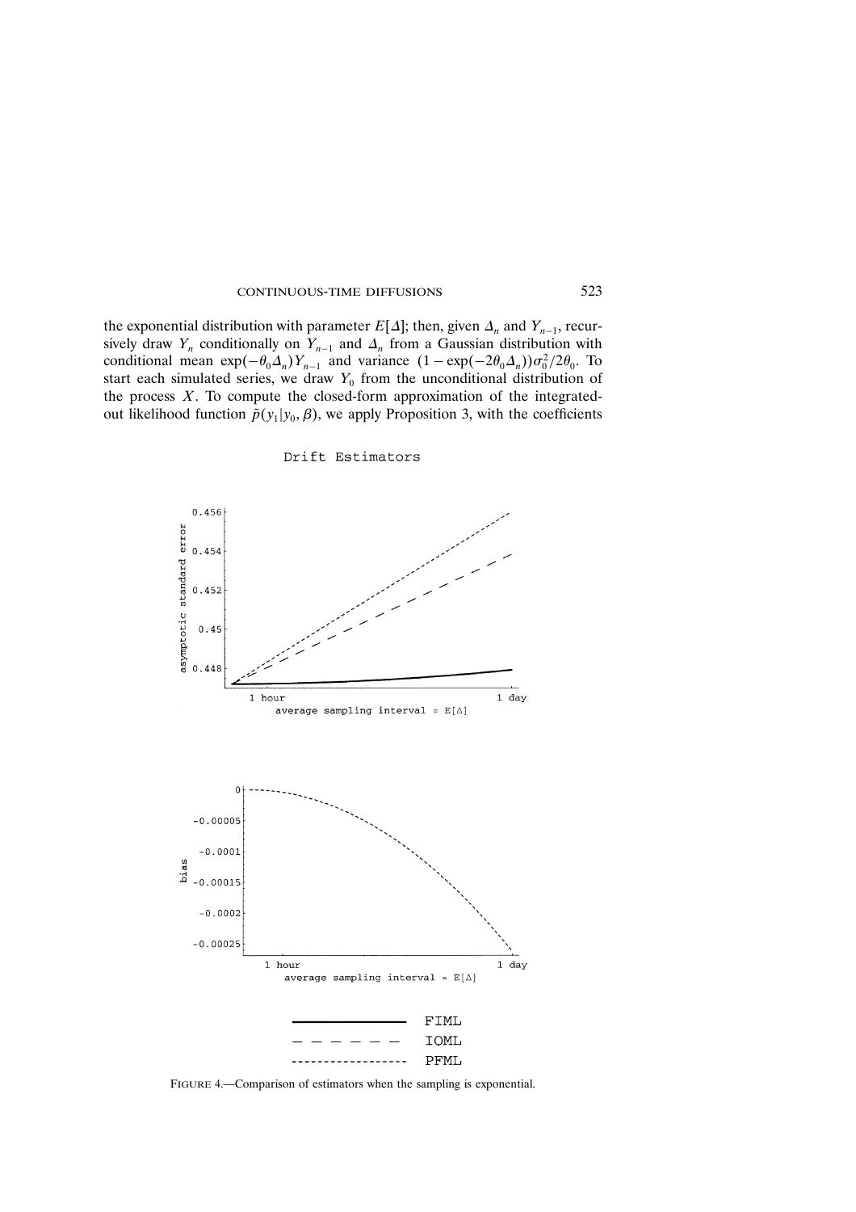the exponential distribution with parameter $E[\Delta]$; then, given $\Delta_n$ and $Y_{n-1}$, recursively draw $Y_n$ conditionally on $Y_{n-1}$ and $\Delta_n$ from a Gaussian distribution with conditional mean $\exp(-\theta_0 \Delta_n) Y_{n-1}$ and variance $(1-\exp(-2\theta_0 \Delta_n))\sigma_0^2/2\theta_0$. To start each simulated series, we draw $Y_0$ from the unconditional distribution of the process $X$. To compute the closed-form approximation of the integrated-out likelihood function $\tilde{p}(y_1|y_0, \beta)$, we apply Proposition 3, with the coefficients

FIGURE 4.—Comparison of estimators when the sampling is exponential.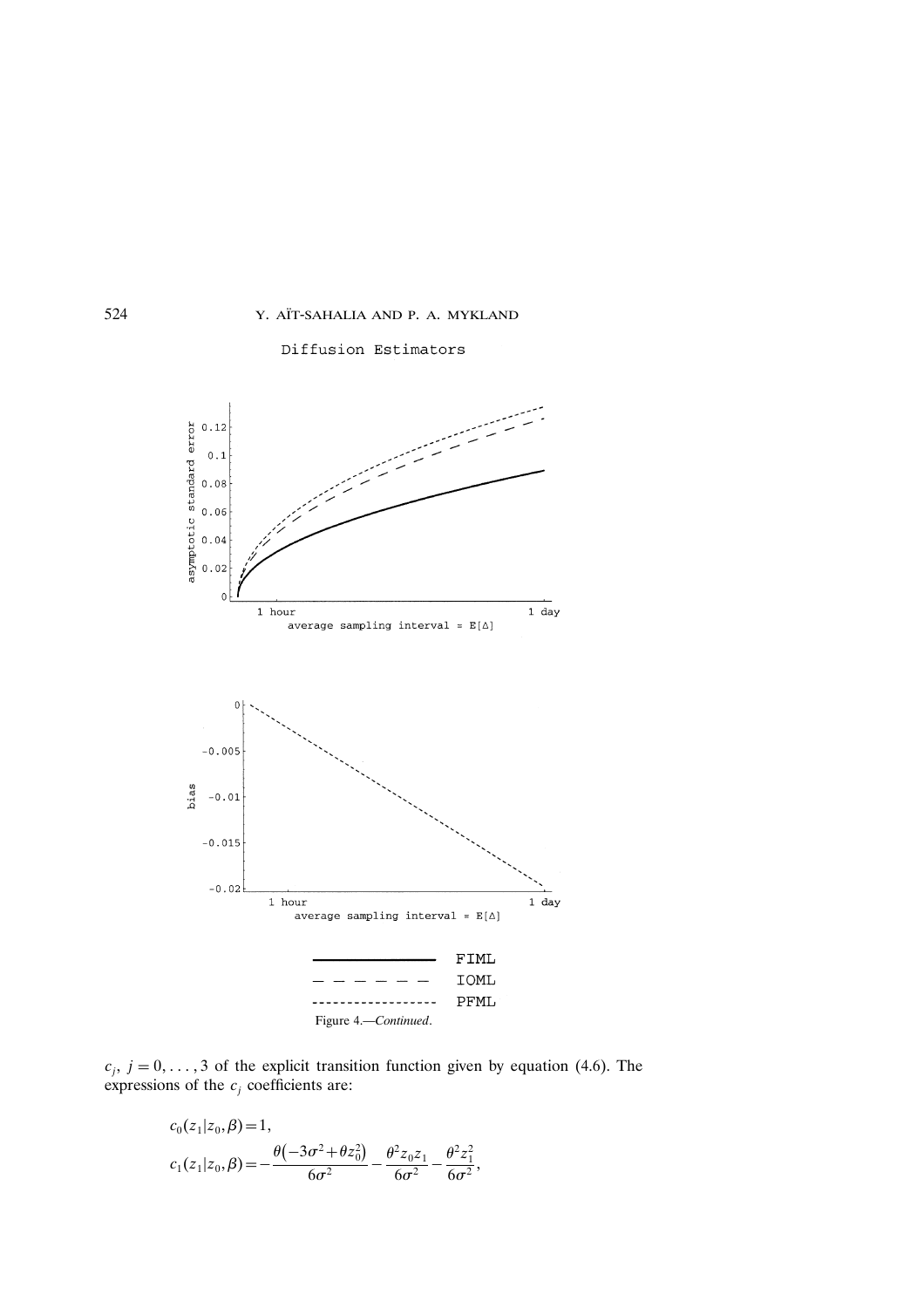Diffusion Estimators

FIML

IOML

PFML

Figure 4.—*Continued*.

$c_j$, $j = 0, \ldots, 3$ of the explicit transition function given by equation (4.6). The expressions of the $c_j$ coefficients are:

$$c_0(z_1|z_0, \beta) = 1,$$

$$c_1(z_1|z_0, \beta) = -\frac{\theta\left(-3\sigma^2 + \theta z_0^2\right)}{6\sigma^2} - \frac{\theta^2 z_0 z_1}{6\sigma^2} - \frac{\theta^2 z_1^2}{6\sigma^2},$$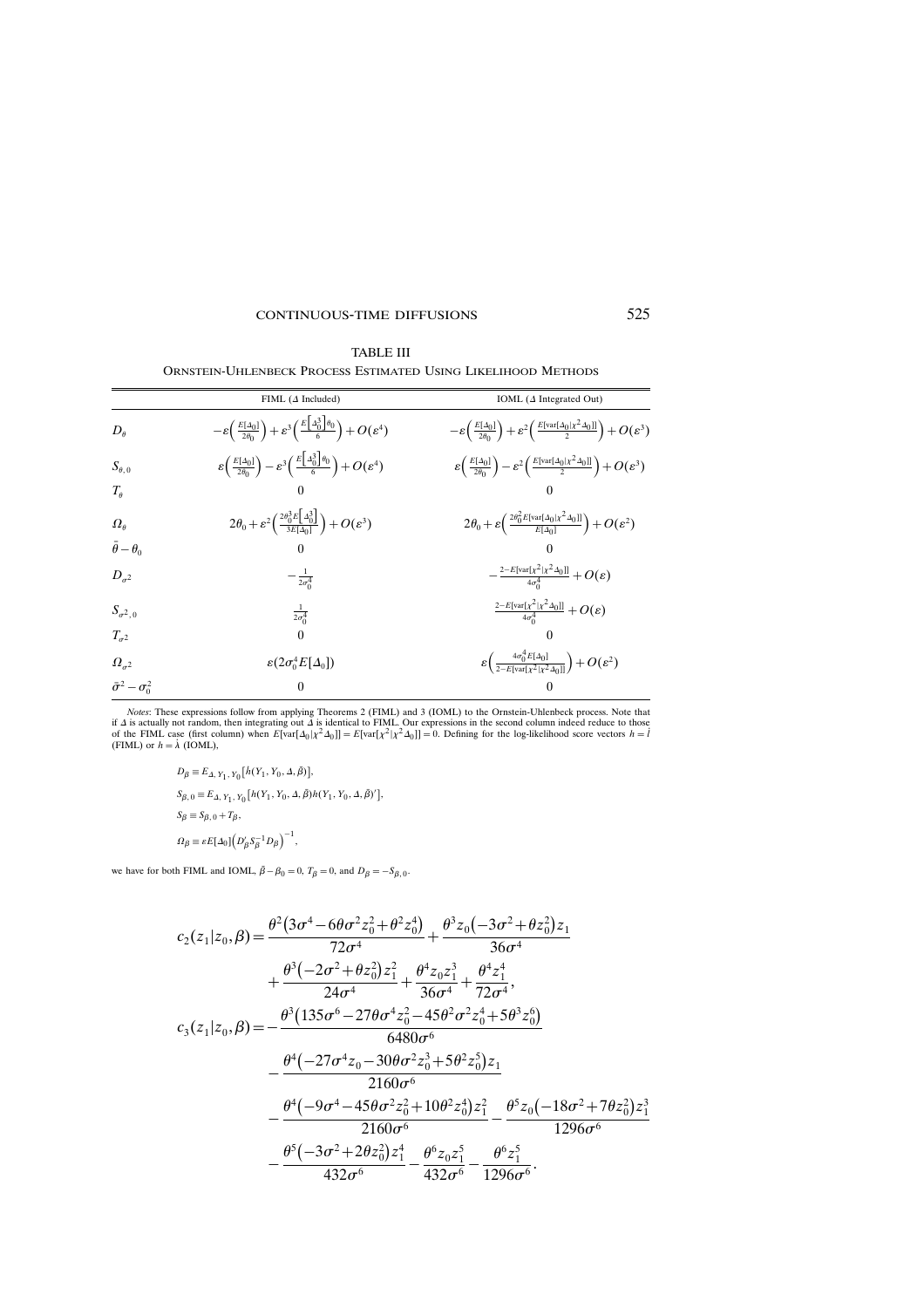TABLE III

ORNSTEIN-UHLENBECK PROCESS ESTIMATED USING LIKELIHOOD METHODS

| | FIML ($\Delta$ Included) | IOML ($\Delta$ Integrated Out) |
|---|---|---|
| $D_\theta$ | $-\varepsilon\left(\frac{E[\Delta_0]}{2\theta_0}\right)+\varepsilon^3\left(\frac{E\left[\Delta_0^3\right]\theta_0}{6}\right)+O(\varepsilon^4)$ | $-\varepsilon\left(\frac{E[\Delta_0]}{2\theta_0}\right)+\varepsilon^2\left(\frac{E[\text{var}[\Delta_0\vert\chi^2\Delta_0]]}{2}\right)+O(\varepsilon^3)$ |
| $S_{\theta,0}$ | $\varepsilon\left(\frac{E[\Delta_0]}{2\theta_0}\right)-\varepsilon^3\left(\frac{E\left[\Delta_0^3\right]\theta_0}{6}\right)+O(\varepsilon^4)$ | $\varepsilon\left(\frac{E[\Delta_0]}{2\theta_0}\right)-\varepsilon^2\left(\frac{E[\text{var}[\Delta_0\vert\chi^2\Delta_0]]}{2}\right)+O(\varepsilon^3)$ |
| $T_\theta$ | $0$ | $0$ |
| $\Omega_\theta$ | $2\theta_0+\varepsilon^2\left(\frac{2\theta_0^3E\left[\Delta_0^3\right]}{3E[\Delta_0]}\right)+O(\varepsilon^3)$ | $2\theta_0+\varepsilon\left(\frac{2\theta_0^2E[\text{var}[\Delta_0\vert\chi^2\Delta_0]]}{E[\Delta_0]}\right)+O(\varepsilon^2)$ |
| $\bar{\theta}-\theta_0$ | $0$ | $0$ |
| $D_{\sigma^2}$ | $-\frac{1}{2\sigma_0^4}$ | $-\frac{2-E[\text{var}[\chi^2\vert\chi^2\Delta_0]]}{4\sigma_0^4}+O(\varepsilon)$ |
| $S_{\sigma^2,0}$ | $\frac{1}{2\sigma_0^4}$ | $\frac{2-E[\text{var}[\chi^2\vert\chi^2\Delta_0]]}{4\sigma_0^4}+O(\varepsilon)$ |
| $T_{\sigma^2}$ | $0$ | $0$ |
| $\Omega_{\sigma^2}$ | $\varepsilon(2\sigma_0^4E[\Delta_0])$ | $\varepsilon\left(\frac{4\sigma_0^4E[\Delta_0]}{2-E[\text{var}[\chi^2\vert\chi^2\Delta_0]]}\right)+O(\varepsilon^2)$ |
| $\bar{\sigma}^2-\sigma_0^2$ | $0$ | $0$ |

*Notes*: These expressions follow from applying Theorems 2 (FIML) and 3 (IOML) to the Ornstein-Uhlenbeck process. Note that if $\Delta$ is actually not random, then integrating out $\Delta$ is identical to FIML. Our expressions in the second column indeed reduce to those of the FIML case (first column) when $E[\text{var}[\Delta_0|\chi^2\Delta_0]]=E[\text{var}[\chi^2|\chi^2\Delta_0]]=0$. Defining for the log-likelihood score vectors $h=\dot{l}$ (FIML) or $h=\dot{\lambda}$ (IOML),

$$D_\beta \equiv E_{\Delta,Y_1,Y_0}\left[\dot{h}(Y_1,Y_0,\Delta,\bar{\beta})\right],$$

$$S_{\beta,0} \equiv E_{\Delta,Y_1,Y_0}\left[h(Y_1,Y_0,\Delta,\bar{\beta})h(Y_1,Y_0,\Delta,\bar{\beta})'\right],$$

$$S_\beta \equiv S_{\beta,0}+T_\beta,$$

$$\Omega_\beta \equiv \varepsilon E[\Delta_0]\left(D_\beta' S_\beta^{-1} D_\beta\right)^{-1},$$

we have for both FIML and IOML, $\bar{\beta}-\beta_0=0$, $T_\beta=0$, and $D_\beta=-S_{\beta,0}$.

$$
\begin{aligned}
c_2(z_1|z_0,\beta) = {} & \frac{\theta^2\left(3\sigma^4-6\theta\sigma^2z_0^2+\theta^2z_0^4\right)}{72\sigma^4}+\frac{\theta^3z_0\left(-3\sigma^2+\theta z_0^2\right)z_1}{36\sigma^4} \\
& +\frac{\theta^3\left(-2\sigma^2+\theta z_0^2\right)z_1^2}{24\sigma^4}+\frac{\theta^4z_0z_1^3}{36\sigma^4}+\frac{\theta^4z_1^4}{72\sigma^4}, \\
c_3(z_1|z_0,\beta) = {} & -\frac{\theta^3\left(135\sigma^6-27\theta\sigma^4z_0^2-45\theta^2\sigma^2z_0^4+5\theta^3z_0^6\right)}{6480\sigma^6} \\
& -\frac{\theta^4\left(-27\sigma^4z_0-30\theta\sigma^2z_0^3+5\theta^2z_0^5\right)z_1}{2160\sigma^6} \\
& -\frac{\theta^4\left(-9\sigma^4-45\theta\sigma^2z_0^2+10\theta^2z_0^4\right)z_1^2}{2160\sigma^6}-\frac{\theta^5z_0\left(-18\sigma^2+7\theta z_0^2\right)z_1^3}{1296\sigma^6} \\
& -\frac{\theta^5\left(-3\sigma^2+2\theta z_0^2\right)z_1^4}{432\sigma^6}-\frac{\theta^6z_0z_1^5}{432\sigma^6}-\frac{\theta^6z_1^5}{1296\sigma^6}.
\end{aligned}
$$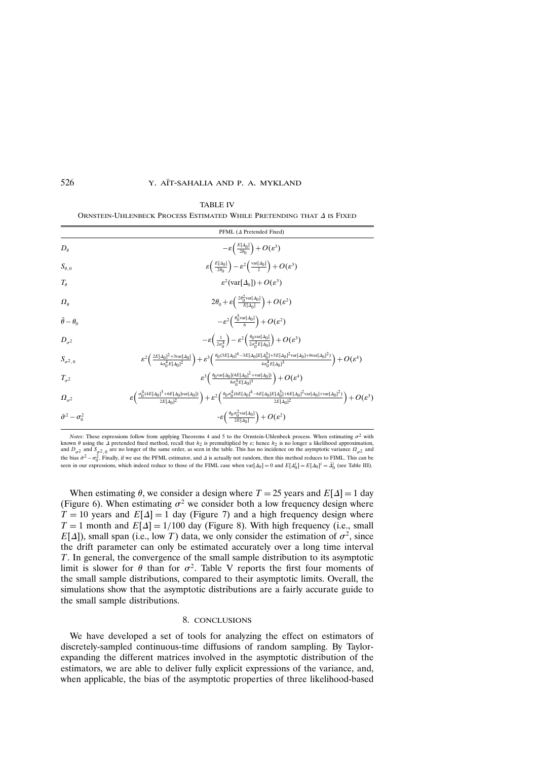TABLE IV

ORNSTEIN-UHLENBECK PROCESS ESTIMATED WHILE PRETENDING THAT $\Delta$ IS FIXED

| | PFML ($\Delta$ Pretended Fixed) |
|---|---|
| $D_\theta$ | $-\varepsilon\left(\frac{E[\Delta_0]}{2\theta_0}\right)+O(\varepsilon^3)$ |
| $S_{\theta,0}$ | $\varepsilon\left(\frac{E[\Delta_0]}{2\theta_0}\right)-\varepsilon^2\left(\frac{\text{var}[\Delta_0]}{2}\right)+O(\varepsilon^3)$ |
| $T_\theta$ | $\varepsilon^2(\text{var}[\Delta_0])+O(\varepsilon^3)$ |
| $\Omega_\theta$ | $2\theta_0+\varepsilon\left(\frac{2\theta_0^2\text{var}[\Delta_0]}{E[\Delta_0]}\right)+O(\varepsilon^2)$ |
| $\bar{\theta}-\theta_0$ | $-\varepsilon^2\left(\frac{\theta_0^3\text{var}[\Delta_0]}{6}\right)+O(\varepsilon^2)$ |
| $D_{\sigma^2}$ | $-\varepsilon\left(\frac{1}{2\sigma_0^4}\right)-\varepsilon^2\left(\frac{\theta_0\text{var}[\Delta_0]}{2\sigma_0^4E[\Delta_0]}\right)+O(\varepsilon^3)$ |
| $S_{\sigma^2,0}$ | $\varepsilon^2\left(\frac{2E[\Delta_0]^2+3\text{var}[\Delta_0]}{4\sigma_0^4E[\Delta_0]^2}\right)+\varepsilon^3\left(\frac{\theta_0(3E[\Delta_0]^4-3E[\Delta_0]E[\Delta_0^3]+5E[\Delta_0]^2\text{var}[\Delta_0]+6\text{var}[\Delta_0]^2)}{4\sigma_0^4E[\Delta_0]^3}\right)+O(\varepsilon^4)$ |
| $T_{\sigma^2}$ | $\varepsilon^3\left(\frac{\theta_0\text{var}[\Delta_0](4E[\Delta_0]^2+\text{var}[\Delta_0])}{8\sigma_0^4E[\Delta_0]^3}\right)+O(\varepsilon^4)$ |
| $\Omega_{\sigma^2}$ | $\varepsilon\left(\frac{\sigma_0^4(4E[\Delta_0]^3+6E[\Delta_0]\text{var}[\Delta_0])}{2E[\Delta_0]^2}\right)+\varepsilon^2\left(\frac{\theta_0\sigma_0^4(6E[\Delta_0]^4-6E[\Delta_0]E[\Delta_0^3]+6E[\Delta_0]^2\text{var}[\Delta_0]+\text{var}[\Delta_0]^2)}{2E[\Delta_0]^2}\right)+O(\varepsilon^3)$ |
| $\bar{\sigma}^2-\sigma_0^2$ | $-\varepsilon\left(\frac{\theta_0\sigma_0^2\text{var}[\Delta_0]}{2E[\Delta_0]}\right)+O(\varepsilon^2)$ |

*Notes*: These expressions follow from applying Theorems 4 and 5 to the Ornstein-Uhlenbeck process. When estimating $\sigma^2$ with known $\theta$ using the $\Delta$ pretended fixed method, recall that $h_2$ is premultiplied by $\varepsilon$; hence $h_2$ is no longer a likelihood approximation, and $D_{\sigma^2}$ and $S_{\sigma^2,0}$ are no longer of the same order, as seen in the table. This has no incidence on the asymptotic variance $\Omega_{\sigma^2}$ and the bias $\bar{\sigma}^2-\sigma_0^2$. Finally, if we use the PFML estimator, and $\Delta$ is actually not random, then this method reduces to FIML. This can be seen in our expressions, which indeed reduce to those of the FIML case when $\text{var}[\Delta_0]=0$ and $E[\Delta_0^i]=E[\Delta_0]^i=\bar{\Delta}_0^i$ (see Table III).

When estimating $\theta$, we consider a design where $T=25$ years and $E[\Delta]=1$ day (Figure 6). When estimating $\sigma^2$ we consider both a low frequency design where $T=10$ years and $E[\Delta]=1$ day (Figure 7) and a high frequency design where $T=1$ month and $E[\Delta]=1/100$ day (Figure 8). With high frequency (i.e., small $E[\Delta]$), small span (i.e., low $T$) data, we only consider the estimation of $\sigma^2$, since the drift parameter can only be estimated accurately over a long time interval $T$. In general, the convergence of the small sample distribution to its asymptotic limit is slower for $\theta$ than for $\sigma^2$. Table V reports the first four moments of the small sample distributions, compared to their asymptotic limits. Overall, the simulations show that the asymptotic distributions are a fairly accurate guide to the small sample distributions.

## 8. CONCLUSIONS

We have developed a set of tools for analyzing the effect on estimators of discretely-sampled continuous-time diffusions of random sampling. By Taylor-expanding the different matrices involved in the asymptotic distribution of the estimators, we are able to deliver fully explicit expressions of the variance, and, when applicable, the bias of the asymptotic properties of three likelihood-based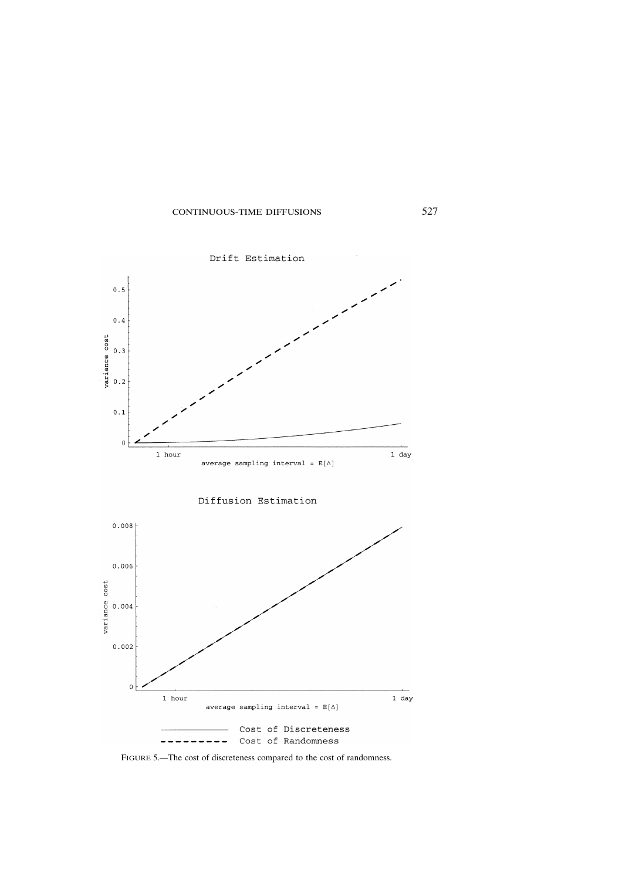Drift Estimation

Diffusion Estimation

FIGURE 5.—The cost of discreteness compared to the cost of randomness.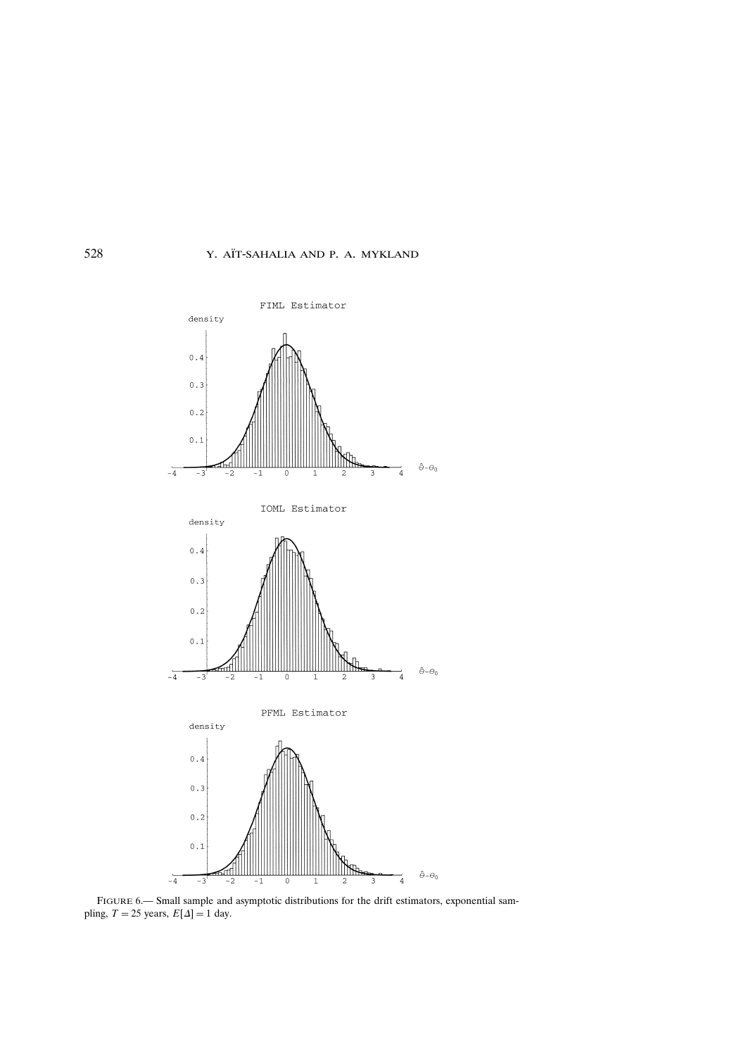FIGURE 6.— Small sample and asymptotic distributions for the drift estimators, exponential sampling, $T = 25$ years, $E[\Delta] = 1$ day.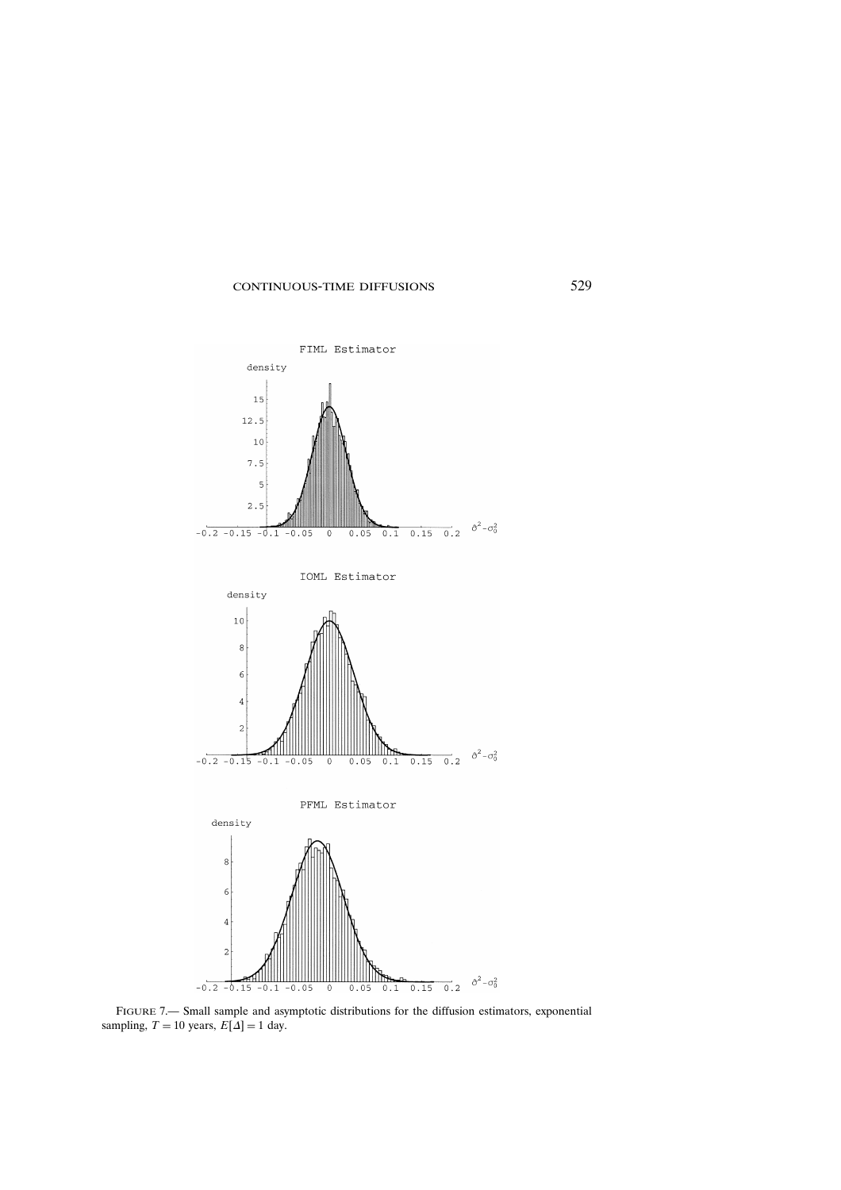FIGURE 7.— Small sample and asymptotic distributions for the diffusion estimators, exponential sampling, $T = 10$ years, $E[\Delta] = 1$ day.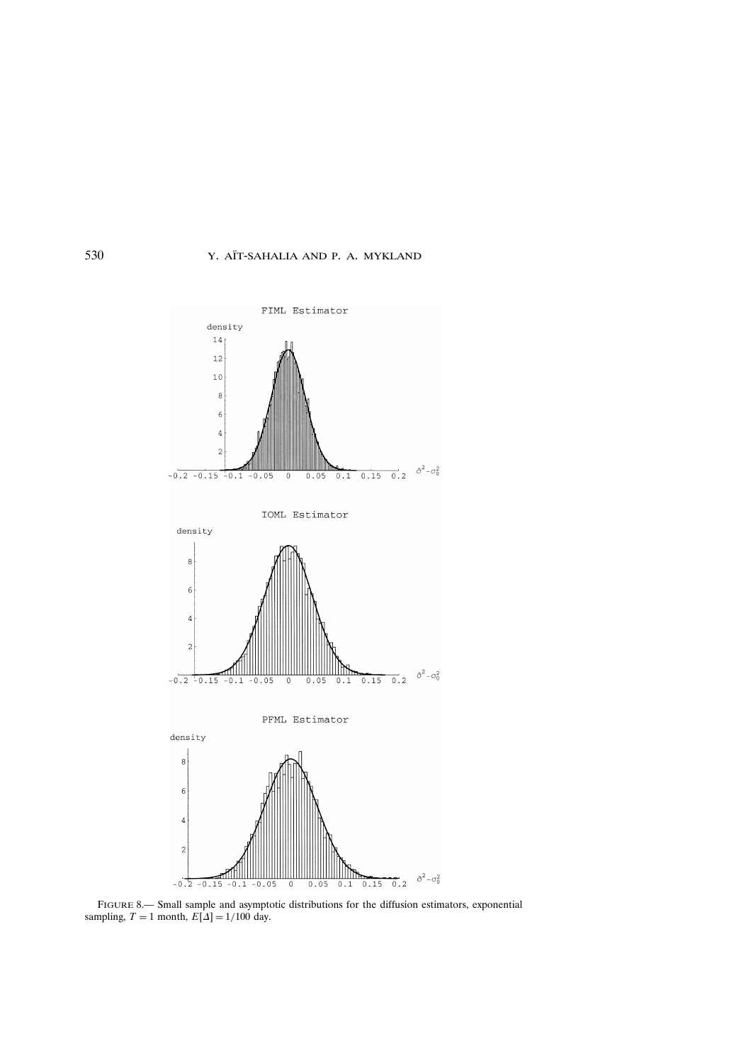FIGURE 8.— Small sample and asymptotic distributions for the diffusion estimators, exponential sampling, $T = 1$ month, $E[\Delta] = 1/100$ day.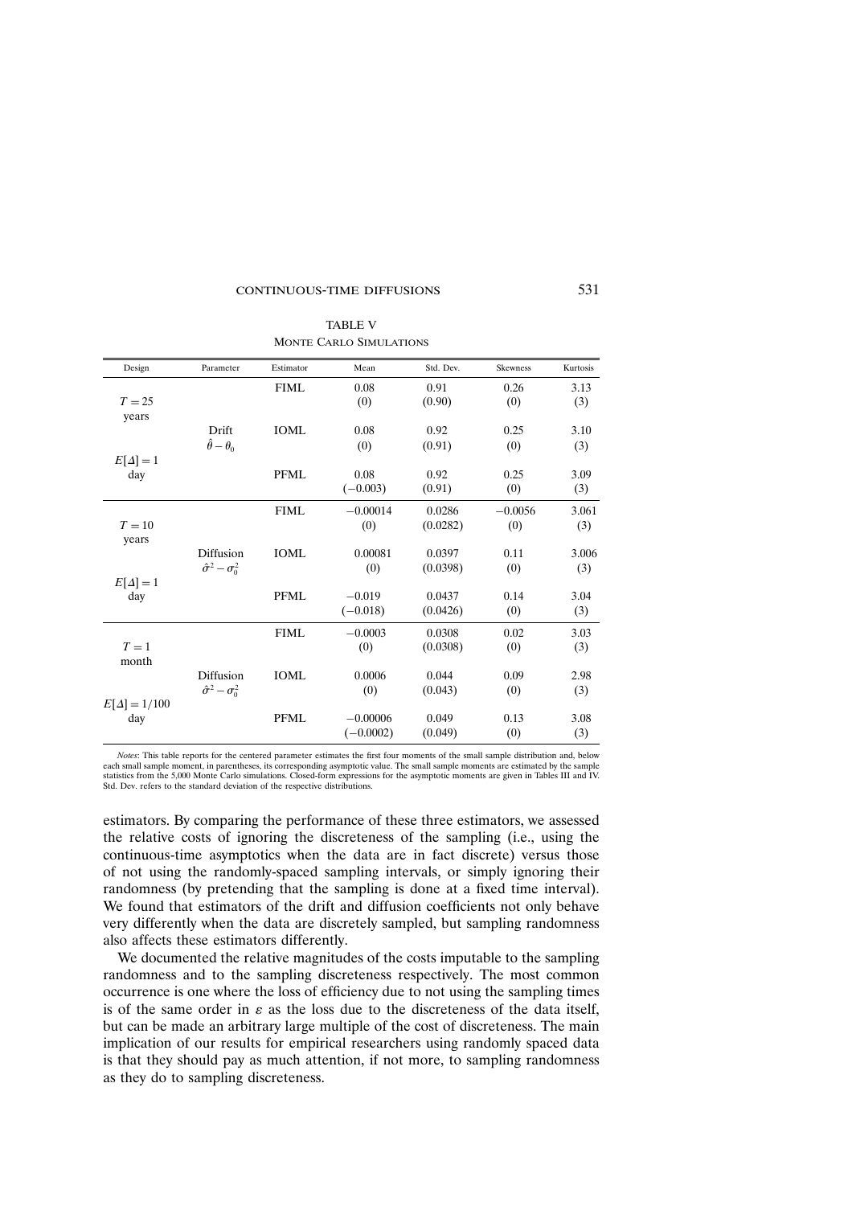TABLE V

MONTE CARLO SIMULATIONS

| Design | Parameter | Estimator | Mean | Std. Dev. | Skewness | Kurtosis |
|---|---|---|---|---|---|---|
| $T = 25$ years | Drift | FIML | 0.08 | 0.91 | 0.26 | 3.13 |
| | $\hat{\theta} - \theta_0$ | | (0) | (0.90) | (0) | (3) |
| $E[\Delta] = 1$ day | | IOML | 0.08 | 0.92 | 0.25 | 3.10 |
| | | | (0) | (0.91) | (0) | (3) |
| | | PFML | 0.08 | 0.92 | 0.25 | 3.09 |
| | | | $(-0.003)$ | (0.91) | (0) | (3) |
| $T = 10$ years | Diffusion | FIML | $-0.00014$ | 0.0286 | $-0.0056$ | 3.061 |
| | $\hat{\sigma}^2 - \sigma_0^2$ | | (0) | (0.0282) | (0) | (3) |
| $E[\Delta] = 1$ day | | IOML | 0.00081 | 0.0397 | 0.11 | 3.006 |
| | | | (0) | (0.0398) | (0) | (3) |
| | | PFML | $-0.019$ | 0.0437 | 0.14 | 3.04 |
| | | | $(-0.018)$ | (0.0426) | (0) | (3) |
| $T = 1$ month | Diffusion | FIML | $-0.0003$ | 0.0308 | 0.02 | 3.03 |
| | $\hat{\sigma}^2 - \sigma_0^2$ | | (0) | (0.0308) | (0) | (3) |
| $E[\Delta] = 1/100$ day | | IOML | 0.0006 | 0.044 | 0.09 | 2.98 |
| | | | (0) | (0.043) | (0) | (3) |
| | | PFML | $-0.00006$ | 0.049 | 0.13 | 3.08 |
| | | | $(-0.0002)$ | (0.049) | (0) | (3) |

*Notes*: This table reports for the centered parameter estimates the first four moments of the small sample distribution and, below each small sample moment, in parentheses, its corresponding asymptotic value. The small sample moments are estimated by the sample statistics from the 5,000 Monte Carlo simulations. Closed-form expressions for the asymptotic moments are given in Tables III and IV. Std. Dev. refers to the standard deviation of the respective distributions.

estimators. By comparing the performance of these three estimators, we assessed the relative costs of ignoring the discreteness of the sampling (i.e., using the continuous-time asymptotics when the data are in fact discrete) versus those of not using the randomly-spaced sampling intervals, or simply ignoring their randomness (by pretending that the sampling is done at a fixed time interval). We found that estimators of the drift and diffusion coefficients not only behave very differently when the data are discretely sampled, but sampling randomness also affects these estimators differently.

We documented the relative magnitudes of the costs imputable to the sampling randomness and to the sampling discreteness respectively. The most common occurrence is one where the loss of efficiency due to not using the sampling times is of the same order in $\varepsilon$ as the loss due to the discreteness of the data itself, but can be made an arbitrary large multiple of the cost of discreteness. The main implication of our results for empirical researchers using randomly spaced data is that they should pay as much attention, if not more, to sampling randomness as they do to sampling discreteness.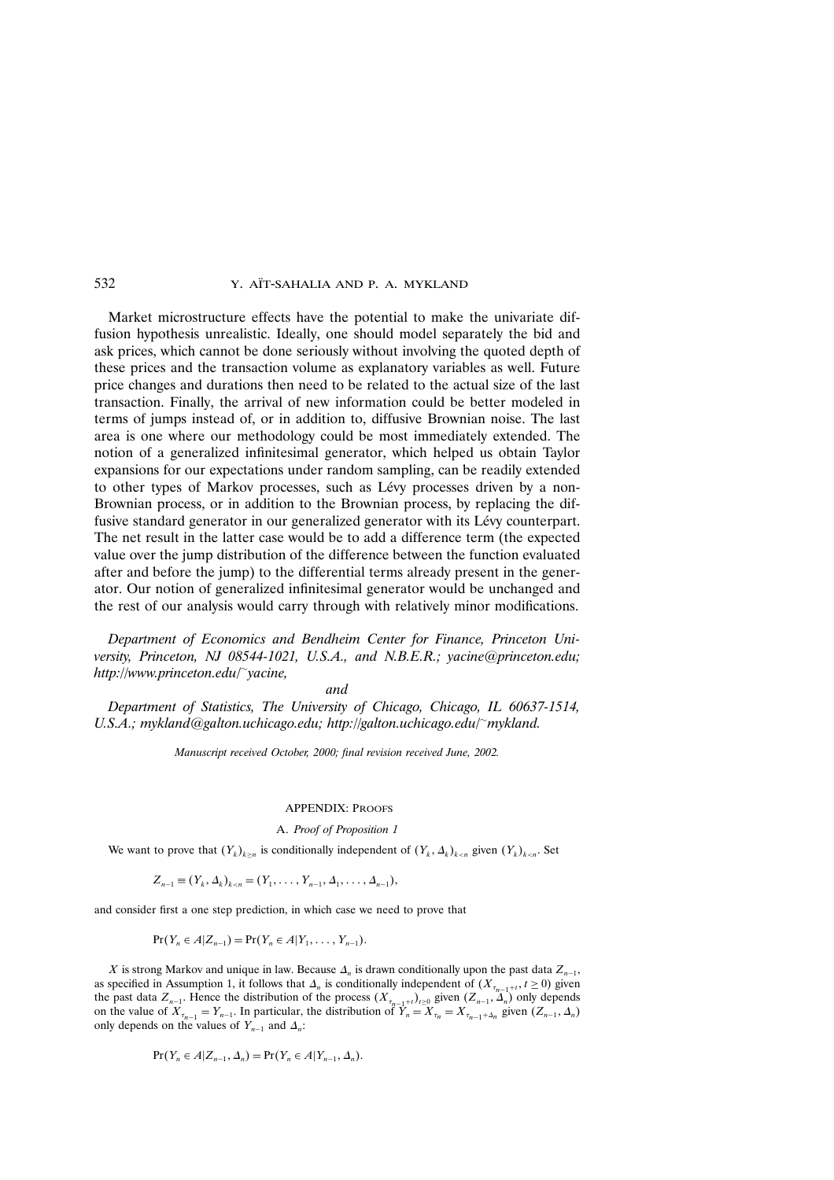Market microstructure effects have the potential to make the univariate diffusion hypothesis unrealistic. Ideally, one should model separately the bid and ask prices, which cannot be done seriously without involving the quoted depth of these prices and the transaction volume as explanatory variables as well. Future price changes and durations then need to be related to the actual size of the last transaction. Finally, the arrival of new information could be better modeled in terms of jumps instead of, or in addition to, diffusive Brownian noise. The last area is one where our methodology could be most immediately extended. The notion of a generalized infinitesimal generator, which helped us obtain Taylor expansions for our expectations under random sampling, can be readily extended to other types of Markov processes, such as Lévy processes driven by a non-Brownian process, or in addition to the Brownian process, by replacing the diffusive standard generator in our generalized generator with its Lévy counterpart. The net result in the latter case would be to add a difference term (the expected value over the jump distribution of the difference between the function evaluated after and before the jump) to the differential terms already present in the generator. Our notion of generalized infinitesimal generator would be unchanged and the rest of our analysis would carry through with relatively minor modifications.

*Department of Economics and Bendheim Center for Finance, Princeton University, Princeton, NJ 08544-1021, U.S.A., and N.B.E.R.; yacine@princeton.edu; http://www.princeton.edu/~yacine,*

*and*

*Department of Statistics, The University of Chicago, Chicago, IL 60637-1514, U.S.A.; mykland@galton.uchicago.edu; http://galton.uchicago.edu/~mykland.*

*Manuscript received October, 2000; final revision received June, 2002.*

## APPENDIX: PROOFS

### A. *Proof of Proposition 1*

We want to prove that $(Y_k)_{k\geq n}$ is conditionally independent of $(Y_k, \Delta_k)_{k<n}$ given $(Y_k)_{k<n}$. Set

$$Z_{n-1} \equiv (Y_k, \Delta_k)_{k<n} = (Y_1, \dots, Y_{n-1}, \Delta_1, \dots, \Delta_{n-1}),$$

and consider first a one step prediction, in which case we need to prove that

$$\Pr(Y_n \in A | Z_{n-1}) = \Pr(Y_n \in A | Y_1, \dots, Y_{n-1}).$$

$X$ is strong Markov and unique in law. Because $\Delta_n$ is drawn conditionally upon the past data $Z_{n-1}$, as specified in Assumption 1, it follows that $\Delta_n$ is conditionally independent of $(X_{\tau_{n-1}+t}, t \geq 0)$ given the past data $Z_{n-1}$. Hence the distribution of the process $(X_{\tau_{n-1}+t})_{t\geq 0}$ given $(Z_{n-1}, \Delta_n)$ only depends on the value of $X_{\tau_{n-1}} = Y_{n-1}$. In particular, the distribution of $Y_n = X_{\tau_n} = X_{\tau_{n-1}+\Delta_n}$ given $(Z_{n-1}, \Delta_n)$ only depends on the values of $Y_{n-1}$ and $\Delta_n$:

$$\Pr(Y_n \in A | Z_{n-1}, \Delta_n) = \Pr(Y_n \in A | Y_{n-1}, \Delta_n).$$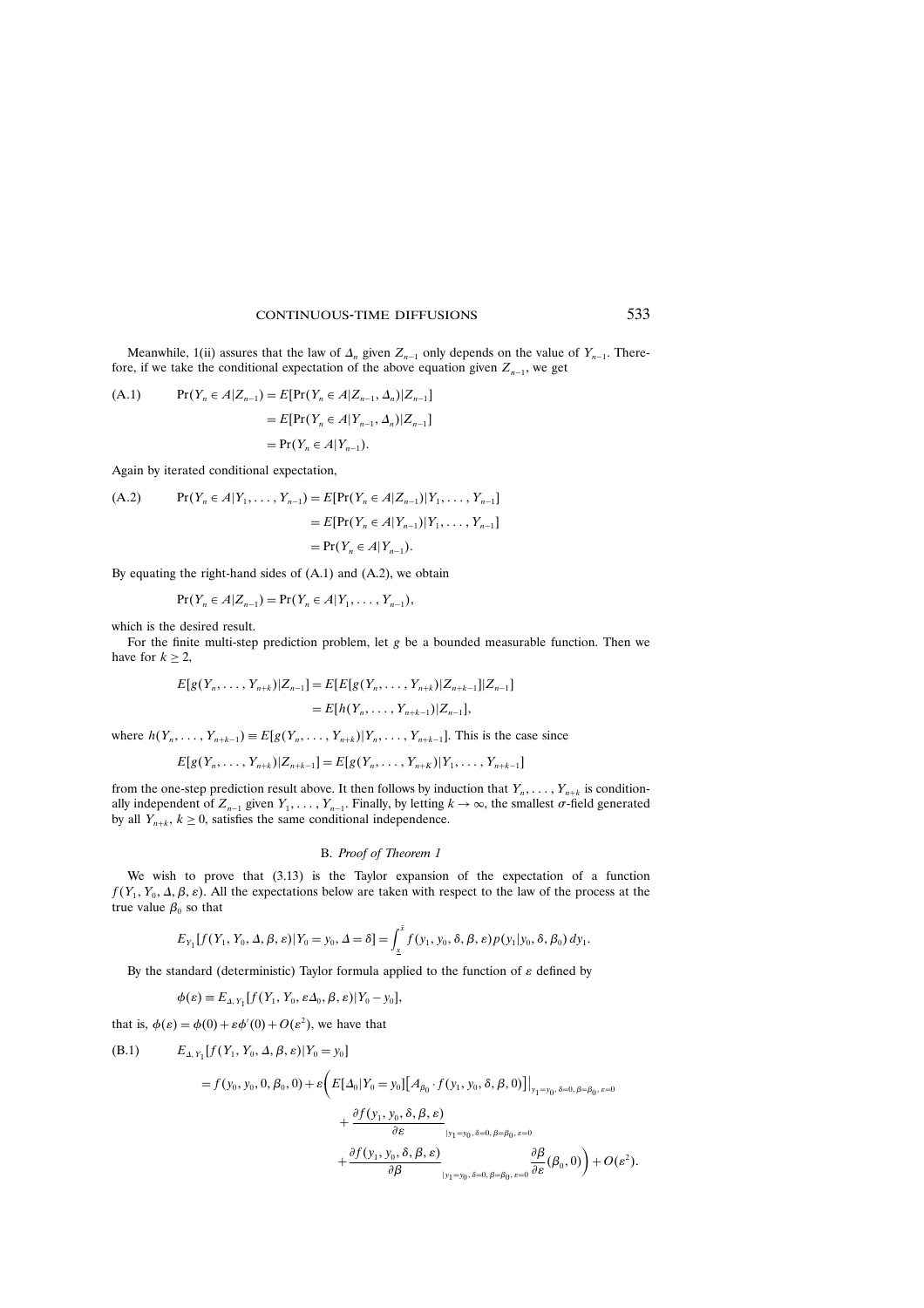Meanwhile, 1(ii) assures that the law of $\Delta_n$ given $Z_{n-1}$ only depends on the value of $Y_{n-1}$. Therefore, if we take the conditional expectation of the above equation given $Z_{n-1}$, we get

$$
\begin{aligned}
\text{(A.1)} \qquad \Pr(Y_n \in A | Z_{n-1}) &= E[\Pr(Y_n \in A | Z_{n-1}, \Delta_n) | Z_{n-1}] \\
&= E[\Pr(Y_n \in A | Y_{n-1}, \Delta_n) | Z_{n-1}] \\
&= \Pr(Y_n \in A | Y_{n-1}).
\end{aligned}
$$

Again by iterated conditional expectation,

$$
\begin{aligned}
\text{(A.2)} \qquad \Pr(Y_n \in A | Y_1, \ldots, Y_{n-1}) &= E[\Pr(Y_n \in A | Z_{n-1}) | Y_1, \ldots, Y_{n-1}] \\
&= E[\Pr(Y_n \in A | Y_{n-1}) | Y_1, \ldots, Y_{n-1}] \\
&= \Pr(Y_n \in A | Y_{n-1}).
\end{aligned}
$$

By equating the right-hand sides of (A.1) and (A.2), we obtain

$$
\Pr(Y_n \in A | Z_{n-1}) = \Pr(Y_n \in A | Y_1, \ldots, Y_{n-1}),
$$

which is the desired result.

For the finite multi-step prediction problem, let $g$ be a bounded measurable function. Then we have for $k \geq 2$,

$$
\begin{aligned}
E[g(Y_n, \ldots, Y_{n+k}) | Z_{n-1}] &= E[E[g(Y_n, \ldots, Y_{n+k}) | Z_{n+k-1}] | Z_{n-1}] \\
&= E[h(Y_n, \ldots, Y_{n+k-1}) | Z_{n-1}],
\end{aligned}
$$

where $h(Y_n, \ldots, Y_{n+k-1}) \equiv E[g(Y_n, \ldots, Y_{n+k}) | Y_n, \ldots, Y_{n+k-1}]$. This is the case since

$$
E[g(Y_n, \ldots, Y_{n+k}) | Z_{n+k-1}] = E[g(Y_n, \ldots, Y_{n+K}) | Y_1, \ldots, Y_{n+k-1}]
$$

from the one-step prediction result above. It then follows by induction that $Y_n, \ldots, Y_{n+k}$ is conditionally independent of $Z_{n-1}$ given $Y_1, \ldots, Y_{n-1}$. Finally, by letting $k \to \infty$, the smallest $\sigma$-field generated by all $Y_{n+k}$, $k \geq 0$, satisfies the same conditional independence.

### B. *Proof of Theorem 1*

We wish to prove that (3.13) is the Taylor expansion of the expectation of a function $f(Y_1, Y_0, \Delta, \beta, \varepsilon)$. All the expectations below are taken with respect to the law of the process at the true value $\beta_0$ so that

$$
E_{Y_1}[f(Y_1, Y_0, \Delta, \beta, \varepsilon) | Y_0 = y_0, \Delta = \delta] = \int_{\underline{x}}^{\bar{x}} f(y_1, y_0, \delta, \beta, \varepsilon) p(y_1 | y_0, \delta, \beta_0) \, dy_1.
$$

By the standard (deterministic) Taylor formula applied to the function of $\varepsilon$ defined by

$$
\phi(\varepsilon) \equiv E_{\Delta, Y_1}[f(Y_1, Y_0, \varepsilon\Delta_0, \beta, \varepsilon) | Y_0 - y_0],
$$

that is, $\phi(\varepsilon) = \phi(0) + \varepsilon\phi'(0) + O(\varepsilon^2)$, we have that

$$
\begin{aligned}
\text{(B.1)} \qquad & E_{\Delta, Y_1}[f(Y_1, Y_0, \Delta, \beta, \varepsilon) | Y_0 = y_0] \\
&= f(y_0, y_0, 0, \beta_0, 0) + \varepsilon \bigg( E[\Delta_0 | Y_0 = y_0] \big[ A_{\beta_0} \cdot f(y_1, y_0, \delta, \beta, 0) \big] \Big|_{y_1 = y_0, \delta = 0, \beta = \beta_0, \varepsilon = 0} \\
&\qquad + \frac{\partial f(y_1, y_0, \delta, \beta, \varepsilon)}{\partial \varepsilon}_{|y_1 = y_0, \delta = 0, \beta = \beta_0, \varepsilon = 0} \\
&\qquad + \frac{\partial f(y_1, y_0, \delta, \beta, \varepsilon)}{\partial \beta}_{|y_1 = y_0, \delta = 0, \beta = \beta_0, \varepsilon = 0} \frac{\partial \beta}{\partial \varepsilon}(\beta_0, 0) \bigg) + O(\varepsilon^2).
\end{aligned}
$$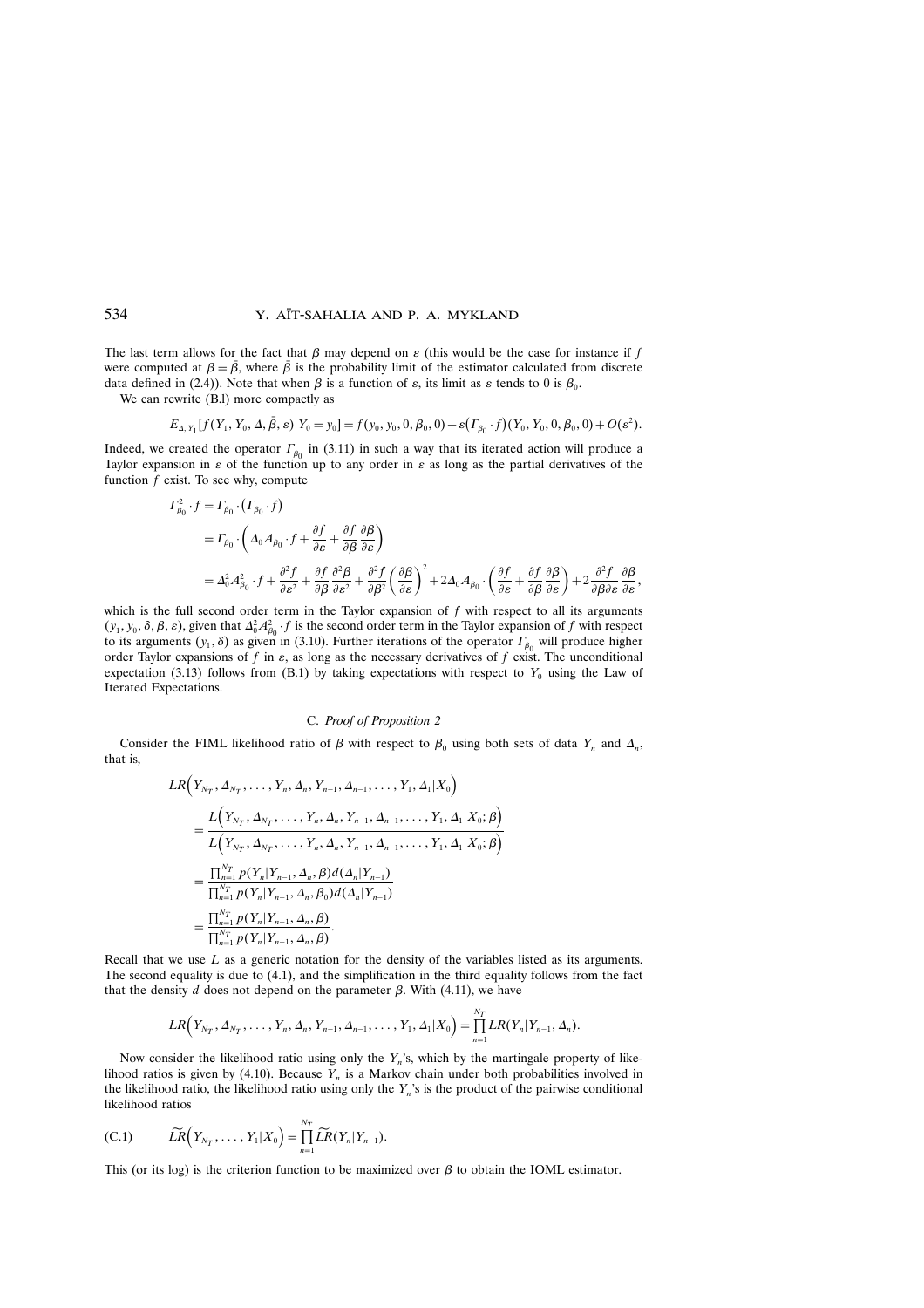The last term allows for the fact that $\beta$ may depend on $\varepsilon$ (this would be the case for instance if $f$ were computed at $\beta = \bar{\beta}$, where $\bar{\beta}$ is the probability limit of the estimator calculated from discrete data defined in (2.4)). Note that when $\beta$ is a function of $\varepsilon$, its limit as $\varepsilon$ tends to 0 is $\beta_0$.

We can rewrite (B.l) more compactly as

$$E_{\Delta, Y_1}[f(Y_1, Y_0, \Delta, \bar{\beta}, \varepsilon)|Y_0 = y_0] = f(y_0, y_0, 0, \beta_0, 0) + \varepsilon\big(\Gamma_{\beta_0} \cdot f\big)(Y_0, Y_0, 0, \beta_0, 0) + O(\varepsilon^2).$$

Indeed, we created the operator $\Gamma_{\beta_0}$ in (3.11) in such a way that its iterated action will produce a Taylor expansion in $\varepsilon$ of the function up to any order in $\varepsilon$ as long as the partial derivatives of the function $f$ exist. To see why, compute

$$\begin{aligned}
\Gamma^2_{\beta_0} \cdot f &= \Gamma_{\beta_0} \cdot \big(\Gamma_{\beta_0} \cdot f\big) \\
&= \Gamma_{\beta_0} \cdot \left( \Delta_0 A_{\beta_0} \cdot f + \frac{\partial f}{\partial \varepsilon} + \frac{\partial f}{\partial \beta}\frac{\partial \beta}{\partial \varepsilon} \right) \\
&= \Delta_0^2 A^2_{\beta_0} \cdot f + \frac{\partial^2 f}{\partial \varepsilon^2} + \frac{\partial f}{\partial \beta}\frac{\partial^2 \beta}{\partial \varepsilon^2} + \frac{\partial^2 f}{\partial \beta^2}\left(\frac{\partial \beta}{\partial \varepsilon}\right)^2 + 2\Delta_0 A_{\beta_0} \cdot \left(\frac{\partial f}{\partial \varepsilon} + \frac{\partial f}{\partial \beta}\frac{\partial \beta}{\partial \varepsilon}\right) + 2\frac{\partial^2 f}{\partial \beta \partial \varepsilon}\frac{\partial \beta}{\partial \varepsilon},
\end{aligned}$$

which is the full second order term in the Taylor expansion of $f$ with respect to all its arguments $(y_1, y_0, \delta, \beta, \varepsilon)$, given that $\Delta_0^2 A^2_{\beta_0} \cdot f$ is the second order term in the Taylor expansion of $f$ with respect to its arguments $(y_1, \delta)$ as given in (3.10). Further iterations of the operator $\Gamma_{\beta_0}$ will produce higher order Taylor expansions of $f$ in $\varepsilon$, as long as the necessary derivatives of $f$ exist. The unconditional expectation (3.13) follows from (B.1) by taking expectations with respect to $Y_0$ using the Law of Iterated Expectations.

## C. *Proof of Proposition 2*

Consider the FIML likelihood ratio of $\beta$ with respect to $\beta_0$ using both sets of data $Y_n$ and $\Delta_n$, that is,

$$\begin{aligned}
&LR\Big(Y_{N_T}, \Delta_{N_T}, \ldots, Y_n, \Delta_n, Y_{n-1}, \Delta_{n-1}, \ldots, Y_1, \Delta_1 | X_0\Big) \\
&\quad = \frac{L\Big(Y_{N_T}, \Delta_{N_T}, \ldots, Y_n, \Delta_n, Y_{n-1}, \Delta_{n-1}, \ldots, Y_1, \Delta_1 | X_0; \beta\Big)}{L\Big(Y_{N_T}, \Delta_{N_T}, \ldots, Y_n, \Delta_n, Y_{n-1}, \Delta_{n-1}, \ldots, Y_1, \Delta_1 | X_0; \beta\Big)} \\
&\quad = \frac{\prod_{n=1}^{N_T} p(Y_n|Y_{n-1}, \Delta_n, \beta) d(\Delta_n|Y_{n-1})}{\prod_{n=1}^{N_T} p(Y_n|Y_{n-1}, \Delta_n, \beta_0) d(\Delta_n|Y_{n-1})} \\
&\quad = \frac{\prod_{n=1}^{N_T} p(Y_n|Y_{n-1}, \Delta_n, \beta)}{\prod_{n=1}^{N_T} p(Y_n|Y_{n-1}, \Delta_n, \beta)}.
\end{aligned}$$

Recall that we use $L$ as a generic notation for the density of the variables listed as its arguments. The second equality is due to (4.1), and the simplification in the third equality follows from the fact that the density $d$ does not depend on the parameter $\beta$. With (4.11), we have

$$LR\Big(Y_{N_T}, \Delta_{N_T}, \ldots, Y_n, \Delta_n, Y_{n-1}, \Delta_{n-1}, \ldots, Y_1, \Delta_1 | X_0\Big) = \prod_{n=1}^{N_T} LR(Y_n|Y_{n-1}, \Delta_n).$$

Now consider the likelihood ratio using only the $Y_n$'s, which by the martingale property of likelihood ratios is given by (4.10). Because $Y_n$ is a Markov chain under both probabilities involved in the likelihood ratio, the likelihood ratio using only the $Y_n$'s is the product of the pairwise conditional likelihood ratios

$$\widetilde{LR}\Big(Y_{N_T}, \ldots, Y_1 | X_0\Big) = \prod_{n=1}^{N_T} \widetilde{LR}(Y_n|Y_{n-1}). \tag{C.1}$$

This (or its log) is the criterion function to be maximized over $\beta$ to obtain the IOML estimator.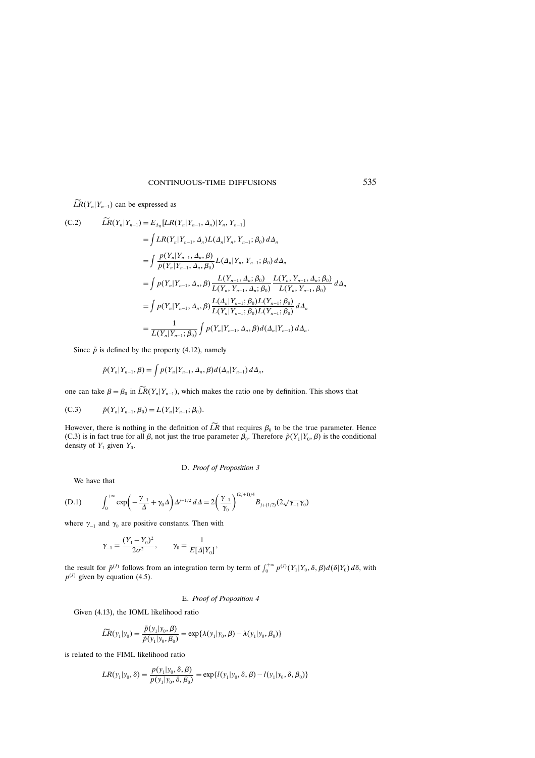$\widetilde{LR}(Y_n|Y_{n-1})$ can be expressed as

$$
\begin{aligned}
\text{(C.2)} \qquad \widetilde{LR}(Y_n|Y_{n-1}) &= E_{\Delta_n}[LR(Y_n|Y_{n-1}, \Delta_n)|Y_n, Y_{n-1}] \\
&= \int LR(Y_n|Y_{n-1}, \Delta_n) L(\Delta_n|Y_n, Y_{n-1}; \beta_0)\, d\Delta_n \\
&= \int \frac{p(Y_n|Y_{n-1}, \Delta_n, \beta)}{p(Y_n|Y_{n-1}, \Delta_n, \beta_0)} L(\Delta_n|Y_n, Y_{n-1}; \beta_0)\, d\Delta_n \\
&= \int p(Y_n|Y_{n-1}, \Delta_n, \beta) \frac{L(Y_{n-1}, \Delta_n; \beta_0)}{L(Y_n, Y_{n-1}, \Delta_n; \beta_0)} \frac{L(Y_n, Y_{n-1}, \Delta_n; \beta_0)}{L(Y_n, Y_{n-1}, \beta_0)}\, d\Delta_n \\
&= \int p(Y_n|Y_{n-1}, \Delta_n, \beta) \frac{L(\Delta_n|Y_{n-1}; \beta_0) L(Y_{n-1}; \beta_0)}{L(Y_n|Y_{n-1}; \beta_0) L(Y_{n-1}; \beta_0)}\, d\Delta_n \\
&= \frac{1}{L(Y_n|Y_{n-1}; \beta_0)} \int p(Y_n|Y_{n-1}, \Delta_n, \beta) d(\Delta_n|Y_{n-1})\, d\Delta_n.
\end{aligned}
$$

Since $\tilde{p}$ is defined by the property (4.12), namely

$$
\tilde{p}(Y_n|Y_{n-1}, \beta) = \int p(Y_n|Y_{n-1}, \Delta_n, \beta) d(\Delta_n|Y_{n-1})\, d\Delta_n,
$$

one can take $\beta = \beta_0$ in $\widetilde{LR}(Y_n|Y_{n-1})$, which makes the ratio one by definition. This shows that

$$
\text{(C.3)} \qquad \tilde{p}(Y_n|Y_{n-1}, \beta_0) = L(Y_n|Y_{n-1}; \beta_0).
$$

However, there is nothing in the definition of $\widetilde{LR}$ that requires $\beta_0$ to be the true parameter. Hence (C.3) is in fact true for all $\beta$, not just the true parameter $\beta_0$. Therefore $\tilde{p}(Y_1|Y_0, \beta)$ is the conditional density of $Y_1$ given $Y_0$.

## D. *Proof of Proposition 3*

We have that

$$
\text{(D.1)} \qquad \int_0^{+\infty} \exp\left(-\frac{\gamma_{-1}}{\Delta} + \gamma_0 \Delta\right) \Delta^{j-1/2}\, d\Delta = 2\left(\frac{\gamma_{-1}}{\gamma_0}\right)^{(2j+1)/4} B_{j+(1/2)}(2\sqrt{\gamma_{-1}\gamma_0})
$$

where $\gamma_{-1}$ and $\gamma_0$ are positive constants. Then with

$$
\gamma_{-1} = \frac{(Y_1 - Y_0)^2}{2\sigma^2}, \qquad \gamma_0 = \frac{1}{E[\Delta|Y_0]},
$$

the result for $\tilde{p}^{(J)}$ follows from an integration term by term of $\int_0^{+\infty} p^{(J)}(Y_1|Y_0, \delta, \beta) d(\delta|Y_0)\, d\delta$, with $p^{(J)}$ given by equation (4.5).

## E. *Proof of Proposition 4*

Given (4.13), the IOML likelihood ratio

$$
\widetilde{LR}(y_1|y_0) = \frac{\tilde{p}(y_1|y_0, \beta)}{\tilde{p}(y_1|y_0, \beta_0)} = \exp\{\lambda(y_1|y_0, \beta) - \lambda(y_1|y_0, \beta_0)\}
$$

is related to the FIML likelihood ratio

$$
LR(y_1|y_0, \delta) = \frac{p(y_1|y_0, \delta, \beta)}{p(y_1|y_0, \delta, \beta_0)} = \exp\{l(y_1|y_0, \delta, \beta) - l(y_1|y_0, \delta, \beta_0)\}
$$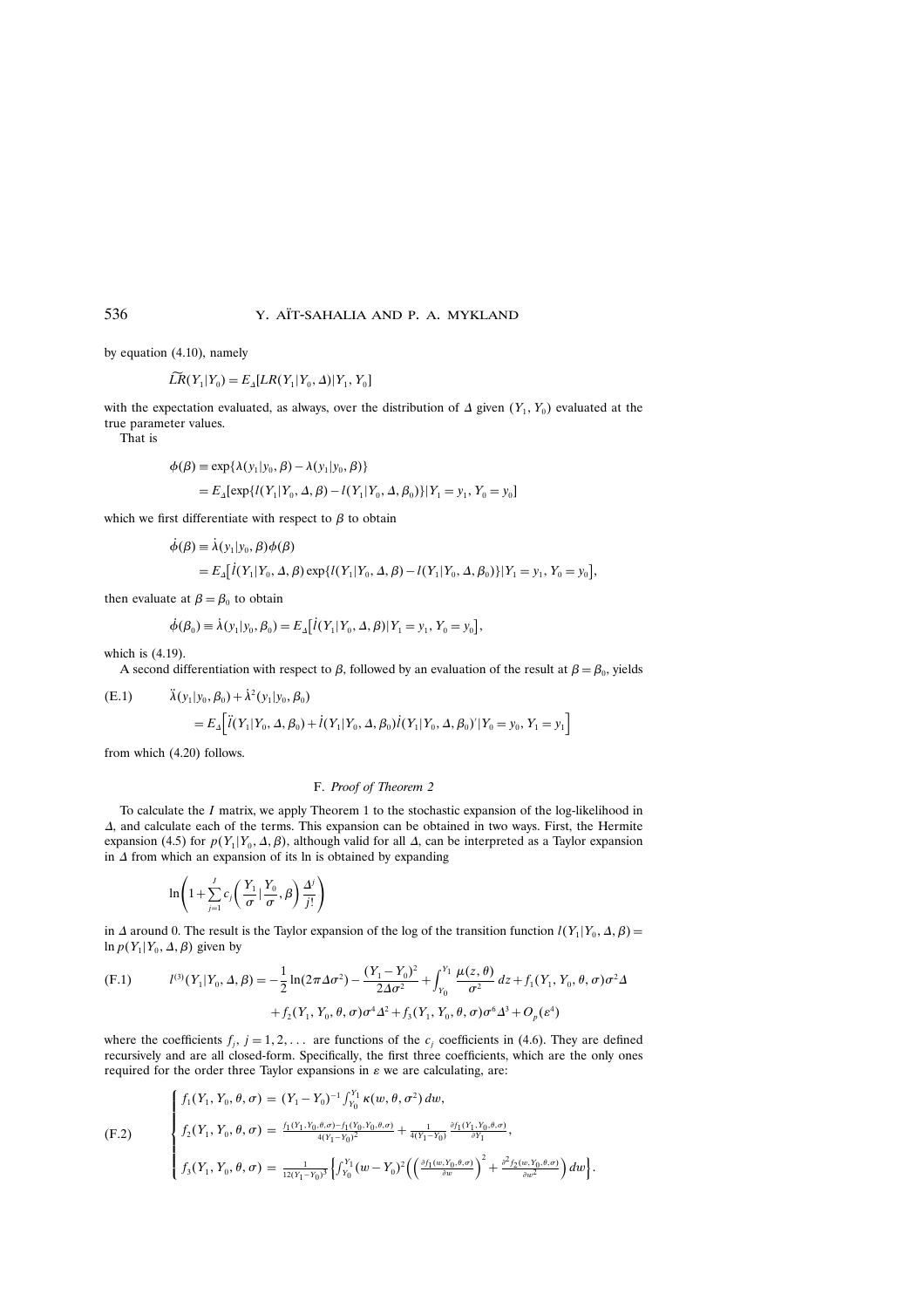by equation (4.10), namely

$$\widetilde{LR}(Y_1|Y_0) = E_\Delta[LR(Y_1|Y_0, \Delta)|Y_1, Y_0]$$

with the expectation evaluated, as always, over the distribution of $\Delta$ given $(Y_1, Y_0)$ evaluated at the true parameter values.

That is

$$\begin{aligned}
\phi(\beta) &\equiv \exp\{\lambda(y_1|y_0, \beta) - \lambda(y_1|y_0, \beta)\} \\
&= E_\Delta[\exp\{l(Y_1|Y_0, \Delta, \beta) - l(Y_1|Y_0, \Delta, \beta_0)\}|Y_1 = y_1, Y_0 = y_0]
\end{aligned}$$

which we first differentiate with respect to $\beta$ to obtain

$$\begin{aligned}
\dot{\phi}(\beta) &\equiv \dot{\lambda}(y_1|y_0, \beta)\phi(\beta) \\
&= E_\Delta\big[\dot{l}(Y_1|Y_0, \Delta, \beta)\exp\{l(Y_1|Y_0, \Delta, \beta) - l(Y_1|Y_0, \Delta, \beta_0)\}|Y_1 = y_1, Y_0 = y_0\big],
\end{aligned}$$

then evaluate at $\beta = \beta_0$ to obtain

$$\dot{\phi}(\beta_0) \equiv \dot{\lambda}(y_1|y_0, \beta_0) = E_\Delta\big[\dot{l}(Y_1|Y_0, \Delta, \beta)|Y_1 = y_1, Y_0 = y_0\big],$$

which is (4.19).

A second differentiation with respect to $\beta$, followed by an evaluation of the result at $\beta = \beta_0$, yields

$$\begin{aligned}
\text{(E.1)} \qquad & \ddot{\lambda}(y_1|y_0, \beta_0) + \dot{\lambda}^2(y_1|y_0, \beta_0) \\
&= E_\Delta\Big[\ddot{l}(Y_1|Y_0, \Delta, \beta_0) + \dot{l}(Y_1|Y_0, \Delta, \beta_0)\dot{l}(Y_1|Y_0, \Delta, \beta_0)'|Y_0 = y_0, Y_1 = y_1\Big]
\end{aligned}$$

from which (4.20) follows.

## F. *Proof of Theorem 2*

To calculate the $I$ matrix, we apply Theorem 1 to the stochastic expansion of the log-likelihood in $\Delta$, and calculate each of the terms. This expansion can be obtained in two ways. First, the Hermite expansion (4.5) for $p(Y_1|Y_0, \Delta, \beta)$, although valid for all $\Delta$, can be interpreted as a Taylor expansion in $\Delta$ from which an expansion of its ln is obtained by expanding

$$\ln\left(1 + \sum_{j=1}^{J} c_j\left(\frac{Y_1}{\sigma}\,|\,\frac{Y_0}{\sigma}, \beta\right)\frac{\Delta^j}{j!}\right)$$

in $\Delta$ around 0. The result is the Taylor expansion of the log of the transition function $l(Y_1|Y_0, \Delta, \beta) = \ln p(Y_1|Y_0, \Delta, \beta)$ given by

$$\begin{aligned}
\text{(F.1)} \qquad l^{(3)}(Y_1|Y_0, \Delta, \beta) = &-\frac{1}{2}\ln(2\pi\Delta\sigma^2) - \frac{(Y_1 - Y_0)^2}{2\Delta\sigma^2} + \int_{Y_0}^{Y_1}\frac{\mu(z, \theta)}{\sigma^2}\,dz + f_1(Y_1, Y_0, \theta, \sigma)\sigma^2\Delta \\
&+ f_2(Y_1, Y_0, \theta, \sigma)\sigma^4\Delta^2 + f_3(Y_1, Y_0, \theta, \sigma)\sigma^6\Delta^3 + O_p(\varepsilon^4)
\end{aligned}$$

where the coefficients $f_j$, $j = 1, 2, \ldots$ are functions of the $c_j$ coefficients in (4.6). They are defined recursively and are all closed-form. Specifically, the first three coefficients, which are the only ones required for the order three Taylor expansions in $\varepsilon$ we are calculating, are:

$$\text{(F.2)} \qquad \begin{cases}
f_1(Y_1, Y_0, \theta, \sigma) = (Y_1 - Y_0)^{-1}\int_{Y_0}^{Y_1}\kappa(w, \theta, \sigma^2)\,dw, \\[2mm]
f_2(Y_1, Y_0, \theta, \sigma) = \frac{f_1(Y_1, Y_0, \theta, \sigma) - f_1(Y_0, Y_0, \theta, \sigma)}{4(Y_1 - Y_0)^2} + \frac{1}{4(Y_1 - Y_0)}\frac{\partial f_1(Y_1, Y_0, \theta, \sigma)}{\partial Y_1}, \\[2mm]
f_3(Y_1, Y_0, \theta, \sigma) = \frac{1}{12(Y_1 - Y_0)^3}\left\{\int_{Y_0}^{Y_1}(w - Y_0)^2\left(\left(\frac{\partial f_1(w, Y_0, \theta, \sigma)}{\partial w}\right)^2 + \frac{\partial^2 f_2(w, Y_0, \theta, \sigma)}{\partial w^2}\right)dw\right\}.
\end{cases}$$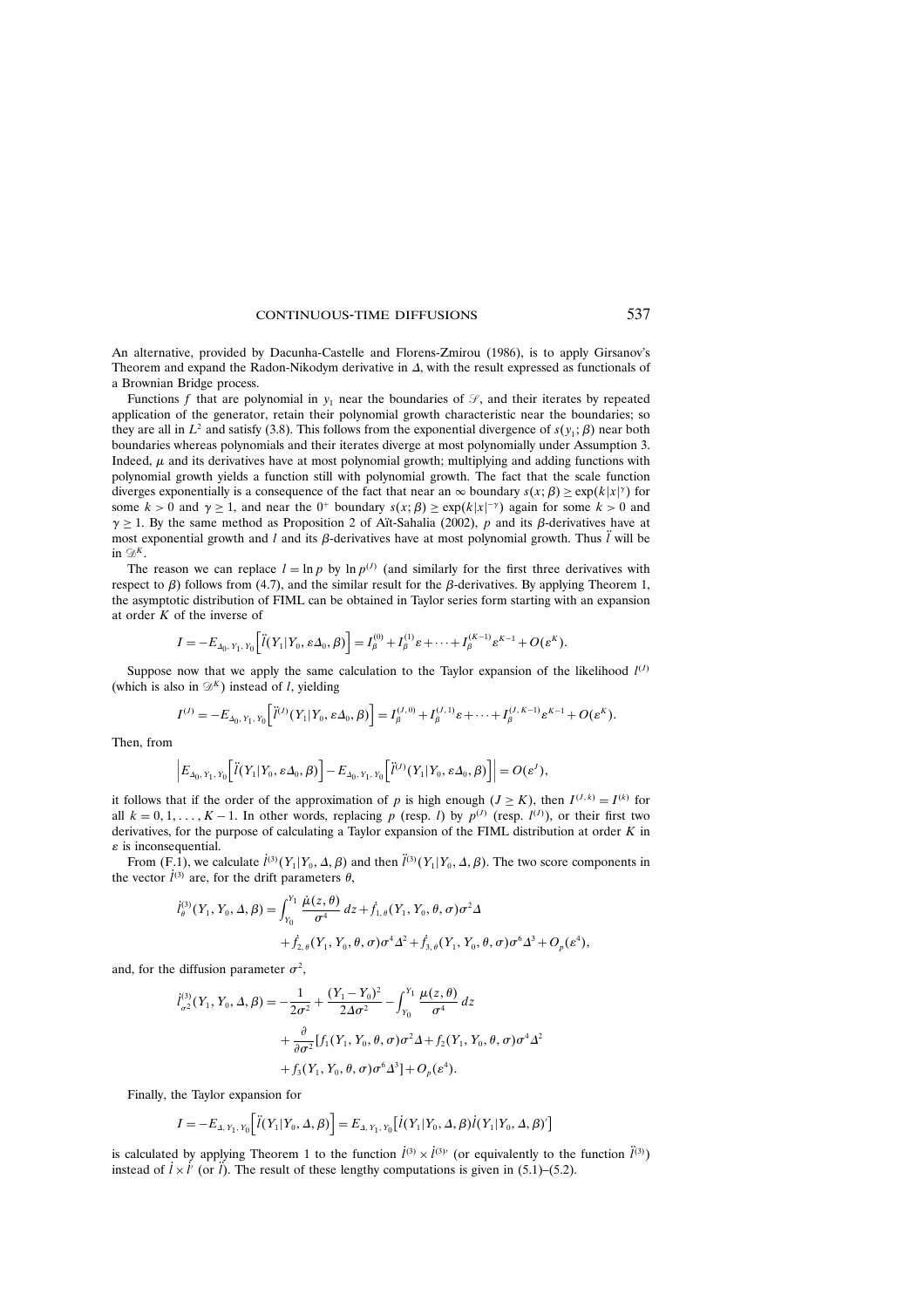An alternative, provided by Dacunha-Castelle and Florens-Zmirou (1986), is to apply Girsanov's Theorem and expand the Radon-Nikodym derivative in $\Delta$, with the result expressed as functionals of a Brownian Bridge process.

Functions $f$ that are polynomial in $y_1$ near the boundaries of $\mathscr{S}$, and their iterates by repeated application of the generator, retain their polynomial growth characteristic near the boundaries; so they are all in $L^2$ and satisfy (3.8). This follows from the exponential divergence of $s(y_1; \beta)$ near both boundaries whereas polynomials and their iterates diverge at most polynomially under Assumption 3. Indeed, $\mu$ and its derivatives have at most polynomial growth; multiplying and adding functions with polynomial growth yields a function still with polynomial growth. The fact that the scale function diverges exponentially is a consequence of the fact that near an $\infty$ boundary $s(x; \beta) \geq \exp(k|x|^{\gamma})$ for some $k > 0$ and $\gamma \geq 1$, and near the $0^+$ boundary $s(x; \beta) \geq \exp(k|x|^{-\gamma})$ again for some $k > 0$ and $\gamma \geq 1$. By the same method as Proposition 2 of Aït-Sahalia (2002), $p$ and its $\beta$-derivatives have at most exponential growth and $l$ and its $\beta$-derivatives have at most polynomial growth. Thus $\ddot{l}$ will be in $\mathscr{D}^K$.

The reason we can replace $l = \ln p$ by $\ln p^{(J)}$ (and similarly for the first three derivatives with respect to $\beta$) follows from (4.7), and the similar result for the $\beta$-derivatives. By applying Theorem 1, the asymptotic distribution of FIML can be obtained in Taylor series form starting with an expansion at order $K$ of the inverse of

$$I = -E_{\Delta_0, Y_1, Y_0}\Big[\ddot{l}(Y_1|Y_0, \varepsilon\Delta_0, \beta)\Big] = I_\beta^{(0)} + I_\beta^{(1)}\varepsilon + \cdots + I_\beta^{(K-1)}\varepsilon^{K-1} + O(\varepsilon^K).$$

Suppose now that we apply the same calculation to the Taylor expansion of the likelihood $l^{(J)}$ (which is also in $\mathscr{D}^K$) instead of $l$, yielding

$$I^{(J)} = -E_{\Delta_0, Y_1, Y_0}\Big[\ddot{l}^{(J)}(Y_1|Y_0, \varepsilon\Delta_0, \beta)\Big] = I_\beta^{(J,0)} + I_\beta^{(J,1)}\varepsilon + \cdots + I_\beta^{(J,K-1)}\varepsilon^{K-1} + O(\varepsilon^K).$$

Then, from

$$\Big|E_{\Delta_0, Y_1, Y_0}\Big[\ddot{l}(Y_1|Y_0, \varepsilon\Delta_0, \beta)\Big] - E_{\Delta_0, Y_1, Y_0}\Big[\ddot{l}^{(J)}(Y_1|Y_0, \varepsilon\Delta_0, \beta)\Big]\Big| = O(\varepsilon^J),$$

it follows that if the order of the approximation of $p$ is high enough ($J \geq K$), then $I^{(J,k)} = I^{(k)}$ for all $k = 0, 1, \ldots, K-1$. In other words, replacing $p$ (resp. $l$) by $p^{(J)}$ (resp. $l^{(J)}$), or their first two derivatives, for the purpose of calculating a Taylor expansion of the FIML distribution at order $K$ in $\varepsilon$ is inconsequential.

From (F.1), we calculate $\dot{l}^{(3)}(Y_1|Y_0, \Delta, \beta)$ and then $\ddot{l}^{(3)}(Y_1|Y_0, \Delta, \beta)$. The two score components in the vector $\dot{l}^{(3)}$ are, for the drift parameters $\theta$,

$$\begin{aligned}\dot{l}_\theta^{(3)}(Y_1, Y_0, \Delta, \beta) &= \int_{Y_0}^{Y_1} \frac{\dot{\mu}(z, \theta)}{\sigma^4}\,dz + \dot{f}_{1,\theta}(Y_1, Y_0, \theta, \sigma)\sigma^2\Delta \\ &\quad + \dot{f}_{2,\theta}(Y_1, Y_0, \theta, \sigma)\sigma^4\Delta^2 + \dot{f}_{3,\theta}(Y_1, Y_0, \theta, \sigma)\sigma^6\Delta^3 + O_p(\varepsilon^4),\end{aligned}$$

and, for the diffusion parameter $\sigma^2$,

$$\begin{aligned}\dot{l}_{\sigma^2}^{(3)}(Y_1, Y_0, \Delta, \beta) &= -\frac{1}{2\sigma^2} + \frac{(Y_1 - Y_0)^2}{2\Delta\sigma^2} - \int_{Y_0}^{Y_1} \frac{\mu(z, \theta)}{\sigma^4}\,dz \\ &\quad + \frac{\partial}{\partial\sigma^2}[f_1(Y_1, Y_0, \theta, \sigma)\sigma^2\Delta + f_2(Y_1, Y_0, \theta, \sigma)\sigma^4\Delta^2 \\ &\quad + f_3(Y_1, Y_0, \theta, \sigma)\sigma^6\Delta^3] + O_p(\varepsilon^4).\end{aligned}$$

Finally, the Taylor expansion for

$$I = -E_{\Delta, Y_1, Y_0}\Big[\ddot{l}(Y_1|Y_0, \Delta, \beta)\Big] = E_{\Delta, Y_1, Y_0}\big[\dot{l}(Y_1|Y_0, \Delta, \beta)\dot{l}(Y_1|Y_0, \Delta, \beta)'\big]$$

is calculated by applying Theorem 1 to the function $\dot{l}^{(3)} \times \dot{l}^{(3)\prime}$ (or equivalently to the function $\ddot{l}^{(3)}$) instead of $\dot{l} \times \dot{l}'$ (or $\ddot{l}$). The result of these lengthy computations is given in (5.1)–(5.2).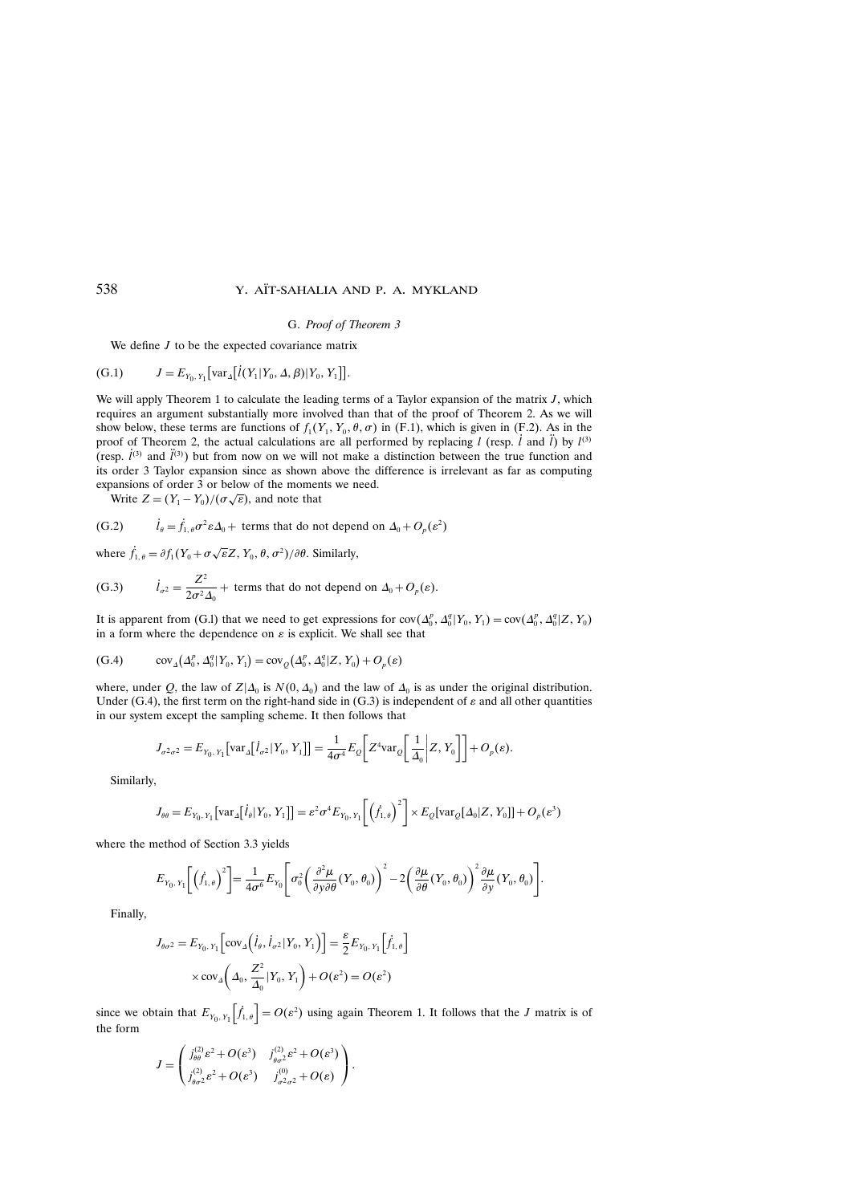### G. *Proof of Theorem 3*

We define $J$ to be the expected covariance matrix

$$J = E_{Y_0, Y_1}\big[\mathrm{var}_\Delta\big[\dot{l}(Y_1|Y_0, \Delta, \beta)|Y_0, Y_1\big]\big]. \tag{G.1}$$

We will apply Theorem 1 to calculate the leading terms of a Taylor expansion of the matrix $J$, which requires an argument substantially more involved than that of the proof of Theorem 2. As we will show below, these terms are functions of $f_1(Y_1, Y_0, \theta, \sigma)$ in (F.1), which is given in (F.2). As in the proof of Theorem 2, the actual calculations are all performed by replacing $l$ (resp. $\dot{l}$ and $\ddot{l}$) by $l^{(3)}$ (resp. $\dot{l}^{(3)}$ and $\ddot{l}^{(3)}$) but from now on we will not make a distinction between the true function and its order 3 Taylor expansion since as shown above the difference is irrelevant as far as computing expansions of order 3 or below of the moments we need.

Write $Z = (Y_1 - Y_0)/(\sigma\sqrt{\varepsilon})$, and note that

$$\dot{l}_\theta = \dot{f}_{1,\theta}\sigma^2\varepsilon\Delta_0 + \text{ terms that do not depend on } \Delta_0 + O_p(\varepsilon^2) \tag{G.2}$$

where $\dot{f}_{1,\theta} = \partial f_1(Y_0 + \sigma\sqrt{\varepsilon}Z, Y_0, \theta, \sigma^2)/\partial\theta$. Similarly,

$$\dot{l}_{\sigma^2} = \frac{Z^2}{2\sigma^2\Delta_0} + \text{ terms that do not depend on } \Delta_0 + O_p(\varepsilon). \tag{G.3}$$

It is apparent from (G.l) that we need to get expressions for $\mathrm{cov}(\Delta_0^p, \Delta_0^q|Y_0, Y_1) = \mathrm{cov}(\Delta_0^p, \Delta_0^q|Z, Y_0)$ in a form where the dependence on $\varepsilon$ is explicit. We shall see that

$$\mathrm{cov}_\Delta\big(\Delta_0^p, \Delta_0^q|Y_0, Y_1\big) = \mathrm{cov}_Q\big(\Delta_0^p, \Delta_0^q|Z, Y_0\big) + O_p(\varepsilon) \tag{G.4}$$

where, under $Q$, the law of $Z|\Delta_0$ is $N(0, \Delta_0)$ and the law of $\Delta_0$ is as under the original distribution. Under (G.4), the first term on the right-hand side in (G.3) is independent of $\varepsilon$ and all other quantities in our system except the sampling scheme. It then follows that

$$J_{\sigma^2\sigma^2} = E_{Y_0, Y_1}\big[\mathrm{var}_\Delta\big[\dot{l}_{\sigma^2}|Y_0, Y_1\big]\big] = \frac{1}{4\sigma^4}E_Q\left[Z^4\mathrm{var}_Q\left[\frac{1}{\Delta_0}\middle|Z, Y_0\right]\right] + O_p(\varepsilon).$$

Similarly,

$$J_{\theta\theta} = E_{Y_0, Y_1}\big[\mathrm{var}_\Delta\big[\dot{l}_\theta|Y_0, Y_1\big]\big] = \varepsilon^2\sigma^4 E_{Y_0, Y_1}\left[\left(\dot{f}_{1,\theta}\right)^2\right] \times E_Q[\mathrm{var}_Q[\Delta_0|Z, Y_0]] + O_p(\varepsilon^3)$$

where the method of Section 3.3 yields

$$E_{Y_0, Y_1}\left[\left(\dot{f}_{1,\theta}\right)^2\right] = \frac{1}{4\sigma^6}E_{Y_0}\left[\sigma_0^2\left(\frac{\partial^2\mu}{\partial y\partial\theta}(Y_0, \theta_0)\right)^2 - 2\left(\frac{\partial\mu}{\partial\theta}(Y_0, \theta_0)\right)^2\frac{\partial\mu}{\partial y}(Y_0, \theta_0)\right].$$

Finally,

$$\begin{aligned}J_{\theta\sigma^2} &= E_{Y_0, Y_1}\left[\mathrm{cov}_\Delta\left(\dot{l}_\theta, \dot{l}_{\sigma^2}|Y_0, Y_1\right)\right] = \frac{\varepsilon}{2}E_{Y_0, Y_1}\left[\dot{f}_{1,\theta}\right] \\ &\quad\times \mathrm{cov}_\Delta\left(\Delta_0, \frac{Z^2}{\Delta_0}|Y_0, Y_1\right) + O(\varepsilon^2) = O(\varepsilon^2)\end{aligned}$$

since we obtain that $E_{Y_0, Y_1}\left[\dot{f}_{1,\theta}\right] = O(\varepsilon^2)$ using again Theorem 1. It follows that the $J$ matrix is of the form

$$J = \begin{pmatrix} j_{\theta\theta}^{(2)}\varepsilon^2 + O(\varepsilon^3) & j_{\theta\sigma^2}^{(2)}\varepsilon^2 + O(\varepsilon^3) \\ j_{\theta\sigma^2}^{(2)}\varepsilon^2 + O(\varepsilon^3) & j_{\sigma^2\sigma^2}^{(0)} + O(\varepsilon) \end{pmatrix}.$$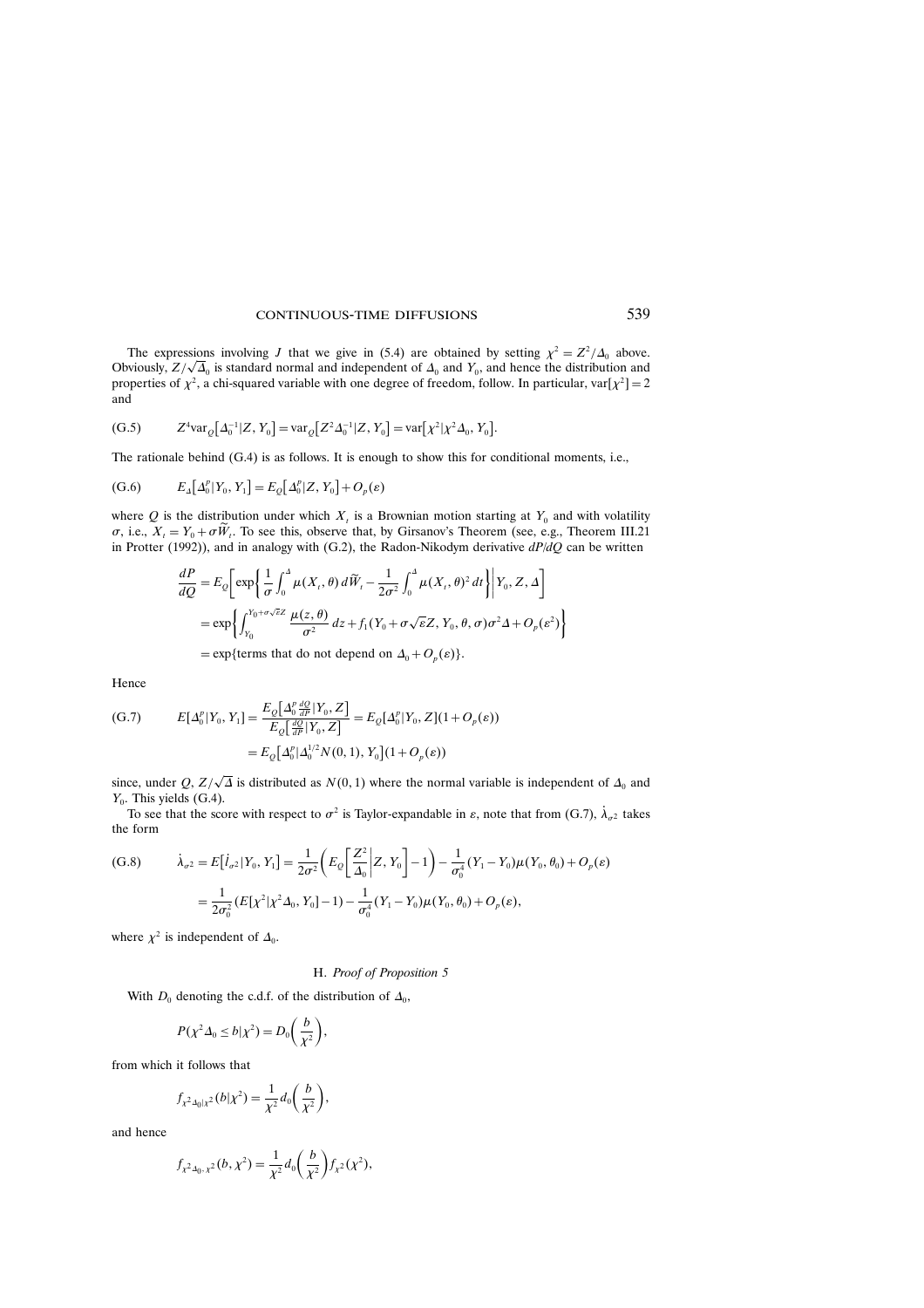The expressions involving $J$ that we give in (5.4) are obtained by setting $\chi^2 = Z^2/\Delta_0$ above. Obviously, $Z/\sqrt{\Delta_0}$ is standard normal and independent of $\Delta_0$ and $Y_0$, and hence the distribution and properties of $\chi^2$, a chi-squared variable with one degree of freedom, follow. In particular, $\text{var}[\chi^2] = 2$ and

$$
\text{(G.5)} \qquad Z^4 \text{var}_Q\left[\Delta_0^{-1}|Z, Y_0\right] = \text{var}_Q\left[Z^2\Delta_0^{-1}|Z, Y_0\right] = \text{var}\left[\chi^2|\chi^2\Delta_0, Y_0\right].
$$

The rationale behind (G.4) is as follows. It is enough to show this for conditional moments, i.e.,

$$
\text{(G.6)} \qquad E_\Delta\left[\Delta_0^p|Y_0, Y_1\right] = E_Q\left[\Delta_0^p|Z, Y_0\right] + O_p(\varepsilon)
$$

where $Q$ is the distribution under which $X_t$ is a Brownian motion starting at $Y_0$ and with volatility $\sigma$, i.e., $X_t = Y_0 + \sigma \widetilde{W}_t$. To see this, observe that, by Girsanov's Theorem (see, e.g., Theorem III.21 in Protter (1992)), and in analogy with (G.2), the Radon-Nikodym derivative $dP/dQ$ can be written

$$
\begin{aligned}
\frac{dP}{dQ} &= E_Q\left[\exp\left\{\frac{1}{\sigma}\int_0^\Delta \mu(X_t, \theta)\, d\widetilde{W}_t - \frac{1}{2\sigma^2}\int_0^\Delta \mu(X_t, \theta)^2\, dt\right\}\middle| Y_0, Z, \Delta\right] \\
&= \exp\left\{\int_{Y_0}^{Y_0+\sigma\sqrt{\varepsilon}Z} \frac{\mu(z,\theta)}{\sigma^2}\, dz + f_1(Y_0 + \sigma\sqrt{\varepsilon}Z, Y_0, \theta, \sigma)\sigma^2\Delta + O_p(\varepsilon^2)\right\} \\
&= \exp\{\text{terms that do not depend on } \Delta_0 + O_p(\varepsilon)\}.
\end{aligned}
$$

Hence

$$
\begin{aligned}
\text{(G.7)} \qquad E[\Delta_0^p|Y_0, Y_1] &= \frac{E_Q\left[\Delta_0^p \frac{dQ}{dP}|Y_0, Z\right]}{E_Q\left[\frac{dQ}{dP}|Y_0, Z\right]} = E_Q[\Delta_0^p|Y_0, Z](1 + O_p(\varepsilon)) \\
&= E_Q\left[\Delta_0^p|\Delta_0^{1/2}N(0,1), Y_0\right](1 + O_p(\varepsilon))
\end{aligned}
$$

since, under $Q$, $Z/\sqrt{\Delta}$ is distributed as $N(0,1)$ where the normal variable is independent of $\Delta_0$ and $Y_0$. This yields (G.4).

To see that the score with respect to $\sigma^2$ is Taylor-expandable in $\varepsilon$, note that from (G.7), $\dot{\lambda}_{\sigma^2}$ takes the form

$$
\begin{aligned}
\text{(G.8)} \qquad \dot{\lambda}_{\sigma^2} = E\left[\dot{l}_{\sigma^2}|Y_0, Y_1\right] &= \frac{1}{2\sigma^2}\left(E_Q\left[\frac{Z^2}{\Delta_0}\middle| Z, Y_0\right] - 1\right) - \frac{1}{\sigma_0^4}(Y_1 - Y_0)\mu(Y_0, \theta_0) + O_p(\varepsilon) \\
&= \frac{1}{2\sigma_0^2}(E[\chi^2|\chi^2\Delta_0, Y_0] - 1) - \frac{1}{\sigma_0^4}(Y_1 - Y_0)\mu(Y_0, \theta_0) + O_p(\varepsilon),
\end{aligned}
$$

where $\chi^2$ is independent of $\Delta_0$.

## H. *Proof of Proposition 5*

With $D_0$ denoting the c.d.f. of the distribution of $\Delta_0$,

$$
P(\chi^2\Delta_0 \le b|\chi^2) = D_0\left(\frac{b}{\chi^2}\right),
$$

from which it follows that

$$
f_{\chi^2\Delta_0|\chi^2}(b|\chi^2) = \frac{1}{\chi^2} d_0\left(\frac{b}{\chi^2}\right),
$$

and hence

$$
f_{\chi^2\Delta_0, \chi^2}(b, \chi^2) = \frac{1}{\chi^2} d_0\left(\frac{b}{\chi^2}\right) f_{\chi^2}(\chi^2),
$$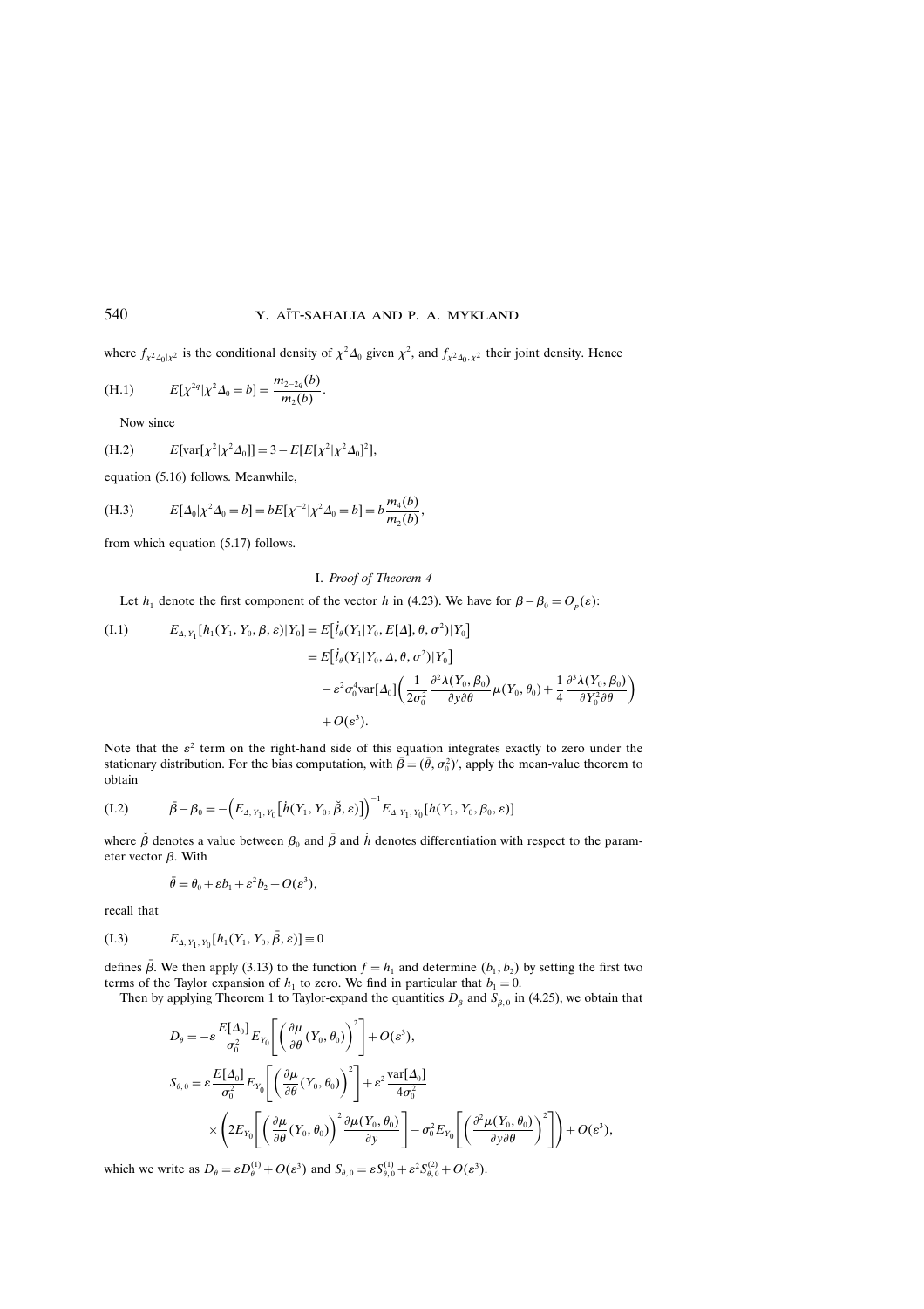where $f_{\chi^2\Delta_0|\chi^2}$ is the conditional density of $\chi^2\Delta_0$ given $\chi^2$, and $f_{\chi^2\Delta_0,\chi^2}$ their joint density. Hence

$$E[\chi^{2q}|\chi^2\Delta_0 = b] = \frac{m_{2-2q}(b)}{m_2(b)}. \tag{H.1}$$

Now since

$$E[\text{var}[\chi^2|\chi^2\Delta_0]] = 3 - E[E[\chi^2|\chi^2\Delta_0]^2], \tag{H.2}$$

equation (5.16) follows. Meanwhile,

$$E[\Delta_0|\chi^2\Delta_0 = b] = bE[\chi^{-2}|\chi^2\Delta_0 = b] = b\frac{m_4(b)}{m_2(b)}, \tag{H.3}$$

from which equation (5.17) follows.

## I. *Proof of Theorem 4*

Let $h_1$ denote the first component of the vector $h$ in (4.23). We have for $\beta - \beta_0 = O_p(\varepsilon)$:

$$\begin{aligned}
E_{\Delta, Y_1}[h_1(Y_1, Y_0, \beta, \varepsilon)|Y_0] &= E\big[\dot{l}_\theta(Y_1|Y_0, E[\Delta], \theta, \sigma^2)|Y_0\big] \\
&= E\big[\dot{l}_\theta(Y_1|Y_0, \Delta, \theta, \sigma^2)|Y_0\big] \\
&\quad - \varepsilon^2\sigma_0^4 \text{var}[\Delta_0]\left(\frac{1}{2\sigma_0^2}\frac{\partial^2\lambda(Y_0, \beta_0)}{\partial y \partial\theta}\mu(Y_0, \theta_0) + \frac{1}{4}\frac{\partial^3\lambda(Y_0, \beta_0)}{\partial Y_0^2\partial\theta}\right) \\
&\quad + O(\varepsilon^3).
\end{aligned} \tag{I.1}$$

Note that the $\varepsilon^2$ term on the right-hand side of this equation integrates exactly to zero under the stationary distribution. For the bias computation, with $\bar{\beta} = (\bar{\theta}, \sigma_0^2)'$, apply the mean-value theorem to obtain

$$\bar{\beta} - \beta_0 = -\Big(E_{\Delta, Y_1, Y_0}\big[\dot{h}(Y_1, Y_0, \breve{\beta}, \varepsilon)\big]\Big)^{-1} E_{\Delta, Y_1, Y_0}[h(Y_1, Y_0, \beta_0, \varepsilon)] \tag{I.2}$$

where $\breve{\beta}$ denotes a value between $\beta_0$ and $\bar{\beta}$ and $\dot{h}$ denotes differentiation with respect to the parameter vector $\beta$. With

$$\bar{\theta} = \theta_0 + \varepsilon b_1 + \varepsilon^2 b_2 + O(\varepsilon^3),$$

recall that

$$E_{\Delta, Y_1, Y_0}[h_1(Y_1, Y_0, \bar{\beta}, \varepsilon)] \equiv 0 \tag{I.3}$$

defines $\bar{\beta}$. We then apply (3.13) to the function $f = h_1$ and determine $(b_1, b_2)$ by setting the first two terms of the Taylor expansion of $h_1$ to zero. We find in particular that $b_1 = 0$.

Then by applying Theorem 1 to Taylor-expand the quantities $D_\beta$ and $S_{\beta,0}$ in (4.25), we obtain that

$$D_\theta = -\varepsilon\frac{E[\Delta_0]}{\sigma_0^2}E_{Y_0}\left[\left(\frac{\partial\mu}{\partial\theta}(Y_0, \theta_0)\right)^2\right] + O(\varepsilon^3),$$

$$\begin{aligned}
S_{\theta,0} &= \varepsilon\frac{E[\Delta_0]}{\sigma_0^2}E_{Y_0}\left[\left(\frac{\partial\mu}{\partial\theta}(Y_0, \theta_0)\right)^2\right] + \varepsilon^2\frac{\text{var}[\Delta_0]}{4\sigma_0^2} \\
&\quad\times\left(2E_{Y_0}\left[\left(\frac{\partial\mu}{\partial\theta}(Y_0, \theta_0)\right)^2\frac{\partial\mu(Y_0, \theta_0)}{\partial y}\right] - \sigma_0^2 E_{Y_0}\left[\left(\frac{\partial^2\mu(Y_0, \theta_0)}{\partial y\partial\theta}\right)^2\right]\right) + O(\varepsilon^3),
\end{aligned}$$

which we write as $D_\theta = \varepsilon D_\theta^{(1)} + O(\varepsilon^3)$ and $S_{\theta,0} = \varepsilon S_{\theta,0}^{(1)} + \varepsilon^2 S_{\theta,0}^{(2)} + O(\varepsilon^3)$.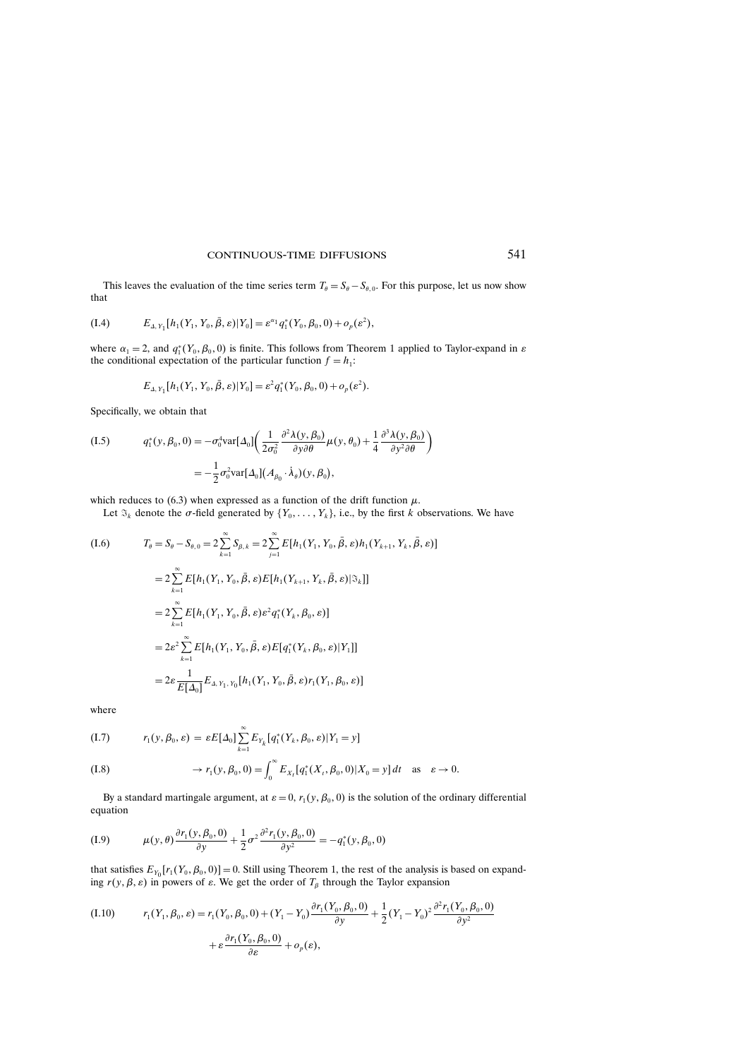This leaves the evaluation of the time series term $T_\theta = S_\theta - S_{\theta,0}$. For this purpose, let us now show that

$$E_{\Delta, Y_1}[h_1(Y_1, Y_0, \bar{\beta}, \varepsilon)|Y_0] = \varepsilon^{\alpha_1} q_1^*(Y_0, \beta_0, 0) + o_p(\varepsilon^2), \tag{I.4}$$

where $\alpha_1 = 2$, and $q_1^*(Y_0, \beta_0, 0)$ is finite. This follows from Theorem 1 applied to Taylor-expand in $\varepsilon$ the conditional expectation of the particular function $f = h_1$:

$$E_{\Delta, Y_1}[h_1(Y_1, Y_0, \bar{\beta}, \varepsilon)|Y_0] = \varepsilon^2 q_1^*(Y_0, \beta_0, 0) + o_p(\varepsilon^2).$$

Specifically, we obtain that

$$\begin{aligned} q_1^*(y, \beta_0, 0) &= -\sigma_0^4 \text{var}[\Delta_0] \left( \frac{1}{2\sigma_0^2} \frac{\partial^2 \lambda(y, \beta_0)}{\partial y \partial \theta} \mu(y, \theta_0) + \frac{1}{4} \frac{\partial^3 \lambda(y, \beta_0)}{\partial y^2 \partial \theta} \right) \\ &= -\frac{1}{2} \sigma_0^2 \text{var}[\Delta_0] \big( A_{\beta_0} \cdot \dot{\lambda}_\theta \big)(y, \beta_0), \end{aligned} \tag{I.5}$$

which reduces to (6.3) when expressed as a function of the drift function $\mu$.

Let $\Im_k$ denote the $\sigma$-field generated by $\{Y_0, \ldots, Y_k\}$, i.e., by the first $k$ observations. We have

$$\begin{aligned} T_\theta = S_\theta - S_{\theta,0} &= 2\sum_{k=1}^{\infty} S_{\beta,k} = 2\sum_{j=1}^{\infty} E[h_1(Y_1, Y_0, \bar{\beta}, \varepsilon) h_1(Y_{k+1}, Y_k, \bar{\beta}, \varepsilon)] \\ &= 2\sum_{k=1}^{\infty} E[h_1(Y_1, Y_0, \bar{\beta}, \varepsilon) E[h_1(Y_{k+1}, Y_k, \bar{\beta}, \varepsilon)|\Im_k]] \\ &= 2\sum_{k=1}^{\infty} E[h_1(Y_1, Y_0, \bar{\beta}, \varepsilon)\varepsilon^2 q_1^*(Y_k, \beta_0, \varepsilon)] \\ &= 2\varepsilon^2 \sum_{k=1}^{\infty} E[h_1(Y_1, Y_0, \bar{\beta}, \varepsilon) E[q_1^*(Y_k, \beta_0, \varepsilon)|Y_1]] \\ &= 2\varepsilon \frac{1}{E[\Delta_0]} E_{\Delta, Y_1, Y_0}[h_1(Y_1, Y_0, \bar{\beta}, \varepsilon) r_1(Y_1, \beta_0, \varepsilon)] \end{aligned} \tag{I.6}$$

where

$$r_1(y, \beta_0, \varepsilon) = \varepsilon E[\Delta_0] \sum_{k=1}^{\infty} E_{Y_k}[q_1^*(Y_k, \beta_0, \varepsilon)|Y_1 = y] \tag{I.7}$$

$$\rightarrow r_1(y, \beta_0, 0) = \int_0^\infty E_{X_t}[q_1^*(X_t, \beta_0, 0)|X_0 = y]\, dt \quad \text{as} \quad \varepsilon \rightarrow 0. \tag{I.8}$$

By a standard martingale argument, at $\varepsilon = 0$, $r_1(y, \beta_0, 0)$ is the solution of the ordinary differential equation

$$\mu(y, \theta) \frac{\partial r_1(y, \beta_0, 0)}{\partial y} + \frac{1}{2}\sigma^2 \frac{\partial^2 r_1(y, \beta_0, 0)}{\partial y^2} = -q_1^*(y, \beta_0, 0) \tag{I.9}$$

that satisfies $E_{Y_0}[r_1(Y_0, \beta_0, 0)] = 0$. Still using Theorem 1, the rest of the analysis is based on expanding $r(y, \beta, \varepsilon)$ in powers of $\varepsilon$. We get the order of $T_\beta$ through the Taylor expansion

$$\begin{aligned} r_1(Y_1, \beta_0, \varepsilon) &= r_1(Y_0, \beta_0, 0) + (Y_1 - Y_0) \frac{\partial r_1(Y_0, \beta_0, 0)}{\partial y} + \frac{1}{2}(Y_1 - Y_0)^2 \frac{\partial^2 r_1(Y_0, \beta_0, 0)}{\partial y^2} \\ &\quad + \varepsilon \frac{\partial r_1(Y_0, \beta_0, 0)}{\partial \varepsilon} + o_p(\varepsilon), \end{aligned} \tag{I.10}$$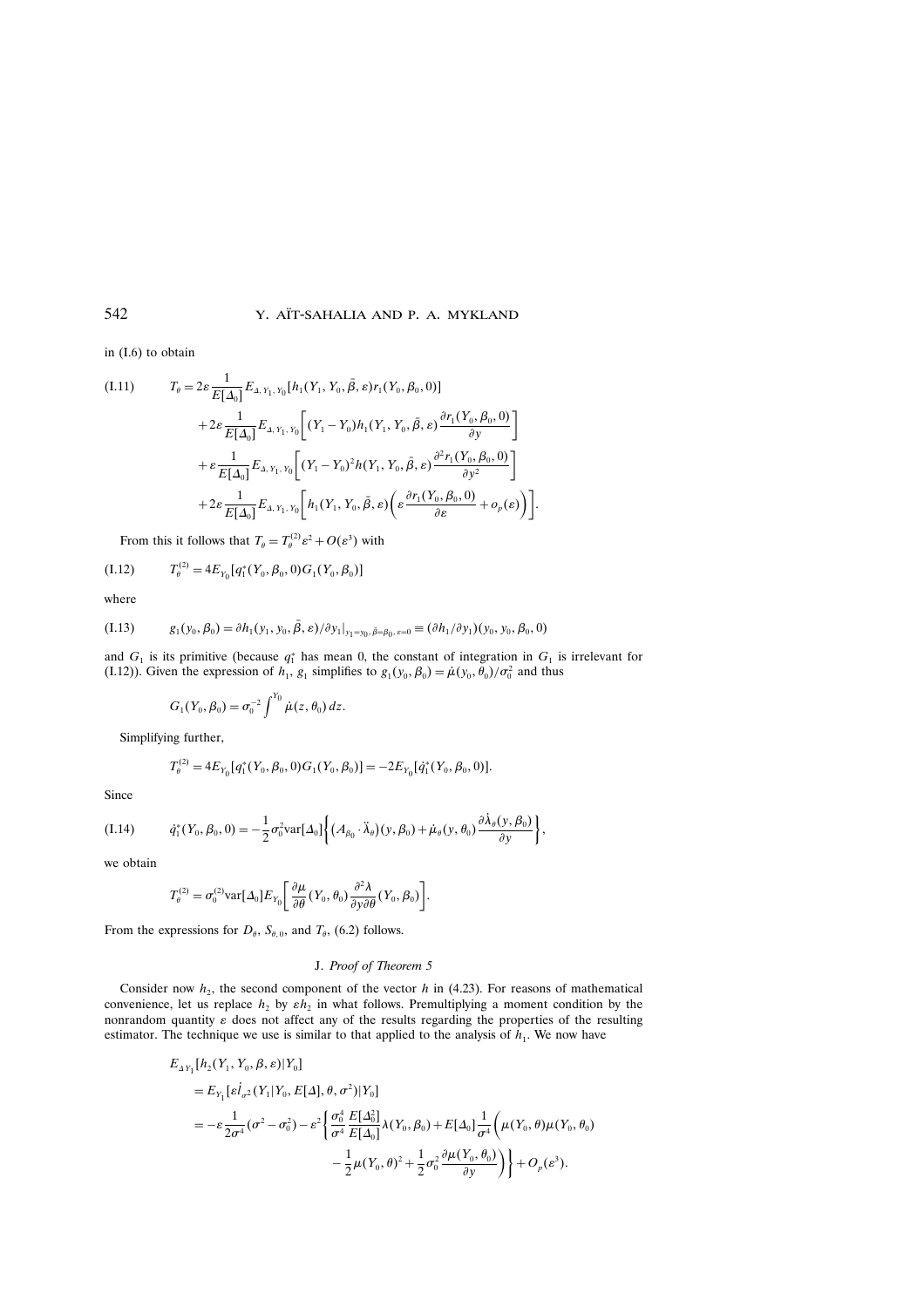in (I.6) to obtain

$$T_\theta = 2\varepsilon \frac{1}{E[\Delta_0]} E_{\Delta, Y_1, Y_0}[h_1(Y_1, Y_0, \bar{\beta}, \varepsilon) r_1(Y_0, \beta_0, 0)] \tag{I.11}$$

$$+ 2\varepsilon \frac{1}{E[\Delta_0]} E_{\Delta, Y_1, Y_0}\left[(Y_1 - Y_0) h_1(Y_1, Y_0, \bar{\beta}, \varepsilon) \frac{\partial r_1(Y_0, \beta_0, 0)}{\partial y}\right]$$

$$+ \varepsilon \frac{1}{E[\Delta_0]} E_{\Delta, Y_1, Y_0}\left[(Y_1 - Y_0)^2 h(Y_1, Y_0, \bar{\beta}, \varepsilon) \frac{\partial^2 r_1(Y_0, \beta_0, 0)}{\partial y^2}\right]$$

$$+ 2\varepsilon \frac{1}{E[\Delta_0]} E_{\Delta, Y_1, Y_0}\left[h_1(Y_1, Y_0, \bar{\beta}, \varepsilon)\left(\varepsilon \frac{\partial r_1(Y_0, \beta_0, 0)}{\partial \varepsilon} + o_p(\varepsilon)\right)\right].$$

From this it follows that $T_\theta = T_\theta^{(2)} \varepsilon^2 + O(\varepsilon^3)$ with

$$T_\theta^{(2)} = 4 E_{Y_0}[q_1^*(Y_0, \beta_0, 0) G_1(Y_0, \beta_0)] \tag{I.12}$$

where

$$g_1(y_0, \beta_0) = \partial h_1(y_1, y_0, \bar{\beta}, \varepsilon)/\partial y_1|_{y_1 = y_0, \bar{\beta} = \beta_0, \varepsilon = 0} \equiv (\partial h_1/\partial y_1)(y_0, y_0, \beta_0, 0) \tag{I.13}$$

and $G_1$ is its primitive (because $q_1^*$ has mean 0, the constant of integration in $G_1$ is irrelevant for (I.12)). Given the expression of $h_1$, $g_1$ simplifies to $g_1(y_0, \beta_0) = \dot{\mu}(y_0, \theta_0)/\sigma_0^2$ and thus

$$G_1(Y_0, \beta_0) = \sigma_0^{-2} \int^{Y_0} \dot{\mu}(z, \theta_0)\, dz.$$

Simplifying further,

$$T_\theta^{(2)} = 4 E_{Y_0}[q_1^*(Y_0, \beta_0, 0) G_1(Y_0, \beta_0)] = -2 E_{Y_0}[\dot{q}_1^*(Y_0, \beta_0, 0)].$$

Since

$$\dot{q}_1^*(Y_0, \beta_0, 0) = -\frac{1}{2}\sigma_0^2 \operatorname{var}[\Delta_0]\left\{(A_{\beta_0} \cdot \ddot{\lambda}_\theta)(y, \beta_0) + \dot{\mu}_\theta(y, \theta_0) \frac{\partial \dot{\lambda}_\theta(y, \beta_0)}{\partial y}\right\}, \tag{I.14}$$

we obtain

$$T_\theta^{(2)} = \sigma_0^{(2)} \operatorname{var}[\Delta_0] E_{Y_0}\left[\frac{\partial \mu}{\partial \theta}(Y_0, \theta_0) \frac{\partial^2 \lambda}{\partial y \partial \theta}(Y_0, \beta_0)\right].$$

From the expressions for $D_\theta$, $S_{\theta,0}$, and $T_\theta$, (6.2) follows.

## J. *Proof of Theorem 5*

Consider now $h_2$, the second component of the vector $h$ in (4.23). For reasons of mathematical convenience, let us replace $h_2$ by $\varepsilon h_2$ in what follows. Premultiplying a moment condition by the nonrandom quantity $\varepsilon$ does not affect any of the results regarding the properties of the resulting estimator. The technique we use is similar to that applied to the analysis of $h_1$. We now have

$$E_{\Delta Y_1}[h_2(Y_1, Y_0, \beta, \varepsilon)|Y_0]$$

$$= E_{Y_1}[\varepsilon \dot{l}_{\sigma^2}(Y_1|Y_0, E[\Delta], \theta, \sigma^2)|Y_0]$$

$$= -\varepsilon \frac{1}{2\sigma^4}(\sigma^2 - \sigma_0^2) - \varepsilon^2 \left\{\frac{\sigma_0^4}{\sigma^4} \frac{E[\Delta_0^2]}{E[\Delta_0]} \lambda(Y_0, \beta_0) + E[\Delta_0] \frac{1}{\sigma^4}\left(\mu(Y_0, \theta)\mu(Y_0, \theta_0) - \frac{1}{2}\mu(Y_0, \theta)^2 + \frac{1}{2}\sigma_0^2 \frac{\partial \mu(Y_0, \theta_0)}{\partial y}\right)\right\} + O_p(\varepsilon^3).$$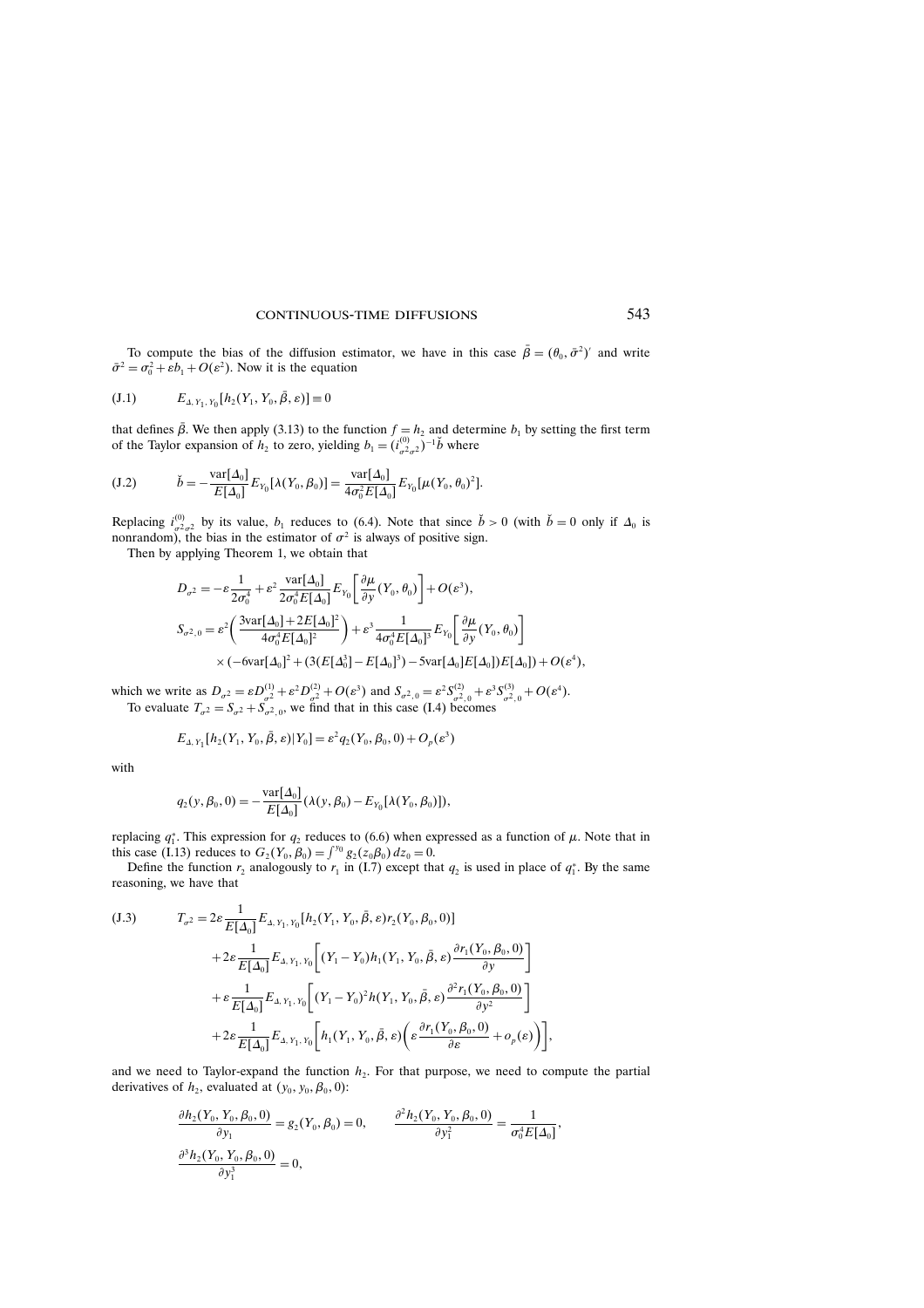To compute the bias of the diffusion estimator, we have in this case $\bar{\beta} = (\theta_0, \bar{\sigma}^2)'$ and write $\bar{\sigma}^2 = \sigma_0^2 + \varepsilon b_1 + O(\varepsilon^2)$. Now it is the equation

$$
\text{(J.1)} \qquad E_{\Delta, Y_1, Y_0}[h_2(Y_1, Y_0, \bar{\beta}, \varepsilon)] \equiv 0
$$

that defines $\bar{\beta}$. We then apply (3.13) to the function $f = h_2$ and determine $b_1$ by setting the first term of the Taylor expansion of $h_2$ to zero, yielding $b_1 = (i^{(0)}_{\sigma^2\sigma^2})^{-1}\breve{b}$ where

$$
\text{(J.2)} \qquad \breve{b} = -\frac{\text{var}[\Delta_0]}{E[\Delta_0]} E_{Y_0}[\lambda(Y_0, \beta_0)] = \frac{\text{var}[\Delta_0]}{4\sigma_0^2 E[\Delta_0]} E_{Y_0}[\mu(Y_0, \theta_0)^2].
$$

Replacing $i^{(0)}_{\sigma^2\sigma^2}$ by its value, $b_1$ reduces to (6.4). Note that since $\breve{b} > 0$ (with $\breve{b} = 0$ only if $\Delta_0$ is nonrandom), the bias in the estimator of $\sigma^2$ is always of positive sign.

Then by applying Theorem 1, we obtain that

$$
\begin{aligned}
D_{\sigma^2} &= -\varepsilon \frac{1}{2\sigma_0^4} + \varepsilon^2 \frac{\text{var}[\Delta_0]}{2\sigma_0^4 E[\Delta_0]} E_{Y_0}\left[\frac{\partial \mu}{\partial y}(Y_0, \theta_0)\right] + O(\varepsilon^3), \\
S_{\sigma^2, 0} &= \varepsilon^2 \left(\frac{3\text{var}[\Delta_0] + 2E[\Delta_0]^2}{4\sigma_0^4 E[\Delta_0]^2}\right) + \varepsilon^3 \frac{1}{4\sigma_0^4 E[\Delta_0]^3} E_{Y_0}\left[\frac{\partial \mu}{\partial y}(Y_0, \theta_0)\right] \\
&\quad \times (-6\text{var}[\Delta_0]^2 + (3(E[\Delta_0^3] - E[\Delta_0]^3) - 5\text{var}[\Delta_0]E[\Delta_0])E[\Delta_0]) + O(\varepsilon^4),
\end{aligned}
$$

which we write as $D_{\sigma^2} = \varepsilon D^{(1)}_{\sigma^2} + \varepsilon^2 D^{(2)}_{\sigma^2} + O(\varepsilon^3)$ and $S_{\sigma^2, 0} = \varepsilon^2 S^{(2)}_{\sigma^2, 0} + \varepsilon^3 S^{(3)}_{\sigma^2, 0} + O(\varepsilon^4)$.

To evaluate $T_{\sigma^2} = S_{\sigma^2} + S_{\sigma^2, 0}$, we find that in this case (I.4) becomes

$$
E_{\Delta, Y_1}[h_2(Y_1, Y_0, \bar{\beta}, \varepsilon) | Y_0] = \varepsilon^2 q_2(Y_0, \beta_0, 0) + O_p(\varepsilon^3)
$$

with

$$
q_2(y, \beta_0, 0) = -\frac{\text{var}[\Delta_0]}{E[\Delta_0]}(\lambda(y, \beta_0) - E_{Y_0}[\lambda(Y_0, \beta_0)]),
$$

replacing $q_1^*$. This expression for $q_2$ reduces to (6.6) when expressed as a function of $\mu$. Note that in this case (I.13) reduces to $G_2(Y_0, \beta_0) = \int^{y_0} g_2(z_0 \beta_0)\, dz_0 = 0$.

Define the function $r_2$ analogously to $r_1$ in (I.7) except that $q_2$ is used in place of $q_1^*$. By the same reasoning, we have that

$$
\begin{aligned}
\text{(J.3)} \qquad T_{\sigma^2} &= 2\varepsilon \frac{1}{E[\Delta_0]} E_{\Delta, Y_1, Y_0}[h_2(Y_1, Y_0, \bar{\beta}, \varepsilon) r_2(Y_0, \beta_0, 0)] \\
&\quad + 2\varepsilon \frac{1}{E[\Delta_0]} E_{\Delta, Y_1, Y_0}\left[(Y_1 - Y_0) h_1(Y_1, Y_0, \bar{\beta}, \varepsilon) \frac{\partial r_1(Y_0, \beta_0, 0)}{\partial y}\right] \\
&\quad + \varepsilon \frac{1}{E[\Delta_0]} E_{\Delta, Y_1, Y_0}\left[(Y_1 - Y_0)^2 h(Y_1, Y_0, \bar{\beta}, \varepsilon) \frac{\partial^2 r_1(Y_0, \beta_0, 0)}{\partial y^2}\right] \\
&\quad + 2\varepsilon \frac{1}{E[\Delta_0]} E_{\Delta, Y_1, Y_0}\left[h_1(Y_1, Y_0, \bar{\beta}, \varepsilon)\left(\varepsilon \frac{\partial r_1(Y_0, \beta_0, 0)}{\partial \varepsilon} + o_p(\varepsilon)\right)\right],
\end{aligned}
$$

and we need to Taylor-expand the function $h_2$. For that purpose, we need to compute the partial derivatives of $h_2$, evaluated at $(y_0, y_0, \beta_0, 0)$:

$$
\frac{\partial h_2(Y_0, Y_0, \beta_0, 0)}{\partial y_1} = g_2(Y_0, \beta_0) = 0, \qquad \frac{\partial^2 h_2(Y_0, Y_0, \beta_0, 0)}{\partial y_1^2} = \frac{1}{\sigma_0^4 E[\Delta_0]},
$$

$$
\frac{\partial^3 h_2(Y_0, Y_0, \beta_0, 0)}{\partial y_1^3} = 0,
$$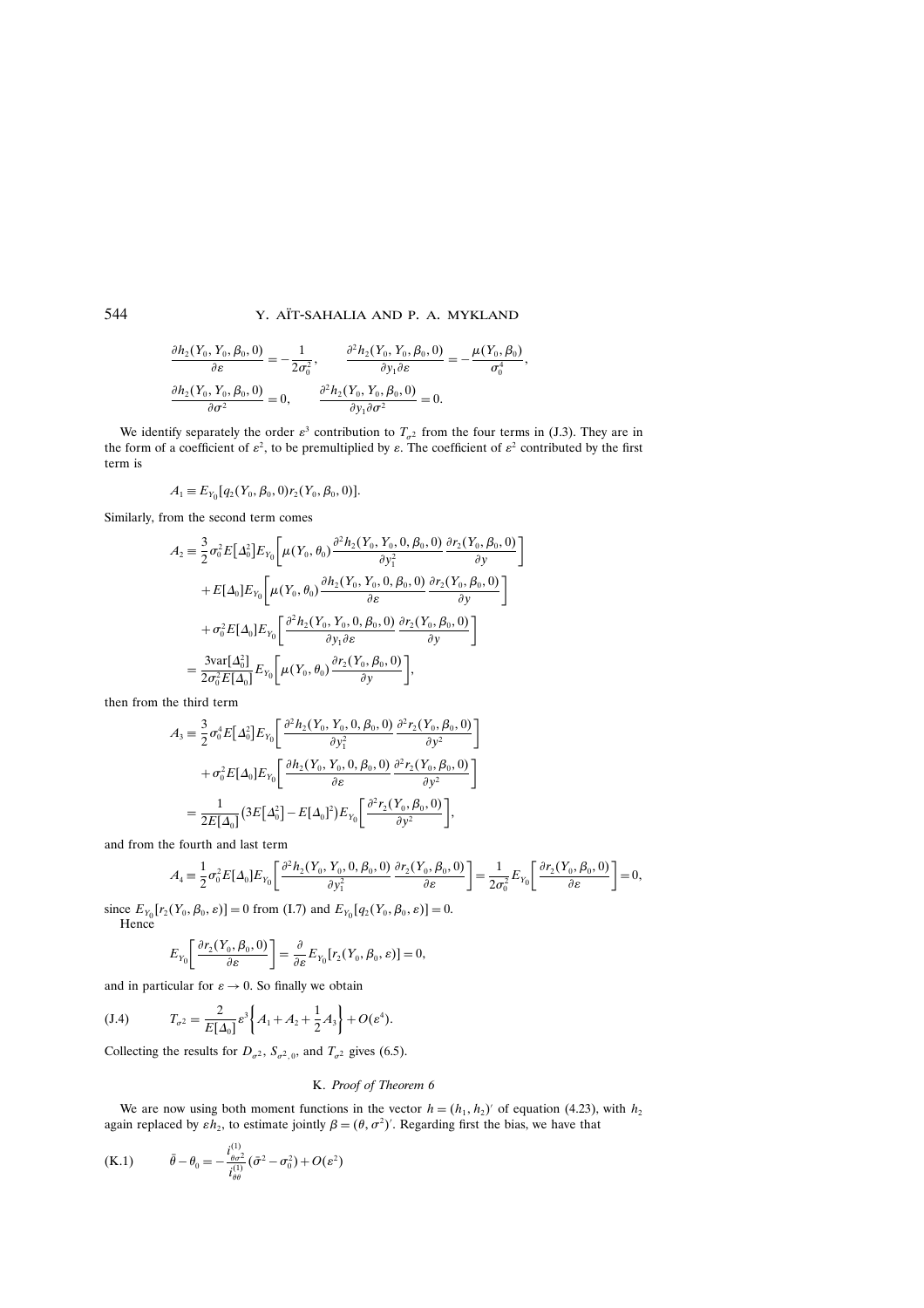$$\frac{\partial h_2(Y_0, Y_0, \beta_0, 0)}{\partial \varepsilon} = -\frac{1}{2\sigma_0^2}, \qquad \frac{\partial^2 h_2(Y_0, Y_0, \beta_0, 0)}{\partial y_1 \partial \varepsilon} = -\frac{\mu(Y_0, \beta_0)}{\sigma_0^4},$$

$$\frac{\partial h_2(Y_0, Y_0, \beta_0, 0)}{\partial \sigma^2} = 0, \qquad \frac{\partial^2 h_2(Y_0, Y_0, \beta_0, 0)}{\partial y_1 \partial \sigma^2} = 0.$$

We identify separately the order $\varepsilon^3$ contribution to $T_{\sigma^2}$ from the four terms in (J.3). They are in the form of a coefficient of $\varepsilon^2$, to be premultiplied by $\varepsilon$. The coefficient of $\varepsilon^2$ contributed by the first term is

$$A_1 \equiv E_{Y_0}[q_2(Y_0, \beta_0, 0) r_2(Y_0, \beta_0, 0)].$$

Similarly, from the second term comes

$$\begin{aligned}
A_2 \equiv{}& \frac{3}{2}\sigma_0^2 E[\Delta_0^2] E_{Y_0}\left[\mu(Y_0, \theta_0)\frac{\partial^2 h_2(Y_0, Y_0, 0, \beta_0, 0)}{\partial y_1^2}\frac{\partial r_2(Y_0, \beta_0, 0)}{\partial y}\right] \\
&+ E[\Delta_0] E_{Y_0}\left[\mu(Y_0, \theta_0)\frac{\partial h_2(Y_0, Y_0, 0, \beta_0, 0)}{\partial \varepsilon}\frac{\partial r_2(Y_0, \beta_0, 0)}{\partial y}\right] \\
&+ \sigma_0^2 E[\Delta_0] E_{Y_0}\left[\frac{\partial^2 h_2(Y_0, Y_0, 0, \beta_0, 0)}{\partial y_1 \partial \varepsilon}\frac{\partial r_2(Y_0, \beta_0, 0)}{\partial y}\right] \\
={}& \frac{3\operatorname{var}[\Delta_0^2]}{2\sigma_0^2 E[\Delta_0]} E_{Y_0}\left[\mu(Y_0, \theta_0)\frac{\partial r_2(Y_0, \beta_0, 0)}{\partial y}\right],
\end{aligned}$$

then from the third term

$$\begin{aligned}
A_3 \equiv{}& \frac{3}{2}\sigma_0^4 E[\Delta_0^2] E_{Y_0}\left[\frac{\partial^2 h_2(Y_0, Y_0, 0, \beta_0, 0)}{\partial y_1^2}\frac{\partial^2 r_2(Y_0, \beta_0, 0)}{\partial y^2}\right] \\
&+ \sigma_0^2 E[\Delta_0] E_{Y_0}\left[\frac{\partial h_2(Y_0, Y_0, 0, \beta_0, 0)}{\partial \varepsilon}\frac{\partial^2 r_2(Y_0, \beta_0, 0)}{\partial y^2}\right] \\
={}& \frac{1}{2E[\Delta_0]}\left(3E[\Delta_0^2] - E[\Delta_0]^2\right) E_{Y_0}\left[\frac{\partial^2 r_2(Y_0, \beta_0, 0)}{\partial y^2}\right],
\end{aligned}$$

and from the fourth and last term

$$A_4 \equiv \frac{1}{2}\sigma_0^2 E[\Delta_0] E_{Y_0}\left[\frac{\partial^2 h_2(Y_0, Y_0, 0, \beta_0, 0)}{\partial y_1^2}\frac{\partial r_2(Y_0, \beta_0, 0)}{\partial \varepsilon}\right] = \frac{1}{2\sigma_0^2} E_{Y_0}\left[\frac{\partial r_2(Y_0, \beta_0, 0)}{\partial \varepsilon}\right] = 0,$$

since $E_{Y_0}[r_2(Y_0, \beta_0, \varepsilon)] = 0$ from (I.7) and $E_{Y_0}[q_2(Y_0, \beta_0, \varepsilon)] = 0$.
Hence

$$E_{Y_0}\left[\frac{\partial r_2(Y_0, \beta_0, 0)}{\partial \varepsilon}\right] = \frac{\partial}{\partial \varepsilon} E_{Y_0}[r_2(Y_0, \beta_0, \varepsilon)] = 0,$$

and in particular for $\varepsilon \to 0$. So finally we obtain

$$T_{\sigma^2} = \frac{2}{E[\Delta_0]}\varepsilon^3\left\{A_1 + A_2 + \frac{1}{2}A_3\right\} + O(\varepsilon^4). \tag{J.4}$$

Collecting the results for $D_{\sigma^2}$, $S_{\sigma^2,0}$, and $T_{\sigma^2}$ gives (6.5).

## K. *Proof of Theorem 6*

We are now using both moment functions in the vector $h = (h_1, h_2)'$ of equation (4.23), with $h_2$ again replaced by $\varepsilon h_2$, to estimate jointly $\beta = (\theta, \sigma^2)'$. Regarding first the bias, we have that

$$\bar{\theta} - \theta_0 = -\frac{i_{\theta\sigma^2}^{(1)}}{i_{\theta\theta}^{(1)}}(\bar{\sigma}^2 - \sigma_0^2) + O(\varepsilon^2) \tag{K.1}$$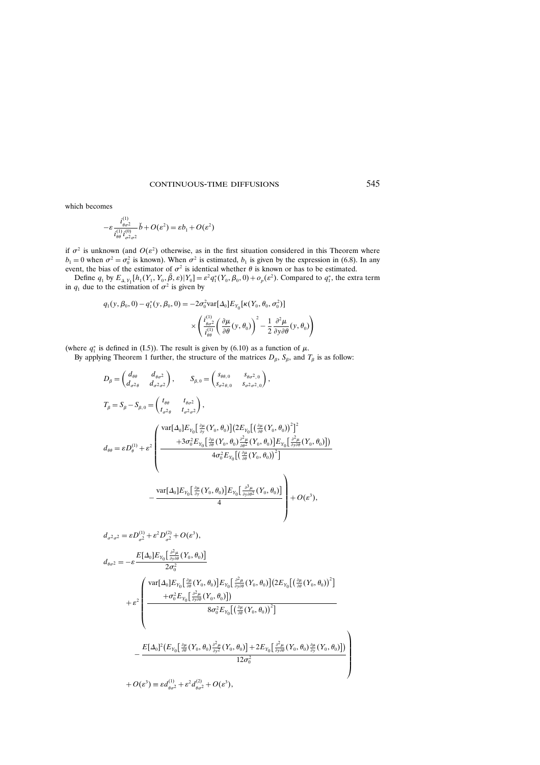which becomes

$$-\varepsilon \frac{i^{(1)}_{\theta\sigma^2}}{i^{(1)}_{\theta\theta} i^{(0)}_{\sigma^2\sigma^2}} \check{b} + O(\varepsilon^2) = \varepsilon b_1 + O(\varepsilon^2)$$

if $\sigma^2$ is unknown (and $O(\varepsilon^2)$ otherwise, as in the first situation considered in this Theorem where $b_1 = 0$ when $\sigma^2 = \sigma_0^2$ is known). When $\sigma^2$ is estimated, $b_1$ is given by the expression in (6.8). In any event, the bias of the estimator of $\sigma^2$ is identical whether $\theta$ is known or has to be estimated.

Define $q_1$ by $E_{\Delta, Y_1}[h_1(Y_1, Y_0, \bar{\beta}, \varepsilon)|Y_0] = \varepsilon^2 q_1^*(Y_0, \beta_0, 0) + o_p(\varepsilon^2)$. Compared to $q_1^*$, the extra term in $q_1$ due to the estimation of $\sigma^2$ is given by

$$q_1(y, \beta_0, 0) - q_1^*(y, \beta_0, 0) = -2\sigma_0^2 \text{var}[\Delta_0] E_{Y_0}[\kappa(Y_0, \theta_0, \sigma_0^2)] \times \left( \frac{i^{(1)}_{\theta\sigma^2}}{i^{(1)}_{\theta\theta}} \left( \frac{\partial \mu}{\partial \theta}(y, \theta_0) \right)^2 - \frac{1}{2} \frac{\partial^2 \mu}{\partial y \partial \theta}(y, \theta_0) \right)$$

(where $q_1^*$ is defined in (I.5)). The result is given by (6.10) as a function of $\mu$.

By applying Theorem 1 further, the structure of the matrices $D_\beta$, $S_\beta$, and $T_\beta$ is as follow:

$$D_\beta = \begin{pmatrix} d_{\theta\theta} & d_{\theta\sigma^2} \\ d_{\sigma^2\theta} & d_{\sigma^2\sigma^2} \end{pmatrix}, \qquad S_{\beta,0} = \begin{pmatrix} s_{\theta\theta,0} & s_{\theta\sigma^2,0} \\ s_{\sigma^2\theta,0} & s_{\sigma^2\sigma^2,0} \end{pmatrix},$$

$$T_\beta = S_\beta - S_{\beta,0} = \begin{pmatrix} t_{\theta\theta} & t_{\theta\sigma^2} \\ t_{\sigma^2\theta} & t_{\sigma^2\sigma^2} \end{pmatrix},$$

$$d_{\theta\theta} = \varepsilon D_\theta^{(1)} + \varepsilon^2 \left( \frac{\begin{array}{c} \text{var}[\Delta_0] E_{Y_0}\left[\frac{\partial \mu}{\partial y}(Y_0, \theta_0)\right] \left(2 E_{Y_0}\left[\left(\frac{\partial \mu}{\partial \theta}(Y_0, \theta_0)\right)^2\right]^2 \right. \\ \left. + 3\sigma_0^2 E_{Y_0}\left[\frac{\partial \mu}{\partial \theta}(Y_0, \theta_0) \frac{\partial^2 \mu}{\partial \theta^2}(Y_0, \theta_0)\right] E_{Y_0}\left[\frac{\partial^2 \mu}{\partial y \partial \theta}(Y_0, \theta_0)\right]\right) \end{array}}{4\sigma_0^2 E_{Y_0}\left[\left(\frac{\partial \mu}{\partial \theta}(Y_0, \theta_0)\right)^2\right]} - \frac{\text{var}[\Delta_0] E_{Y_0}\left[\frac{\partial \mu}{\partial y}(Y_0, \theta_0)\right] E_{Y_0}\left[\frac{\partial^3 \mu}{\partial y \partial \theta^2}(Y_0, \theta_0)\right]}{4} \right) + O(\varepsilon^3),$$

$$d_{\sigma^2\sigma^2} = \varepsilon D_{\sigma^2}^{(1)} + \varepsilon^2 D_{\sigma^2}^{(2)} + O(\varepsilon^3),$$

$$\begin{aligned} d_{\theta\sigma^2} = & -\varepsilon \frac{E[\Delta_0] E_{Y_0}\left[\frac{\partial^2 \mu}{\partial y \partial \theta}(Y_0, \theta_0)\right]}{2\sigma_0^2} \\ & + \varepsilon^2 \left( \frac{\begin{array}{c} \text{var}[\Delta_0] E_{Y_0}\left[\frac{\partial \mu}{\partial \theta}(Y_0, \theta_0)\right] E_{Y_0}\left[\frac{\partial^2 \mu}{\partial y \partial \theta}(Y_0, \theta_0)\right] \left(2 E_{Y_0}\left[\left(\frac{\partial \mu}{\partial \theta}(Y_0, \theta_0)\right)^2\right] \right. \\ \left. + \sigma_0^2 E_{Y_0}\left[\frac{\partial^2 \mu}{\partial y \partial \theta}(Y_0, \theta_0)\right]\right) \end{array}}{8\sigma_0^2 E_{Y_0}\left[\left(\frac{\partial \mu}{\partial \theta}(Y_0, \theta_0)\right)^2\right]} \right. \\ & \left. - \frac{E[\Delta_0]^2 \left(E_{Y_0}\left[\frac{\partial \mu}{\partial \theta}(Y_0, \theta_0) \frac{\partial^2 \mu}{\partial y^2}(Y_0, \theta_0)\right] + 2 E_{Y_0}\left[\frac{\partial^2 \mu}{\partial y \partial \theta}(Y_0, \theta_0) \frac{\partial \mu}{\partial y}(Y_0, \theta_0)\right]\right)}{12\sigma_0^2} \right) \\ & + O(\varepsilon^3) \equiv \varepsilon d^{(1)}_{\theta\sigma^2} + \varepsilon^2 d^{(2)}_{\theta\sigma^2} + O(\varepsilon^3), \end{aligned}$$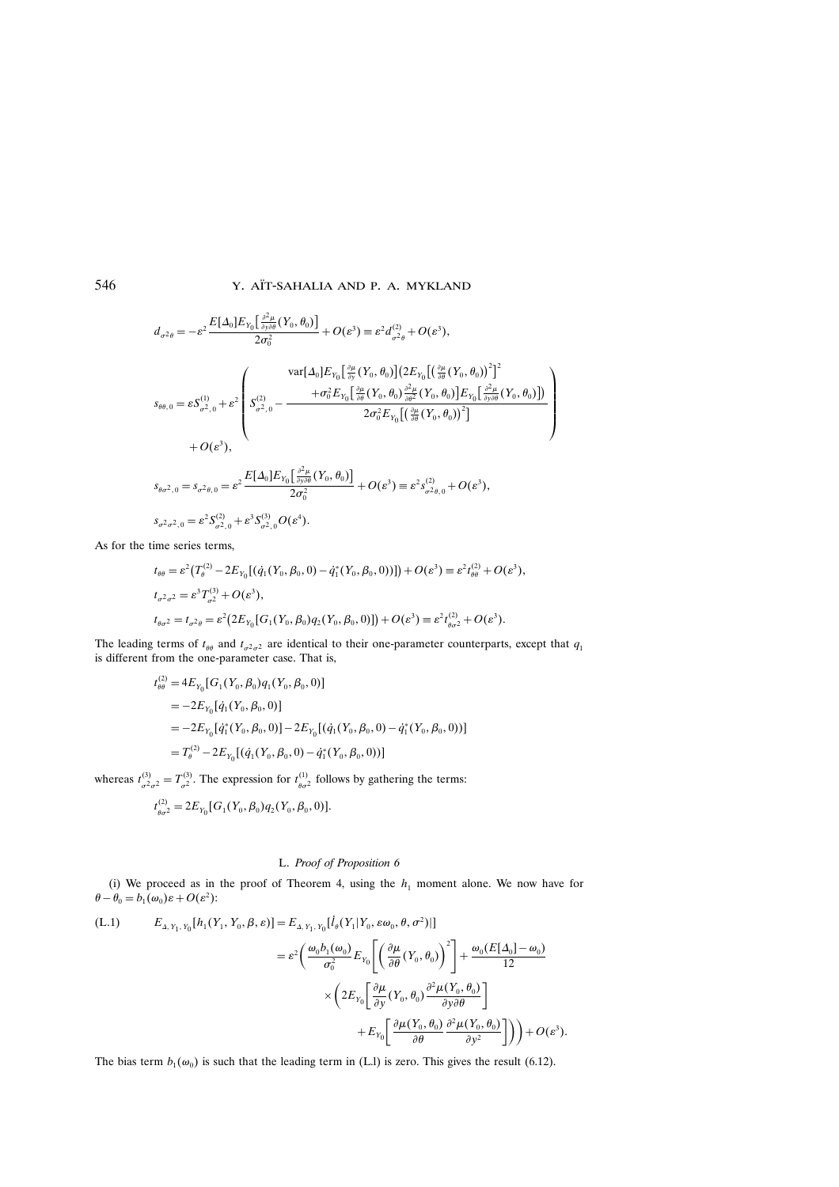$$d_{\sigma^2\theta} = -\varepsilon^2 \frac{E[\Delta_0] E_{Y_0}\left[\frac{\partial^2 \mu}{\partial y \partial \theta}(Y_0, \theta_0)\right]}{2\sigma_0^2} + O(\varepsilon^3) \equiv \varepsilon^2 d^{(2)}_{\sigma^2\theta} + O(\varepsilon^3),$$

$$s_{\theta\theta,0} = \varepsilon S^{(1)}_{\sigma^2,0} + \varepsilon^2 \left( S^{(2)}_{\sigma^2,0} - \frac{\begin{array}{c}\operatorname{var}[\Delta_0] E_{Y_0}\left[\frac{\partial \mu}{\partial y}(Y_0, \theta_0)\right]\left(2E_{Y_0}\left[\left(\frac{\partial \mu}{\partial \theta}(Y_0, \theta_0)\right)^2\right]^2 \right. \\ \left. + \sigma_0^2 E_{Y_0}\left[\frac{\partial \mu}{\partial \theta}(Y_0, \theta_0)\frac{\partial^2 \mu}{\partial \theta^2}(Y_0, \theta_0)\right] E_{Y_0}\left[\frac{\partial^2 \mu}{\partial y \partial \theta}(Y_0, \theta_0)\right]\right)\end{array}}{2\sigma_0^2 E_{Y_0}\left[\left(\frac{\partial \mu}{\partial \theta}(Y_0, \theta_0)\right)^2\right]} \right)$$
$$+ O(\varepsilon^3),$$

$$s_{\theta\sigma^2,0} = s_{\sigma^2\theta,0} = \varepsilon^2 \frac{E[\Delta_0] E_{Y_0}\left[\frac{\partial^2 \mu}{\partial y \partial \theta}(Y_0, \theta_0)\right]}{2\sigma_0^2} + O(\varepsilon^3) \equiv \varepsilon^2 s^{(2)}_{\sigma^2\theta,0} + O(\varepsilon^3),$$

$$s_{\sigma^2\sigma^2,0} = \varepsilon^2 S^{(2)}_{\sigma^2,0} + \varepsilon^3 S^{(3)}_{\sigma^2,0} O(\varepsilon^4).$$

As for the time series terms,

$$t_{\theta\theta} = \varepsilon^2\left(T^{(2)}_\theta - 2E_{Y_0}\left[(\dot q_1(Y_0, \beta_0, 0) - \dot q_1^*(Y_0, \beta_0, 0))\right]\right) + O(\varepsilon^3) \equiv \varepsilon^2 t^{(2)}_{\theta\theta} + O(\varepsilon^3),$$
$$t_{\sigma^2\sigma^2} = \varepsilon^3 T^{(3)}_{\sigma^2} + O(\varepsilon^3),$$
$$t_{\theta\sigma^2} = t_{\sigma^2\theta} = \varepsilon^2\left(2E_{Y_0}[G_1(Y_0, \beta_0) q_2(Y_0, \beta_0, 0)]\right) + O(\varepsilon^3) \equiv \varepsilon^2 t^{(2)}_{\theta\sigma^2} + O(\varepsilon^3).$$

The leading terms of $t_{\theta\theta}$ and $t_{\sigma^2\sigma^2}$ are identical to their one-parameter counterparts, except that $q_1$ is different from the one-parameter case. That is,

$$\begin{aligned} t^{(2)}_{\theta\theta} &= 4E_{Y_0}[G_1(Y_0, \beta_0) q_1(Y_0, \beta_0, 0)] \\ &= -2E_{Y_0}[\dot q_1(Y_0, \beta_0, 0)] \\ &= -2E_{Y_0}[\dot q_1^*(Y_0, \beta_0, 0)] - 2E_{Y_0}[(\dot q_1(Y_0, \beta_0, 0) - \dot q_1^*(Y_0, \beta_0, 0))] \\ &= T^{(2)}_\theta - 2E_{Y_0}[(\dot q_1(Y_0, \beta_0, 0) - \dot q_1^*(Y_0, \beta_0, 0))] \end{aligned}$$

whereas $t^{(3)}_{\sigma^2\sigma^2} = T^{(3)}_{\sigma^2}$. The expression for $t^{(1)}_{\theta\sigma^2}$ follows by gathering the terms:

$$t^{(2)}_{\theta\sigma^2} = 2E_{Y_0}[G_1(Y_0, \beta_0) q_2(Y_0, \beta_0, 0)].$$

## L. *Proof of Proposition 6*

(i) We proceed as in the proof of Theorem 4, using the $h_1$ moment alone. We now have for $\theta - \theta_0 = b_1(\omega_0)\varepsilon + O(\varepsilon^2)$:

$$\begin{aligned} \text{(L.1)} \qquad E_{\Delta, Y_1, Y_0}[h_1(Y_1, Y_0, \beta, \varepsilon)] &= E_{\Delta, Y_1, Y_0}[\dot l_\theta(Y_1 | Y_0, \varepsilon\omega_0, \theta, \sigma^2)|] \\ &= \varepsilon^2 \left( \frac{\omega_0 b_1(\omega_0)}{\sigma_0^2} E_{Y_0}\left[\left(\frac{\partial \mu}{\partial \theta}(Y_0, \theta_0)\right)^2\right] + \frac{\omega_0(E[\Delta_0] - \omega_0)}{12} \right. \\ &\quad \times \left( 2E_{Y_0}\left[\frac{\partial \mu}{\partial y}(Y_0, \theta_0)\frac{\partial^2 \mu(Y_0, \theta_0)}{\partial y \partial \theta}\right] \right. \\ &\quad \left.\left. + E_{Y_0}\left[\frac{\partial \mu(Y_0, \theta_0)}{\partial \theta}\frac{\partial^2 \mu(Y_0, \theta_0)}{\partial y^2}\right]\right)\right) + O(\varepsilon^3). \end{aligned}$$

The bias term $b_1(\omega_0)$ is such that the leading term in (L.l) is zero. This gives the result (6.12).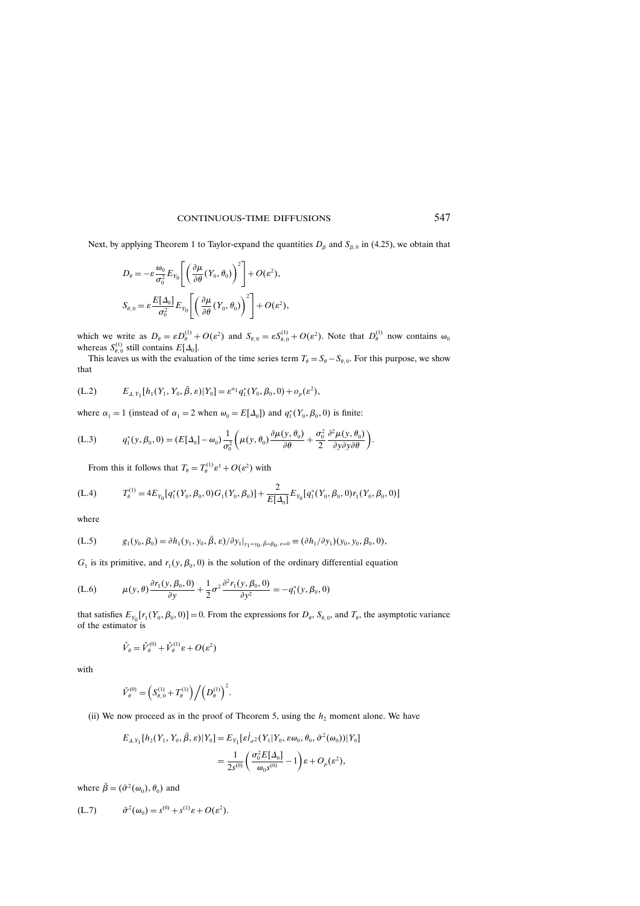Next, by applying Theorem 1 to Taylor-expand the quantities $D_\beta$ and $S_{\beta,0}$ in (4.25), we obtain that

$$D_\theta = -\varepsilon \frac{\omega_0}{\sigma_0^2} E_{Y_0}\left[\left(\frac{\partial \mu}{\partial \theta}(Y_0, \theta_0)\right)^2\right] + O(\varepsilon^2),$$

$$S_{\theta,0} = \varepsilon \frac{E[\Delta_0]}{\sigma_0^2} E_{Y_0}\left[\left(\frac{\partial \mu}{\partial \theta}(Y_0, \theta_0)\right)^2\right] + O(\varepsilon^2),$$

which we write as $D_\theta = \varepsilon D_\theta^{(1)} + O(\varepsilon^2)$ and $S_{\theta,0} = \varepsilon S_{\theta,0}^{(1)} + O(\varepsilon^2)$. Note that $D_\theta^{(1)}$ now contains $\omega_0$ whereas $S_{\theta,0}^{(1)}$ still contains $E[\Delta_0]$.

This leaves us with the evaluation of the time series term $T_\theta = S_\theta - S_{\theta,0}$. For this purpose, we show that

$$E_{\Delta, Y_1}[h_1(Y_1, Y_0, \bar{\beta}, \varepsilon)|Y_0] = \varepsilon^{\alpha_1} q_1^*(Y_0, \beta_0, 0) + o_p(\varepsilon^2), \tag{L.2}$$

where $\alpha_1 = 1$ (instead of $\alpha_1 = 2$ when $\omega_0 = E[\Delta_0]$) and $q_1^*(Y_0, \beta_0, 0)$ is finite:

$$q_1^*(y, \beta_0, 0) = (E[\Delta_0] - \omega_0)\frac{1}{\sigma_0^2}\left(\mu(y, \theta_0)\frac{\partial \mu(y, \theta_0)}{\partial \theta} + \frac{\sigma_0^2}{2}\frac{\partial^2 \mu(y, \theta_0)}{\partial y \partial \theta}\right). \tag{L.3}$$

From this it follows that $T_\theta = T_\theta^{(1)}\varepsilon^1 + O(\varepsilon^2)$ with

$$T_\theta^{(1)} = 4E_{Y_0}[q_1^*(Y_0, \beta_0, 0)G_1(Y_0, \beta_0)] + \frac{2}{E[\Delta_0]}E_{Y_0}[q_1^*(Y_0, \beta_0, 0)r_1(Y_0, \beta_0, 0)] \tag{L.4}$$

where

$$g_1(y_0, \beta_0) = \partial h_1(y_1, y_0, \bar{\beta}, \varepsilon)/\partial y_1|_{y_1 = y_0, \bar{\beta} = \beta_0, \varepsilon = 0} \equiv (\partial h_1/\partial y_1)(y_0, y_0, \beta_0, 0), \tag{L.5}$$

$G_1$ is its primitive, and $r_1(y, \beta_0, 0)$ is the solution of the ordinary differential equation

$$\mu(y, \theta)\frac{\partial r_1(y, \beta_0, 0)}{\partial y} + \frac{1}{2}\sigma^2 \frac{\partial^2 r_1(y, \beta_0, 0)}{\partial y^2} = -q_1^*(y, \beta_0, 0) \tag{L.6}$$

that satisfies $E_{Y_0}[r_1(Y_0, \beta_0, 0)] = 0$. From the expressions for $D_\theta$, $S_{\theta,0}$, and $T_\theta$, the asymptotic variance of the estimator is

$$\check{V}_\theta = \check{V}_\theta^{(0)} + \check{V}_\theta^{(1)}\varepsilon + O(\varepsilon^2)$$

with

$$\check{V}_\theta^{(0)} = \left(S_{\theta,0}^{(1)} + T_\theta^{(1)}\right) \Big/ \left(D_\theta^{(1)}\right)^2.$$

(ii) We now proceed as in the proof of Theorem 5, using the $h_2$ moment alone. We have

$$\begin{aligned} E_{\Delta, Y_1}[h_2(Y_1, Y_0, \bar{\beta}, \varepsilon)|Y_0] &= E_{Y_1}[\varepsilon \dot{l}_{\sigma^2}(Y_1|Y_0, \varepsilon\omega_0, \theta_0, \bar{\sigma}^2(\omega_0))|Y_0] \\ &= \frac{1}{2s^{(0)}}\left(\frac{\sigma_0^2 E[\Delta_0]}{\omega_0 s^{(0)}} - 1\right)\varepsilon + O_p(\varepsilon^2), \end{aligned}$$

where $\bar{\beta} = (\bar{\sigma}^2(\omega_0), \theta_0)$ and

$$\bar{\sigma}^2(\omega_0) = s^{(0)} + s^{(1)}\varepsilon + O(\varepsilon^2). \tag{L.7}$$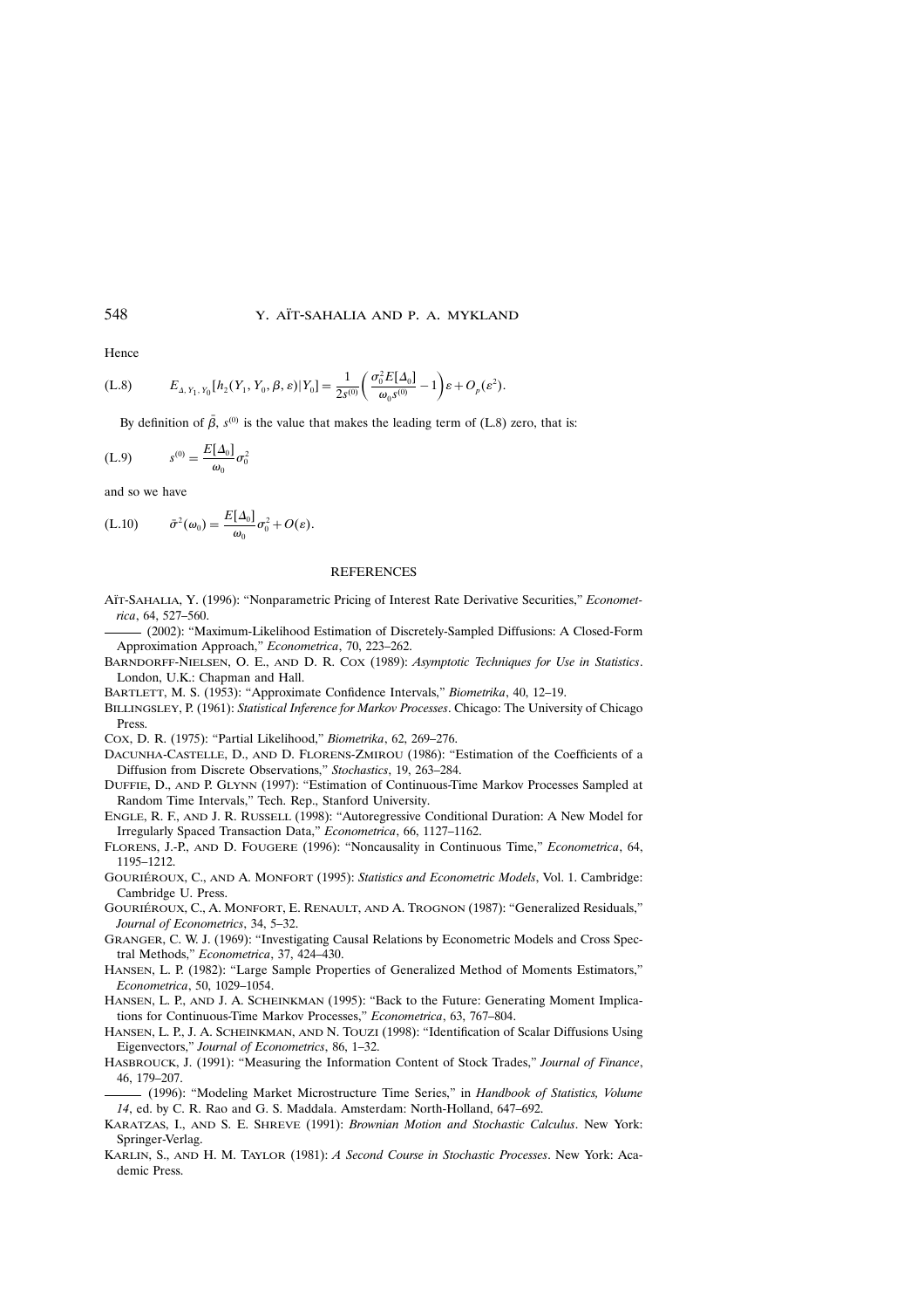Hence

$$E_{\Delta, Y_1, Y_0}[h_2(Y_1, Y_0, \beta, \varepsilon)|Y_0] = \frac{1}{2s^{(0)}}\left(\frac{\sigma_0^2 E[\Delta_0]}{\omega_0 s^{(0)}} - 1\right)\varepsilon + O_p(\varepsilon^2). \tag{L.8}$$

By definition of $\bar{\beta}$, $s^{(0)}$ is the value that makes the leading term of (L.8) zero, that is:

$$s^{(0)} = \frac{E[\Delta_0]}{\omega_0}\sigma_0^2 \tag{L.9}$$

and so we have

$$\bar{\sigma}^2(\omega_0) = \frac{E[\Delta_0]}{\omega_0}\sigma_0^2 + O(\varepsilon). \tag{L.10}$$

## REFERENCES

Aït-Sahalia, Y. (1996): "Nonparametric Pricing of Interest Rate Derivative Securities," *Econometrica*, 64, 527–560.

——— (2002): "Maximum-Likelihood Estimation of Discretely-Sampled Diffusions: A Closed-Form Approximation Approach," *Econometrica*, 70, 223–262.

Barndorff-Nielsen, O. E., and D. R. Cox (1989): *Asymptotic Techniques for Use in Statistics*. London, U.K.: Chapman and Hall.

Bartlett, M. S. (1953): "Approximate Confidence Intervals," *Biometrika*, 40, 12–19.

Billingsley, P. (1961): *Statistical Inference for Markov Processes*. Chicago: The University of Chicago Press.

Cox, D. R. (1975): "Partial Likelihood," *Biometrika*, 62, 269–276.

Dacunha-Castelle, D., and D. Florens-Zmirou (1986): "Estimation of the Coefficients of a Diffusion from Discrete Observations," *Stochastics*, 19, 263–284.

Duffie, D., and P. Glynn (1997): "Estimation of Continuous-Time Markov Processes Sampled at Random Time Intervals," Tech. Rep., Stanford University.

Engle, R. F., and J. R. Russell (1998): "Autoregressive Conditional Duration: A New Model for Irregularly Spaced Transaction Data," *Econometrica*, 66, 1127–1162.

Florens, J.-P., and D. Fougere (1996): "Noncausality in Continuous Time," *Econometrica*, 64, 1195–1212.

Gouriéroux, C., and A. Monfort (1995): *Statistics and Econometric Models*, Vol. 1. Cambridge: Cambridge U. Press.

Gouriéroux, C., A. Monfort, E. Renault, and A. Trognon (1987): "Generalized Residuals," *Journal of Econometrics*, 34, 5–32.

Granger, C. W. J. (1969): "Investigating Causal Relations by Econometric Models and Cross Spectral Methods," *Econometrica*, 37, 424–430.

Hansen, L. P. (1982): "Large Sample Properties of Generalized Method of Moments Estimators," *Econometrica*, 50, 1029–1054.

Hansen, L. P., and J. A. Scheinkman (1995): "Back to the Future: Generating Moment Implications for Continuous-Time Markov Processes," *Econometrica*, 63, 767–804.

Hansen, L. P., J. A. Scheinkman, and N. Touzi (1998): "Identification of Scalar Diffusions Using Eigenvectors," *Journal of Econometrics*, 86, 1–32.

Hasbrouck, J. (1991): "Measuring the Information Content of Stock Trades," *Journal of Finance*, 46, 179–207.

——— (1996): "Modeling Market Microstructure Time Series," in *Handbook of Statistics, Volume 14*, ed. by C. R. Rao and G. S. Maddala. Amsterdam: North-Holland, 647–692.

Karatzas, I., and S. E. Shreve (1991): *Brownian Motion and Stochastic Calculus*. New York: Springer-Verlag.

Karlin, S., and H. M. Taylor (1981): *A Second Course in Stochastic Processes*. New York: Academic Press.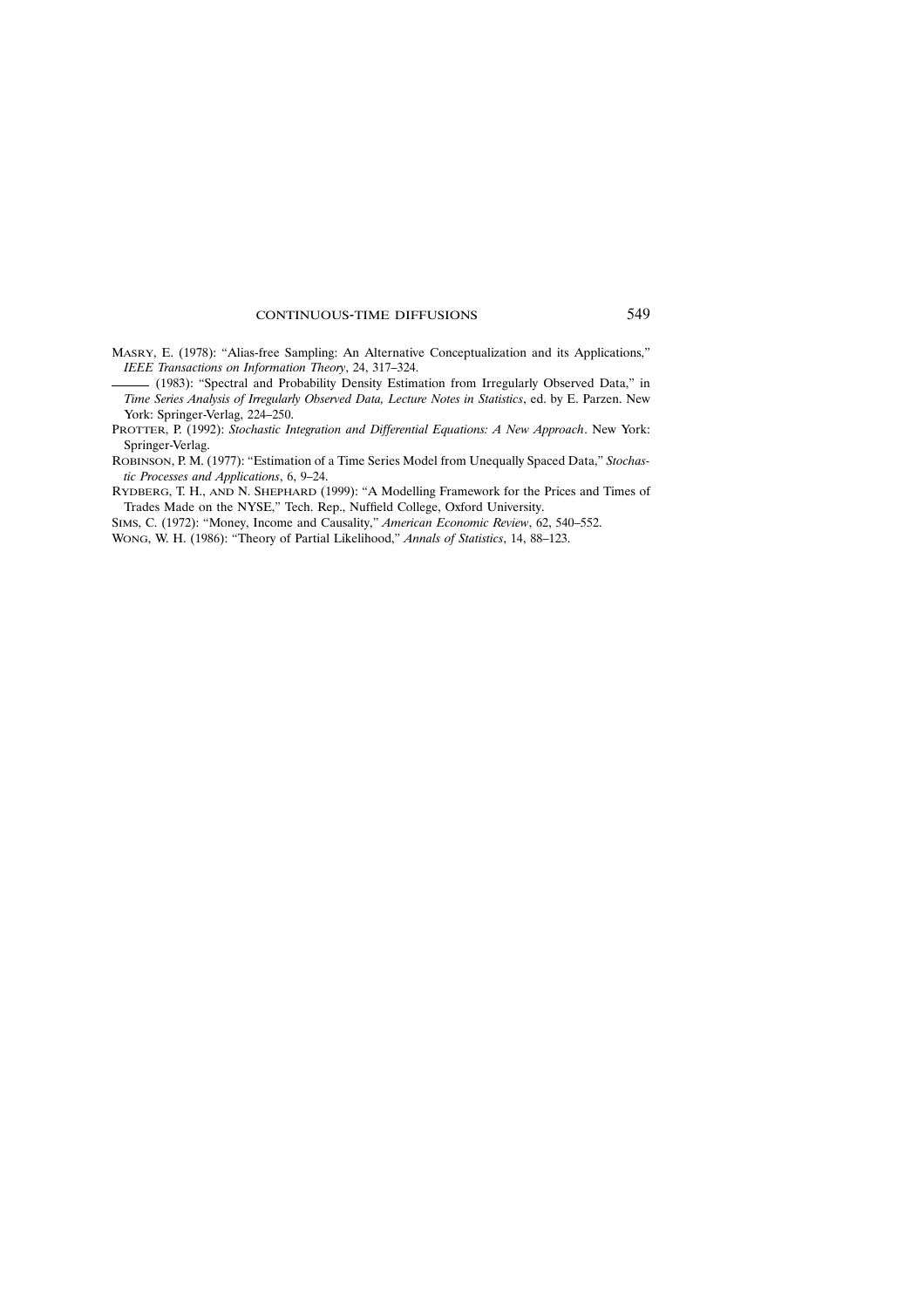MASRY, E. (1978): "Alias-free Sampling: An Alternative Conceptualization and its Applications," *IEEE Transactions on Information Theory*, 24, 317–324.

——— (1983): "Spectral and Probability Density Estimation from Irregularly Observed Data," in *Time Series Analysis of Irregularly Observed Data, Lecture Notes in Statistics*, ed. by E. Parzen. New York: Springer-Verlag, 224–250.

PROTTER, P. (1992): *Stochastic Integration and Differential Equations: A New Approach*. New York: Springer-Verlag.

ROBINSON, P. M. (1977): "Estimation of a Time Series Model from Unequally Spaced Data," *Stochastic Processes and Applications*, 6, 9–24.

RYDBERG, T. H., AND N. SHEPHARD (1999): "A Modelling Framework for the Prices and Times of Trades Made on the NYSE," Tech. Rep., Nuffield College, Oxford University.

SIMS, C. (1972): "Money, Income and Causality," *American Economic Review*, 62, 540–552.

WONG, W. H. (1986): "Theory of Partial Likelihood," *Annals of Statistics*, 14, 88–123.